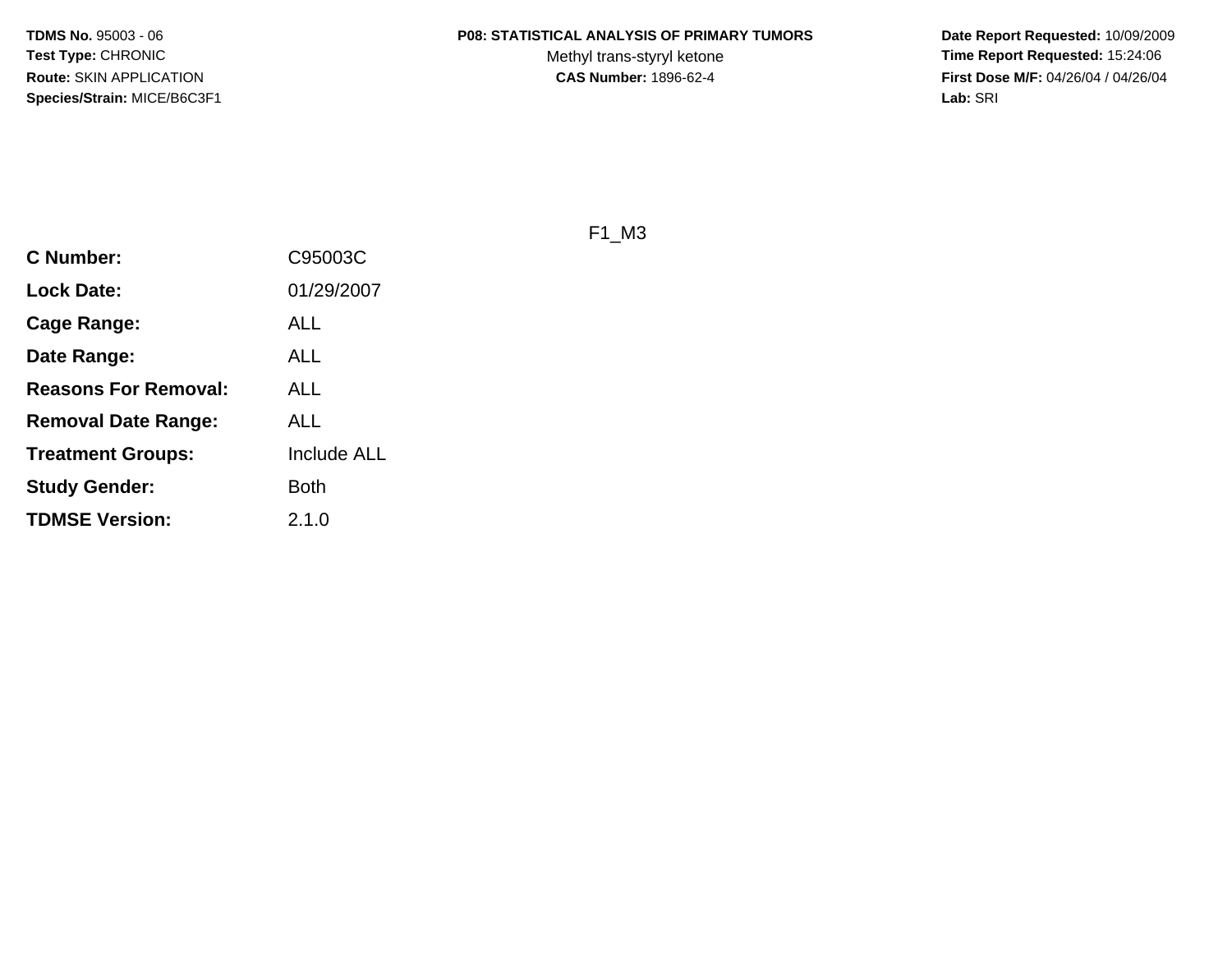**TDMS No.** 95003 - 06
**Test Type:** CHRONIC
**Route:** SKIN APPLICATION
**Species/Strain:** MICE/B6C3F1

**P08: STATISTICAL ANALYSIS OF PRIMARY TUMORS**
Methyl trans-styryl ketone
**CAS Number:** 1896-62-4

**Date Report Requested:** 10/09/2009
**Time Report Requested:** 15:24:06
**First Dose M/F:** 04/26/04 / 04/26/04
**Lab:** SRI

F1_M3

| | |
|---|---|
| **C Number:** | C95003C |
| **Lock Date:** | 01/29/2007 |
| **Cage Range:** | ALL |
| **Date Range:** | ALL |
| **Reasons For Removal:** | ALL |
| **Removal Date Range:** | ALL |
| **Treatment Groups:** | Include ALL |
| **Study Gender:** | Both |
| **TDMSE Version:** | 2.1.0 |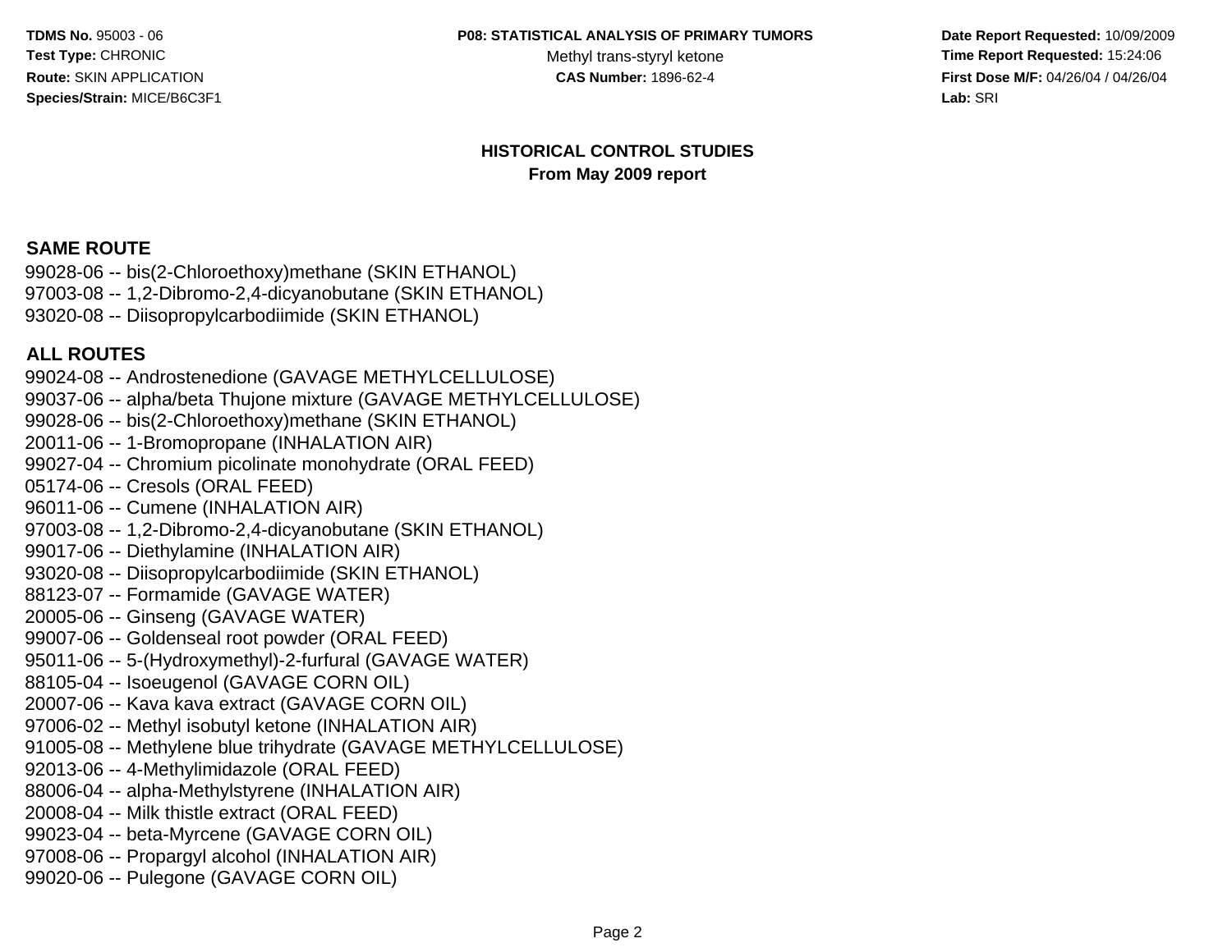TDMS No. 95003 - 06
Test Type: CHRONIC
Route: SKIN APPLICATION
Species/Strain: MICE/B6C3F1

P08: STATISTICAL ANALYSIS OF PRIMARY TUMORS
Methyl trans-styryl ketone
CAS Number: 1896-62-4

Date Report Requested: 10/09/2009
Time Report Requested: 15:24:06
First Dose M/F: 04/26/04 / 04/26/04
Lab: SRI

## HISTORICAL CONTROL STUDIES
**From May 2009 report**

### SAME ROUTE

99028-06 -- bis(2-Chloroethoxy)methane (SKIN ETHANOL)
97003-08 -- 1,2-Dibromo-2,4-dicyanobutane (SKIN ETHANOL)
93020-08 -- Diisopropylcarbodiimide (SKIN ETHANOL)

### ALL ROUTES

99024-08 -- Androstenedione (GAVAGE METHYLCELLULOSE)
99037-06 -- alpha/beta Thujone mixture (GAVAGE METHYLCELLULOSE)
99028-06 -- bis(2-Chloroethoxy)methane (SKIN ETHANOL)
20011-06 -- 1-Bromopropane (INHALATION AIR)
99027-04 -- Chromium picolinate monohydrate (ORAL FEED)
05174-06 -- Cresols (ORAL FEED)
96011-06 -- Cumene (INHALATION AIR)
97003-08 -- 1,2-Dibromo-2,4-dicyanobutane (SKIN ETHANOL)
99017-06 -- Diethylamine (INHALATION AIR)
93020-08 -- Diisopropylcarbodiimide (SKIN ETHANOL)
88123-07 -- Formamide (GAVAGE WATER)
20005-06 -- Ginseng (GAVAGE WATER)
99007-06 -- Goldenseal root powder (ORAL FEED)
95011-06 -- 5-(Hydroxymethyl)-2-furfural (GAVAGE WATER)
88105-04 -- Isoeugenol (GAVAGE CORN OIL)
20007-06 -- Kava kava extract (GAVAGE CORN OIL)
97006-02 -- Methyl isobutyl ketone (INHALATION AIR)
91005-08 -- Methylene blue trihydrate (GAVAGE METHYLCELLULOSE)
92013-06 -- 4-Methylimidazole (ORAL FEED)
88006-04 -- alpha-Methylstyrene (INHALATION AIR)
20008-04 -- Milk thistle extract (ORAL FEED)
99023-04 -- beta-Myrcene (GAVAGE CORN OIL)
97008-06 -- Propargyl alcohol (INHALATION AIR)
99020-06 -- Pulegone (GAVAGE CORN OIL)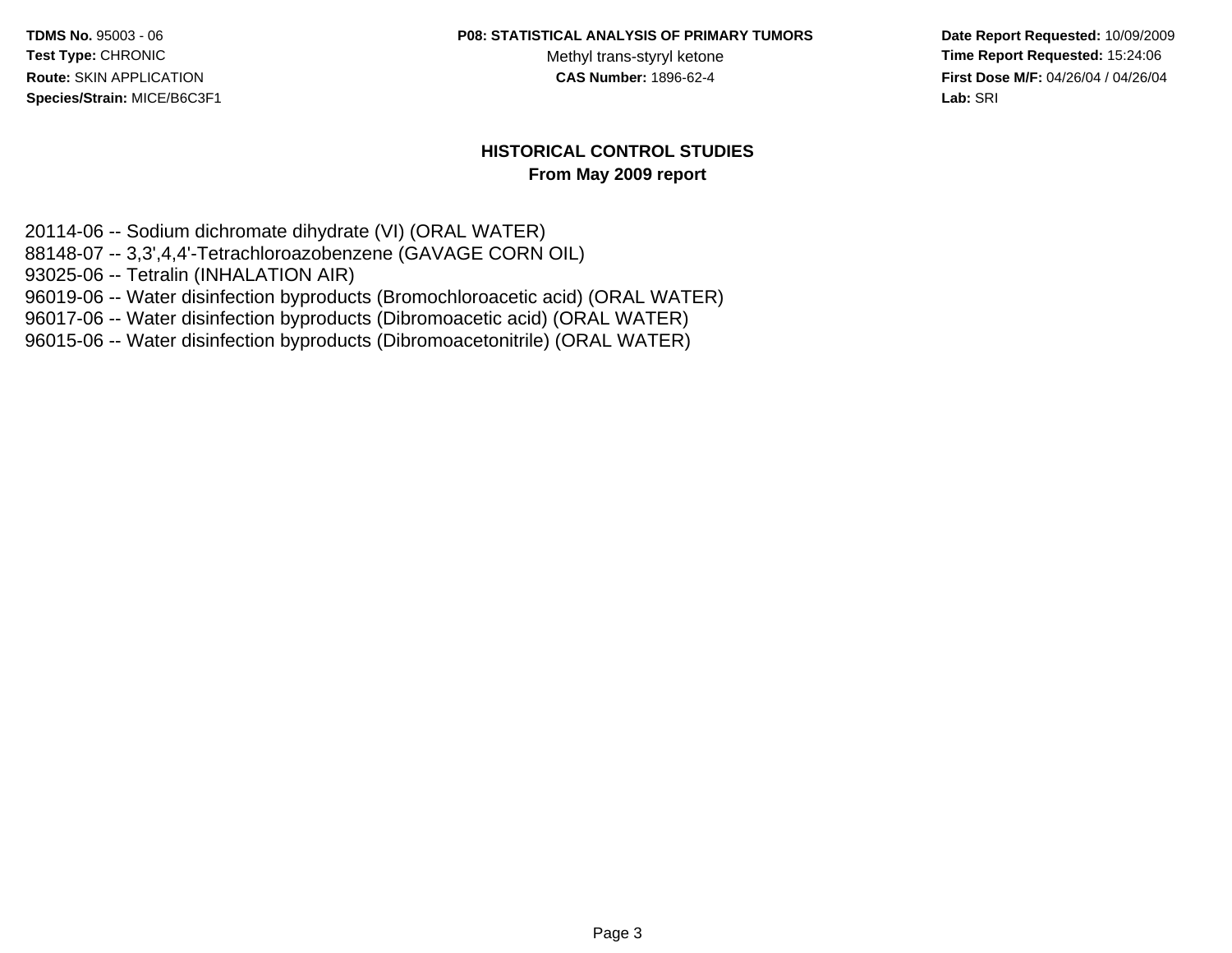## HISTORICAL CONTROL STUDIES

### From May 2009 report

20114-06 -- Sodium dichromate dihydrate (VI) (ORAL WATER)
88148-07 -- 3,3',4,4'-Tetrachloroazobenzene (GAVAGE CORN OIL)
93025-06 -- Tetralin (INHALATION AIR)
96019-06 -- Water disinfection byproducts (Bromochloroacetic acid) (ORAL WATER)
96017-06 -- Water disinfection byproducts (Dibromoacetic acid) (ORAL WATER)
96015-06 -- Water disinfection byproducts (Dibromoacetonitrile) (ORAL WATER)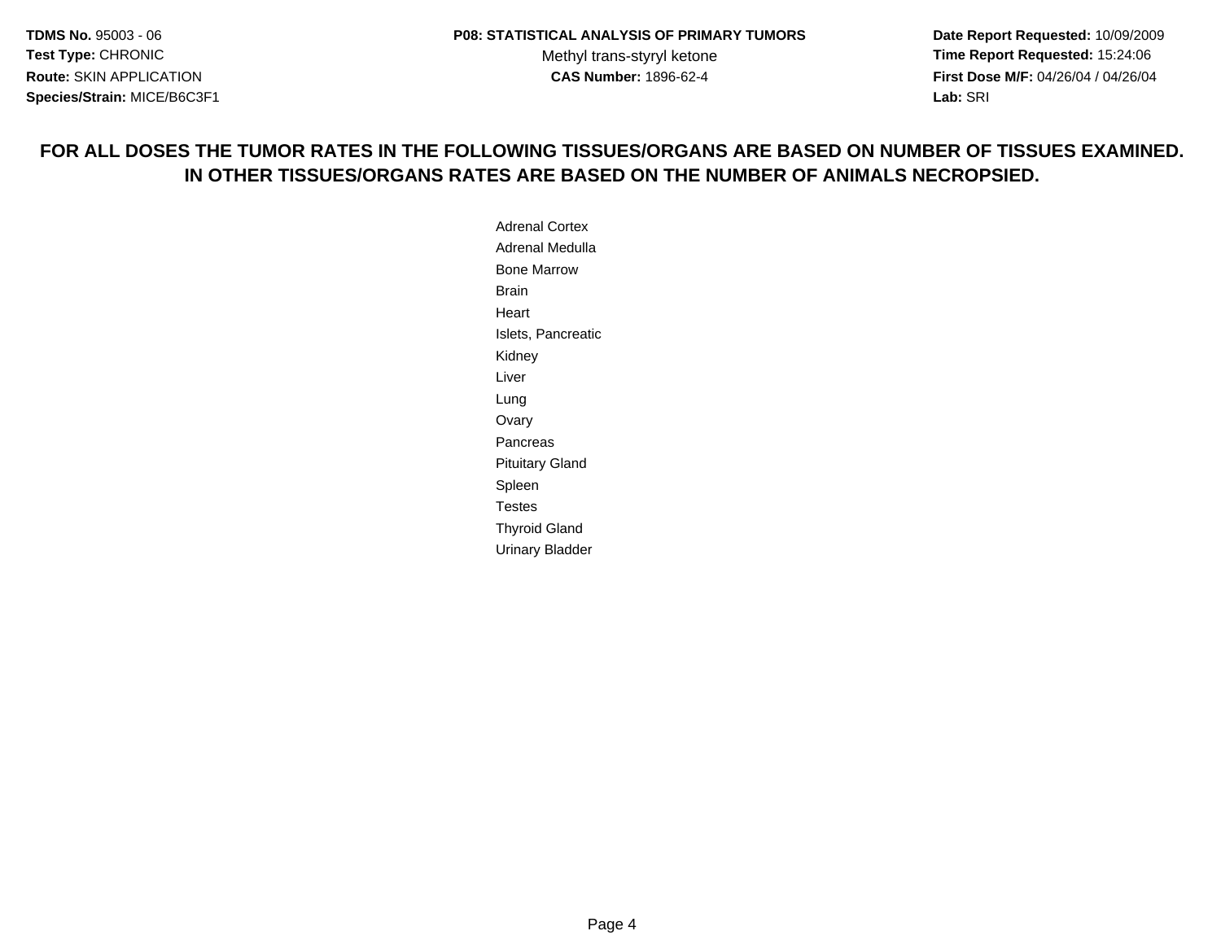**FOR ALL DOSES THE TUMOR RATES IN THE FOLLOWING TISSUES/ORGANS ARE BASED ON NUMBER OF TISSUES EXAMINED. IN OTHER TISSUES/ORGANS RATES ARE BASED ON THE NUMBER OF ANIMALS NECROPSIED.**

Adrenal Cortex
Adrenal Medulla
Bone Marrow
Brain
Heart
Islets, Pancreatic
Kidney
Liver
Lung
Ovary
Pancreas
Pituitary Gland
Spleen
Testes
Thyroid Gland
Urinary Bladder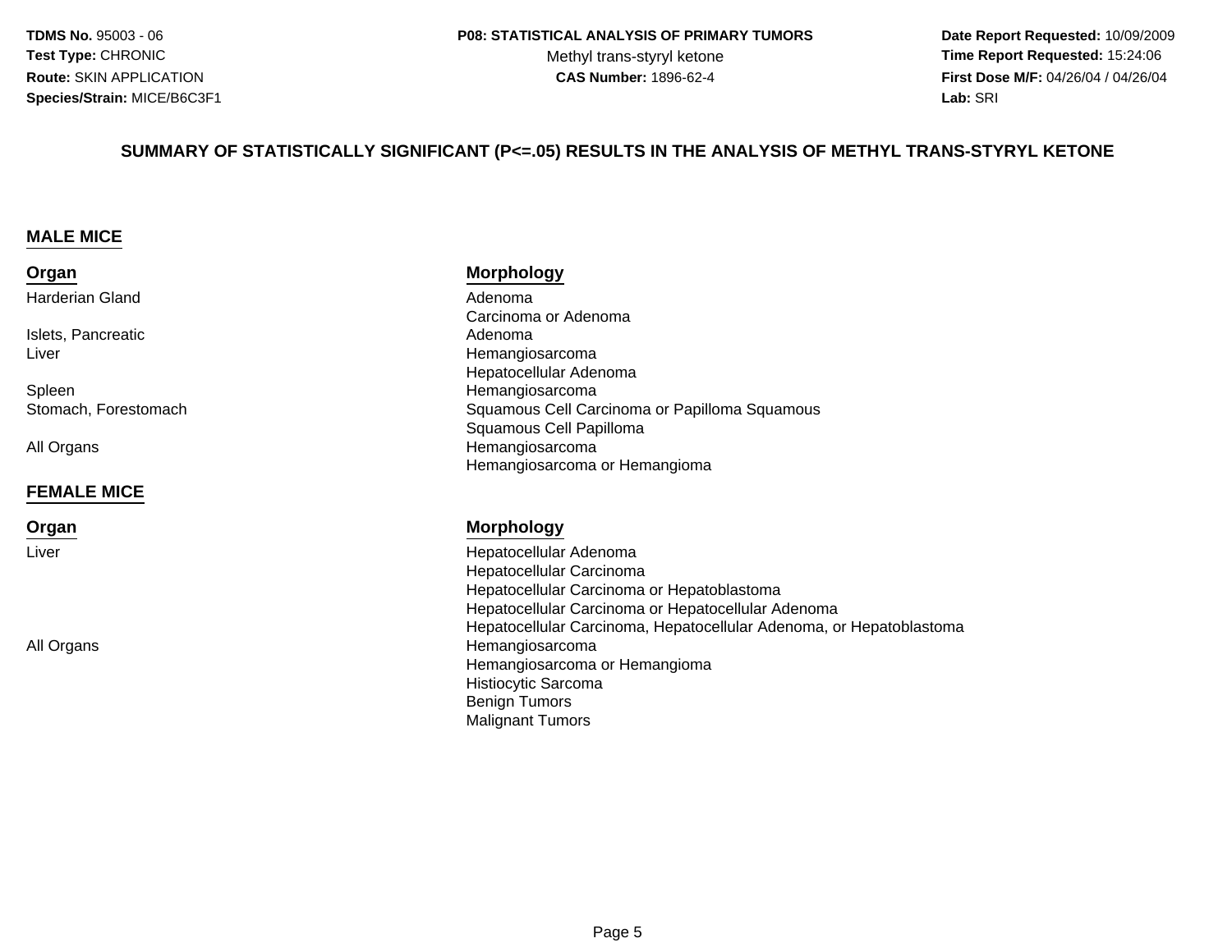**TDMS No.** 95003 - 06
**Test Type:** CHRONIC
**Route:** SKIN APPLICATION
**Species/Strain:** MICE/B6C3F1

**P08: STATISTICAL ANALYSIS OF PRIMARY TUMORS**
Methyl trans-styryl ketone
**CAS Number:** 1896-62-4

**Date Report Requested:** 10/09/2009
**Time Report Requested:** 15:24:06
**First Dose M/F:** 04/26/04 / 04/26/04
**Lab:** SRI

## SUMMARY OF STATISTICALLY SIGNIFICANT (P<=.05) RESULTS IN THE ANALYSIS OF METHYL TRANS-STYRYL KETONE

### MALE MICE

| Organ | Morphology |
|---|---|
| Harderian Gland | Adenoma |
| | Carcinoma or Adenoma |
| Islets, Pancreatic | Adenoma |
| Liver | Hemangiosarcoma |
| | Hepatocellular Adenoma |
| Spleen | Hemangiosarcoma |
| Stomach, Forestomach | Squamous Cell Carcinoma or Papilloma Squamous |
| | Squamous Cell Papilloma |
| All Organs | Hemangiosarcoma |
| | Hemangiosarcoma or Hemangioma |

### FEMALE MICE

| Organ | Morphology |
|---|---|
| Liver | Hepatocellular Adenoma |
| | Hepatocellular Carcinoma |
| | Hepatocellular Carcinoma or Hepatoblastoma |
| | Hepatocellular Carcinoma or Hepatocellular Adenoma |
| | Hepatocellular Carcinoma, Hepatocellular Adenoma, or Hepatoblastoma |
| All Organs | Hemangiosarcoma |
| | Hemangiosarcoma or Hemangioma |
| | Histiocytic Sarcoma |
| | Benign Tumors |
| | Malignant Tumors |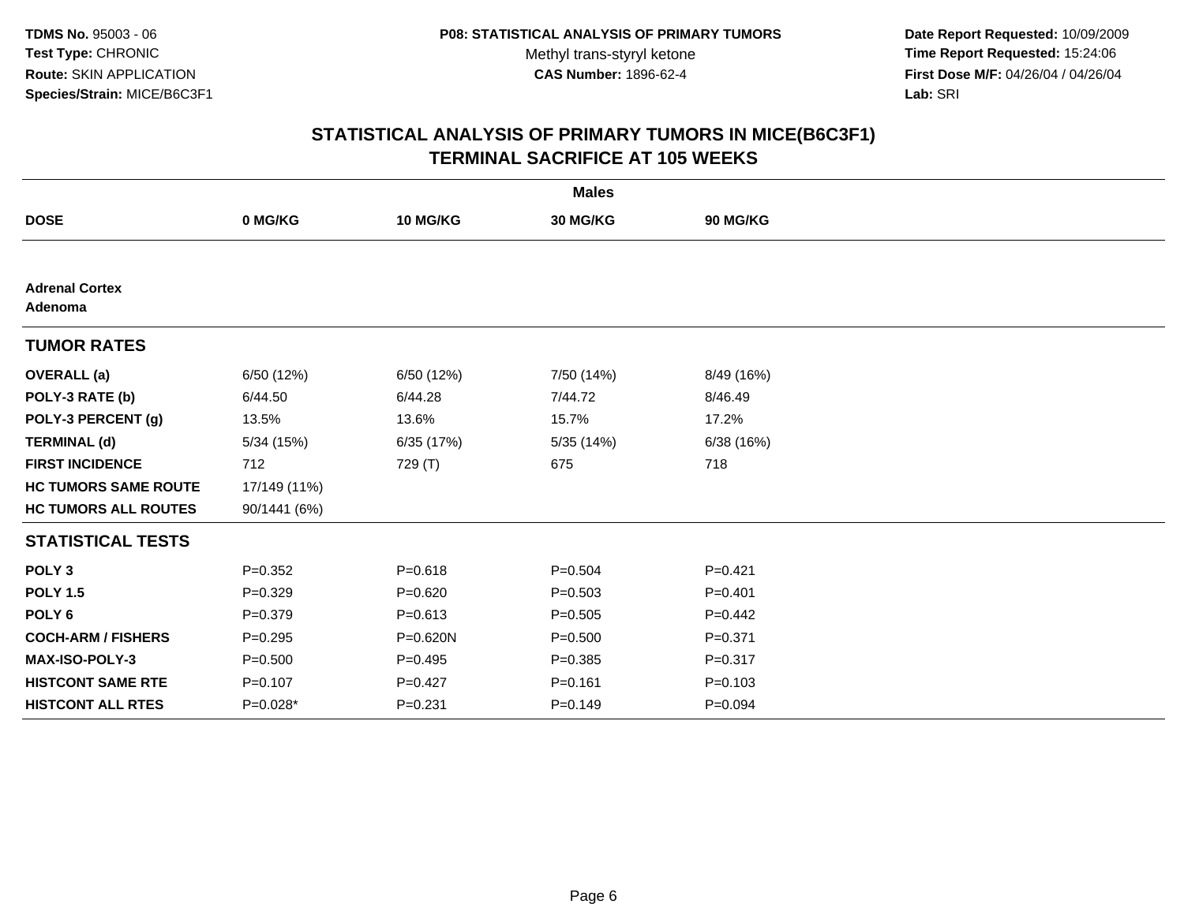**TDMS No.** 95003 - 06
**Test Type:** CHRONIC
**Route:** SKIN APPLICATION
**Species/Strain:** MICE/B6C3F1

**P08: STATISTICAL ANALYSIS OF PRIMARY TUMORS**
Methyl trans-styryl ketone
**CAS Number:** 1896-62-4

**Date Report Requested:** 10/09/2009
**Time Report Requested:** 15:24:06
**First Dose M/F:** 04/26/04 / 04/26/04
**Lab:** SRI

## STATISTICAL ANALYSIS OF PRIMARY TUMORS IN MICE(B6C3F1)
## TERMINAL SACRIFICE AT 105 WEEKS

| | Males | | | |
|---|---|---|---|---|
| **DOSE** | **0 MG/KG** | **10 MG/KG** | **30 MG/KG** | **90 MG/KG** |
| **Adrenal Cortex** | | | | |
| **Adenoma** | | | | |
| **TUMOR RATES** | | | | |
| **OVERALL (a)** | 6/50 (12%) | 6/50 (12%) | 7/50 (14%) | 8/49 (16%) |
| **POLY-3 RATE (b)** | 6/44.50 | 6/44.28 | 7/44.72 | 8/46.49 |
| **POLY-3 PERCENT (g)** | 13.5% | 13.6% | 15.7% | 17.2% |
| **TERMINAL (d)** | 5/34 (15%) | 6/35 (17%) | 5/35 (14%) | 6/38 (16%) |
| **FIRST INCIDENCE** | 712 | 729 (T) | 675 | 718 |
| **HC TUMORS SAME ROUTE** | 17/149 (11%) | | | |
| **HC TUMORS ALL ROUTES** | 90/1441 (6%) | | | |
| **STATISTICAL TESTS** | | | | |
| **POLY 3** | P=0.352 | P=0.618 | P=0.504 | P=0.421 |
| **POLY 1.5** | P=0.329 | P=0.620 | P=0.503 | P=0.401 |
| **POLY 6** | P=0.379 | P=0.613 | P=0.505 | P=0.442 |
| **COCH-ARM / FISHERS** | P=0.295 | P=0.620N | P=0.500 | P=0.371 |
| **MAX-ISO-POLY-3** | P=0.500 | P=0.495 | P=0.385 | P=0.317 |
| **HISTCONT SAME RTE** | P=0.107 | P=0.427 | P=0.161 | P=0.103 |
| **HISTCONT ALL RTES** | P=0.028* | P=0.231 | P=0.149 | P=0.094 |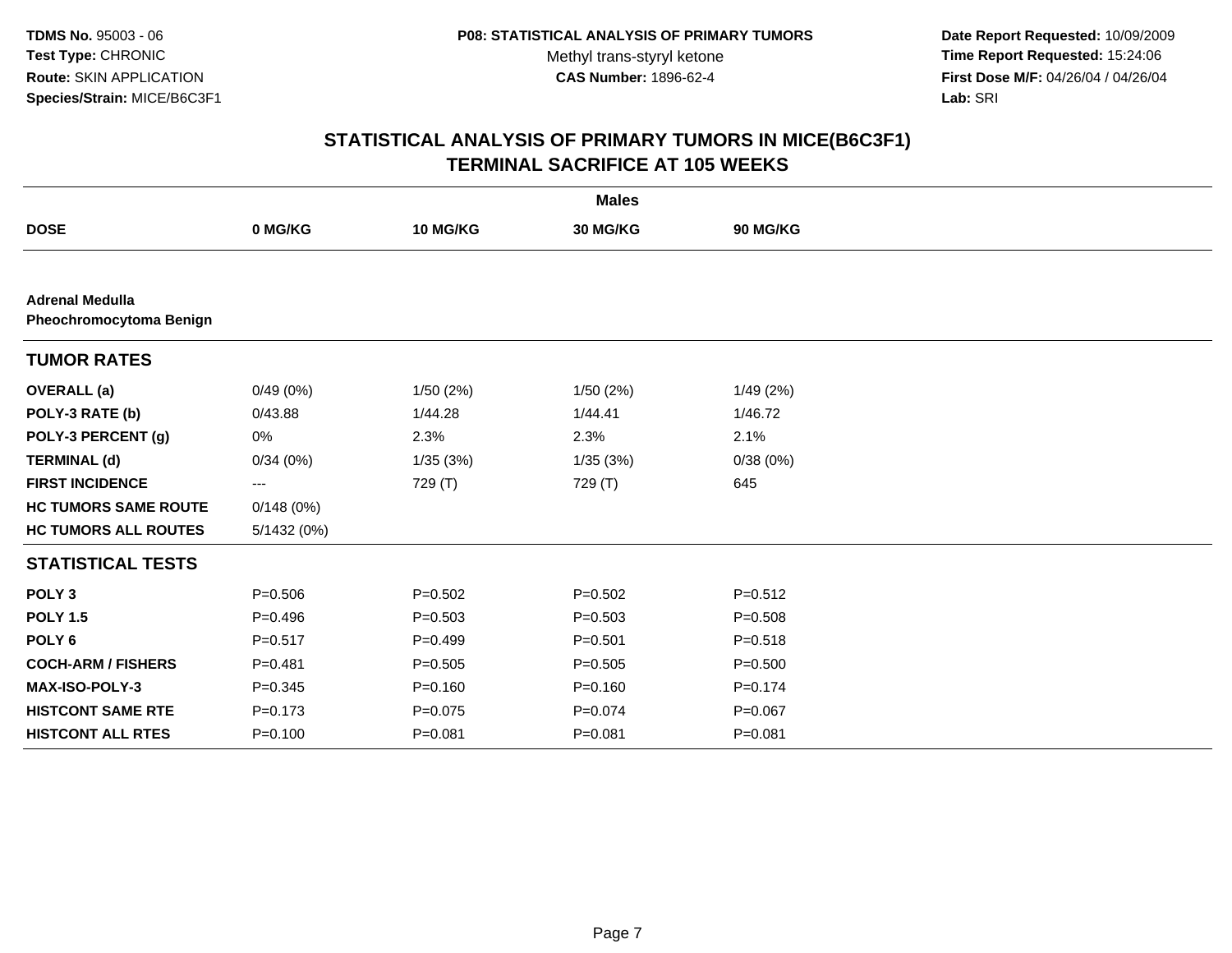**TDMS No.** 95003 - 06
**Test Type:** CHRONIC
**Route:** SKIN APPLICATION
**Species/Strain:** MICE/B6C3F1

**P08: STATISTICAL ANALYSIS OF PRIMARY TUMORS**
Methyl trans-styryl ketone
**CAS Number:** 1896-62-4

**Date Report Requested:** 10/09/2009
**Time Report Requested:** 15:24:06
**First Dose M/F:** 04/26/04 / 04/26/04
**Lab:** SRI

## STATISTICAL ANALYSIS OF PRIMARY TUMORS IN MICE(B6C3F1)
## TERMINAL SACRIFICE AT 105 WEEKS

| | Males | | | |
|---|---|---|---|---|
| **DOSE** | **0 MG/KG** | **10 MG/KG** | **30 MG/KG** | **90 MG/KG** |
| **Adrenal Medulla** | | | | |
| **Pheochromocytoma Benign** | | | | |
| **TUMOR RATES** | | | | |
| **OVERALL (a)** | 0/49 (0%) | 1/50 (2%) | 1/50 (2%) | 1/49 (2%) |
| **POLY-3 RATE (b)** | 0/43.88 | 1/44.28 | 1/44.41 | 1/46.72 |
| **POLY-3 PERCENT (g)** | 0% | 2.3% | 2.3% | 2.1% |
| **TERMINAL (d)** | 0/34 (0%) | 1/35 (3%) | 1/35 (3%) | 0/38 (0%) |
| **FIRST INCIDENCE** | --- | 729 (T) | 729 (T) | 645 |
| **HC TUMORS SAME ROUTE** | 0/148 (0%) | | | |
| **HC TUMORS ALL ROUTES** | 5/1432 (0%) | | | |
| **STATISTICAL TESTS** | | | | |
| **POLY 3** | P=0.506 | P=0.502 | P=0.502 | P=0.512 |
| **POLY 1.5** | P=0.496 | P=0.503 | P=0.503 | P=0.508 |
| **POLY 6** | P=0.517 | P=0.499 | P=0.501 | P=0.518 |
| **COCH-ARM / FISHERS** | P=0.481 | P=0.505 | P=0.505 | P=0.500 |
| **MAX-ISO-POLY-3** | P=0.345 | P=0.160 | P=0.160 | P=0.174 |
| **HISTCONT SAME RTE** | P=0.173 | P=0.075 | P=0.074 | P=0.067 |
| **HISTCONT ALL RTES** | P=0.100 | P=0.081 | P=0.081 | P=0.081 |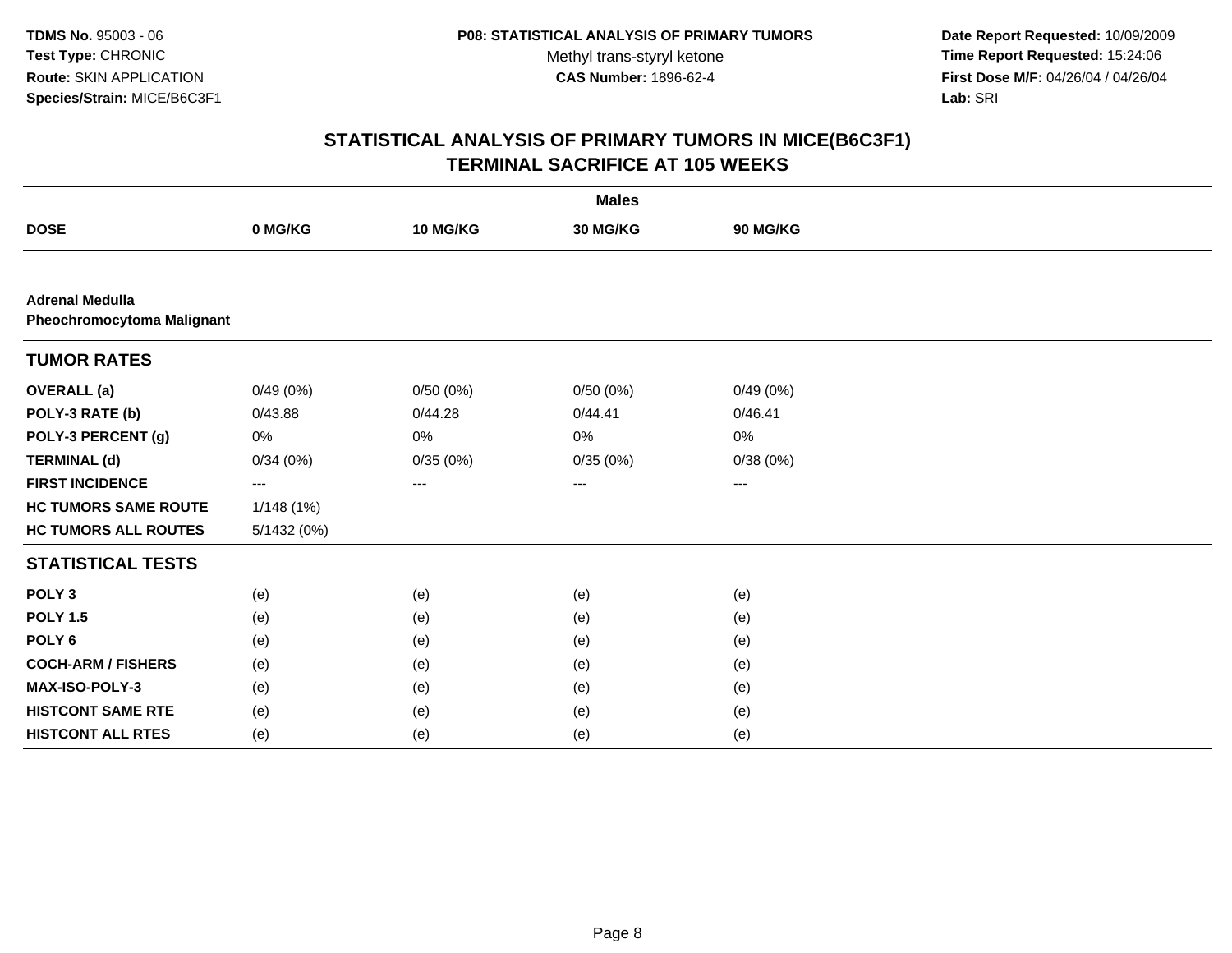TDMS No. 95003 - 06
Test Type: CHRONIC
Route: SKIN APPLICATION
Species/Strain: MICE/B6C3F1

P08: STATISTICAL ANALYSIS OF PRIMARY TUMORS
Methyl trans-styryl ketone
CAS Number: 1896-62-4

Date Report Requested: 10/09/2009
Time Report Requested: 15:24:06
First Dose M/F: 04/26/04 / 04/26/04
Lab: SRI

# STATISTICAL ANALYSIS OF PRIMARY TUMORS IN MICE(B6C3F1)
## TERMINAL SACRIFICE AT 105 WEEKS

| | Males | | | |
|---|---|---|---|---|
| **DOSE** | **0 MG/KG** | **10 MG/KG** | **30 MG/KG** | **90 MG/KG** |
| **Adrenal Medulla** | | | | |
| **Pheochromocytoma Malignant** | | | | |
| **TUMOR RATES** | | | | |
| **OVERALL (a)** | 0/49 (0%) | 0/50 (0%) | 0/50 (0%) | 0/49 (0%) |
| **POLY-3 RATE (b)** | 0/43.88 | 0/44.28 | 0/44.41 | 0/46.41 |
| **POLY-3 PERCENT (g)** | 0% | 0% | 0% | 0% |
| **TERMINAL (d)** | 0/34 (0%) | 0/35 (0%) | 0/35 (0%) | 0/38 (0%) |
| **FIRST INCIDENCE** | --- | --- | --- | --- |
| **HC TUMORS SAME ROUTE** | 1/148 (1%) | | | |
| **HC TUMORS ALL ROUTES** | 5/1432 (0%) | | | |
| **STATISTICAL TESTS** | | | | |
| **POLY 3** | (e) | (e) | (e) | (e) |
| **POLY 1.5** | (e) | (e) | (e) | (e) |
| **POLY 6** | (e) | (e) | (e) | (e) |
| **COCH-ARM / FISHERS** | (e) | (e) | (e) | (e) |
| **MAX-ISO-POLY-3** | (e) | (e) | (e) | (e) |
| **HISTCONT SAME RTE** | (e) | (e) | (e) | (e) |
| **HISTCONT ALL RTES** | (e) | (e) | (e) | (e) |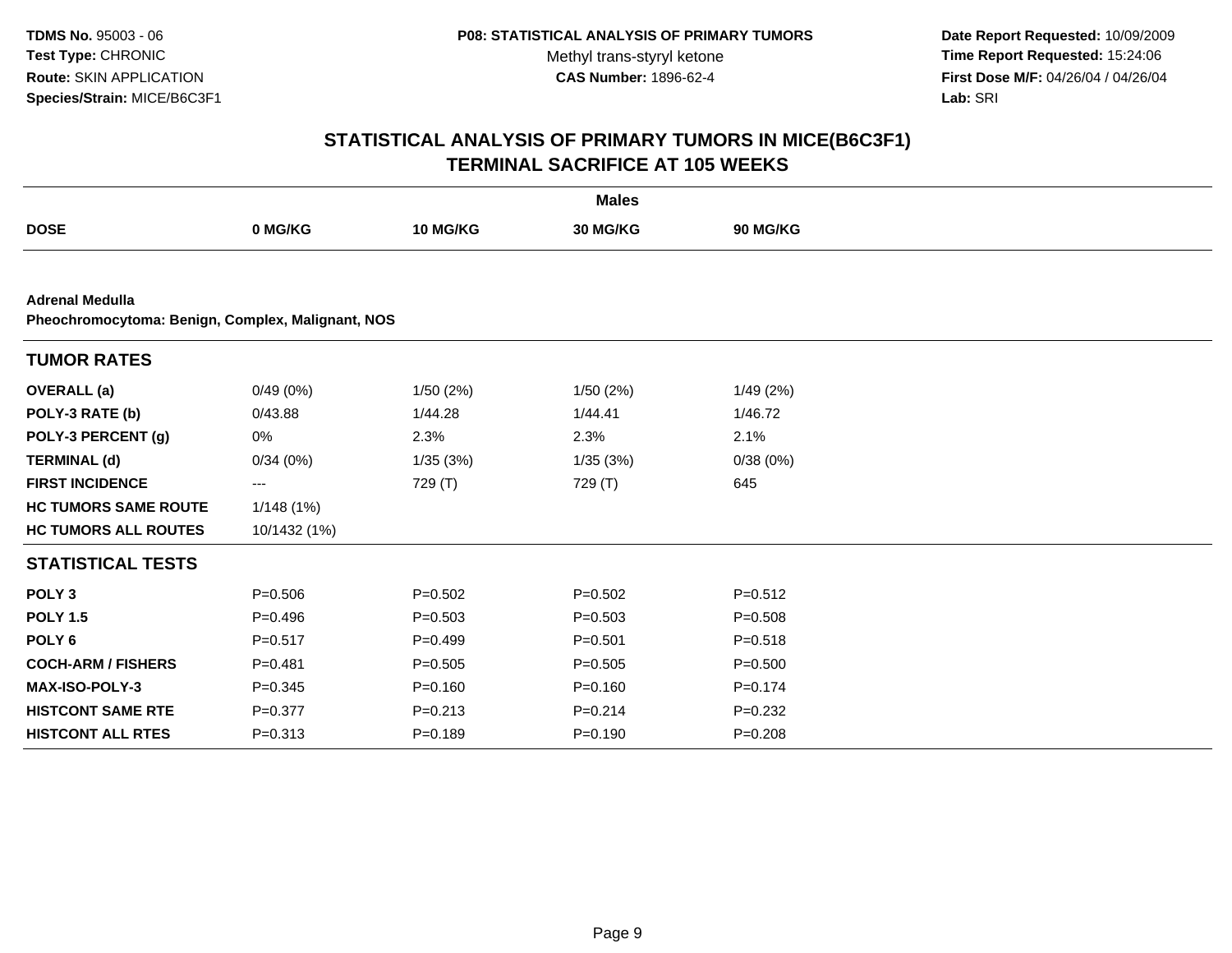TDMS No. 95003 - 06
Test Type: CHRONIC
Route: SKIN APPLICATION
Species/Strain: MICE/B6C3F1

P08: STATISTICAL ANALYSIS OF PRIMARY TUMORS
Methyl trans-styryl ketone
CAS Number: 1896-62-4

Date Report Requested: 10/09/2009
Time Report Requested: 15:24:06
First Dose M/F: 04/26/04 / 04/26/04
Lab: SRI

## STATISTICAL ANALYSIS OF PRIMARY TUMORS IN MICE(B6C3F1)
## TERMINAL SACRIFICE AT 105 WEEKS

| | Males | | | |
|---|---|---|---|---|
| **DOSE** | **0 MG/KG** | **10 MG/KG** | **30 MG/KG** | **90 MG/KG** |
| **Adrenal Medulla** | | | | |
| **Pheochromocytoma: Benign, Complex, Malignant, NOS** | | | | |
| **TUMOR RATES** | | | | |
| **OVERALL (a)** | 0/49 (0%) | 1/50 (2%) | 1/50 (2%) | 1/49 (2%) |
| **POLY-3 RATE (b)** | 0/43.88 | 1/44.28 | 1/44.41 | 1/46.72 |
| **POLY-3 PERCENT (g)** | 0% | 2.3% | 2.3% | 2.1% |
| **TERMINAL (d)** | 0/34 (0%) | 1/35 (3%) | 1/35 (3%) | 0/38 (0%) |
| **FIRST INCIDENCE** | --- | 729 (T) | 729 (T) | 645 |
| **HC TUMORS SAME ROUTE** | 1/148 (1%) | | | |
| **HC TUMORS ALL ROUTES** | 10/1432 (1%) | | | |
| **STATISTICAL TESTS** | | | | |
| **POLY 3** | P=0.506 | P=0.502 | P=0.502 | P=0.512 |
| **POLY 1.5** | P=0.496 | P=0.503 | P=0.503 | P=0.508 |
| **POLY 6** | P=0.517 | P=0.499 | P=0.501 | P=0.518 |
| **COCH-ARM / FISHERS** | P=0.481 | P=0.505 | P=0.505 | P=0.500 |
| **MAX-ISO-POLY-3** | P=0.345 | P=0.160 | P=0.160 | P=0.174 |
| **HISTCONT SAME RTE** | P=0.377 | P=0.213 | P=0.214 | P=0.232 |
| **HISTCONT ALL RTES** | P=0.313 | P=0.189 | P=0.190 | P=0.208 |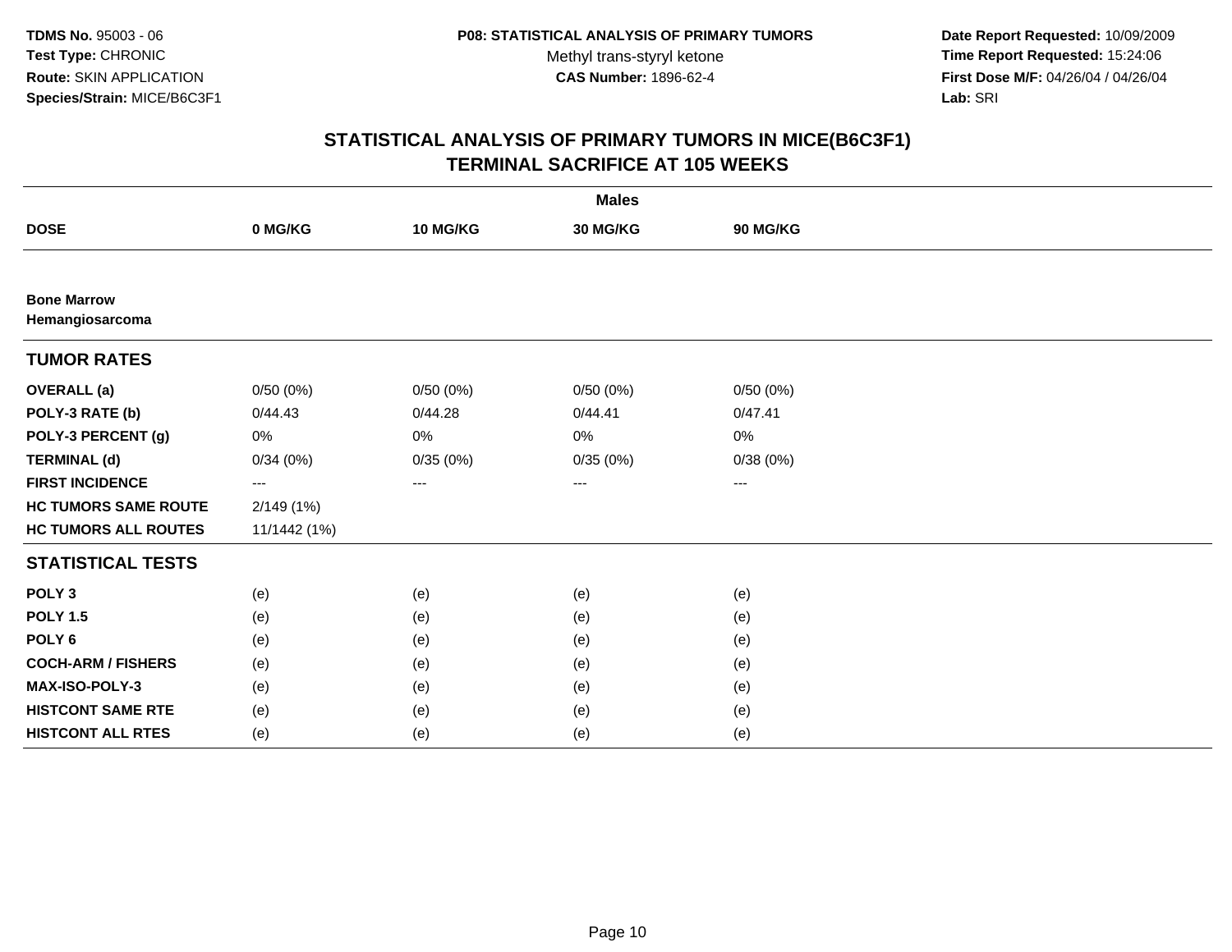# STATISTICAL ANALYSIS OF PRIMARY TUMORS IN MICE(B6C3F1)
## TERMINAL SACRIFICE AT 105 WEEKS

| | Males | | | |
|---|---|---|---|---|
| **DOSE** | **0 MG/KG** | **10 MG/KG** | **30 MG/KG** | **90 MG/KG** |
| **Bone Marrow** | | | | |
| **Hemangiosarcoma** | | | | |
| **TUMOR RATES** | | | | |
| **OVERALL (a)** | 0/50 (0%) | 0/50 (0%) | 0/50 (0%) | 0/50 (0%) |
| **POLY-3 RATE (b)** | 0/44.43 | 0/44.28 | 0/44.41 | 0/47.41 |
| **POLY-3 PERCENT (g)** | 0% | 0% | 0% | 0% |
| **TERMINAL (d)** | 0/34 (0%) | 0/35 (0%) | 0/35 (0%) | 0/38 (0%) |
| **FIRST INCIDENCE** | --- | --- | --- | --- |
| **HC TUMORS SAME ROUTE** | 2/149 (1%) | | | |
| **HC TUMORS ALL ROUTES** | 11/1442 (1%) | | | |
| **STATISTICAL TESTS** | | | | |
| **POLY 3** | (e) | (e) | (e) | (e) |
| **POLY 1.5** | (e) | (e) | (e) | (e) |
| **POLY 6** | (e) | (e) | (e) | (e) |
| **COCH-ARM / FISHERS** | (e) | (e) | (e) | (e) |
| **MAX-ISO-POLY-3** | (e) | (e) | (e) | (e) |
| **HISTCONT SAME RTE** | (e) | (e) | (e) | (e) |
| **HISTCONT ALL RTES** | (e) | (e) | (e) | (e) |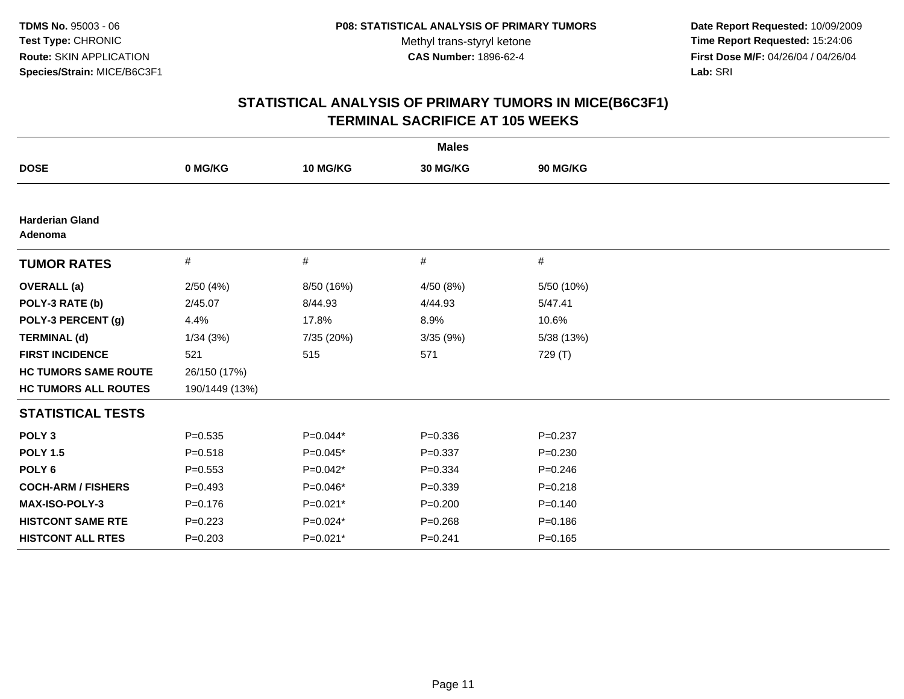**TDMS No.** 95003 - 06
**Test Type:** CHRONIC
**Route:** SKIN APPLICATION
**Species/Strain:** MICE/B6C3F1

**P08: STATISTICAL ANALYSIS OF PRIMARY TUMORS**
Methyl trans-styryl ketone
**CAS Number:** 1896-62-4

**Date Report Requested:** 10/09/2009
**Time Report Requested:** 15:24:06
**First Dose M/F:** 04/26/04 / 04/26/04
**Lab:** SRI

## STATISTICAL ANALYSIS OF PRIMARY TUMORS IN MICE(B6C3F1)
## TERMINAL SACRIFICE AT 105 WEEKS

**Males**

| DOSE | 0 MG/KG | 10 MG/KG | 30 MG/KG | 90 MG/KG |
|---|---|---|---|---|
| **Harderian Gland Adenoma** | | | | |
| **TUMOR RATES** | # | # | # | # |
| **OVERALL (a)** | 2/50 (4%) | 8/50 (16%) | 4/50 (8%) | 5/50 (10%) |
| **POLY-3 RATE (b)** | 2/45.07 | 8/44.93 | 4/44.93 | 5/47.41 |
| **POLY-3 PERCENT (g)** | 4.4% | 17.8% | 8.9% | 10.6% |
| **TERMINAL (d)** | 1/34 (3%) | 7/35 (20%) | 3/35 (9%) | 5/38 (13%) |
| **FIRST INCIDENCE** | 521 | 515 | 571 | 729 (T) |
| **HC TUMORS SAME ROUTE** | 26/150 (17%) | | | |
| **HC TUMORS ALL ROUTES** | 190/1449 (13%) | | | |
| **STATISTICAL TESTS** | | | | |
| **POLY 3** | P=0.535 | P=0.044* | P=0.336 | P=0.237 |
| **POLY 1.5** | P=0.518 | P=0.045* | P=0.337 | P=0.230 |
| **POLY 6** | P=0.553 | P=0.042* | P=0.334 | P=0.246 |
| **COCH-ARM / FISHERS** | P=0.493 | P=0.046* | P=0.339 | P=0.218 |
| **MAX-ISO-POLY-3** | P=0.176 | P=0.021* | P=0.200 | P=0.140 |
| **HISTCONT SAME RTE** | P=0.223 | P=0.024* | P=0.268 | P=0.186 |
| **HISTCONT ALL RTES** | P=0.203 | P=0.021* | P=0.241 | P=0.165 |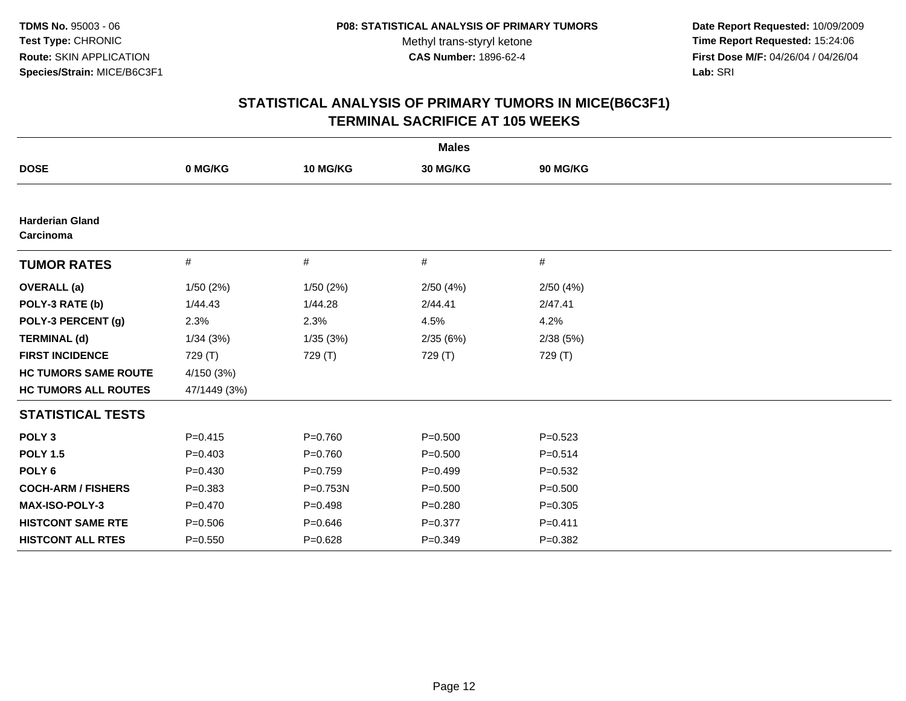TDMS No. 95003 - 06
Test Type: CHRONIC
Route: SKIN APPLICATION
Species/Strain: MICE/B6C3F1

P08: STATISTICAL ANALYSIS OF PRIMARY TUMORS
Methyl trans-styryl ketone
CAS Number: 1896-62-4

Date Report Requested: 10/09/2009
Time Report Requested: 15:24:06
First Dose M/F: 04/26/04 / 04/26/04
Lab: SRI

## STATISTICAL ANALYSIS OF PRIMARY TUMORS IN MICE(B6C3F1)
## TERMINAL SACRIFICE AT 105 WEEKS

| | Males | | | |
|---|---|---|---|---|
| **DOSE** | **0 MG/KG** | **10 MG/KG** | **30 MG/KG** | **90 MG/KG** |
| **Harderian Gland** | | | | |
| **Carcinoma** | | | | |
| **TUMOR RATES** | # | # | # | # |
| **OVERALL (a)** | 1/50 (2%) | 1/50 (2%) | 2/50 (4%) | 2/50 (4%) |
| **POLY-3 RATE (b)** | 1/44.43 | 1/44.28 | 2/44.41 | 2/47.41 |
| **POLY-3 PERCENT (g)** | 2.3% | 2.3% | 4.5% | 4.2% |
| **TERMINAL (d)** | 1/34 (3%) | 1/35 (3%) | 2/35 (6%) | 2/38 (5%) |
| **FIRST INCIDENCE** | 729 (T) | 729 (T) | 729 (T) | 729 (T) |
| **HC TUMORS SAME ROUTE** | 4/150 (3%) | | | |
| **HC TUMORS ALL ROUTES** | 47/1449 (3%) | | | |
| **STATISTICAL TESTS** | | | | |
| **POLY 3** | P=0.415 | P=0.760 | P=0.500 | P=0.523 |
| **POLY 1.5** | P=0.403 | P=0.760 | P=0.500 | P=0.514 |
| **POLY 6** | P=0.430 | P=0.759 | P=0.499 | P=0.532 |
| **COCH-ARM / FISHERS** | P=0.383 | P=0.753N | P=0.500 | P=0.500 |
| **MAX-ISO-POLY-3** | P=0.470 | P=0.498 | P=0.280 | P=0.305 |
| **HISTCONT SAME RTE** | P=0.506 | P=0.646 | P=0.377 | P=0.411 |
| **HISTCONT ALL RTES** | P=0.550 | P=0.628 | P=0.349 | P=0.382 |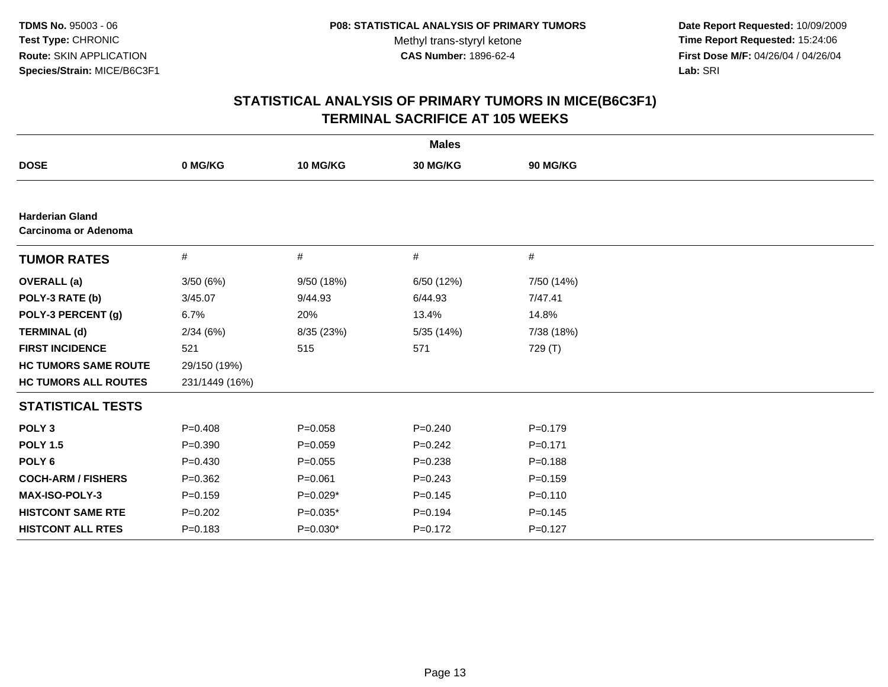**TDMS No.** 95003 - 06
**Test Type:** CHRONIC
**Route:** SKIN APPLICATION
**Species/Strain:** MICE/B6C3F1

**P08: STATISTICAL ANALYSIS OF PRIMARY TUMORS**
Methyl trans-styryl ketone
**CAS Number:** 1896-62-4

**Date Report Requested:** 10/09/2009
**Time Report Requested:** 15:24:06
**First Dose M/F:** 04/26/04 / 04/26/04
**Lab:** SRI

## STATISTICAL ANALYSIS OF PRIMARY TUMORS IN MICE(B6C3F1)
## TERMINAL SACRIFICE AT 105 WEEKS

| | Males | | | |
|---|---|---|---|---|
| **DOSE** | **0 MG/KG** | **10 MG/KG** | **30 MG/KG** | **90 MG/KG** |
| **Harderian Gland** **Carcinoma or Adenoma** | | | | |
| **TUMOR RATES** | # | # | # | # |
| **OVERALL (a)** | 3/50 (6%) | 9/50 (18%) | 6/50 (12%) | 7/50 (14%) |
| **POLY-3 RATE (b)** | 3/45.07 | 9/44.93 | 6/44.93 | 7/47.41 |
| **POLY-3 PERCENT (g)** | 6.7% | 20% | 13.4% | 14.8% |
| **TERMINAL (d)** | 2/34 (6%) | 8/35 (23%) | 5/35 (14%) | 7/38 (18%) |
| **FIRST INCIDENCE** | 521 | 515 | 571 | 729 (T) |
| **HC TUMORS SAME ROUTE** | 29/150 (19%) | | | |
| **HC TUMORS ALL ROUTES** | 231/1449 (16%) | | | |
| **STATISTICAL TESTS** | | | | |
| **POLY 3** | P=0.408 | P=0.058 | P=0.240 | P=0.179 |
| **POLY 1.5** | P=0.390 | P=0.059 | P=0.242 | P=0.171 |
| **POLY 6** | P=0.430 | P=0.055 | P=0.238 | P=0.188 |
| **COCH-ARM / FISHERS** | P=0.362 | P=0.061 | P=0.243 | P=0.159 |
| **MAX-ISO-POLY-3** | P=0.159 | P=0.029* | P=0.145 | P=0.110 |
| **HISTCONT SAME RTE** | P=0.202 | P=0.035* | P=0.194 | P=0.145 |
| **HISTCONT ALL RTES** | P=0.183 | P=0.030* | P=0.172 | P=0.127 |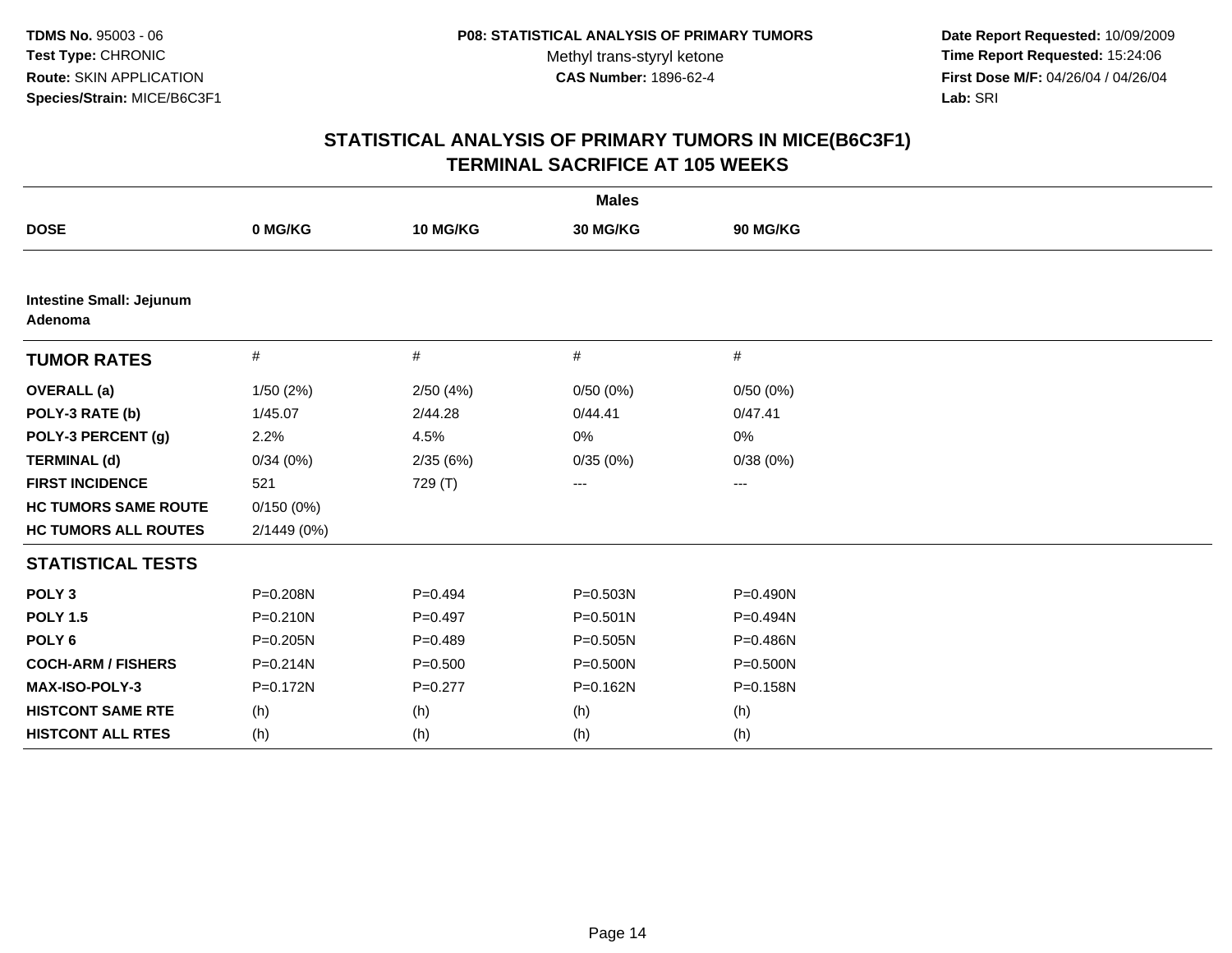TDMS No. 95003 - 06
Test Type: CHRONIC
Route: SKIN APPLICATION
Species/Strain: MICE/B6C3F1

P08: STATISTICAL ANALYSIS OF PRIMARY TUMORS
Methyl trans-styryl ketone
CAS Number: 1896-62-4

Date Report Requested: 10/09/2009
Time Report Requested: 15:24:06
First Dose M/F: 04/26/04 / 04/26/04
Lab: SRI

## STATISTICAL ANALYSIS OF PRIMARY TUMORS IN MICE(B6C3F1)
## TERMINAL SACRIFICE AT 105 WEEKS

| | Males | | | |
|---|---|---|---|---|
| **DOSE** | **0 MG/KG** | **10 MG/KG** | **30 MG/KG** | **90 MG/KG** |
| **Intestine Small: Jejunum** | | | | |
| **Adenoma** | | | | |
| **TUMOR RATES** | # | # | # | # |
| **OVERALL (a)** | 1/50 (2%) | 2/50 (4%) | 0/50 (0%) | 0/50 (0%) |
| **POLY-3 RATE (b)** | 1/45.07 | 2/44.28 | 0/44.41 | 0/47.41 |
| **POLY-3 PERCENT (g)** | 2.2% | 4.5% | 0% | 0% |
| **TERMINAL (d)** | 0/34 (0%) | 2/35 (6%) | 0/35 (0%) | 0/38 (0%) |
| **FIRST INCIDENCE** | 521 | 729 (T) | --- | --- |
| **HC TUMORS SAME ROUTE** | 0/150 (0%) | | | |
| **HC TUMORS ALL ROUTES** | 2/1449 (0%) | | | |
| **STATISTICAL TESTS** | | | | |
| **POLY 3** | P=0.208N | P=0.494 | P=0.503N | P=0.490N |
| **POLY 1.5** | P=0.210N | P=0.497 | P=0.501N | P=0.494N |
| **POLY 6** | P=0.205N | P=0.489 | P=0.505N | P=0.486N |
| **COCH-ARM / FISHERS** | P=0.214N | P=0.500 | P=0.500N | P=0.500N |
| **MAX-ISO-POLY-3** | P=0.172N | P=0.277 | P=0.162N | P=0.158N |
| **HISTCONT SAME RTE** | (h) | (h) | (h) | (h) |
| **HISTCONT ALL RTES** | (h) | (h) | (h) | (h) |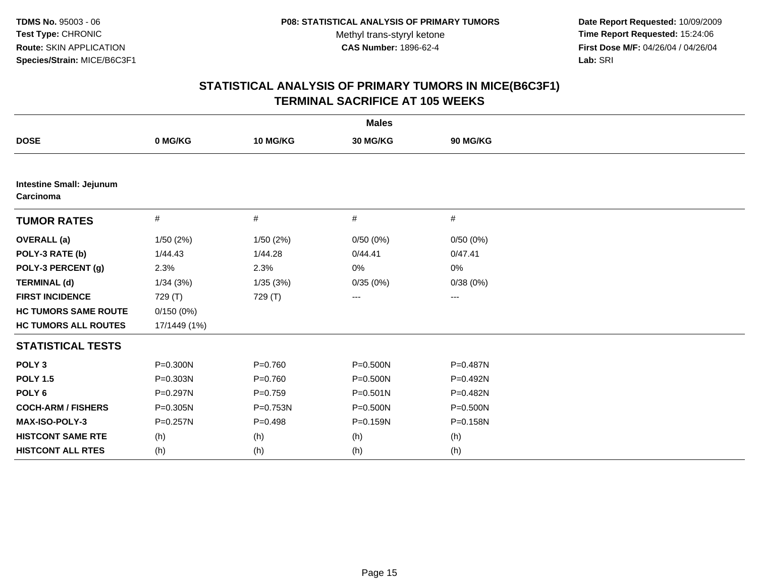TDMS No. 95003 - 06
Test Type: CHRONIC
Route: SKIN APPLICATION
Species/Strain: MICE/B6C3F1

P08: STATISTICAL ANALYSIS OF PRIMARY TUMORS
Methyl trans-styryl ketone
CAS Number: 1896-62-4

Date Report Requested: 10/09/2009
Time Report Requested: 15:24:06
First Dose M/F: 04/26/04 / 04/26/04
Lab: SRI

## STATISTICAL ANALYSIS OF PRIMARY TUMORS IN MICE(B6C3F1)
## TERMINAL SACRIFICE AT 105 WEEKS

| | Males | | | |
|---|---|---|---|---|
| **DOSE** | **0 MG/KG** | **10 MG/KG** | **30 MG/KG** | **90 MG/KG** |
| **Intestine Small: Jejunum Carcinoma** | | | | |
| **TUMOR RATES** | # | # | # | # |
| **OVERALL (a)** | 1/50 (2%) | 1/50 (2%) | 0/50 (0%) | 0/50 (0%) |
| **POLY-3 RATE (b)** | 1/44.43 | 1/44.28 | 0/44.41 | 0/47.41 |
| **POLY-3 PERCENT (g)** | 2.3% | 2.3% | 0% | 0% |
| **TERMINAL (d)** | 1/34 (3%) | 1/35 (3%) | 0/35 (0%) | 0/38 (0%) |
| **FIRST INCIDENCE** | 729 (T) | 729 (T) | --- | --- |
| **HC TUMORS SAME ROUTE** | 0/150 (0%) | | | |
| **HC TUMORS ALL ROUTES** | 17/1449 (1%) | | | |
| **STATISTICAL TESTS** | | | | |
| **POLY 3** | P=0.300N | P=0.760 | P=0.500N | P=0.487N |
| **POLY 1.5** | P=0.303N | P=0.760 | P=0.500N | P=0.492N |
| **POLY 6** | P=0.297N | P=0.759 | P=0.501N | P=0.482N |
| **COCH-ARM / FISHERS** | P=0.305N | P=0.753N | P=0.500N | P=0.500N |
| **MAX-ISO-POLY-3** | P=0.257N | P=0.498 | P=0.159N | P=0.158N |
| **HISTCONT SAME RTE** | (h) | (h) | (h) | (h) |
| **HISTCONT ALL RTES** | (h) | (h) | (h) | (h) |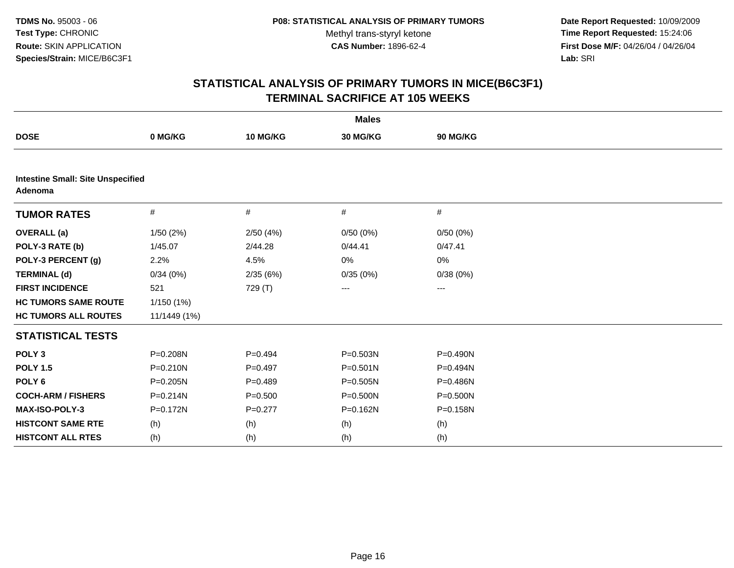**TDMS No.** 95003 - 06
**Test Type:** CHRONIC
**Route:** SKIN APPLICATION
**Species/Strain:** MICE/B6C3F1

**P08: STATISTICAL ANALYSIS OF PRIMARY TUMORS**
Methyl trans-styryl ketone
**CAS Number:** 1896-62-4

**Date Report Requested:** 10/09/2009
**Time Report Requested:** 15:24:06
**First Dose M/F:** 04/26/04 / 04/26/04
**Lab:** SRI

## STATISTICAL ANALYSIS OF PRIMARY TUMORS IN MICE(B6C3F1)
## TERMINAL SACRIFICE AT 105 WEEKS

| | **Males** | | | |
|---|---|---|---|---|
| **DOSE** | **0 MG/KG** | **10 MG/KG** | **30 MG/KG** | **90 MG/KG** |
| **Intestine Small: Site Unspecified Adenoma** | | | | |
| **TUMOR RATES** | # | # | # | # |
| **OVERALL (a)** | 1/50 (2%) | 2/50 (4%) | 0/50 (0%) | 0/50 (0%) |
| **POLY-3 RATE (b)** | 1/45.07 | 2/44.28 | 0/44.41 | 0/47.41 |
| **POLY-3 PERCENT (g)** | 2.2% | 4.5% | 0% | 0% |
| **TERMINAL (d)** | 0/34 (0%) | 2/35 (6%) | 0/35 (0%) | 0/38 (0%) |
| **FIRST INCIDENCE** | 521 | 729 (T) | --- | --- |
| **HC TUMORS SAME ROUTE** | 1/150 (1%) | | | |
| **HC TUMORS ALL ROUTES** | 11/1449 (1%) | | | |
| **STATISTICAL TESTS** | | | | |
| **POLY 3** | P=0.208N | P=0.494 | P=0.503N | P=0.490N |
| **POLY 1.5** | P=0.210N | P=0.497 | P=0.501N | P=0.494N |
| **POLY 6** | P=0.205N | P=0.489 | P=0.505N | P=0.486N |
| **COCH-ARM / FISHERS** | P=0.214N | P=0.500 | P=0.500N | P=0.500N |
| **MAX-ISO-POLY-3** | P=0.172N | P=0.277 | P=0.162N | P=0.158N |
| **HISTCONT SAME RTE** | (h) | (h) | (h) | (h) |
| **HISTCONT ALL RTES** | (h) | (h) | (h) | (h) |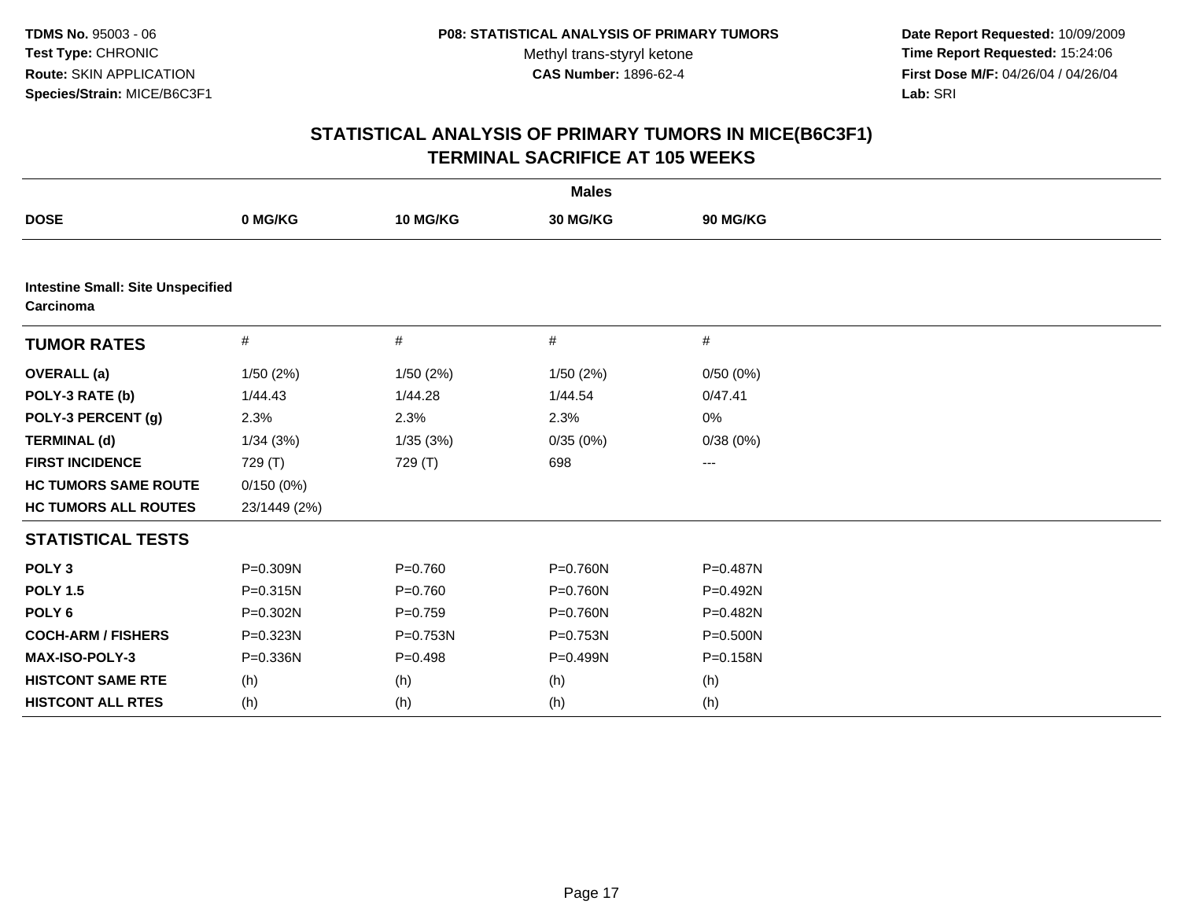TDMS No. 95003 - 06
Test Type: CHRONIC
Route: SKIN APPLICATION
Species/Strain: MICE/B6C3F1

P08: STATISTICAL ANALYSIS OF PRIMARY TUMORS
Methyl trans-styryl ketone
CAS Number: 1896-62-4

Date Report Requested: 10/09/2009
Time Report Requested: 15:24:06
First Dose M/F: 04/26/04 / 04/26/04
Lab: SRI

## STATISTICAL ANALYSIS OF PRIMARY TUMORS IN MICE(B6C3F1) TERMINAL SACRIFICE AT 105 WEEKS

**Males**

| DOSE | 0 MG/KG | 10 MG/KG | 30 MG/KG | 90 MG/KG |
|---|---|---|---|---|
| **Intestine Small: Site Unspecified Carcinoma** | | | | |
| **TUMOR RATES** | # | # | # | # |
| **OVERALL (a)** | 1/50 (2%) | 1/50 (2%) | 1/50 (2%) | 0/50 (0%) |
| **POLY-3 RATE (b)** | 1/44.43 | 1/44.28 | 1/44.54 | 0/47.41 |
| **POLY-3 PERCENT (g)** | 2.3% | 2.3% | 2.3% | 0% |
| **TERMINAL (d)** | 1/34 (3%) | 1/35 (3%) | 0/35 (0%) | 0/38 (0%) |
| **FIRST INCIDENCE** | 729 (T) | 729 (T) | 698 | --- |
| **HC TUMORS SAME ROUTE** | 0/150 (0%) | | | |
| **HC TUMORS ALL ROUTES** | 23/1449 (2%) | | | |
| **STATISTICAL TESTS** | | | | |
| **POLY 3** | P=0.309N | P=0.760 | P=0.760N | P=0.487N |
| **POLY 1.5** | P=0.315N | P=0.760 | P=0.760N | P=0.492N |
| **POLY 6** | P=0.302N | P=0.759 | P=0.760N | P=0.482N |
| **COCH-ARM / FISHERS** | P=0.323N | P=0.753N | P=0.753N | P=0.500N |
| **MAX-ISO-POLY-3** | P=0.336N | P=0.498 | P=0.499N | P=0.158N |
| **HISTCONT SAME RTE** | (h) | (h) | (h) | (h) |
| **HISTCONT ALL RTES** | (h) | (h) | (h) | (h) |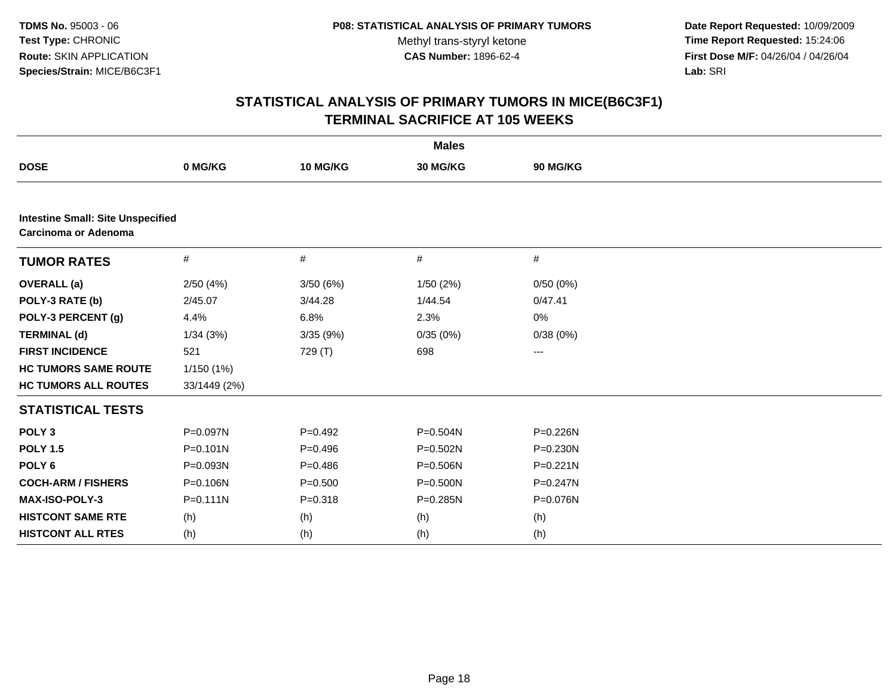**TDMS No.** 95003 - 06
**Test Type:** CHRONIC
**Route:** SKIN APPLICATION
**Species/Strain:** MICE/B6C3F1

**P08: STATISTICAL ANALYSIS OF PRIMARY TUMORS**
Methyl trans-styryl ketone
**CAS Number:** 1896-62-4

**Date Report Requested:** 10/09/2009
**Time Report Requested:** 15:24:06
**First Dose M/F:** 04/26/04 / 04/26/04
**Lab:** SRI

## STATISTICAL ANALYSIS OF PRIMARY TUMORS IN MICE(B6C3F1)
## TERMINAL SACRIFICE AT 105 WEEKS

| | Males | | | |
|---|---|---|---|---|
| **DOSE** | **0 MG/KG** | **10 MG/KG** | **30 MG/KG** | **90 MG/KG** |
| **Intestine Small: Site Unspecified** | | | | |
| **Carcinoma or Adenoma** | | | | |
| **TUMOR RATES** | # | # | # | # |
| **OVERALL (a)** | 2/50 (4%) | 3/50 (6%) | 1/50 (2%) | 0/50 (0%) |
| **POLY-3 RATE (b)** | 2/45.07 | 3/44.28 | 1/44.54 | 0/47.41 |
| **POLY-3 PERCENT (g)** | 4.4% | 6.8% | 2.3% | 0% |
| **TERMINAL (d)** | 1/34 (3%) | 3/35 (9%) | 0/35 (0%) | 0/38 (0%) |
| **FIRST INCIDENCE** | 521 | 729 (T) | 698 | --- |
| **HC TUMORS SAME ROUTE** | 1/150 (1%) | | | |
| **HC TUMORS ALL ROUTES** | 33/1449 (2%) | | | |
| **STATISTICAL TESTS** | | | | |
| **POLY 3** | P=0.097N | P=0.492 | P=0.504N | P=0.226N |
| **POLY 1.5** | P=0.101N | P=0.496 | P=0.502N | P=0.230N |
| **POLY 6** | P=0.093N | P=0.486 | P=0.506N | P=0.221N |
| **COCH-ARM / FISHERS** | P=0.106N | P=0.500 | P=0.500N | P=0.247N |
| **MAX-ISO-POLY-3** | P=0.111N | P=0.318 | P=0.285N | P=0.076N |
| **HISTCONT SAME RTE** | (h) | (h) | (h) | (h) |
| **HISTCONT ALL RTES** | (h) | (h) | (h) | (h) |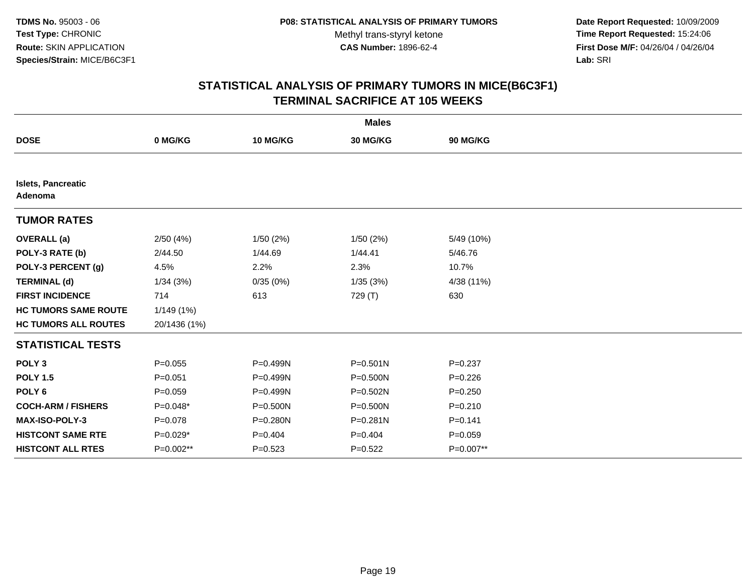TDMS No. 95003 - 06
Test Type: CHRONIC
Route: SKIN APPLICATION
Species/Strain: MICE/B6C3F1

P08: STATISTICAL ANALYSIS OF PRIMARY TUMORS
Methyl trans-styryl ketone
CAS Number: 1896-62-4

Date Report Requested: 10/09/2009
Time Report Requested: 15:24:06
First Dose M/F: 04/26/04 / 04/26/04
Lab: SRI

## STATISTICAL ANALYSIS OF PRIMARY TUMORS IN MICE(B6C3F1)
## TERMINAL SACRIFICE AT 105 WEEKS

| | Males | | | |
|---|---|---|---|---|
| **DOSE** | **0 MG/KG** | **10 MG/KG** | **30 MG/KG** | **90 MG/KG** |
| **Islets, Pancreatic Adenoma** | | | | |
| **TUMOR RATES** | | | | |
| **OVERALL (a)** | 2/50 (4%) | 1/50 (2%) | 1/50 (2%) | 5/49 (10%) |
| **POLY-3 RATE (b)** | 2/44.50 | 1/44.69 | 1/44.41 | 5/46.76 |
| **POLY-3 PERCENT (g)** | 4.5% | 2.2% | 2.3% | 10.7% |
| **TERMINAL (d)** | 1/34 (3%) | 0/35 (0%) | 1/35 (3%) | 4/38 (11%) |
| **FIRST INCIDENCE** | 714 | 613 | 729 (T) | 630 |
| **HC TUMORS SAME ROUTE** | 1/149 (1%) | | | |
| **HC TUMORS ALL ROUTES** | 20/1436 (1%) | | | |
| **STATISTICAL TESTS** | | | | |
| **POLY 3** | P=0.055 | P=0.499N | P=0.501N | P=0.237 |
| **POLY 1.5** | P=0.051 | P=0.499N | P=0.500N | P=0.226 |
| **POLY 6** | P=0.059 | P=0.499N | P=0.502N | P=0.250 |
| **COCH-ARM / FISHERS** | P=0.048* | P=0.500N | P=0.500N | P=0.210 |
| **MAX-ISO-POLY-3** | P=0.078 | P=0.280N | P=0.281N | P=0.141 |
| **HISTCONT SAME RTE** | P=0.029* | P=0.404 | P=0.404 | P=0.059 |
| **HISTCONT ALL RTES** | P=0.002** | P=0.523 | P=0.522 | P=0.007** |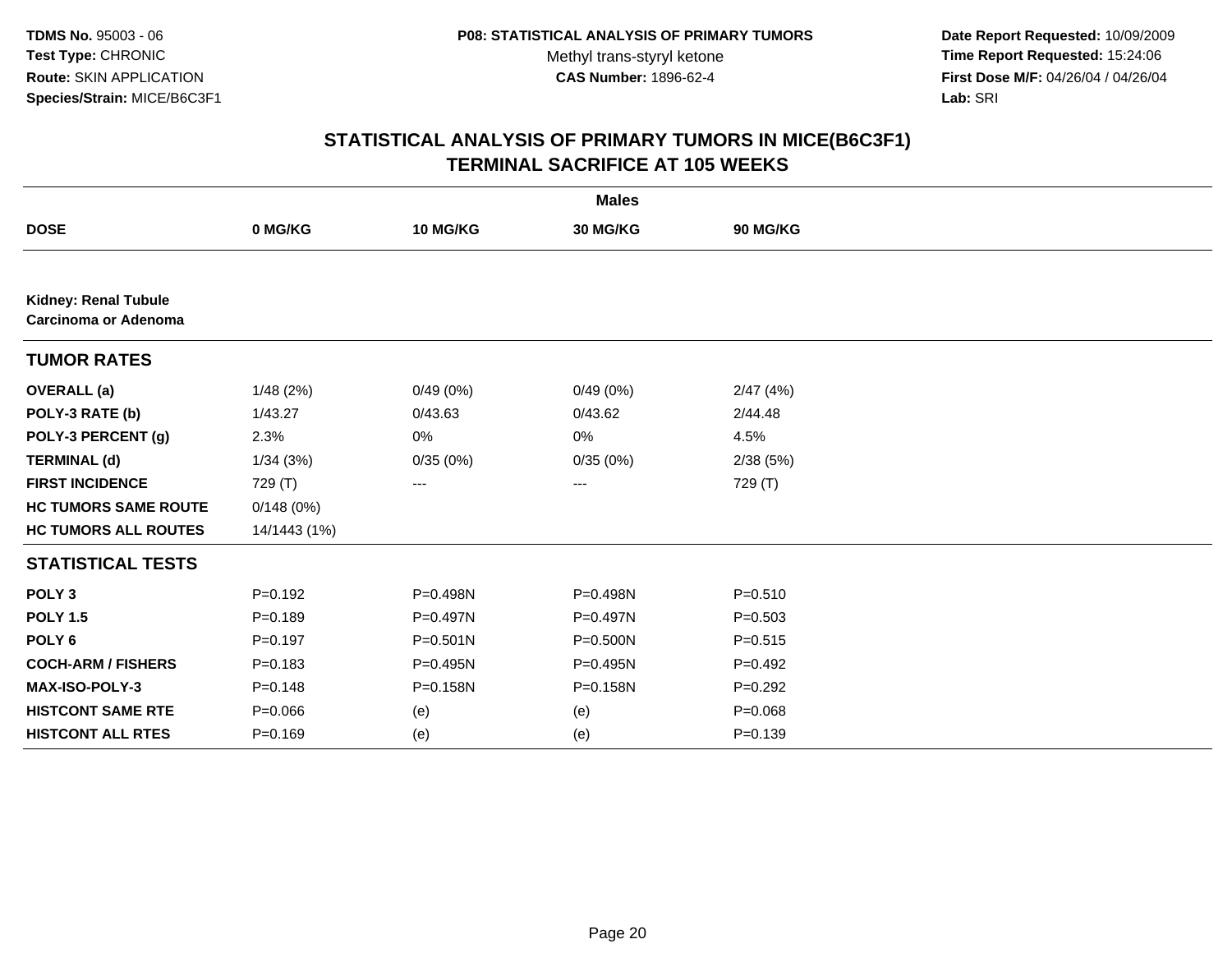**TDMS No.** 95003 - 06
**Test Type:** CHRONIC
**Route:** SKIN APPLICATION
**Species/Strain:** MICE/B6C3F1

**P08: STATISTICAL ANALYSIS OF PRIMARY TUMORS**
Methyl trans-styryl ketone
**CAS Number:** 1896-62-4

**Date Report Requested:** 10/09/2009
**Time Report Requested:** 15:24:06
**First Dose M/F:** 04/26/04 / 04/26/04
**Lab:** SRI

## STATISTICAL ANALYSIS OF PRIMARY TUMORS IN MICE(B6C3F1)
## TERMINAL SACRIFICE AT 105 WEEKS

| | Males | | | |
|---|---|---|---|---|
| **DOSE** | **0 MG/KG** | **10 MG/KG** | **30 MG/KG** | **90 MG/KG** |
| **Kidney: Renal Tubule Carcinoma or Adenoma** | | | | |
| **TUMOR RATES** | | | | |
| **OVERALL (a)** | 1/48 (2%) | 0/49 (0%) | 0/49 (0%) | 2/47 (4%) |
| **POLY-3 RATE (b)** | 1/43.27 | 0/43.63 | 0/43.62 | 2/44.48 |
| **POLY-3 PERCENT (g)** | 2.3% | 0% | 0% | 4.5% |
| **TERMINAL (d)** | 1/34 (3%) | 0/35 (0%) | 0/35 (0%) | 2/38 (5%) |
| **FIRST INCIDENCE** | 729 (T) | --- | --- | 729 (T) |
| **HC TUMORS SAME ROUTE** | 0/148 (0%) | | | |
| **HC TUMORS ALL ROUTES** | 14/1443 (1%) | | | |
| **STATISTICAL TESTS** | | | | |
| **POLY 3** | P=0.192 | P=0.498N | P=0.498N | P=0.510 |
| **POLY 1.5** | P=0.189 | P=0.497N | P=0.497N | P=0.503 |
| **POLY 6** | P=0.197 | P=0.501N | P=0.500N | P=0.515 |
| **COCH-ARM / FISHERS** | P=0.183 | P=0.495N | P=0.495N | P=0.492 |
| **MAX-ISO-POLY-3** | P=0.148 | P=0.158N | P=0.158N | P=0.292 |
| **HISTCONT SAME RTE** | P=0.066 | (e) | (e) | P=0.068 |
| **HISTCONT ALL RTES** | P=0.169 | (e) | (e) | P=0.139 |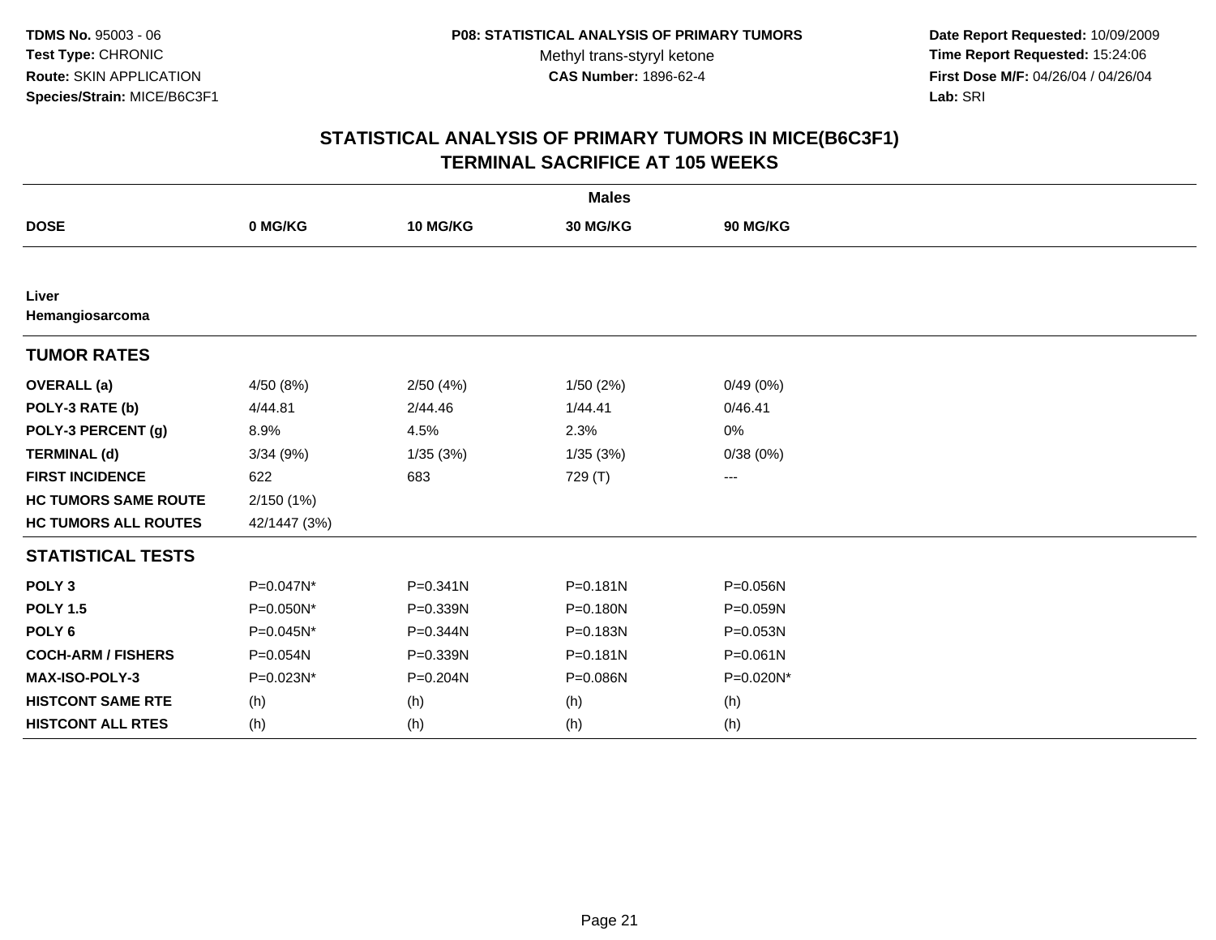TDMS No. 95003 - 06
Test Type: CHRONIC
Route: SKIN APPLICATION
Species/Strain: MICE/B6C3F1

P08: STATISTICAL ANALYSIS OF PRIMARY TUMORS
Methyl trans-styryl ketone
CAS Number: 1896-62-4

Date Report Requested: 10/09/2009
Time Report Requested: 15:24:06
First Dose M/F: 04/26/04 / 04/26/04
Lab: SRI

## STATISTICAL ANALYSIS OF PRIMARY TUMORS IN MICE(B6C3F1)
## TERMINAL SACRIFICE AT 105 WEEKS

| | Males | | | |
|---|---|---|---|---|
| **DOSE** | **0 MG/KG** | **10 MG/KG** | **30 MG/KG** | **90 MG/KG** |
| **Liver** | | | | |
| **Hemangiosarcoma** | | | | |
| **TUMOR RATES** | | | | |
| **OVERALL (a)** | 4/50 (8%) | 2/50 (4%) | 1/50 (2%) | 0/49 (0%) |
| **POLY-3 RATE (b)** | 4/44.81 | 2/44.46 | 1/44.41 | 0/46.41 |
| **POLY-3 PERCENT (g)** | 8.9% | 4.5% | 2.3% | 0% |
| **TERMINAL (d)** | 3/34 (9%) | 1/35 (3%) | 1/35 (3%) | 0/38 (0%) |
| **FIRST INCIDENCE** | 622 | 683 | 729 (T) | --- |
| **HC TUMORS SAME ROUTE** | 2/150 (1%) | | | |
| **HC TUMORS ALL ROUTES** | 42/1447 (3%) | | | |
| **STATISTICAL TESTS** | | | | |
| **POLY 3** | P=0.047N* | P=0.341N | P=0.181N | P=0.056N |
| **POLY 1.5** | P=0.050N* | P=0.339N | P=0.180N | P=0.059N |
| **POLY 6** | P=0.045N* | P=0.344N | P=0.183N | P=0.053N |
| **COCH-ARM / FISHERS** | P=0.054N | P=0.339N | P=0.181N | P=0.061N |
| **MAX-ISO-POLY-3** | P=0.023N* | P=0.204N | P=0.086N | P=0.020N* |
| **HISTCONT SAME RTE** | (h) | (h) | (h) | (h) |
| **HISTCONT ALL RTES** | (h) | (h) | (h) | (h) |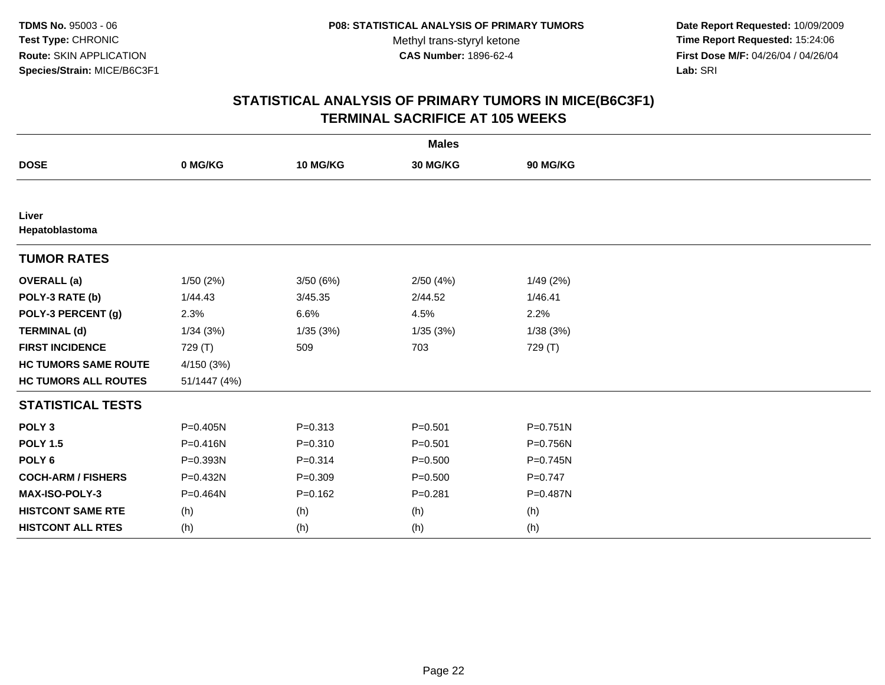**TDMS No.** 95003 - 06
**Test Type:** CHRONIC
**Route:** SKIN APPLICATION
**Species/Strain:** MICE/B6C3F1

**P08: STATISTICAL ANALYSIS OF PRIMARY TUMORS**
Methyl trans-styryl ketone
**CAS Number:** 1896-62-4

**Date Report Requested:** 10/09/2009
**Time Report Requested:** 15:24:06
**First Dose M/F:** 04/26/04 / 04/26/04
**Lab:** SRI

## STATISTICAL ANALYSIS OF PRIMARY TUMORS IN MICE(B6C3F1)
## TERMINAL SACRIFICE AT 105 WEEKS

| | Males | | | |
|---|---|---|---|---|
| **DOSE** | **0 MG/KG** | **10 MG/KG** | **30 MG/KG** | **90 MG/KG** |
| **Liver** | | | | |
| **Hepatoblastoma** | | | | |
| **TUMOR RATES** | | | | |
| **OVERALL (a)** | 1/50 (2%) | 3/50 (6%) | 2/50 (4%) | 1/49 (2%) |
| **POLY-3 RATE (b)** | 1/44.43 | 3/45.35 | 2/44.52 | 1/46.41 |
| **POLY-3 PERCENT (g)** | 2.3% | 6.6% | 4.5% | 2.2% |
| **TERMINAL (d)** | 1/34 (3%) | 1/35 (3%) | 1/35 (3%) | 1/38 (3%) |
| **FIRST INCIDENCE** | 729 (T) | 509 | 703 | 729 (T) |
| **HC TUMORS SAME ROUTE** | 4/150 (3%) | | | |
| **HC TUMORS ALL ROUTES** | 51/1447 (4%) | | | |
| **STATISTICAL TESTS** | | | | |
| **POLY 3** | P=0.405N | P=0.313 | P=0.501 | P=0.751N |
| **POLY 1.5** | P=0.416N | P=0.310 | P=0.501 | P=0.756N |
| **POLY 6** | P=0.393N | P=0.314 | P=0.500 | P=0.745N |
| **COCH-ARM / FISHERS** | P=0.432N | P=0.309 | P=0.500 | P=0.747 |
| **MAX-ISO-POLY-3** | P=0.464N | P=0.162 | P=0.281 | P=0.487N |
| **HISTCONT SAME RTE** | (h) | (h) | (h) | (h) |
| **HISTCONT ALL RTES** | (h) | (h) | (h) | (h) |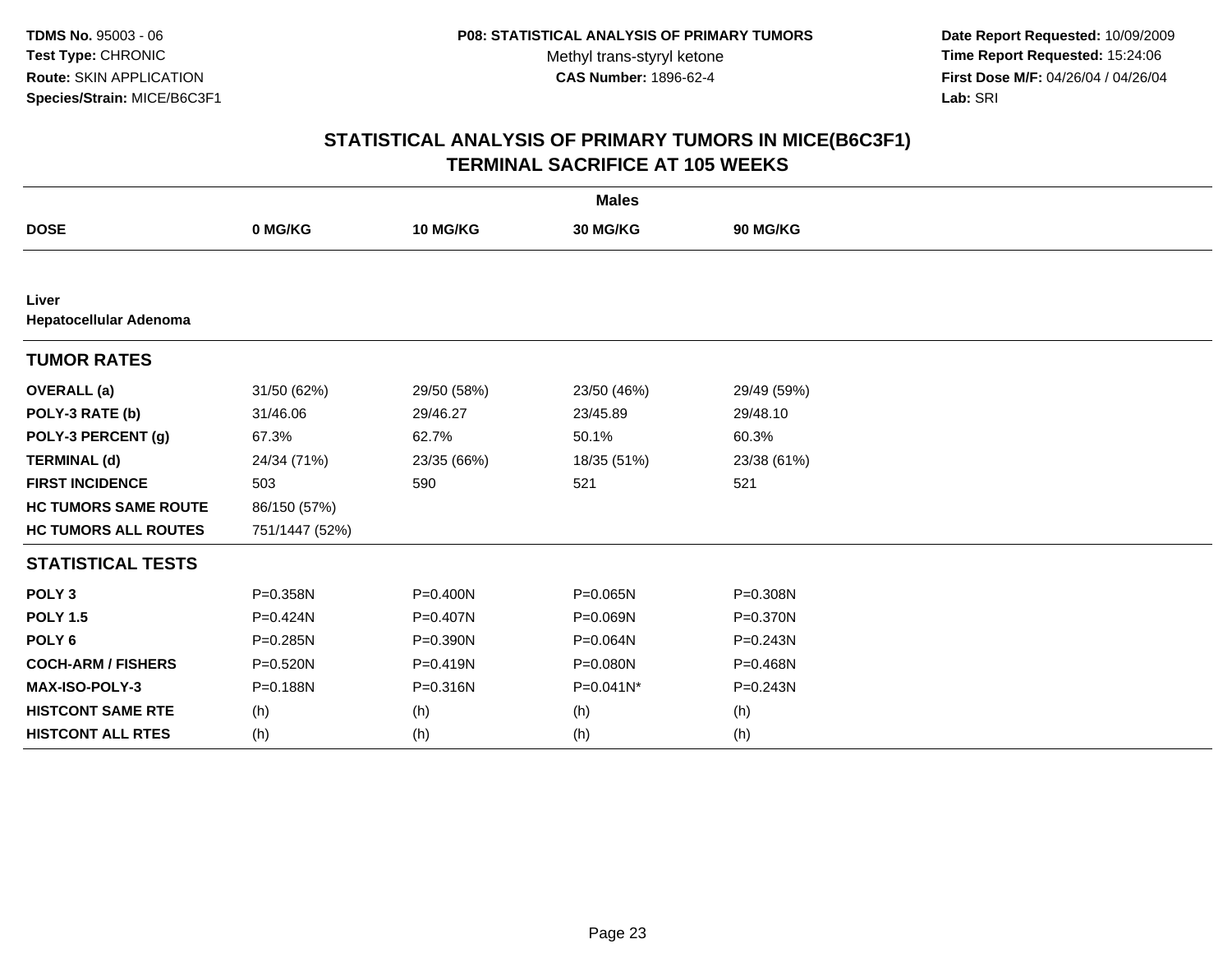**TDMS No.** 95003 - 06
**Test Type:** CHRONIC
**Route:** SKIN APPLICATION
**Species/Strain:** MICE/B6C3F1

**P08: STATISTICAL ANALYSIS OF PRIMARY TUMORS**
Methyl trans-styryl ketone
**CAS Number:** 1896-62-4

**Date Report Requested:** 10/09/2009
**Time Report Requested:** 15:24:06
**First Dose M/F:** 04/26/04 / 04/26/04
**Lab:** SRI

## STATISTICAL ANALYSIS OF PRIMARY TUMORS IN MICE(B6C3F1)
## TERMINAL SACRIFICE AT 105 WEEKS

| | Males | | | |
|---|---|---|---|---|
| **DOSE** | **0 MG/KG** | **10 MG/KG** | **30 MG/KG** | **90 MG/KG** |
| **Liver** | | | | |
| **Hepatocellular Adenoma** | | | | |
| **TUMOR RATES** | | | | |
| **OVERALL (a)** | 31/50 (62%) | 29/50 (58%) | 23/50 (46%) | 29/49 (59%) |
| **POLY-3 RATE (b)** | 31/46.06 | 29/46.27 | 23/45.89 | 29/48.10 |
| **POLY-3 PERCENT (g)** | 67.3% | 62.7% | 50.1% | 60.3% |
| **TERMINAL (d)** | 24/34 (71%) | 23/35 (66%) | 18/35 (51%) | 23/38 (61%) |
| **FIRST INCIDENCE** | 503 | 590 | 521 | 521 |
| **HC TUMORS SAME ROUTE** | 86/150 (57%) | | | |
| **HC TUMORS ALL ROUTES** | 751/1447 (52%) | | | |
| **STATISTICAL TESTS** | | | | |
| **POLY 3** | P=0.358N | P=0.400N | P=0.065N | P=0.308N |
| **POLY 1.5** | P=0.424N | P=0.407N | P=0.069N | P=0.370N |
| **POLY 6** | P=0.285N | P=0.390N | P=0.064N | P=0.243N |
| **COCH-ARM / FISHERS** | P=0.520N | P=0.419N | P=0.080N | P=0.468N |
| **MAX-ISO-POLY-3** | P=0.188N | P=0.316N | P=0.041N* | P=0.243N |
| **HISTCONT SAME RTE** | (h) | (h) | (h) | (h) |
| **HISTCONT ALL RTES** | (h) | (h) | (h) | (h) |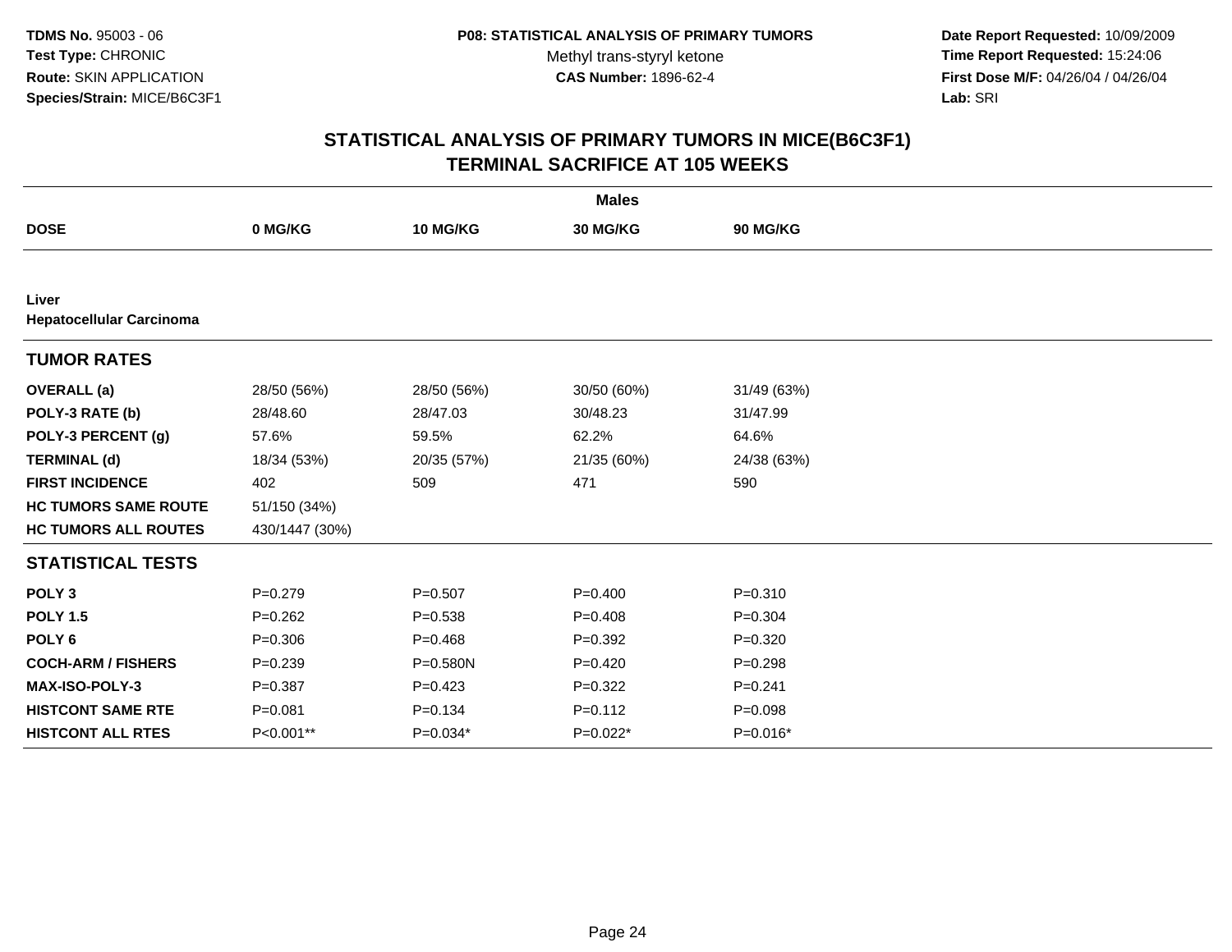**TDMS No.** 95003 - 06
**Test Type:** CHRONIC
**Route:** SKIN APPLICATION
**Species/Strain:** MICE/B6C3F1

**P08: STATISTICAL ANALYSIS OF PRIMARY TUMORS**
Methyl trans-styryl ketone
**CAS Number:** 1896-62-4

**Date Report Requested:** 10/09/2009
**Time Report Requested:** 15:24:06
**First Dose M/F:** 04/26/04 / 04/26/04
**Lab:** SRI

# STATISTICAL ANALYSIS OF PRIMARY TUMORS IN MICE(B6C3F1)
# TERMINAL SACRIFICE AT 105 WEEKS

| | Males | | | |
|---|---|---|---|---|
| **DOSE** | **0 MG/KG** | **10 MG/KG** | **30 MG/KG** | **90 MG/KG** |
| **Liver** | | | | |
| **Hepatocellular Carcinoma** | | | | |
| **TUMOR RATES** | | | | |
| **OVERALL (a)** | 28/50 (56%) | 28/50 (56%) | 30/50 (60%) | 31/49 (63%) |
| **POLY-3 RATE (b)** | 28/48.60 | 28/47.03 | 30/48.23 | 31/47.99 |
| **POLY-3 PERCENT (g)** | 57.6% | 59.5% | 62.2% | 64.6% |
| **TERMINAL (d)** | 18/34 (53%) | 20/35 (57%) | 21/35 (60%) | 24/38 (63%) |
| **FIRST INCIDENCE** | 402 | 509 | 471 | 590 |
| **HC TUMORS SAME ROUTE** | 51/150 (34%) | | | |
| **HC TUMORS ALL ROUTES** | 430/1447 (30%) | | | |
| **STATISTICAL TESTS** | | | | |
| **POLY 3** | P=0.279 | P=0.507 | P=0.400 | P=0.310 |
| **POLY 1.5** | P=0.262 | P=0.538 | P=0.408 | P=0.304 |
| **POLY 6** | P=0.306 | P=0.468 | P=0.392 | P=0.320 |
| **COCH-ARM / FISHERS** | P=0.239 | P=0.580N | P=0.420 | P=0.298 |
| **MAX-ISO-POLY-3** | P=0.387 | P=0.423 | P=0.322 | P=0.241 |
| **HISTCONT SAME RTE** | P=0.081 | P=0.134 | P=0.112 | P=0.098 |
| **HISTCONT ALL RTES** | P<0.001** | P=0.034* | P=0.022* | P=0.016* |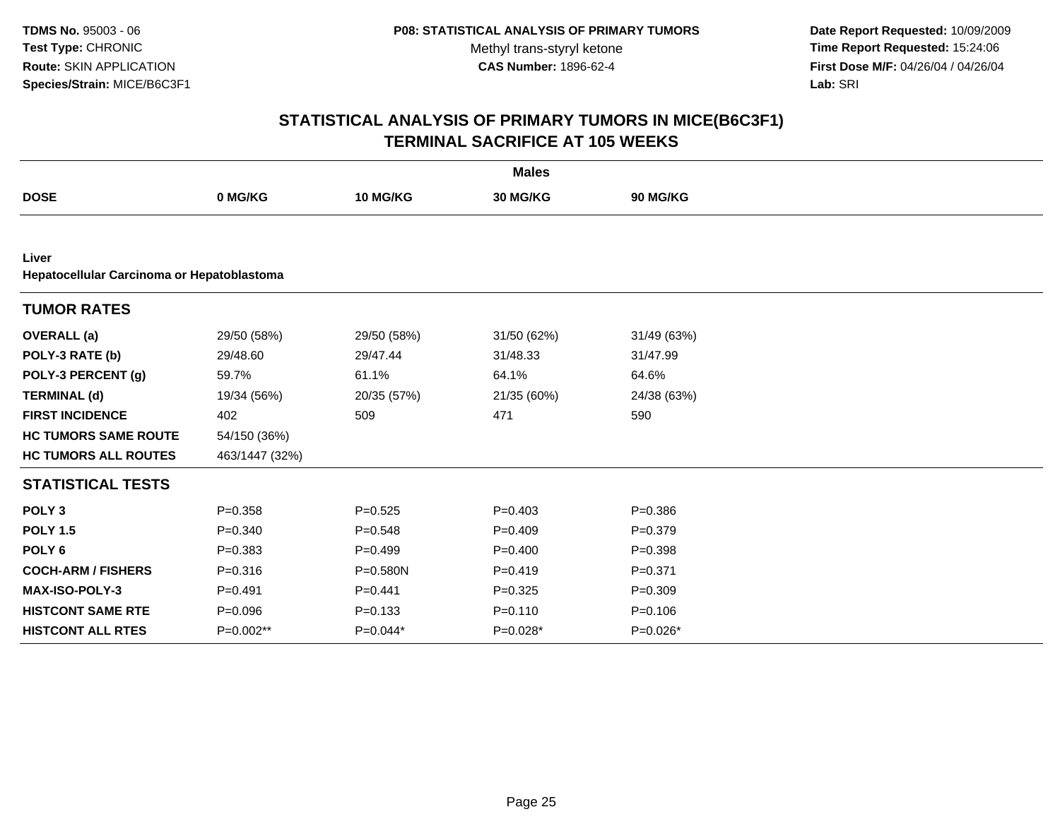TDMS No. 95003 - 06
Test Type: CHRONIC
Route: SKIN APPLICATION
Species/Strain: MICE/B6C3F1

P08: STATISTICAL ANALYSIS OF PRIMARY TUMORS
Methyl trans-styryl ketone
CAS Number: 1896-62-4

Date Report Requested: 10/09/2009
Time Report Requested: 15:24:06
First Dose M/F: 04/26/04 / 04/26/04
Lab: SRI

# STATISTICAL ANALYSIS OF PRIMARY TUMORS IN MICE(B6C3F1)
## TERMINAL SACRIFICE AT 105 WEEKS

**Males**

| DOSE | 0 MG/KG | 10 MG/KG | 30 MG/KG | 90 MG/KG |
|---|---|---|---|---|
| **Liver** | | | | |
| **Hepatocellular Carcinoma or Hepatoblastoma** | | | | |
| **TUMOR RATES** | | | | |
| **OVERALL (a)** | 29/50 (58%) | 29/50 (58%) | 31/50 (62%) | 31/49 (63%) |
| **POLY-3 RATE (b)** | 29/48.60 | 29/47.44 | 31/48.33 | 31/47.99 |
| **POLY-3 PERCENT (g)** | 59.7% | 61.1% | 64.1% | 64.6% |
| **TERMINAL (d)** | 19/34 (56%) | 20/35 (57%) | 21/35 (60%) | 24/38 (63%) |
| **FIRST INCIDENCE** | 402 | 509 | 471 | 590 |
| **HC TUMORS SAME ROUTE** | 54/150 (36%) | | | |
| **HC TUMORS ALL ROUTES** | 463/1447 (32%) | | | |
| **STATISTICAL TESTS** | | | | |
| **POLY 3** | P=0.358 | P=0.525 | P=0.403 | P=0.386 |
| **POLY 1.5** | P=0.340 | P=0.548 | P=0.409 | P=0.379 |
| **POLY 6** | P=0.383 | P=0.499 | P=0.400 | P=0.398 |
| **COCH-ARM / FISHERS** | P=0.316 | P=0.580N | P=0.419 | P=0.371 |
| **MAX-ISO-POLY-3** | P=0.491 | P=0.441 | P=0.325 | P=0.309 |
| **HISTCONT SAME RTE** | P=0.096 | P=0.133 | P=0.110 | P=0.106 |
| **HISTCONT ALL RTES** | P=0.002** | P=0.044* | P=0.028* | P=0.026* |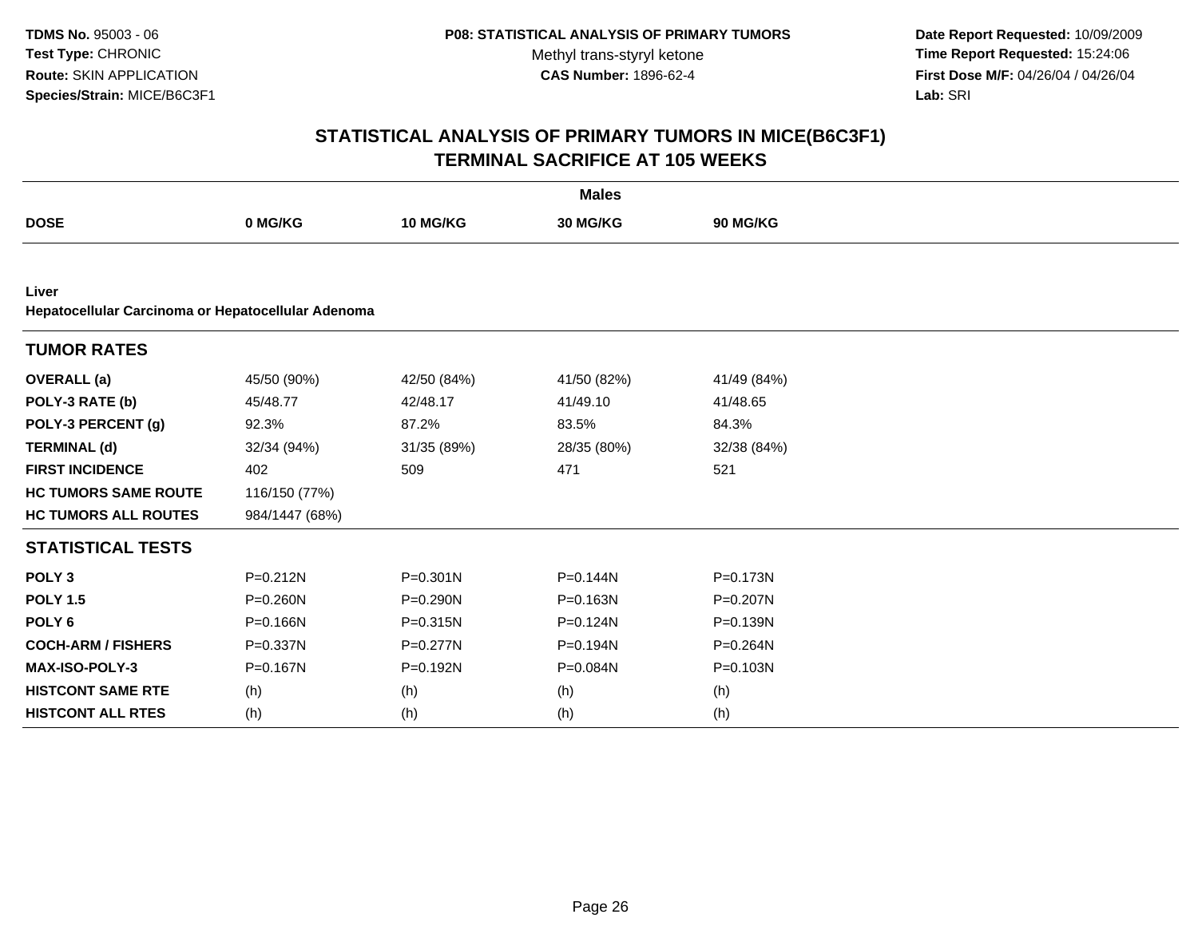**TDMS No.** 95003 - 06
**Test Type:** CHRONIC
**Route:** SKIN APPLICATION
**Species/Strain:** MICE/B6C3F1

**P08: STATISTICAL ANALYSIS OF PRIMARY TUMORS**
Methyl trans-styryl ketone
**CAS Number:** 1896-62-4

**Date Report Requested:** 10/09/2009
**Time Report Requested:** 15:24:06
**First Dose M/F:** 04/26/04 / 04/26/04
**Lab:** SRI

## STATISTICAL ANALYSIS OF PRIMARY TUMORS IN MICE(B6C3F1)
## TERMINAL SACRIFICE AT 105 WEEKS

| | Males | | | |
|---|---|---|---|---|
| **DOSE** | **0 MG/KG** | **10 MG/KG** | **30 MG/KG** | **90 MG/KG** |
| **Liver** | | | | |
| **Hepatocellular Carcinoma or Hepatocellular Adenoma** | | | | |
| **TUMOR RATES** | | | | |
| **OVERALL (a)** | 45/50 (90%) | 42/50 (84%) | 41/50 (82%) | 41/49 (84%) |
| **POLY-3 RATE (b)** | 45/48.77 | 42/48.17 | 41/49.10 | 41/48.65 |
| **POLY-3 PERCENT (g)** | 92.3% | 87.2% | 83.5% | 84.3% |
| **TERMINAL (d)** | 32/34 (94%) | 31/35 (89%) | 28/35 (80%) | 32/38 (84%) |
| **FIRST INCIDENCE** | 402 | 509 | 471 | 521 |
| **HC TUMORS SAME ROUTE** | 116/150 (77%) | | | |
| **HC TUMORS ALL ROUTES** | 984/1447 (68%) | | | |
| **STATISTICAL TESTS** | | | | |
| **POLY 3** | P=0.212N | P=0.301N | P=0.144N | P=0.173N |
| **POLY 1.5** | P=0.260N | P=0.290N | P=0.163N | P=0.207N |
| **POLY 6** | P=0.166N | P=0.315N | P=0.124N | P=0.139N |
| **COCH-ARM / FISHERS** | P=0.337N | P=0.277N | P=0.194N | P=0.264N |
| **MAX-ISO-POLY-3** | P=0.167N | P=0.192N | P=0.084N | P=0.103N |
| **HISTCONT SAME RTE** | (h) | (h) | (h) | (h) |
| **HISTCONT ALL RTES** | (h) | (h) | (h) | (h) |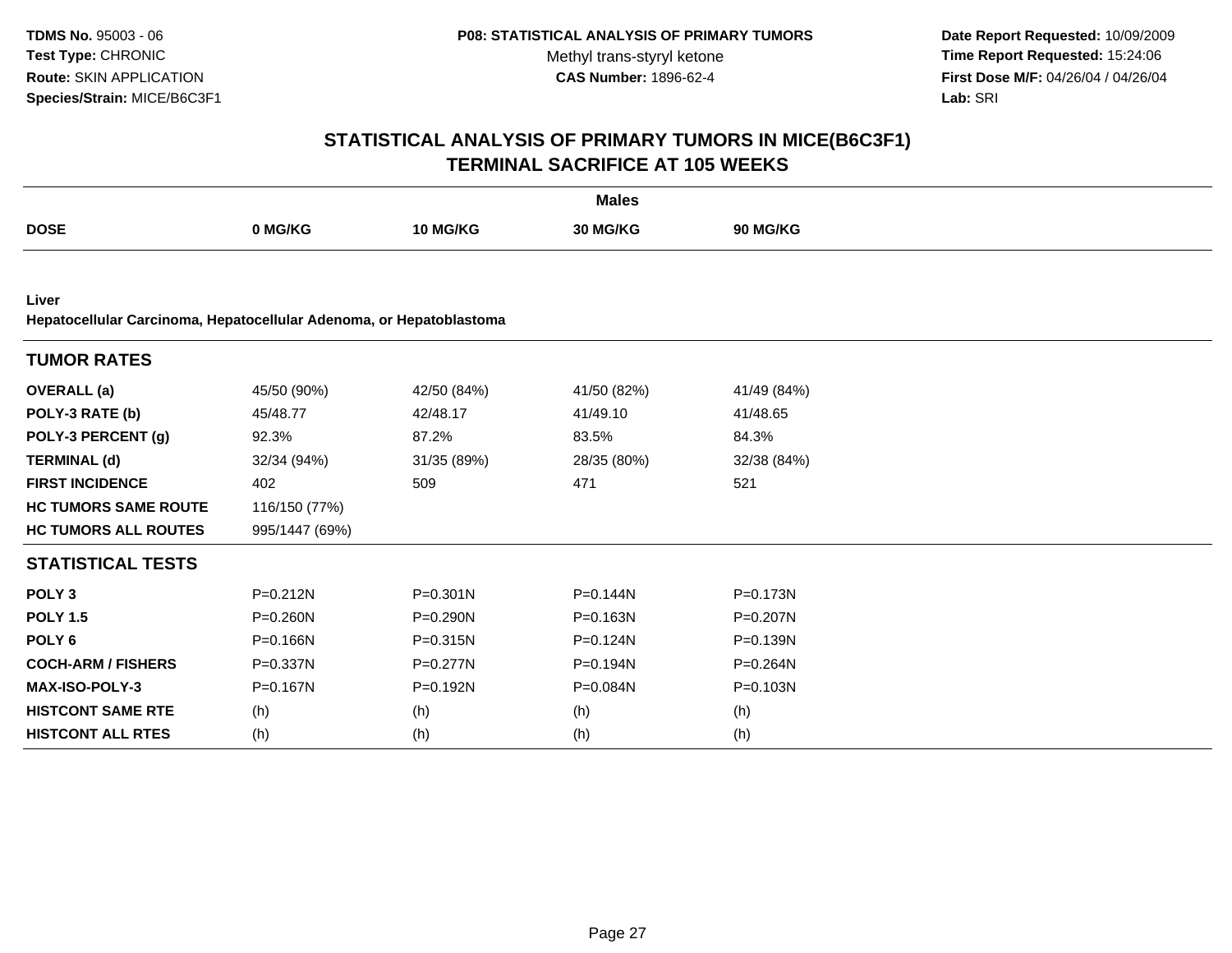**TDMS No.** 95003 - 06
**Test Type:** CHRONIC
**Route:** SKIN APPLICATION
**Species/Strain:** MICE/B6C3F1

**P08: STATISTICAL ANALYSIS OF PRIMARY TUMORS**
Methyl trans-styryl ketone
**CAS Number:** 1896-62-4

**Date Report Requested:** 10/09/2009
**Time Report Requested:** 15:24:06
**First Dose M/F:** 04/26/04 / 04/26/04
**Lab:** SRI

## STATISTICAL ANALYSIS OF PRIMARY TUMORS IN MICE(B6C3F1)
## TERMINAL SACRIFICE AT 105 WEEKS

**Males**

| DOSE | 0 MG/KG | 10 MG/KG | 30 MG/KG | 90 MG/KG |
|---|---|---|---|---|
| **Liver** | | | | |
| **Hepatocellular Carcinoma, Hepatocellular Adenoma, or Hepatoblastoma** | | | | |
| **TUMOR RATES** | | | | |
| **OVERALL (a)** | 45/50 (90%) | 42/50 (84%) | 41/50 (82%) | 41/49 (84%) |
| **POLY-3 RATE (b)** | 45/48.77 | 42/48.17 | 41/49.10 | 41/48.65 |
| **POLY-3 PERCENT (g)** | 92.3% | 87.2% | 83.5% | 84.3% |
| **TERMINAL (d)** | 32/34 (94%) | 31/35 (89%) | 28/35 (80%) | 32/38 (84%) |
| **FIRST INCIDENCE** | 402 | 509 | 471 | 521 |
| **HC TUMORS SAME ROUTE** | 116/150 (77%) | | | |
| **HC TUMORS ALL ROUTES** | 995/1447 (69%) | | | |
| **STATISTICAL TESTS** | | | | |
| **POLY 3** | P=0.212N | P=0.301N | P=0.144N | P=0.173N |
| **POLY 1.5** | P=0.260N | P=0.290N | P=0.163N | P=0.207N |
| **POLY 6** | P=0.166N | P=0.315N | P=0.124N | P=0.139N |
| **COCH-ARM / FISHERS** | P=0.337N | P=0.277N | P=0.194N | P=0.264N |
| **MAX-ISO-POLY-3** | P=0.167N | P=0.192N | P=0.084N | P=0.103N |
| **HISTCONT SAME RTE** | (h) | (h) | (h) | (h) |
| **HISTCONT ALL RTES** | (h) | (h) | (h) | (h) |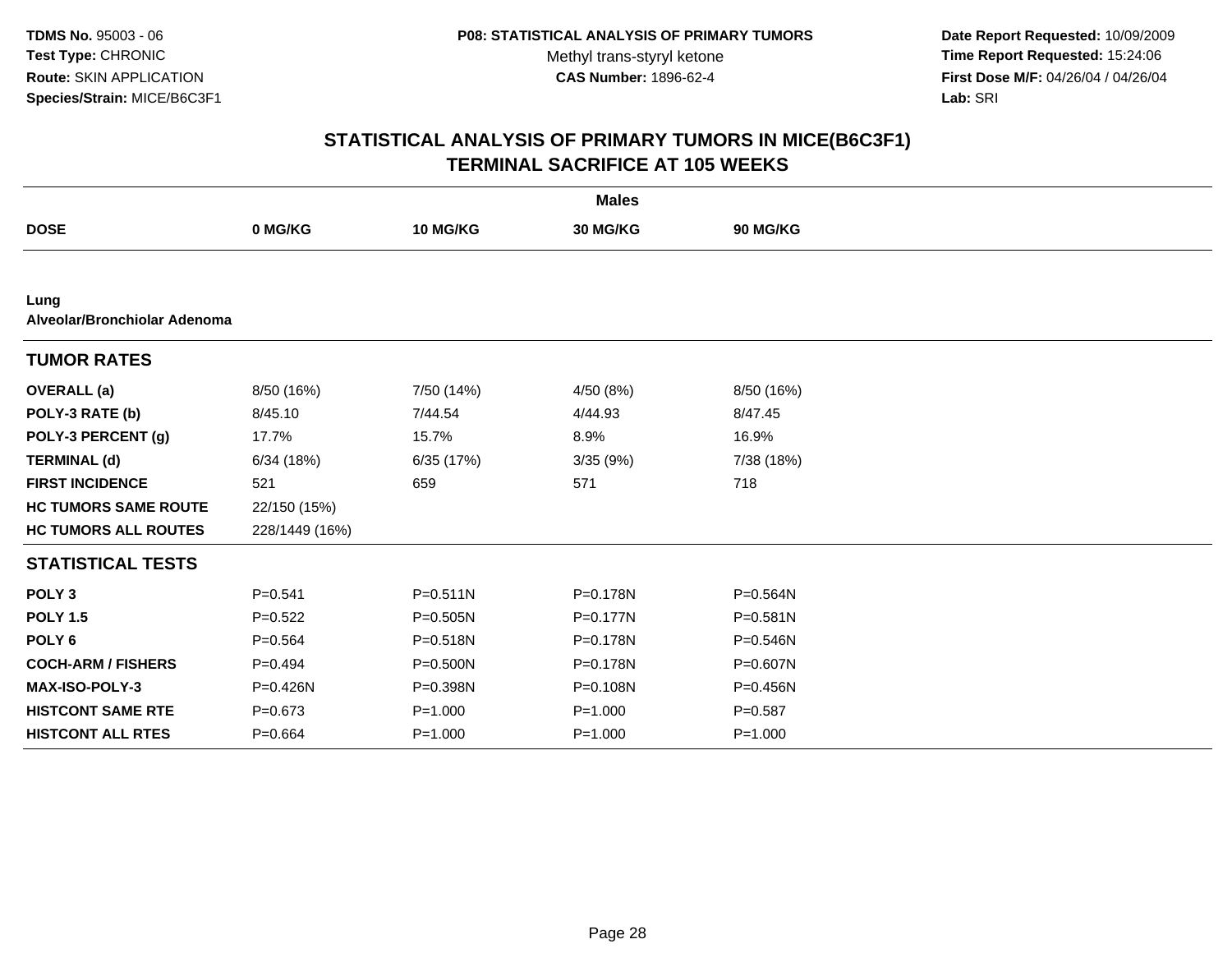TDMS No. 95003 - 06
Test Type: CHRONIC
Route: SKIN APPLICATION
Species/Strain: MICE/B6C3F1

P08: STATISTICAL ANALYSIS OF PRIMARY TUMORS
Methyl trans-styryl ketone
CAS Number: 1896-62-4

Date Report Requested: 10/09/2009
Time Report Requested: 15:24:06
First Dose M/F: 04/26/04 / 04/26/04
Lab: SRI

## STATISTICAL ANALYSIS OF PRIMARY TUMORS IN MICE(B6C3F1)
## TERMINAL SACRIFICE AT 105 WEEKS

| | Males | | | |
|---|---|---|---|---|
| **DOSE** | **0 MG/KG** | **10 MG/KG** | **30 MG/KG** | **90 MG/KG** |
| **Lung** | | | | |
| **Alveolar/Bronchiolar Adenoma** | | | | |
| **TUMOR RATES** | | | | |
| **OVERALL (a)** | 8/50 (16%) | 7/50 (14%) | 4/50 (8%) | 8/50 (16%) |
| **POLY-3 RATE (b)** | 8/45.10 | 7/44.54 | 4/44.93 | 8/47.45 |
| **POLY-3 PERCENT (g)** | 17.7% | 15.7% | 8.9% | 16.9% |
| **TERMINAL (d)** | 6/34 (18%) | 6/35 (17%) | 3/35 (9%) | 7/38 (18%) |
| **FIRST INCIDENCE** | 521 | 659 | 571 | 718 |
| **HC TUMORS SAME ROUTE** | 22/150 (15%) | | | |
| **HC TUMORS ALL ROUTES** | 228/1449 (16%) | | | |
| **STATISTICAL TESTS** | | | | |
| **POLY 3** | P=0.541 | P=0.511N | P=0.178N | P=0.564N |
| **POLY 1.5** | P=0.522 | P=0.505N | P=0.177N | P=0.581N |
| **POLY 6** | P=0.564 | P=0.518N | P=0.178N | P=0.546N |
| **COCH-ARM / FISHERS** | P=0.494 | P=0.500N | P=0.178N | P=0.607N |
| **MAX-ISO-POLY-3** | P=0.426N | P=0.398N | P=0.108N | P=0.456N |
| **HISTCONT SAME RTE** | P=0.673 | P=1.000 | P=1.000 | P=0.587 |
| **HISTCONT ALL RTES** | P=0.664 | P=1.000 | P=1.000 | P=1.000 |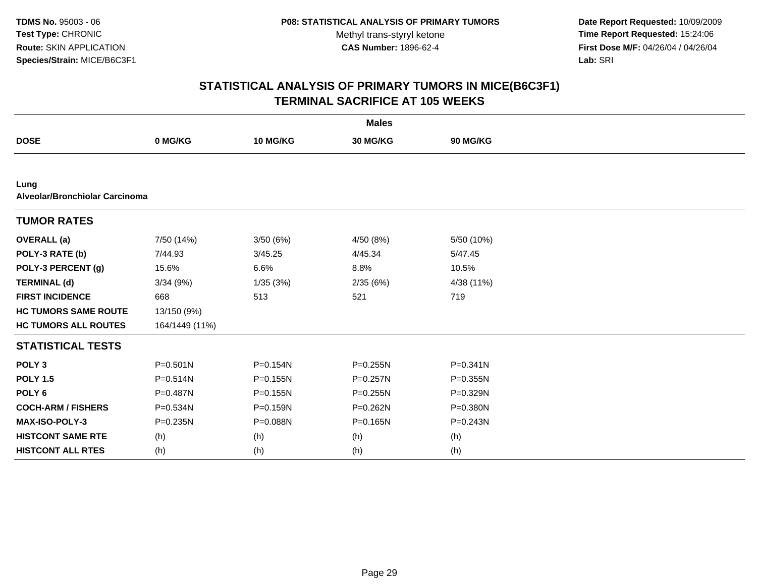TDMS No. 95003 - 06
Test Type: CHRONIC
Route: SKIN APPLICATION
Species/Strain: MICE/B6C3F1

P08: STATISTICAL ANALYSIS OF PRIMARY TUMORS
Methyl trans-styryl ketone
CAS Number: 1896-62-4

Date Report Requested: 10/09/2009
Time Report Requested: 15:24:06
First Dose M/F: 04/26/04 / 04/26/04
Lab: SRI

## STATISTICAL ANALYSIS OF PRIMARY TUMORS IN MICE(B6C3F1)
## TERMINAL SACRIFICE AT 105 WEEKS

| | Males | | | |
|---|---|---|---|---|
| **DOSE** | **0 MG/KG** | **10 MG/KG** | **30 MG/KG** | **90 MG/KG** |
| **Lung** | | | | |
| **Alveolar/Bronchiolar Carcinoma** | | | | |
| **TUMOR RATES** | | | | |
| **OVERALL (a)** | 7/50 (14%) | 3/50 (6%) | 4/50 (8%) | 5/50 (10%) |
| **POLY-3 RATE (b)** | 7/44.93 | 3/45.25 | 4/45.34 | 5/47.45 |
| **POLY-3 PERCENT (g)** | 15.6% | 6.6% | 8.8% | 10.5% |
| **TERMINAL (d)** | 3/34 (9%) | 1/35 (3%) | 2/35 (6%) | 4/38 (11%) |
| **FIRST INCIDENCE** | 668 | 513 | 521 | 719 |
| **HC TUMORS SAME ROUTE** | 13/150 (9%) | | | |
| **HC TUMORS ALL ROUTES** | 164/1449 (11%) | | | |
| **STATISTICAL TESTS** | | | | |
| **POLY 3** | P=0.501N | P=0.154N | P=0.255N | P=0.341N |
| **POLY 1.5** | P=0.514N | P=0.155N | P=0.257N | P=0.355N |
| **POLY 6** | P=0.487N | P=0.155N | P=0.255N | P=0.329N |
| **COCH-ARM / FISHERS** | P=0.534N | P=0.159N | P=0.262N | P=0.380N |
| **MAX-ISO-POLY-3** | P=0.235N | P=0.088N | P=0.165N | P=0.243N |
| **HISTCONT SAME RTE** | (h) | (h) | (h) | (h) |
| **HISTCONT ALL RTES** | (h) | (h) | (h) | (h) |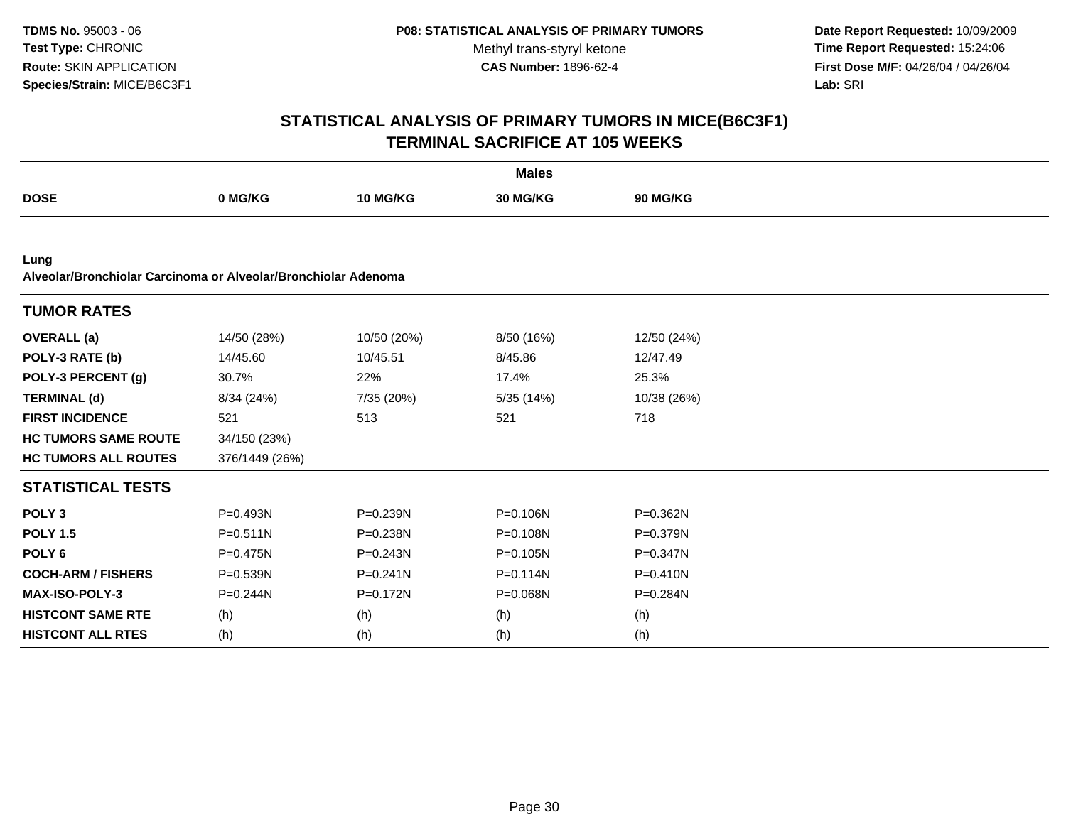# STATISTICAL ANALYSIS OF PRIMARY TUMORS IN MICE(B6C3F1)
## TERMINAL SACRIFICE AT 105 WEEKS

| | Males | | | |
|---|---|---|---|---|
| **DOSE** | **0 MG/KG** | **10 MG/KG** | **30 MG/KG** | **90 MG/KG** |

**Lung**
**Alveolar/Bronchiolar Carcinoma or Alveolar/Bronchiolar Adenoma**

| **TUMOR RATES** | | | | |
|---|---|---|---|---|
| **OVERALL (a)** | 14/50 (28%) | 10/50 (20%) | 8/50 (16%) | 12/50 (24%) |
| **POLY-3 RATE (b)** | 14/45.60 | 10/45.51 | 8/45.86 | 12/47.49 |
| **POLY-3 PERCENT (g)** | 30.7% | 22% | 17.4% | 25.3% |
| **TERMINAL (d)** | 8/34 (24%) | 7/35 (20%) | 5/35 (14%) | 10/38 (26%) |
| **FIRST INCIDENCE** | 521 | 513 | 521 | 718 |
| **HC TUMORS SAME ROUTE** | 34/150 (23%) | | | |
| **HC TUMORS ALL ROUTES** | 376/1449 (26%) | | | |

| **STATISTICAL TESTS** | | | | |
|---|---|---|---|---|
| **POLY 3** | P=0.493N | P=0.239N | P=0.106N | P=0.362N |
| **POLY 1.5** | P=0.511N | P=0.238N | P=0.108N | P=0.379N |
| **POLY 6** | P=0.475N | P=0.243N | P=0.105N | P=0.347N |
| **COCH-ARM / FISHERS** | P=0.539N | P=0.241N | P=0.114N | P=0.410N |
| **MAX-ISO-POLY-3** | P=0.244N | P=0.172N | P=0.068N | P=0.284N |
| **HISTCONT SAME RTE** | (h) | (h) | (h) | (h) |
| **HISTCONT ALL RTES** | (h) | (h) | (h) | (h) |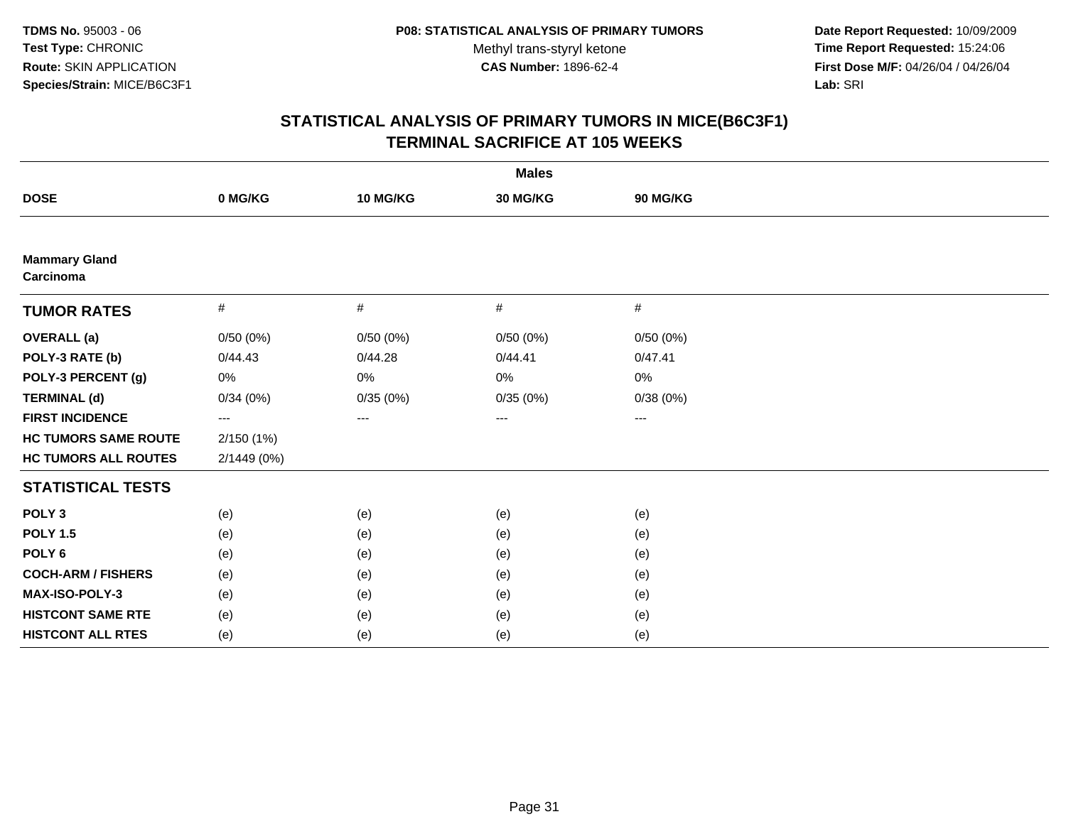**TDMS No.** 95003 - 06
**Test Type:** CHRONIC
**Route:** SKIN APPLICATION
**Species/Strain:** MICE/B6C3F1

**P08: STATISTICAL ANALYSIS OF PRIMARY TUMORS**
Methyl trans-styryl ketone
**CAS Number:** 1896-62-4

**Date Report Requested:** 10/09/2009
**Time Report Requested:** 15:24:06
**First Dose M/F:** 04/26/04 / 04/26/04
**Lab:** SRI

## STATISTICAL ANALYSIS OF PRIMARY TUMORS IN MICE(B6C3F1)
## TERMINAL SACRIFICE AT 105 WEEKS

| | Males | | | |
|---|---|---|---|---|
| **DOSE** | **0 MG/KG** | **10 MG/KG** | **30 MG/KG** | **90 MG/KG** |
| **Mammary Gland** | | | | |
| **Carcinoma** | | | | |
| **TUMOR RATES** | # | # | # | # |
| **OVERALL (a)** | 0/50 (0%) | 0/50 (0%) | 0/50 (0%) | 0/50 (0%) |
| **POLY-3 RATE (b)** | 0/44.43 | 0/44.28 | 0/44.41 | 0/47.41 |
| **POLY-3 PERCENT (g)** | 0% | 0% | 0% | 0% |
| **TERMINAL (d)** | 0/34 (0%) | 0/35 (0%) | 0/35 (0%) | 0/38 (0%) |
| **FIRST INCIDENCE** | --- | --- | --- | --- |
| **HC TUMORS SAME ROUTE** | 2/150 (1%) | | | |
| **HC TUMORS ALL ROUTES** | 2/1449 (0%) | | | |
| **STATISTICAL TESTS** | | | | |
| **POLY 3** | (e) | (e) | (e) | (e) |
| **POLY 1.5** | (e) | (e) | (e) | (e) |
| **POLY 6** | (e) | (e) | (e) | (e) |
| **COCH-ARM / FISHERS** | (e) | (e) | (e) | (e) |
| **MAX-ISO-POLY-3** | (e) | (e) | (e) | (e) |
| **HISTCONT SAME RTE** | (e) | (e) | (e) | (e) |
| **HISTCONT ALL RTES** | (e) | (e) | (e) | (e) |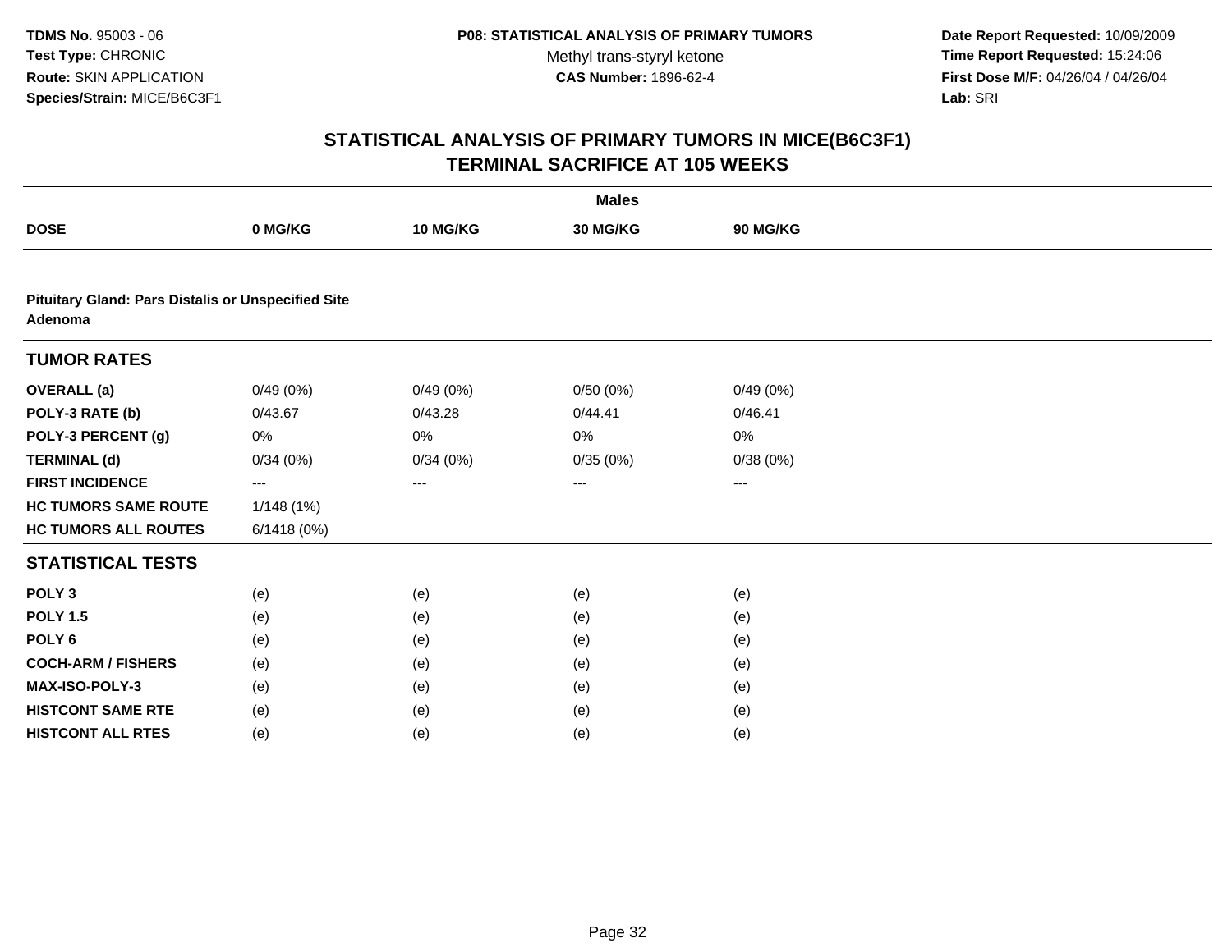## STATISTICAL ANALYSIS OF PRIMARY TUMORS IN MICE(B6C3F1)
## TERMINAL SACRIFICE AT 105 WEEKS

| | Males | | | |
|---|---|---|---|---|
| **DOSE** | **0 MG/KG** | **10 MG/KG** | **30 MG/KG** | **90 MG/KG** |
| **Pituitary Gland: Pars Distalis or Unspecified Site Adenoma** | | | | |
| **TUMOR RATES** | | | | |
| **OVERALL (a)** | 0/49 (0%) | 0/49 (0%) | 0/50 (0%) | 0/49 (0%) |
| **POLY-3 RATE (b)** | 0/43.67 | 0/43.28 | 0/44.41 | 0/46.41 |
| **POLY-3 PERCENT (g)** | 0% | 0% | 0% | 0% |
| **TERMINAL (d)** | 0/34 (0%) | 0/34 (0%) | 0/35 (0%) | 0/38 (0%) |
| **FIRST INCIDENCE** | --- | --- | --- | --- |
| **HC TUMORS SAME ROUTE** | 1/148 (1%) | | | |
| **HC TUMORS ALL ROUTES** | 6/1418 (0%) | | | |
| **STATISTICAL TESTS** | | | | |
| **POLY 3** | (e) | (e) | (e) | (e) |
| **POLY 1.5** | (e) | (e) | (e) | (e) |
| **POLY 6** | (e) | (e) | (e) | (e) |
| **COCH-ARM / FISHERS** | (e) | (e) | (e) | (e) |
| **MAX-ISO-POLY-3** | (e) | (e) | (e) | (e) |
| **HISTCONT SAME RTE** | (e) | (e) | (e) | (e) |
| **HISTCONT ALL RTES** | (e) | (e) | (e) | (e) |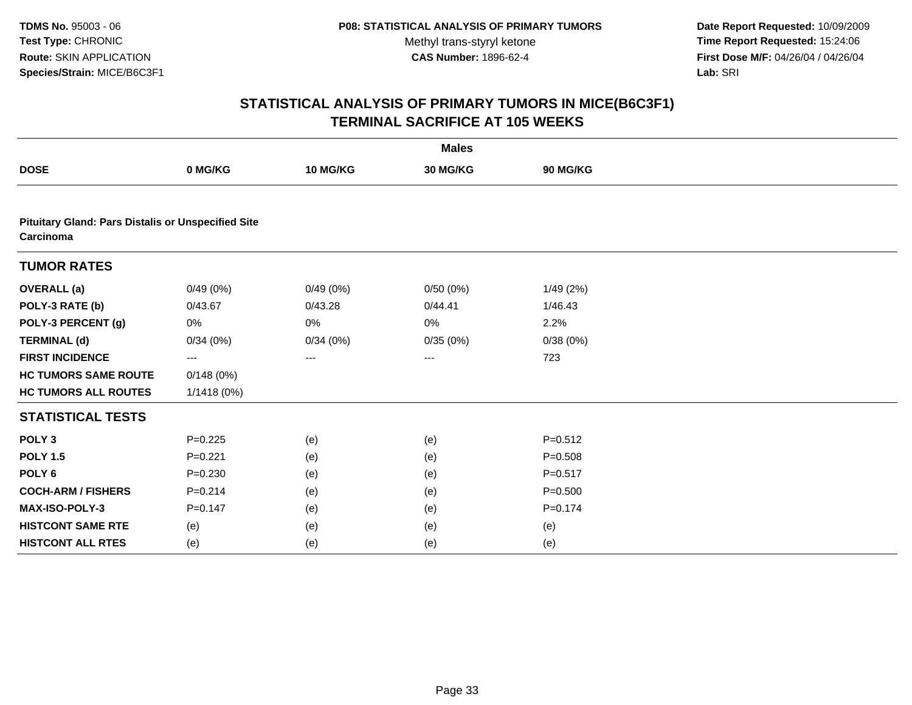**TDMS No.** 95003 - 06
**Test Type:** CHRONIC
**Route:** SKIN APPLICATION
**Species/Strain:** MICE/B6C3F1

**P08: STATISTICAL ANALYSIS OF PRIMARY TUMORS**
Methyl trans-styryl ketone
**CAS Number:** 1896-62-4

**Date Report Requested:** 10/09/2009
**Time Report Requested:** 15:24:06
**First Dose M/F:** 04/26/04 / 04/26/04
**Lab:** SRI

## STATISTICAL ANALYSIS OF PRIMARY TUMORS IN MICE(B6C3F1)
## TERMINAL SACRIFICE AT 105 WEEKS

| | Males | | | |
|---|---|---|---|---|
| **DOSE** | **0 MG/KG** | **10 MG/KG** | **30 MG/KG** | **90 MG/KG** |
| **Pituitary Gland: Pars Distalis or Unspecified Site Carcinoma** | | | | |
| **TUMOR RATES** | | | | |
| **OVERALL (a)** | 0/49 (0%) | 0/49 (0%) | 0/50 (0%) | 1/49 (2%) |
| **POLY-3 RATE (b)** | 0/43.67 | 0/43.28 | 0/44.41 | 1/46.43 |
| **POLY-3 PERCENT (g)** | 0% | 0% | 0% | 2.2% |
| **TERMINAL (d)** | 0/34 (0%) | 0/34 (0%) | 0/35 (0%) | 0/38 (0%) |
| **FIRST INCIDENCE** | --- | --- | --- | 723 |
| **HC TUMORS SAME ROUTE** | 0/148 (0%) | | | |
| **HC TUMORS ALL ROUTES** | 1/1418 (0%) | | | |
| **STATISTICAL TESTS** | | | | |
| **POLY 3** | P=0.225 | (e) | (e) | P=0.512 |
| **POLY 1.5** | P=0.221 | (e) | (e) | P=0.508 |
| **POLY 6** | P=0.230 | (e) | (e) | P=0.517 |
| **COCH-ARM / FISHERS** | P=0.214 | (e) | (e) | P=0.500 |
| **MAX-ISO-POLY-3** | P=0.147 | (e) | (e) | P=0.174 |
| **HISTCONT SAME RTE** | (e) | (e) | (e) | (e) |
| **HISTCONT ALL RTES** | (e) | (e) | (e) | (e) |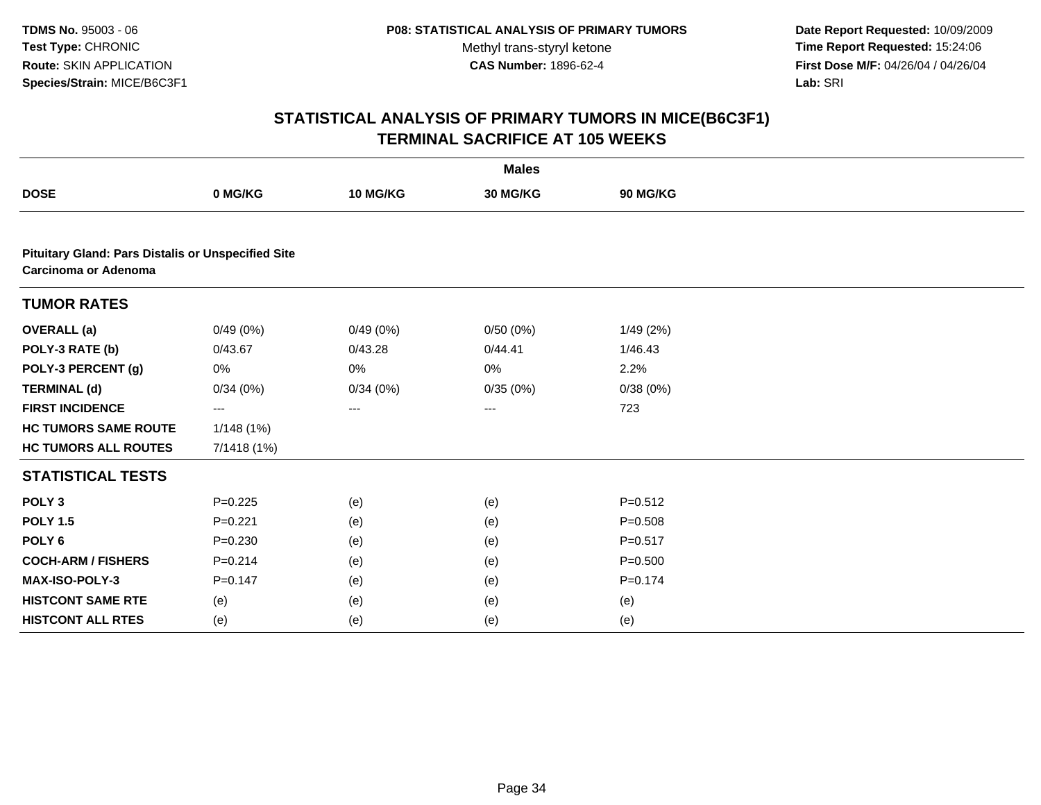**TDMS No.** 95003 - 06
**Test Type:** CHRONIC
**Route:** SKIN APPLICATION
**Species/Strain:** MICE/B6C3F1

**P08: STATISTICAL ANALYSIS OF PRIMARY TUMORS**
Methyl trans-styryl ketone
**CAS Number:** 1896-62-4

**Date Report Requested:** 10/09/2009
**Time Report Requested:** 15:24:06
**First Dose M/F:** 04/26/04 / 04/26/04
**Lab:** SRI

## STATISTICAL ANALYSIS OF PRIMARY TUMORS IN MICE(B6C3F1)
## TERMINAL SACRIFICE AT 105 WEEKS

| | Males | | | |
|---|---|---|---|---|
| **DOSE** | **0 MG/KG** | **10 MG/KG** | **30 MG/KG** | **90 MG/KG** |
| **Pituitary Gland: Pars Distalis or Unspecified Site Carcinoma or Adenoma** | | | | |
| **TUMOR RATES** | | | | |
| **OVERALL (a)** | 0/49 (0%) | 0/49 (0%) | 0/50 (0%) | 1/49 (2%) |
| **POLY-3 RATE (b)** | 0/43.67 | 0/43.28 | 0/44.41 | 1/46.43 |
| **POLY-3 PERCENT (g)** | 0% | 0% | 0% | 2.2% |
| **TERMINAL (d)** | 0/34 (0%) | 0/34 (0%) | 0/35 (0%) | 0/38 (0%) |
| **FIRST INCIDENCE** | --- | --- | --- | 723 |
| **HC TUMORS SAME ROUTE** | 1/148 (1%) | | | |
| **HC TUMORS ALL ROUTES** | 7/1418 (1%) | | | |
| **STATISTICAL TESTS** | | | | |
| **POLY 3** | P=0.225 | (e) | (e) | P=0.512 |
| **POLY 1.5** | P=0.221 | (e) | (e) | P=0.508 |
| **POLY 6** | P=0.230 | (e) | (e) | P=0.517 |
| **COCH-ARM / FISHERS** | P=0.214 | (e) | (e) | P=0.500 |
| **MAX-ISO-POLY-3** | P=0.147 | (e) | (e) | P=0.174 |
| **HISTCONT SAME RTE** | (e) | (e) | (e) | (e) |
| **HISTCONT ALL RTES** | (e) | (e) | (e) | (e) |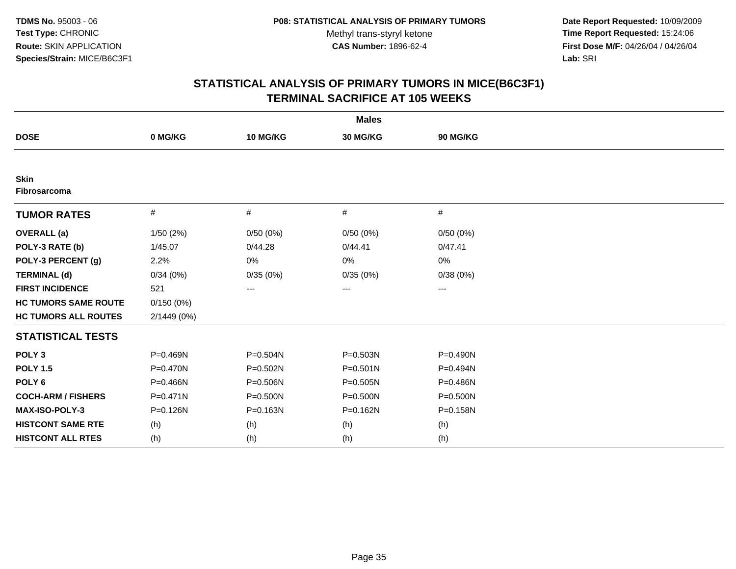**TDMS No.** 95003 - 06
**Test Type:** CHRONIC
**Route:** SKIN APPLICATION
**Species/Strain:** MICE/B6C3F1

**P08: STATISTICAL ANALYSIS OF PRIMARY TUMORS**
Methyl trans-styryl ketone
**CAS Number:** 1896-62-4

**Date Report Requested:** 10/09/2009
**Time Report Requested:** 15:24:06
**First Dose M/F:** 04/26/04 / 04/26/04
**Lab:** SRI

# STATISTICAL ANALYSIS OF PRIMARY TUMORS IN MICE(B6C3F1)
# TERMINAL SACRIFICE AT 105 WEEKS

| | Males | | | |
|---|---|---|---|---|
| **DOSE** | **0 MG/KG** | **10 MG/KG** | **30 MG/KG** | **90 MG/KG** |
| **Skin** | | | | |
| **Fibrosarcoma** | | | | |
| **TUMOR RATES** | # | # | # | # |
| **OVERALL (a)** | 1/50 (2%) | 0/50 (0%) | 0/50 (0%) | 0/50 (0%) |
| **POLY-3 RATE (b)** | 1/45.07 | 0/44.28 | 0/44.41 | 0/47.41 |
| **POLY-3 PERCENT (g)** | 2.2% | 0% | 0% | 0% |
| **TERMINAL (d)** | 0/34 (0%) | 0/35 (0%) | 0/35 (0%) | 0/38 (0%) |
| **FIRST INCIDENCE** | 521 | --- | --- | --- |
| **HC TUMORS SAME ROUTE** | 0/150 (0%) | | | |
| **HC TUMORS ALL ROUTES** | 2/1449 (0%) | | | |
| **STATISTICAL TESTS** | | | | |
| **POLY 3** | P=0.469N | P=0.504N | P=0.503N | P=0.490N |
| **POLY 1.5** | P=0.470N | P=0.502N | P=0.501N | P=0.494N |
| **POLY 6** | P=0.466N | P=0.506N | P=0.505N | P=0.486N |
| **COCH-ARM / FISHERS** | P=0.471N | P=0.500N | P=0.500N | P=0.500N |
| **MAX-ISO-POLY-3** | P=0.126N | P=0.163N | P=0.162N | P=0.158N |
| **HISTCONT SAME RTE** | (h) | (h) | (h) | (h) |
| **HISTCONT ALL RTES** | (h) | (h) | (h) | (h) |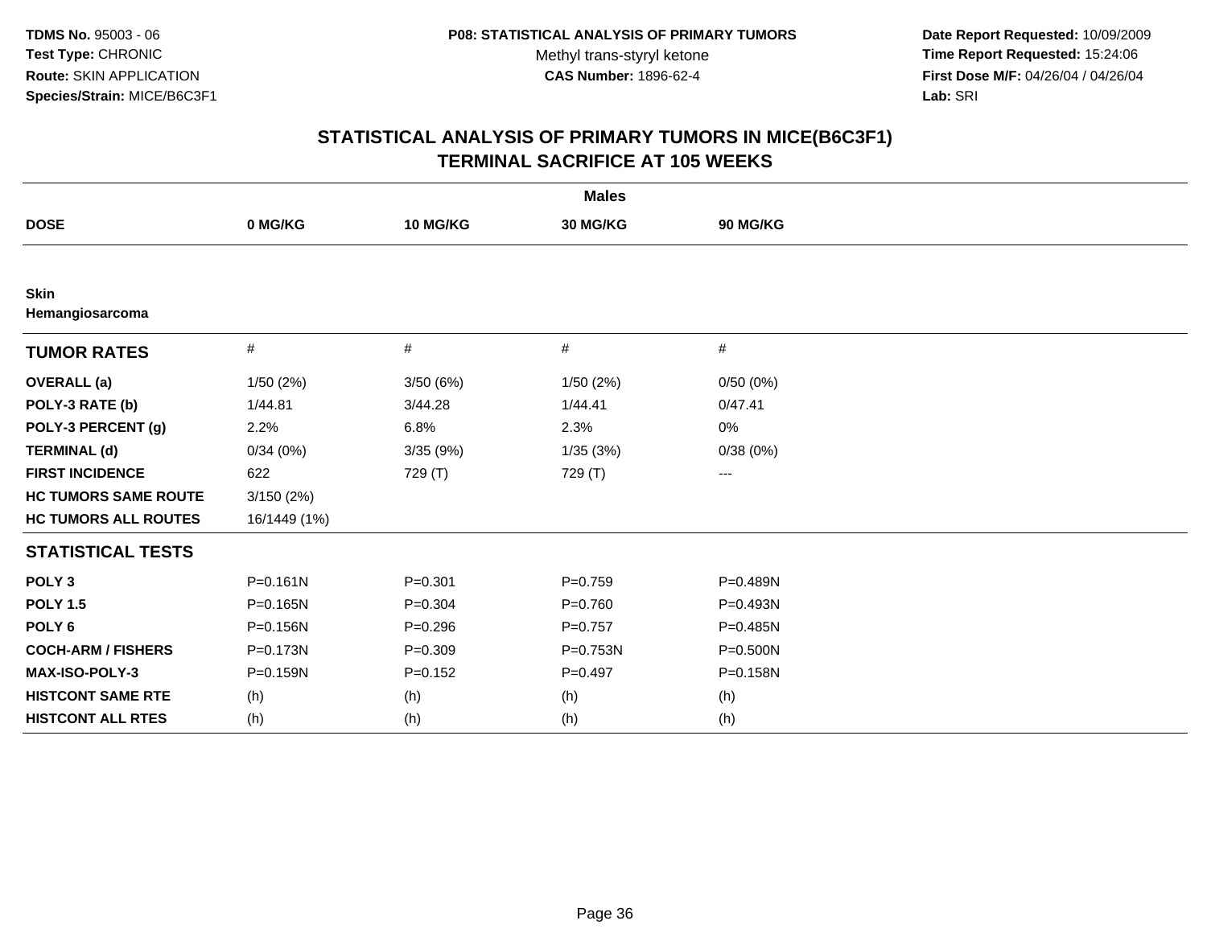TDMS No. 95003 - 06
Test Type: CHRONIC
Route: SKIN APPLICATION
Species/Strain: MICE/B6C3F1

P08: STATISTICAL ANALYSIS OF PRIMARY TUMORS
Methyl trans-styryl ketone
CAS Number: 1896-62-4

Date Report Requested: 10/09/2009
Time Report Requested: 15:24:06
First Dose M/F: 04/26/04 / 04/26/04
Lab: SRI

## STATISTICAL ANALYSIS OF PRIMARY TUMORS IN MICE(B6C3F1)
## TERMINAL SACRIFICE AT 105 WEEKS

**Males**

| DOSE | 0 MG/KG | 10 MG/KG | 30 MG/KG | 90 MG/KG |
|---|---|---|---|---|
| **Skin** | | | | |
| **Hemangiosarcoma** | | | | |
| **TUMOR RATES** | # | # | # | # |
| **OVERALL (a)** | 1/50 (2%) | 3/50 (6%) | 1/50 (2%) | 0/50 (0%) |
| **POLY-3 RATE (b)** | 1/44.81 | 3/44.28 | 1/44.41 | 0/47.41 |
| **POLY-3 PERCENT (g)** | 2.2% | 6.8% | 2.3% | 0% |
| **TERMINAL (d)** | 0/34 (0%) | 3/35 (9%) | 1/35 (3%) | 0/38 (0%) |
| **FIRST INCIDENCE** | 622 | 729 (T) | 729 (T) | --- |
| **HC TUMORS SAME ROUTE** | 3/150 (2%) | | | |
| **HC TUMORS ALL ROUTES** | 16/1449 (1%) | | | |
| **STATISTICAL TESTS** | | | | |
| **POLY 3** | P=0.161N | P=0.301 | P=0.759 | P=0.489N |
| **POLY 1.5** | P=0.165N | P=0.304 | P=0.760 | P=0.493N |
| **POLY 6** | P=0.156N | P=0.296 | P=0.757 | P=0.485N |
| **COCH-ARM / FISHERS** | P=0.173N | P=0.309 | P=0.753N | P=0.500N |
| **MAX-ISO-POLY-3** | P=0.159N | P=0.152 | P=0.497 | P=0.158N |
| **HISTCONT SAME RTE** | (h) | (h) | (h) | (h) |
| **HISTCONT ALL RTES** | (h) | (h) | (h) | (h) |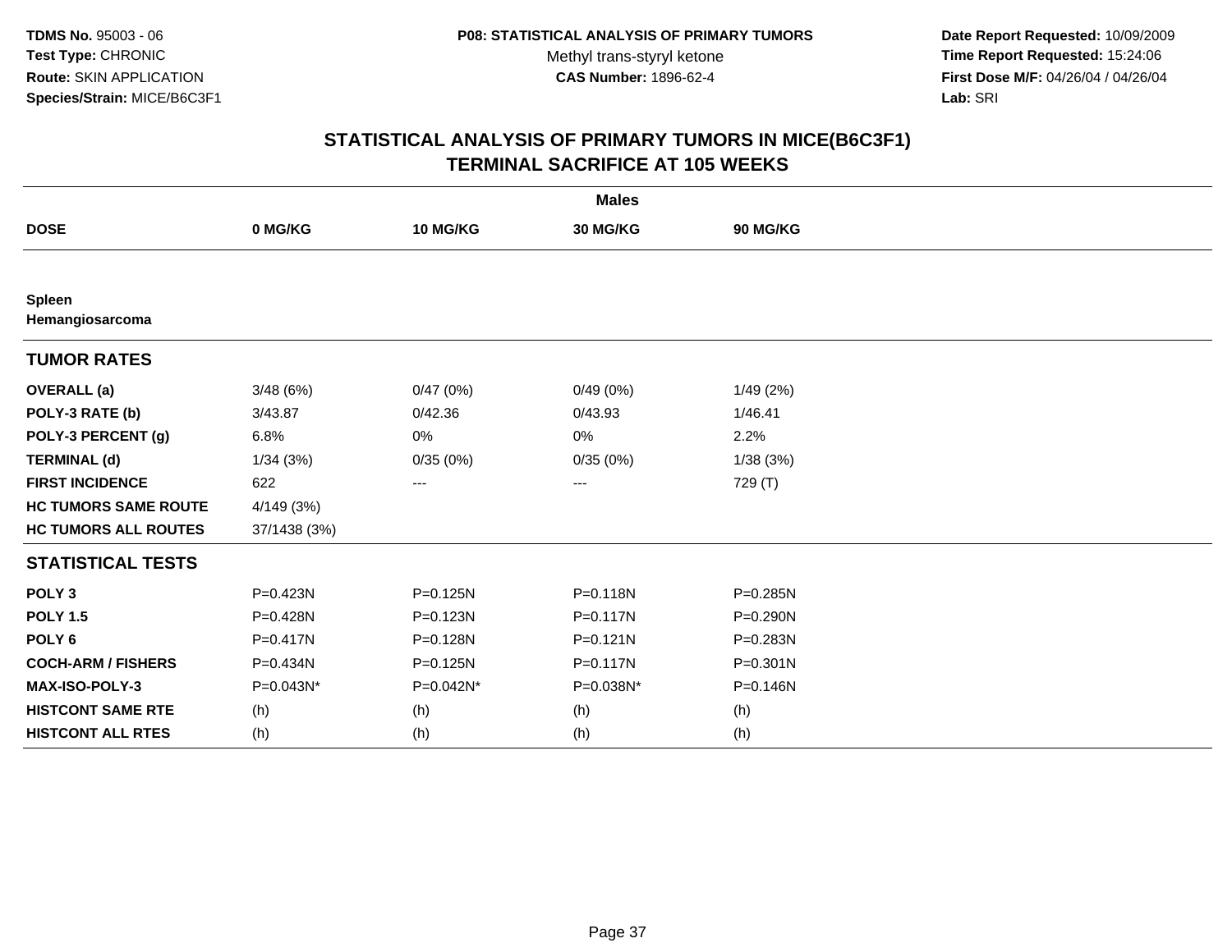**TDMS No.** 95003 - 06
**Test Type:** CHRONIC
**Route:** SKIN APPLICATION
**Species/Strain:** MICE/B6C3F1

**P08: STATISTICAL ANALYSIS OF PRIMARY TUMORS**
Methyl trans-styryl ketone
**CAS Number:** 1896-62-4

**Date Report Requested:** 10/09/2009
**Time Report Requested:** 15:24:06
**First Dose M/F:** 04/26/04 / 04/26/04
**Lab:** SRI

## STATISTICAL ANALYSIS OF PRIMARY TUMORS IN MICE(B6C3F1) TERMINAL SACRIFICE AT 105 WEEKS

| | Males | | | |
|---|---|---|---|---|
| **DOSE** | **0 MG/KG** | **10 MG/KG** | **30 MG/KG** | **90 MG/KG** |
| **Spleen** | | | | |
| **Hemangiosarcoma** | | | | |
| **TUMOR RATES** | | | | |
| **OVERALL (a)** | 3/48 (6%) | 0/47 (0%) | 0/49 (0%) | 1/49 (2%) |
| **POLY-3 RATE (b)** | 3/43.87 | 0/42.36 | 0/43.93 | 1/46.41 |
| **POLY-3 PERCENT (g)** | 6.8% | 0% | 0% | 2.2% |
| **TERMINAL (d)** | 1/34 (3%) | 0/35 (0%) | 0/35 (0%) | 1/38 (3%) |
| **FIRST INCIDENCE** | 622 | --- | --- | 729 (T) |
| **HC TUMORS SAME ROUTE** | 4/149 (3%) | | | |
| **HC TUMORS ALL ROUTES** | 37/1438 (3%) | | | |
| **STATISTICAL TESTS** | | | | |
| **POLY 3** | P=0.423N | P=0.125N | P=0.118N | P=0.285N |
| **POLY 1.5** | P=0.428N | P=0.123N | P=0.117N | P=0.290N |
| **POLY 6** | P=0.417N | P=0.128N | P=0.121N | P=0.283N |
| **COCH-ARM / FISHERS** | P=0.434N | P=0.125N | P=0.117N | P=0.301N |
| **MAX-ISO-POLY-3** | P=0.043N* | P=0.042N* | P=0.038N* | P=0.146N |
| **HISTCONT SAME RTE** | (h) | (h) | (h) | (h) |
| **HISTCONT ALL RTES** | (h) | (h) | (h) | (h) |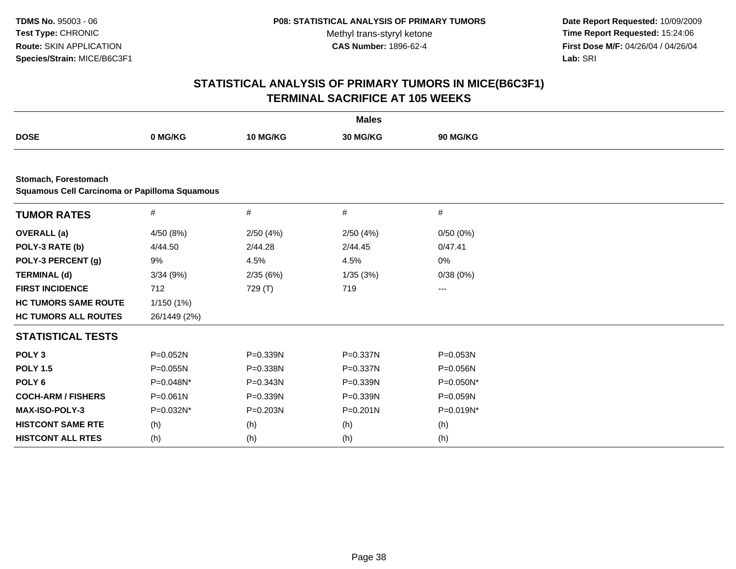**TDMS No.** 95003 - 06
**Test Type:** CHRONIC
**Route:** SKIN APPLICATION
**Species/Strain:** MICE/B6C3F1

**P08: STATISTICAL ANALYSIS OF PRIMARY TUMORS**
Methyl trans-styryl ketone
**CAS Number:** 1896-62-4

**Date Report Requested:** 10/09/2009
**Time Report Requested:** 15:24:06
**First Dose M/F:** 04/26/04 / 04/26/04
**Lab:** SRI

# STATISTICAL ANALYSIS OF PRIMARY TUMORS IN MICE(B6C3F1)
## TERMINAL SACRIFICE AT 105 WEEKS

| | Males | | | |
|---|---|---|---|---|
| **DOSE** | **0 MG/KG** | **10 MG/KG** | **30 MG/KG** | **90 MG/KG** |

**Stomach, Forestomach**
**Squamous Cell Carcinoma or Papilloma Squamous**

| **TUMOR RATES** | # | # | # | # |
|---|---|---|---|---|
| **OVERALL (a)** | 4/50 (8%) | 2/50 (4%) | 2/50 (4%) | 0/50 (0%) |
| **POLY-3 RATE (b)** | 4/44.50 | 2/44.28 | 2/44.45 | 0/47.41 |
| **POLY-3 PERCENT (g)** | 9% | 4.5% | 4.5% | 0% |
| **TERMINAL (d)** | 3/34 (9%) | 2/35 (6%) | 1/35 (3%) | 0/38 (0%) |
| **FIRST INCIDENCE** | 712 | 729 (T) | 719 | --- |
| **HC TUMORS SAME ROUTE** | 1/150 (1%) | | | |
| **HC TUMORS ALL ROUTES** | 26/1449 (2%) | | | |
| **STATISTICAL TESTS** | | | | |
| **POLY 3** | P=0.052N | P=0.339N | P=0.337N | P=0.053N |
| **POLY 1.5** | P=0.055N | P=0.338N | P=0.337N | P=0.056N |
| **POLY 6** | P=0.048N* | P=0.343N | P=0.339N | P=0.050N* |
| **COCH-ARM / FISHERS** | P=0.061N | P=0.339N | P=0.339N | P=0.059N |
| **MAX-ISO-POLY-3** | P=0.032N* | P=0.203N | P=0.201N | P=0.019N* |
| **HISTCONT SAME RTE** | (h) | (h) | (h) | (h) |
| **HISTCONT ALL RTES** | (h) | (h) | (h) | (h) |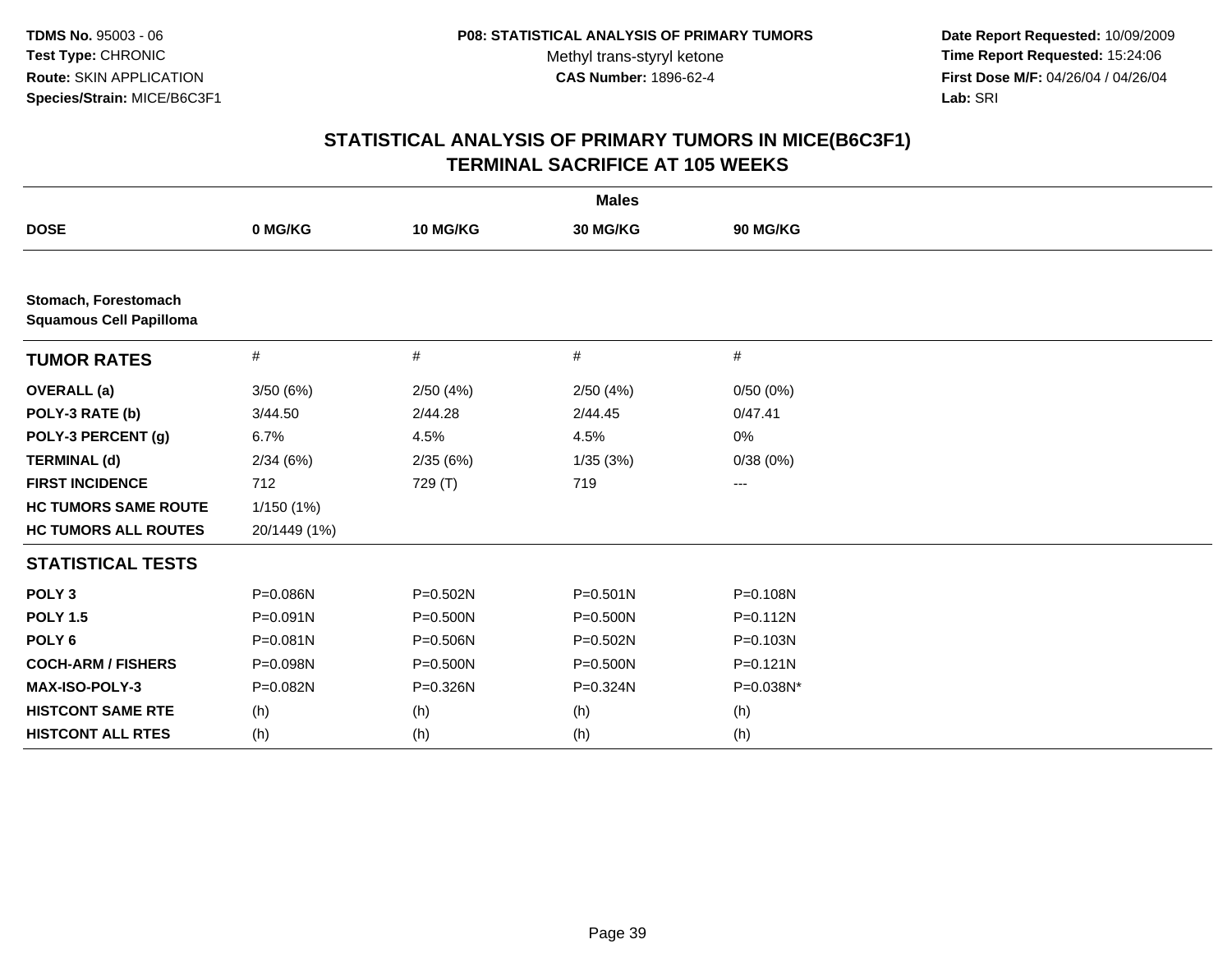# STATISTICAL ANALYSIS OF PRIMARY TUMORS IN MICE(B6C3F1)
## TERMINAL SACRIFICE AT 105 WEEKS

| | Males | | | |
|---|---|---|---|---|
| **DOSE** | **0 MG/KG** | **10 MG/KG** | **30 MG/KG** | **90 MG/KG** |
| **Stomach, Forestomach** **Squamous Cell Papilloma** | | | | |
| **TUMOR RATES** | # | # | # | # |
| **OVERALL (a)** | 3/50 (6%) | 2/50 (4%) | 2/50 (4%) | 0/50 (0%) |
| **POLY-3 RATE (b)** | 3/44.50 | 2/44.28 | 2/44.45 | 0/47.41 |
| **POLY-3 PERCENT (g)** | 6.7% | 4.5% | 4.5% | 0% |
| **TERMINAL (d)** | 2/34 (6%) | 2/35 (6%) | 1/35 (3%) | 0/38 (0%) |
| **FIRST INCIDENCE** | 712 | 729 (T) | 719 | --- |
| **HC TUMORS SAME ROUTE** | 1/150 (1%) | | | |
| **HC TUMORS ALL ROUTES** | 20/1449 (1%) | | | |
| **STATISTICAL TESTS** | | | | |
| **POLY 3** | P=0.086N | P=0.502N | P=0.501N | P=0.108N |
| **POLY 1.5** | P=0.091N | P=0.500N | P=0.500N | P=0.112N |
| **POLY 6** | P=0.081N | P=0.506N | P=0.502N | P=0.103N |
| **COCH-ARM / FISHERS** | P=0.098N | P=0.500N | P=0.500N | P=0.121N |
| **MAX-ISO-POLY-3** | P=0.082N | P=0.326N | P=0.324N | P=0.038N* |
| **HISTCONT SAME RTE** | (h) | (h) | (h) | (h) |
| **HISTCONT ALL RTES** | (h) | (h) | (h) | (h) |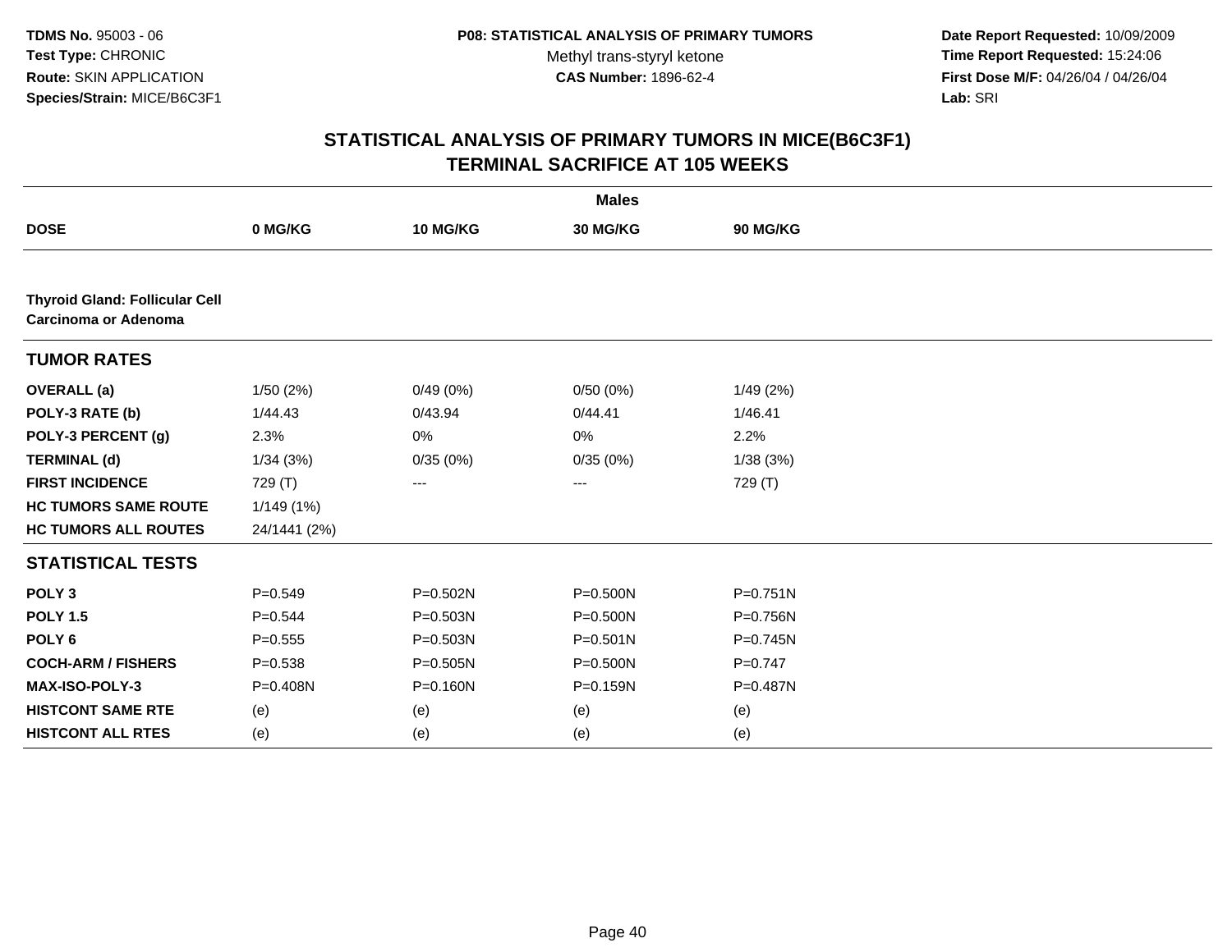**TDMS No.** 95003 - 06
**Test Type:** CHRONIC
**Route:** SKIN APPLICATION
**Species/Strain:** MICE/B6C3F1

**P08: STATISTICAL ANALYSIS OF PRIMARY TUMORS**
Methyl trans-styryl ketone
**CAS Number:** 1896-62-4

**Date Report Requested:** 10/09/2009
**Time Report Requested:** 15:24:06
**First Dose M/F:** 04/26/04 / 04/26/04
**Lab:** SRI

## STATISTICAL ANALYSIS OF PRIMARY TUMORS IN MICE(B6C3F1) TERMINAL SACRIFICE AT 105 WEEKS

| | **Males** | | | |
|---|---|---|---|---|
| **DOSE** | **0 MG/KG** | **10 MG/KG** | **30 MG/KG** | **90 MG/KG** |
| **Thyroid Gland: Follicular Cell Carcinoma or Adenoma** | | | | |
| **TUMOR RATES** | | | | |
| **OVERALL (a)** | 1/50 (2%) | 0/49 (0%) | 0/50 (0%) | 1/49 (2%) |
| **POLY-3 RATE (b)** | 1/44.43 | 0/43.94 | 0/44.41 | 1/46.41 |
| **POLY-3 PERCENT (g)** | 2.3% | 0% | 0% | 2.2% |
| **TERMINAL (d)** | 1/34 (3%) | 0/35 (0%) | 0/35 (0%) | 1/38 (3%) |
| **FIRST INCIDENCE** | 729 (T) | --- | --- | 729 (T) |
| **HC TUMORS SAME ROUTE** | 1/149 (1%) | | | |
| **HC TUMORS ALL ROUTES** | 24/1441 (2%) | | | |
| **STATISTICAL TESTS** | | | | |
| **POLY 3** | P=0.549 | P=0.502N | P=0.500N | P=0.751N |
| **POLY 1.5** | P=0.544 | P=0.503N | P=0.500N | P=0.756N |
| **POLY 6** | P=0.555 | P=0.503N | P=0.501N | P=0.745N |
| **COCH-ARM / FISHERS** | P=0.538 | P=0.505N | P=0.500N | P=0.747 |
| **MAX-ISO-POLY-3** | P=0.408N | P=0.160N | P=0.159N | P=0.487N |
| **HISTCONT SAME RTE** | (e) | (e) | (e) | (e) |
| **HISTCONT ALL RTES** | (e) | (e) | (e) | (e) |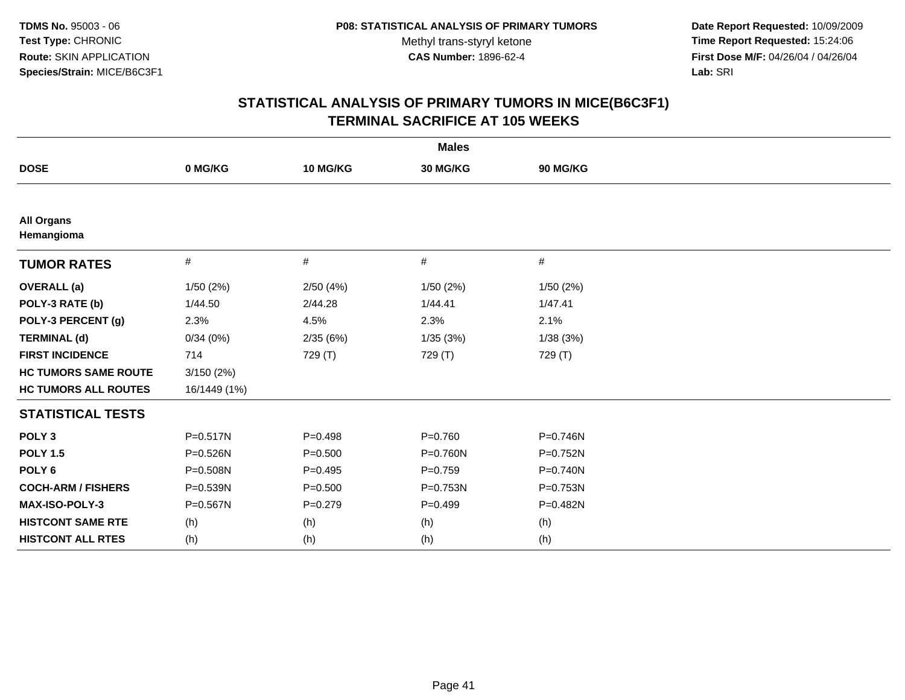TDMS No. 95003 - 06
Test Type: CHRONIC
Route: SKIN APPLICATION
Species/Strain: MICE/B6C3F1

P08: STATISTICAL ANALYSIS OF PRIMARY TUMORS
Methyl trans-styryl ketone
CAS Number: 1896-62-4

Date Report Requested: 10/09/2009
Time Report Requested: 15:24:06
First Dose M/F: 04/26/04 / 04/26/04
Lab: SRI

## STATISTICAL ANALYSIS OF PRIMARY TUMORS IN MICE(B6C3F1)
## TERMINAL SACRIFICE AT 105 WEEKS

| | Males | | | |
|---|---|---|---|---|
| **DOSE** | **0 MG/KG** | **10 MG/KG** | **30 MG/KG** | **90 MG/KG** |
| **All Organs** | | | | |
| **Hemangioma** | | | | |
| **TUMOR RATES** | # | # | # | # |
| **OVERALL (a)** | 1/50 (2%) | 2/50 (4%) | 1/50 (2%) | 1/50 (2%) |
| **POLY-3 RATE (b)** | 1/44.50 | 2/44.28 | 1/44.41 | 1/47.41 |
| **POLY-3 PERCENT (g)** | 2.3% | 4.5% | 2.3% | 2.1% |
| **TERMINAL (d)** | 0/34 (0%) | 2/35 (6%) | 1/35 (3%) | 1/38 (3%) |
| **FIRST INCIDENCE** | 714 | 729 (T) | 729 (T) | 729 (T) |
| **HC TUMORS SAME ROUTE** | 3/150 (2%) | | | |
| **HC TUMORS ALL ROUTES** | 16/1449 (1%) | | | |
| **STATISTICAL TESTS** | | | | |
| **POLY 3** | P=0.517N | P=0.498 | P=0.760 | P=0.746N |
| **POLY 1.5** | P=0.526N | P=0.500 | P=0.760N | P=0.752N |
| **POLY 6** | P=0.508N | P=0.495 | P=0.759 | P=0.740N |
| **COCH-ARM / FISHERS** | P=0.539N | P=0.500 | P=0.753N | P=0.753N |
| **MAX-ISO-POLY-3** | P=0.567N | P=0.279 | P=0.499 | P=0.482N |
| **HISTCONT SAME RTE** | (h) | (h) | (h) | (h) |
| **HISTCONT ALL RTES** | (h) | (h) | (h) | (h) |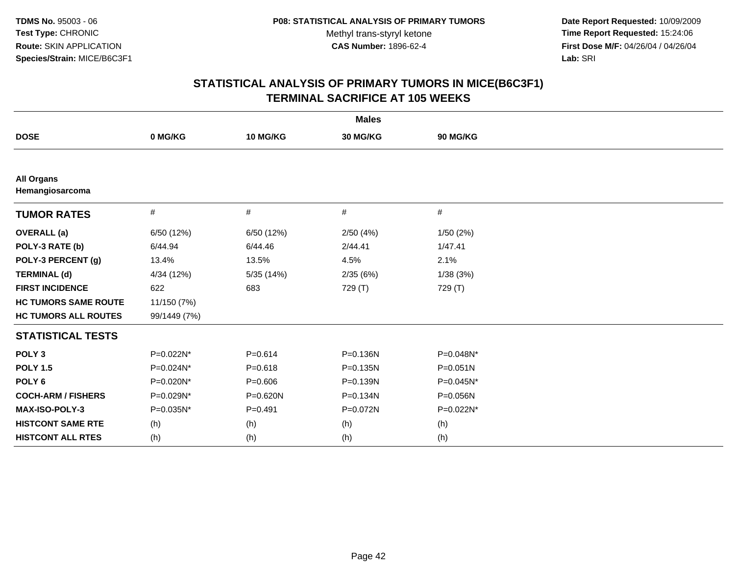TDMS No. 95003 - 06
Test Type: CHRONIC
Route: SKIN APPLICATION
Species/Strain: MICE/B6C3F1

P08: STATISTICAL ANALYSIS OF PRIMARY TUMORS
Methyl trans-styryl ketone
CAS Number: 1896-62-4

Date Report Requested: 10/09/2009
Time Report Requested: 15:24:06
First Dose M/F: 04/26/04 / 04/26/04
Lab: SRI

## STATISTICAL ANALYSIS OF PRIMARY TUMORS IN MICE(B6C3F1)
## TERMINAL SACRIFICE AT 105 WEEKS

| | Males | | | |
|---|---|---|---|---|
| **DOSE** | **0 MG/KG** | **10 MG/KG** | **30 MG/KG** | **90 MG/KG** |
| **All Organs** | | | | |
| **Hemangiosarcoma** | | | | |
| **TUMOR RATES** | # | # | # | # |
| **OVERALL (a)** | 6/50 (12%) | 6/50 (12%) | 2/50 (4%) | 1/50 (2%) |
| **POLY-3 RATE (b)** | 6/44.94 | 6/44.46 | 2/44.41 | 1/47.41 |
| **POLY-3 PERCENT (g)** | 13.4% | 13.5% | 4.5% | 2.1% |
| **TERMINAL (d)** | 4/34 (12%) | 5/35 (14%) | 2/35 (6%) | 1/38 (3%) |
| **FIRST INCIDENCE** | 622 | 683 | 729 (T) | 729 (T) |
| **HC TUMORS SAME ROUTE** | 11/150 (7%) | | | |
| **HC TUMORS ALL ROUTES** | 99/1449 (7%) | | | |
| **STATISTICAL TESTS** | | | | |
| **POLY 3** | P=0.022N* | P=0.614 | P=0.136N | P=0.048N* |
| **POLY 1.5** | P=0.024N* | P=0.618 | P=0.135N | P=0.051N |
| **POLY 6** | P=0.020N* | P=0.606 | P=0.139N | P=0.045N* |
| **COCH-ARM / FISHERS** | P=0.029N* | P=0.620N | P=0.134N | P=0.056N |
| **MAX-ISO-POLY-3** | P=0.035N* | P=0.491 | P=0.072N | P=0.022N* |
| **HISTCONT SAME RTE** | (h) | (h) | (h) | (h) |
| **HISTCONT ALL RTES** | (h) | (h) | (h) | (h) |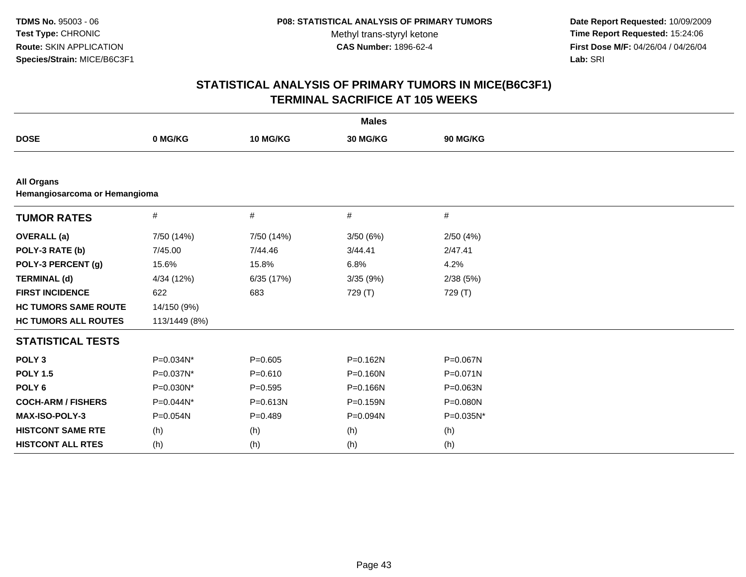**TDMS No.** 95003 - 06
**Test Type:** CHRONIC
**Route:** SKIN APPLICATION
**Species/Strain:** MICE/B6C3F1

**P08: STATISTICAL ANALYSIS OF PRIMARY TUMORS**
Methyl trans-styryl ketone
**CAS Number:** 1896-62-4

**Date Report Requested:** 10/09/2009
**Time Report Requested:** 15:24:06
**First Dose M/F:** 04/26/04 / 04/26/04
**Lab:** SRI

# STATISTICAL ANALYSIS OF PRIMARY TUMORS IN MICE(B6C3F1) TERMINAL SACRIFICE AT 105 WEEKS

**Males**

| DOSE | 0 MG/KG | 10 MG/KG | 30 MG/KG | 90 MG/KG |
|---|---|---|---|---|
| **All Organs** | | | | |
| **Hemangiosarcoma or Hemangioma** | | | | |
| **TUMOR RATES** | # | # | # | # |
| **OVERALL (a)** | 7/50 (14%) | 7/50 (14%) | 3/50 (6%) | 2/50 (4%) |
| **POLY-3 RATE (b)** | 7/45.00 | 7/44.46 | 3/44.41 | 2/47.41 |
| **POLY-3 PERCENT (g)** | 15.6% | 15.8% | 6.8% | 4.2% |
| **TERMINAL (d)** | 4/34 (12%) | 6/35 (17%) | 3/35 (9%) | 2/38 (5%) |
| **FIRST INCIDENCE** | 622 | 683 | 729 (T) | 729 (T) |
| **HC TUMORS SAME ROUTE** | 14/150 (9%) | | | |
| **HC TUMORS ALL ROUTES** | 113/1449 (8%) | | | |
| **STATISTICAL TESTS** | | | | |
| **POLY 3** | P=0.034N* | P=0.605 | P=0.162N | P=0.067N |
| **POLY 1.5** | P=0.037N* | P=0.610 | P=0.160N | P=0.071N |
| **POLY 6** | P=0.030N* | P=0.595 | P=0.166N | P=0.063N |
| **COCH-ARM / FISHERS** | P=0.044N* | P=0.613N | P=0.159N | P=0.080N |
| **MAX-ISO-POLY-3** | P=0.054N | P=0.489 | P=0.094N | P=0.035N* |
| **HISTCONT SAME RTE** | (h) | (h) | (h) | (h) |
| **HISTCONT ALL RTES** | (h) | (h) | (h) | (h) |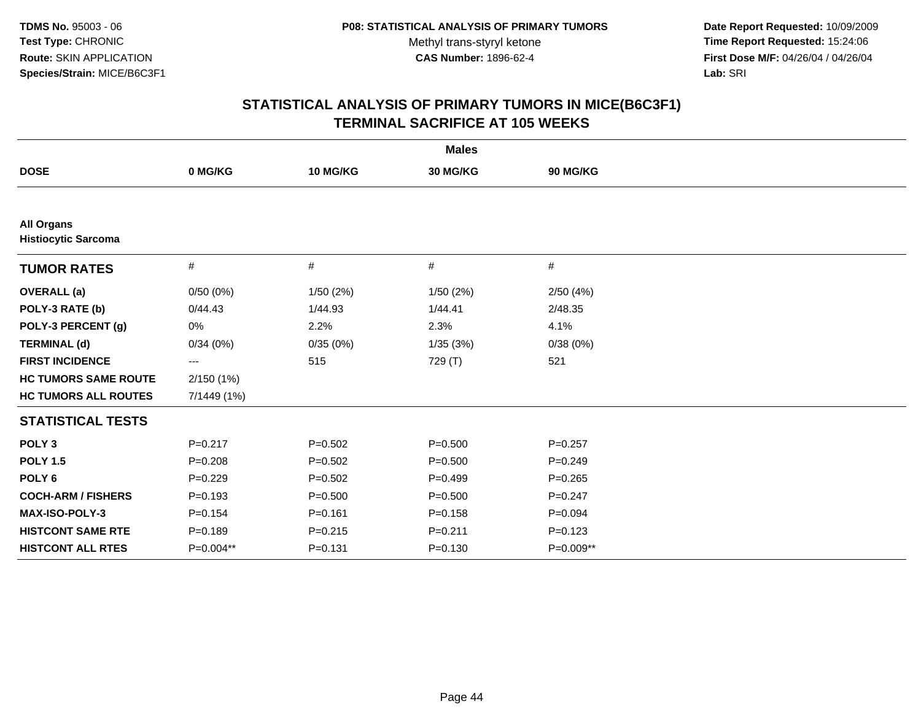**TDMS No.** 95003 - 06
**Test Type:** CHRONIC
**Route:** SKIN APPLICATION
**Species/Strain:** MICE/B6C3F1

**P08: STATISTICAL ANALYSIS OF PRIMARY TUMORS**
Methyl trans-styryl ketone
**CAS Number:** 1896-62-4

**Date Report Requested:** 10/09/2009
**Time Report Requested:** 15:24:06
**First Dose M/F:** 04/26/04 / 04/26/04
**Lab:** SRI

## STATISTICAL ANALYSIS OF PRIMARY TUMORS IN MICE(B6C3F1)
## TERMINAL SACRIFICE AT 105 WEEKS

**Males**

| DOSE | 0 MG/KG | 10 MG/KG | 30 MG/KG | 90 MG/KG |
|---|---|---|---|---|
| **All Organs** | | | | |
| **Histiocytic Sarcoma** | | | | |
| **TUMOR RATES** | # | # | # | # |
| **OVERALL (a)** | 0/50 (0%) | 1/50 (2%) | 1/50 (2%) | 2/50 (4%) |
| **POLY-3 RATE (b)** | 0/44.43 | 1/44.93 | 1/44.41 | 2/48.35 |
| **POLY-3 PERCENT (g)** | 0% | 2.2% | 2.3% | 4.1% |
| **TERMINAL (d)** | 0/34 (0%) | 0/35 (0%) | 1/35 (3%) | 0/38 (0%) |
| **FIRST INCIDENCE** | --- | 515 | 729 (T) | 521 |
| **HC TUMORS SAME ROUTE** | 2/150 (1%) | | | |
| **HC TUMORS ALL ROUTES** | 7/1449 (1%) | | | |
| **STATISTICAL TESTS** | | | | |
| **POLY 3** | P=0.217 | P=0.502 | P=0.500 | P=0.257 |
| **POLY 1.5** | P=0.208 | P=0.502 | P=0.500 | P=0.249 |
| **POLY 6** | P=0.229 | P=0.502 | P=0.499 | P=0.265 |
| **COCH-ARM / FISHERS** | P=0.193 | P=0.500 | P=0.500 | P=0.247 |
| **MAX-ISO-POLY-3** | P=0.154 | P=0.161 | P=0.158 | P=0.094 |
| **HISTCONT SAME RTE** | P=0.189 | P=0.215 | P=0.211 | P=0.123 |
| **HISTCONT ALL RTES** | P=0.004** | P=0.131 | P=0.130 | P=0.009** |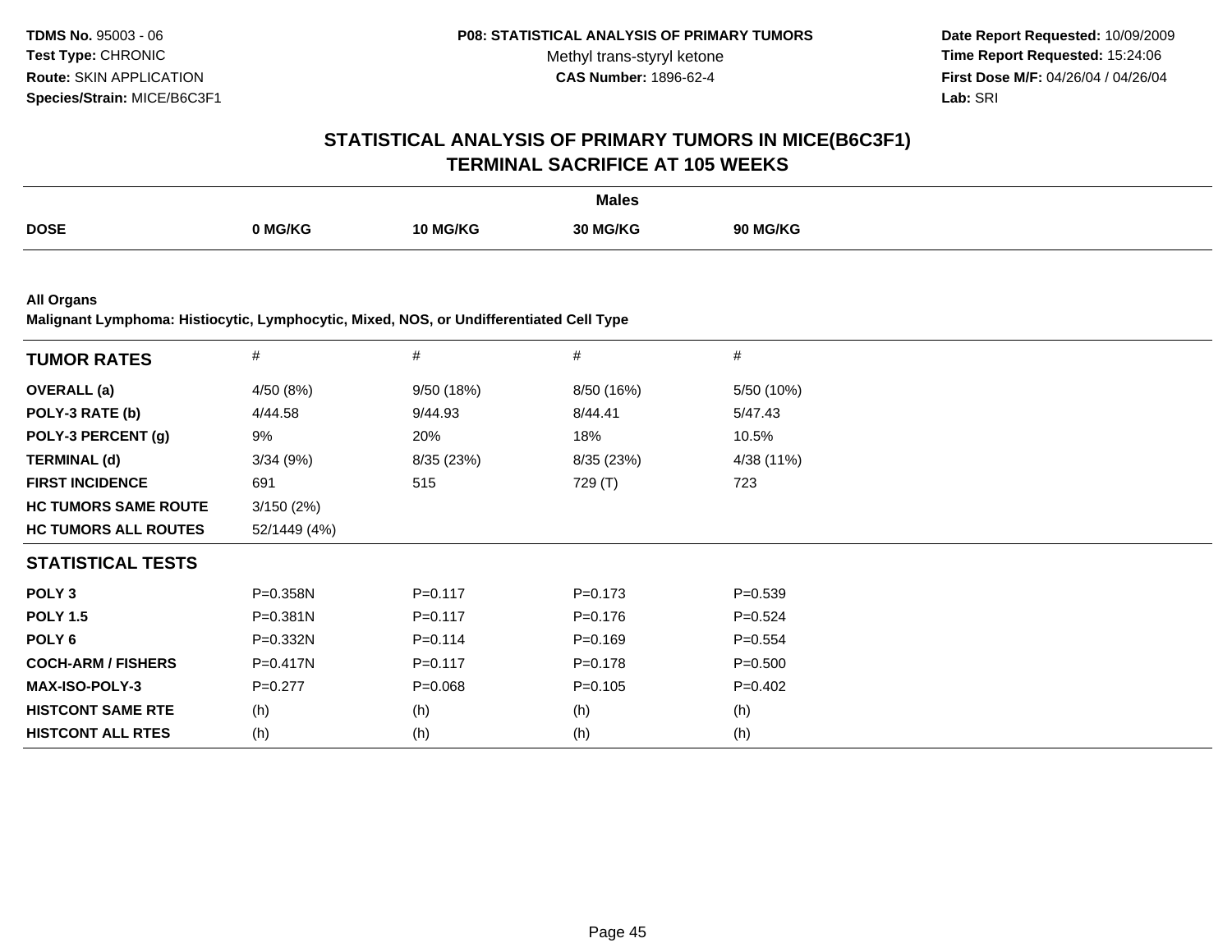TDMS No. 95003 - 06
Test Type: CHRONIC
Route: SKIN APPLICATION
Species/Strain: MICE/B6C3F1

P08: STATISTICAL ANALYSIS OF PRIMARY TUMORS
Methyl trans-styryl ketone
CAS Number: 1896-62-4

Date Report Requested: 10/09/2009
Time Report Requested: 15:24:06
First Dose M/F: 04/26/04 / 04/26/04
Lab: SRI

# STATISTICAL ANALYSIS OF PRIMARY TUMORS IN MICE(B6C3F1)
## TERMINAL SACRIFICE AT 105 WEEKS

| | Males | | | |
|---|---|---|---|---|
| **DOSE** | **0 MG/KG** | **10 MG/KG** | **30 MG/KG** | **90 MG/KG** |

**All Organs**
**Malignant Lymphoma: Histiocytic, Lymphocytic, Mixed, NOS, or Undifferentiated Cell Type**

| **TUMOR RATES** | # | # | # | # |
|---|---|---|---|---|
| **OVERALL (a)** | 4/50 (8%) | 9/50 (18%) | 8/50 (16%) | 5/50 (10%) |
| **POLY-3 RATE (b)** | 4/44.58 | 9/44.93 | 8/44.41 | 5/47.43 |
| **POLY-3 PERCENT (g)** | 9% | 20% | 18% | 10.5% |
| **TERMINAL (d)** | 3/34 (9%) | 8/35 (23%) | 8/35 (23%) | 4/38 (11%) |
| **FIRST INCIDENCE** | 691 | 515 | 729 (T) | 723 |
| **HC TUMORS SAME ROUTE** | 3/150 (2%) | | | |
| **HC TUMORS ALL ROUTES** | 52/1449 (4%) | | | |
| **STATISTICAL TESTS** | | | | |
| **POLY 3** | P=0.358N | P=0.117 | P=0.173 | P=0.539 |
| **POLY 1.5** | P=0.381N | P=0.117 | P=0.176 | P=0.524 |
| **POLY 6** | P=0.332N | P=0.114 | P=0.169 | P=0.554 |
| **COCH-ARM / FISHERS** | P=0.417N | P=0.117 | P=0.178 | P=0.500 |
| **MAX-ISO-POLY-3** | P=0.277 | P=0.068 | P=0.105 | P=0.402 |
| **HISTCONT SAME RTE** | (h) | (h) | (h) | (h) |
| **HISTCONT ALL RTES** | (h) | (h) | (h) | (h) |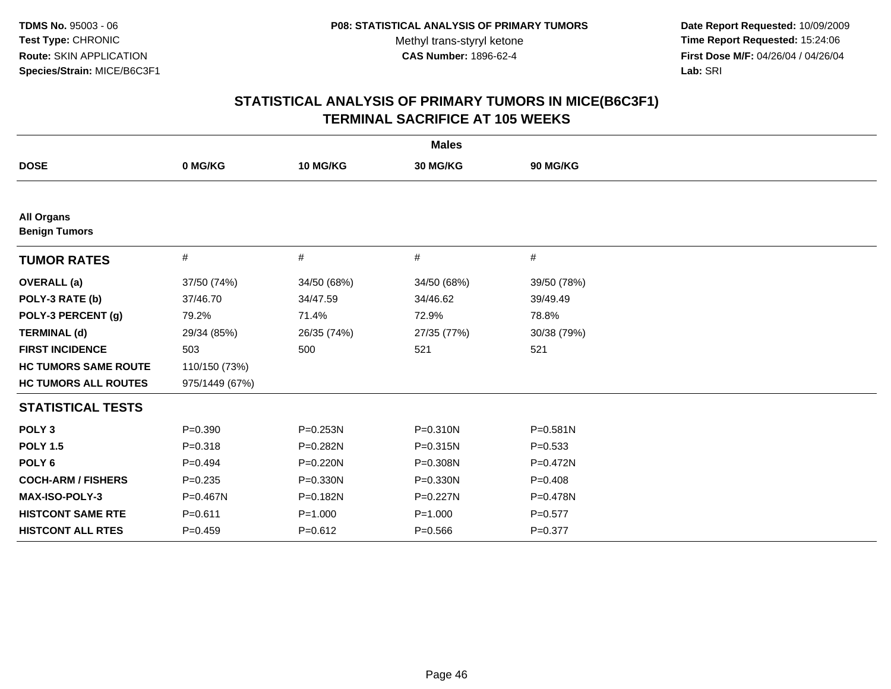**TDMS No.** 95003 - 06
**Test Type:** CHRONIC
**Route:** SKIN APPLICATION
**Species/Strain:** MICE/B6C3F1

**P08: STATISTICAL ANALYSIS OF PRIMARY TUMORS**
Methyl trans-styryl ketone
**CAS Number:** 1896-62-4

**Date Report Requested:** 10/09/2009
**Time Report Requested:** 15:24:06
**First Dose M/F:** 04/26/04 / 04/26/04
**Lab:** SRI

## STATISTICAL ANALYSIS OF PRIMARY TUMORS IN MICE(B6C3F1)
## TERMINAL SACRIFICE AT 105 WEEKS

| | Males | | | |
|---|---|---|---|---|
| **DOSE** | **0 MG/KG** | **10 MG/KG** | **30 MG/KG** | **90 MG/KG** |
| **All Organs** | | | | |
| **Benign Tumors** | | | | |
| **TUMOR RATES** | # | # | # | # |
| **OVERALL (a)** | 37/50 (74%) | 34/50 (68%) | 34/50 (68%) | 39/50 (78%) |
| **POLY-3 RATE (b)** | 37/46.70 | 34/47.59 | 34/46.62 | 39/49.49 |
| **POLY-3 PERCENT (g)** | 79.2% | 71.4% | 72.9% | 78.8% |
| **TERMINAL (d)** | 29/34 (85%) | 26/35 (74%) | 27/35 (77%) | 30/38 (79%) |
| **FIRST INCIDENCE** | 503 | 500 | 521 | 521 |
| **HC TUMORS SAME ROUTE** | 110/150 (73%) | | | |
| **HC TUMORS ALL ROUTES** | 975/1449 (67%) | | | |
| **STATISTICAL TESTS** | | | | |
| **POLY 3** | P=0.390 | P=0.253N | P=0.310N | P=0.581N |
| **POLY 1.5** | P=0.318 | P=0.282N | P=0.315N | P=0.533 |
| **POLY 6** | P=0.494 | P=0.220N | P=0.308N | P=0.472N |
| **COCH-ARM / FISHERS** | P=0.235 | P=0.330N | P=0.330N | P=0.408 |
| **MAX-ISO-POLY-3** | P=0.467N | P=0.182N | P=0.227N | P=0.478N |
| **HISTCONT SAME RTE** | P=0.611 | P=1.000 | P=1.000 | P=0.577 |
| **HISTCONT ALL RTES** | P=0.459 | P=0.612 | P=0.566 | P=0.377 |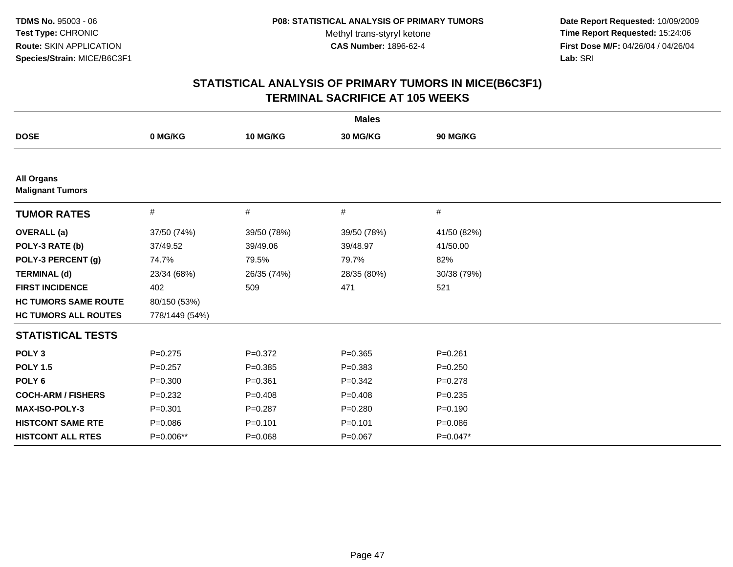TDMS No. 95003 - 06
Test Type: CHRONIC
Route: SKIN APPLICATION
Species/Strain: MICE/B6C3F1

P08: STATISTICAL ANALYSIS OF PRIMARY TUMORS
Methyl trans-styryl ketone
CAS Number: 1896-62-4

Date Report Requested: 10/09/2009
Time Report Requested: 15:24:06
First Dose M/F: 04/26/04 / 04/26/04
Lab: SRI

## STATISTICAL ANALYSIS OF PRIMARY TUMORS IN MICE(B6C3F1)
## TERMINAL SACRIFICE AT 105 WEEKS

| | Males | | | |
|---|---|---|---|---|
| **DOSE** | **0 MG/KG** | **10 MG/KG** | **30 MG/KG** | **90 MG/KG** |
| **All Organs** | | | | |
| **Malignant Tumors** | | | | |
| **TUMOR RATES** | # | # | # | # |
| **OVERALL (a)** | 37/50 (74%) | 39/50 (78%) | 39/50 (78%) | 41/50 (82%) |
| **POLY-3 RATE (b)** | 37/49.52 | 39/49.06 | 39/48.97 | 41/50.00 |
| **POLY-3 PERCENT (g)** | 74.7% | 79.5% | 79.7% | 82% |
| **TERMINAL (d)** | 23/34 (68%) | 26/35 (74%) | 28/35 (80%) | 30/38 (79%) |
| **FIRST INCIDENCE** | 402 | 509 | 471 | 521 |
| **HC TUMORS SAME ROUTE** | 80/150 (53%) | | | |
| **HC TUMORS ALL ROUTES** | 778/1449 (54%) | | | |
| **STATISTICAL TESTS** | | | | |
| **POLY 3** | P=0.275 | P=0.372 | P=0.365 | P=0.261 |
| **POLY 1.5** | P=0.257 | P=0.385 | P=0.383 | P=0.250 |
| **POLY 6** | P=0.300 | P=0.361 | P=0.342 | P=0.278 |
| **COCH-ARM / FISHERS** | P=0.232 | P=0.408 | P=0.408 | P=0.235 |
| **MAX-ISO-POLY-3** | P=0.301 | P=0.287 | P=0.280 | P=0.190 |
| **HISTCONT SAME RTE** | P=0.086 | P=0.101 | P=0.101 | P=0.086 |
| **HISTCONT ALL RTES** | P=0.006** | P=0.068 | P=0.067 | P=0.047* |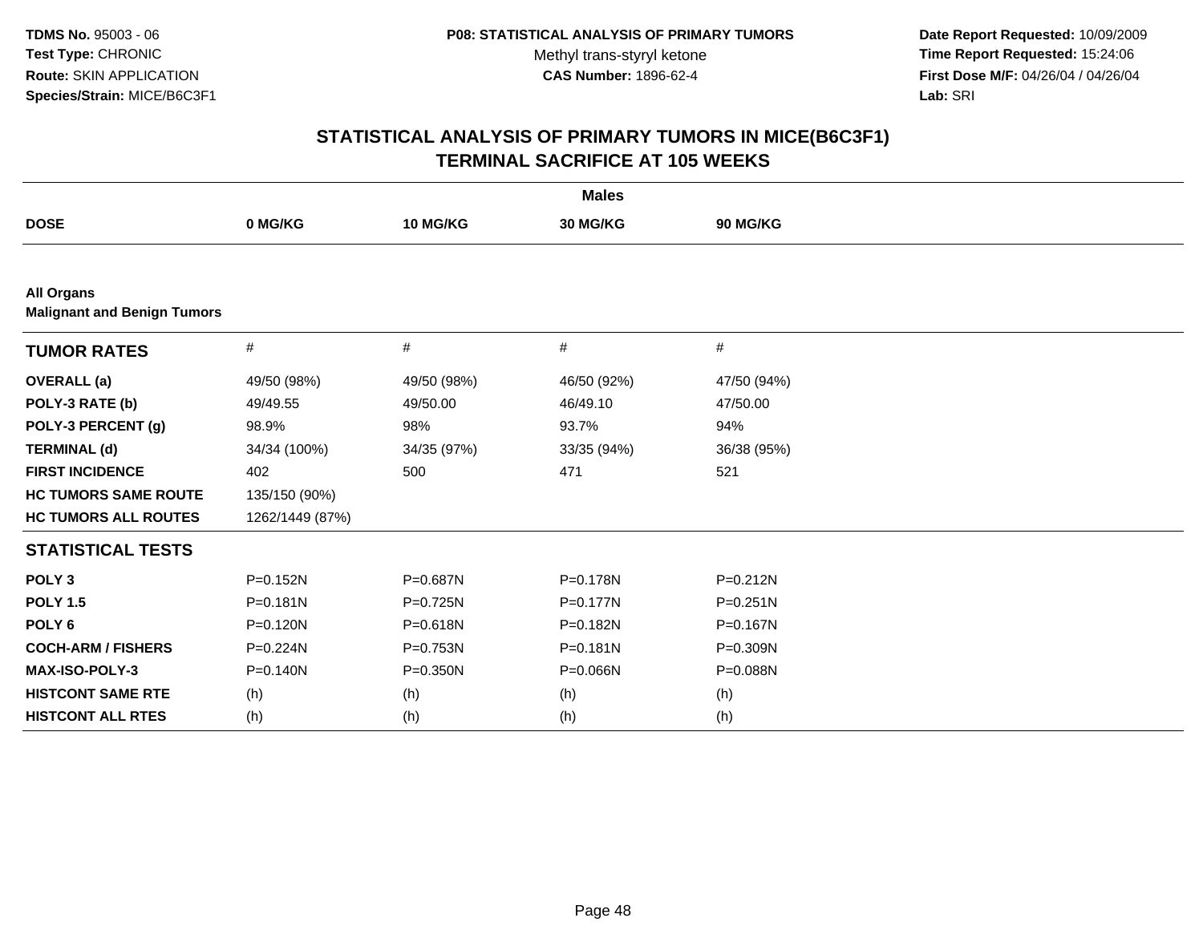**TDMS No.** 95003 - 06
**Test Type:** CHRONIC
**Route:** SKIN APPLICATION
**Species/Strain:** MICE/B6C3F1

**P08: STATISTICAL ANALYSIS OF PRIMARY TUMORS**
Methyl trans-styryl ketone
**CAS Number:** 1896-62-4

**Date Report Requested:** 10/09/2009
**Time Report Requested:** 15:24:06
**First Dose M/F:** 04/26/04 / 04/26/04
**Lab:** SRI

## STATISTICAL ANALYSIS OF PRIMARY TUMORS IN MICE(B6C3F1)
## TERMINAL SACRIFICE AT 105 WEEKS

| | Males | | | |
|---|---|---|---|---|
| **DOSE** | **0 MG/KG** | **10 MG/KG** | **30 MG/KG** | **90 MG/KG** |
| **All Organs** | | | | |
| **Malignant and Benign Tumors** | | | | |
| **TUMOR RATES** | # | # | # | # |
| **OVERALL (a)** | 49/50 (98%) | 49/50 (98%) | 46/50 (92%) | 47/50 (94%) |
| **POLY-3 RATE (b)** | 49/49.55 | 49/50.00 | 46/49.10 | 47/50.00 |
| **POLY-3 PERCENT (g)** | 98.9% | 98% | 93.7% | 94% |
| **TERMINAL (d)** | 34/34 (100%) | 34/35 (97%) | 33/35 (94%) | 36/38 (95%) |
| **FIRST INCIDENCE** | 402 | 500 | 471 | 521 |
| **HC TUMORS SAME ROUTE** | 135/150 (90%) | | | |
| **HC TUMORS ALL ROUTES** | 1262/1449 (87%) | | | |
| **STATISTICAL TESTS** | | | | |
| **POLY 3** | P=0.152N | P=0.687N | P=0.178N | P=0.212N |
| **POLY 1.5** | P=0.181N | P=0.725N | P=0.177N | P=0.251N |
| **POLY 6** | P=0.120N | P=0.618N | P=0.182N | P=0.167N |
| **COCH-ARM / FISHERS** | P=0.224N | P=0.753N | P=0.181N | P=0.309N |
| **MAX-ISO-POLY-3** | P=0.140N | P=0.350N | P=0.066N | P=0.088N |
| **HISTCONT SAME RTE** | (h) | (h) | (h) | (h) |
| **HISTCONT ALL RTES** | (h) | (h) | (h) | (h) |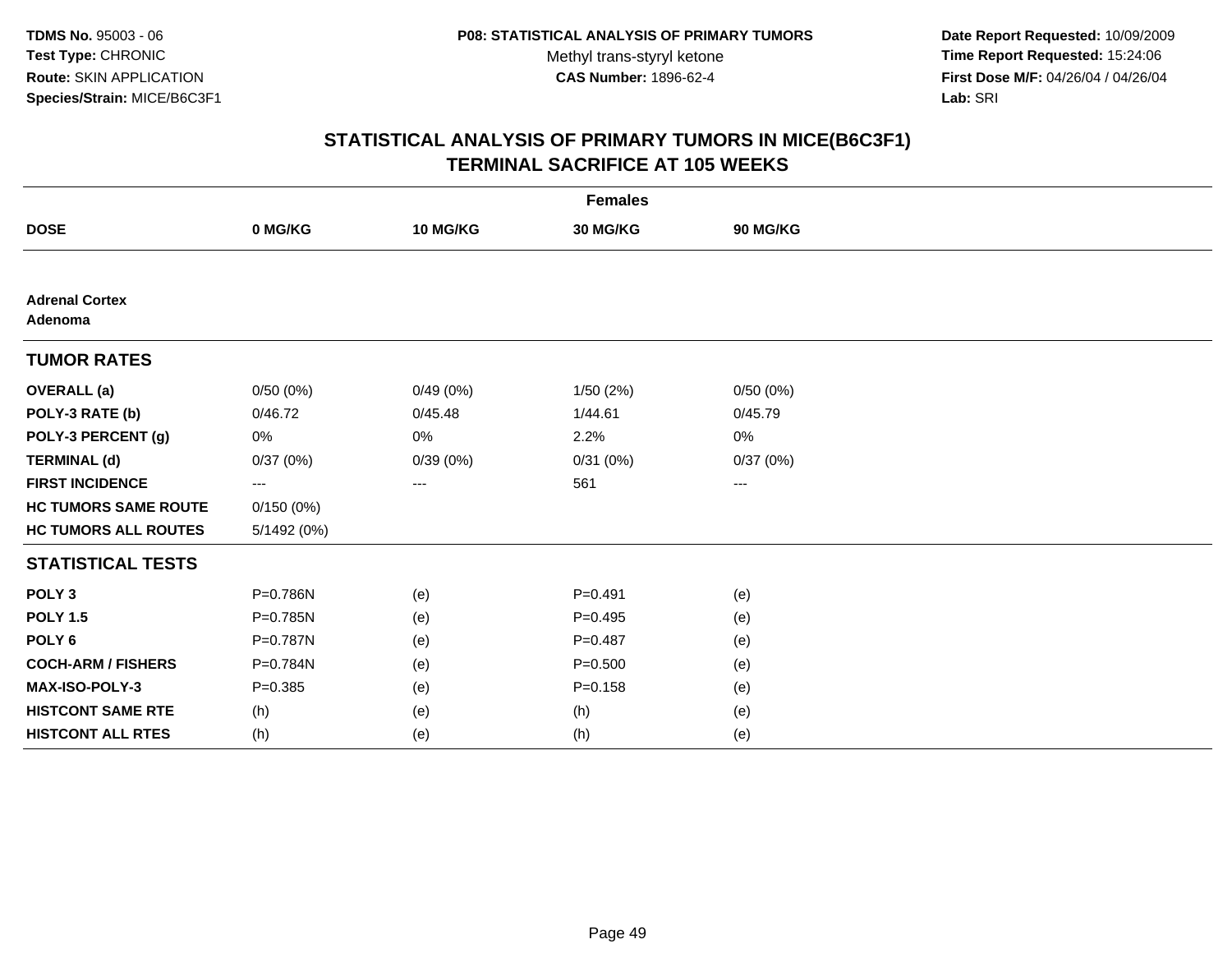**TDMS No.** 95003 - 06
**Test Type:** CHRONIC
**Route:** SKIN APPLICATION
**Species/Strain:** MICE/B6C3F1

**P08: STATISTICAL ANALYSIS OF PRIMARY TUMORS**
Methyl trans-styryl ketone
**CAS Number:** 1896-62-4

**Date Report Requested:** 10/09/2009
**Time Report Requested:** 15:24:06
**First Dose M/F:** 04/26/04 / 04/26/04
**Lab:** SRI

## STATISTICAL ANALYSIS OF PRIMARY TUMORS IN MICE(B6C3F1)
## TERMINAL SACRIFICE AT 105 WEEKS

| | **Females** | | | |
|---|---|---|---|---|
| **DOSE** | **0 MG/KG** | **10 MG/KG** | **30 MG/KG** | **90 MG/KG** |
| **Adrenal Cortex** | | | | |
| **Adenoma** | | | | |
| **TUMOR RATES** | | | | |
| **OVERALL (a)** | 0/50 (0%) | 0/49 (0%) | 1/50 (2%) | 0/50 (0%) |
| **POLY-3 RATE (b)** | 0/46.72 | 0/45.48 | 1/44.61 | 0/45.79 |
| **POLY-3 PERCENT (g)** | 0% | 0% | 2.2% | 0% |
| **TERMINAL (d)** | 0/37 (0%) | 0/39 (0%) | 0/31 (0%) | 0/37 (0%) |
| **FIRST INCIDENCE** | --- | --- | 561 | --- |
| **HC TUMORS SAME ROUTE** | 0/150 (0%) | | | |
| **HC TUMORS ALL ROUTES** | 5/1492 (0%) | | | |
| **STATISTICAL TESTS** | | | | |
| **POLY 3** | P=0.786N | (e) | P=0.491 | (e) |
| **POLY 1.5** | P=0.785N | (e) | P=0.495 | (e) |
| **POLY 6** | P=0.787N | (e) | P=0.487 | (e) |
| **COCH-ARM / FISHERS** | P=0.784N | (e) | P=0.500 | (e) |
| **MAX-ISO-POLY-3** | P=0.385 | (e) | P=0.158 | (e) |
| **HISTCONT SAME RTE** | (h) | (e) | (h) | (e) |
| **HISTCONT ALL RTES** | (h) | (e) | (h) | (e) |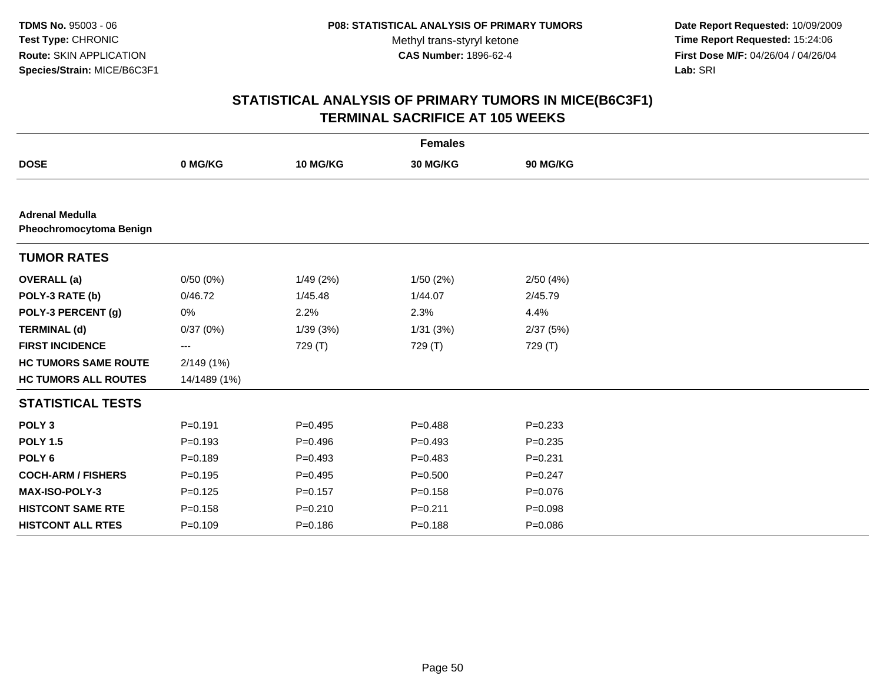TDMS No. 95003 - 06
Test Type: CHRONIC
Route: SKIN APPLICATION
Species/Strain: MICE/B6C3F1

P08: STATISTICAL ANALYSIS OF PRIMARY TUMORS
Methyl trans-styryl ketone
CAS Number: 1896-62-4

Date Report Requested: 10/09/2009
Time Report Requested: 15:24:06
First Dose M/F: 04/26/04 / 04/26/04
Lab: SRI

## STATISTICAL ANALYSIS OF PRIMARY TUMORS IN MICE(B6C3F1)
## TERMINAL SACRIFICE AT 105 WEEKS

| | Females | | | |
|---|---|---|---|---|
| **DOSE** | **0 MG/KG** | **10 MG/KG** | **30 MG/KG** | **90 MG/KG** |
| **Adrenal Medulla** | | | | |
| **Pheochromocytoma Benign** | | | | |
| **TUMOR RATES** | | | | |
| **OVERALL (a)** | 0/50 (0%) | 1/49 (2%) | 1/50 (2%) | 2/50 (4%) |
| **POLY-3 RATE (b)** | 0/46.72 | 1/45.48 | 1/44.07 | 2/45.79 |
| **POLY-3 PERCENT (g)** | 0% | 2.2% | 2.3% | 4.4% |
| **TERMINAL (d)** | 0/37 (0%) | 1/39 (3%) | 1/31 (3%) | 2/37 (5%) |
| **FIRST INCIDENCE** | --- | 729 (T) | 729 (T) | 729 (T) |
| **HC TUMORS SAME ROUTE** | 2/149 (1%) | | | |
| **HC TUMORS ALL ROUTES** | 14/1489 (1%) | | | |
| **STATISTICAL TESTS** | | | | |
| **POLY 3** | P=0.191 | P=0.495 | P=0.488 | P=0.233 |
| **POLY 1.5** | P=0.193 | P=0.496 | P=0.493 | P=0.235 |
| **POLY 6** | P=0.189 | P=0.493 | P=0.483 | P=0.231 |
| **COCH-ARM / FISHERS** | P=0.195 | P=0.495 | P=0.500 | P=0.247 |
| **MAX-ISO-POLY-3** | P=0.125 | P=0.157 | P=0.158 | P=0.076 |
| **HISTCONT SAME RTE** | P=0.158 | P=0.210 | P=0.211 | P=0.098 |
| **HISTCONT ALL RTES** | P=0.109 | P=0.186 | P=0.188 | P=0.086 |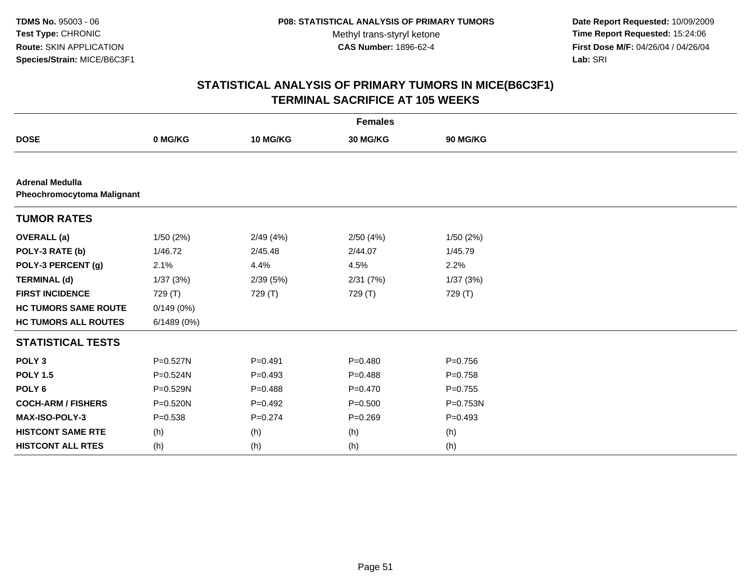TDMS No. 95003 - 06
Test Type: CHRONIC
Route: SKIN APPLICATION
Species/Strain: MICE/B6C3F1

P08: STATISTICAL ANALYSIS OF PRIMARY TUMORS
Methyl trans-styryl ketone
CAS Number: 1896-62-4

Date Report Requested: 10/09/2009
Time Report Requested: 15:24:06
First Dose M/F: 04/26/04 / 04/26/04
Lab: SRI

# STATISTICAL ANALYSIS OF PRIMARY TUMORS IN MICE(B6C3F1)
## TERMINAL SACRIFICE AT 105 WEEKS

| | Females | | | |
|---|---|---|---|---|
| **DOSE** | **0 MG/KG** | **10 MG/KG** | **30 MG/KG** | **90 MG/KG** |
| **Adrenal Medulla** | | | | |
| **Pheochromocytoma Malignant** | | | | |
| **TUMOR RATES** | | | | |
| **OVERALL (a)** | 1/50 (2%) | 2/49 (4%) | 2/50 (4%) | 1/50 (2%) |
| **POLY-3 RATE (b)** | 1/46.72 | 2/45.48 | 2/44.07 | 1/45.79 |
| **POLY-3 PERCENT (g)** | 2.1% | 4.4% | 4.5% | 2.2% |
| **TERMINAL (d)** | 1/37 (3%) | 2/39 (5%) | 2/31 (7%) | 1/37 (3%) |
| **FIRST INCIDENCE** | 729 (T) | 729 (T) | 729 (T) | 729 (T) |
| **HC TUMORS SAME ROUTE** | 0/149 (0%) | | | |
| **HC TUMORS ALL ROUTES** | 6/1489 (0%) | | | |
| **STATISTICAL TESTS** | | | | |
| **POLY 3** | P=0.527N | P=0.491 | P=0.480 | P=0.756 |
| **POLY 1.5** | P=0.524N | P=0.493 | P=0.488 | P=0.758 |
| **POLY 6** | P=0.529N | P=0.488 | P=0.470 | P=0.755 |
| **COCH-ARM / FISHERS** | P=0.520N | P=0.492 | P=0.500 | P=0.753N |
| **MAX-ISO-POLY-3** | P=0.538 | P=0.274 | P=0.269 | P=0.493 |
| **HISTCONT SAME RTE** | (h) | (h) | (h) | (h) |
| **HISTCONT ALL RTES** | (h) | (h) | (h) | (h) |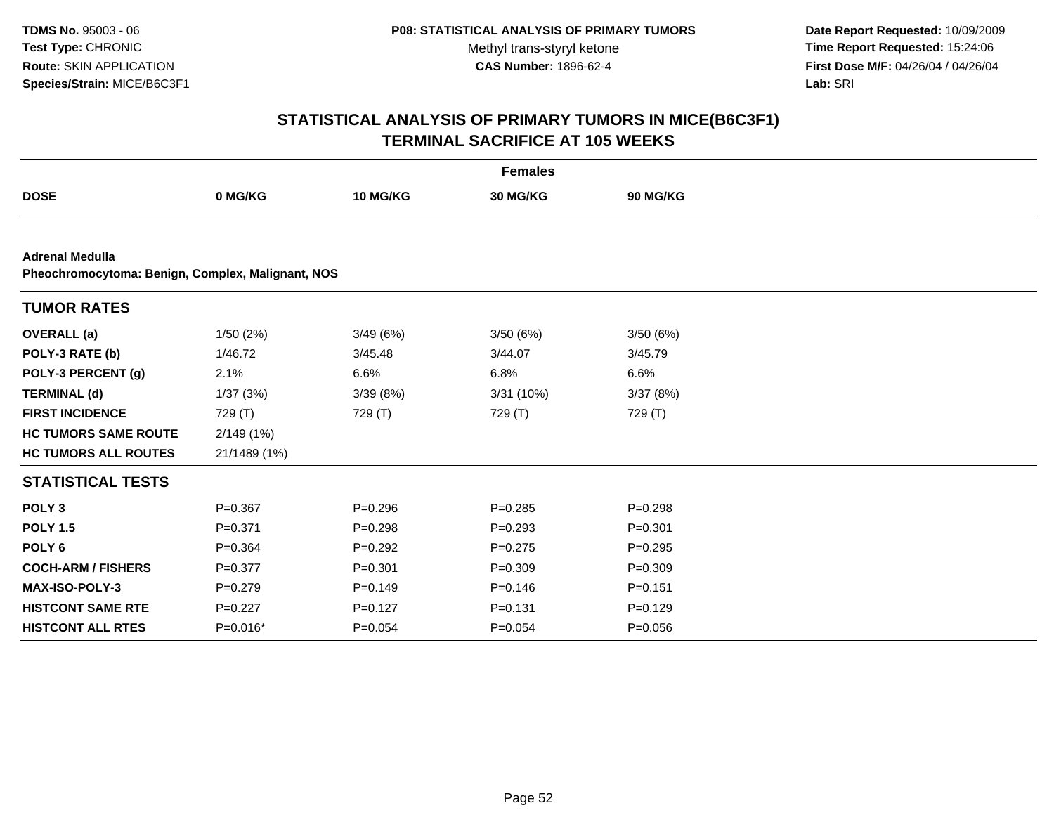# STATISTICAL ANALYSIS OF PRIMARY TUMORS IN MICE(B6C3F1)
## TERMINAL SACRIFICE AT 105 WEEKS

| | Females | | | |
|---|---|---|---|---|
| **DOSE** | **0 MG/KG** | **10 MG/KG** | **30 MG/KG** | **90 MG/KG** |

**Adrenal Medulla**
**Pheochromocytoma: Benign, Complex, Malignant, NOS**

| **TUMOR RATES** | | | | |
|---|---|---|---|---|
| **OVERALL (a)** | 1/50 (2%) | 3/49 (6%) | 3/50 (6%) | 3/50 (6%) |
| **POLY-3 RATE (b)** | 1/46.72 | 3/45.48 | 3/44.07 | 3/45.79 |
| **POLY-3 PERCENT (g)** | 2.1% | 6.6% | 6.8% | 6.6% |
| **TERMINAL (d)** | 1/37 (3%) | 3/39 (8%) | 3/31 (10%) | 3/37 (8%) |
| **FIRST INCIDENCE** | 729 (T) | 729 (T) | 729 (T) | 729 (T) |
| **HC TUMORS SAME ROUTE** | 2/149 (1%) | | | |
| **HC TUMORS ALL ROUTES** | 21/1489 (1%) | | | |

| **STATISTICAL TESTS** | | | | |
|---|---|---|---|---|
| **POLY 3** | P=0.367 | P=0.296 | P=0.285 | P=0.298 |
| **POLY 1.5** | P=0.371 | P=0.298 | P=0.293 | P=0.301 |
| **POLY 6** | P=0.364 | P=0.292 | P=0.275 | P=0.295 |
| **COCH-ARM / FISHERS** | P=0.377 | P=0.301 | P=0.309 | P=0.309 |
| **MAX-ISO-POLY-3** | P=0.279 | P=0.149 | P=0.146 | P=0.151 |
| **HISTCONT SAME RTE** | P=0.227 | P=0.127 | P=0.131 | P=0.129 |
| **HISTCONT ALL RTES** | P=0.016* | P=0.054 | P=0.054 | P=0.056 |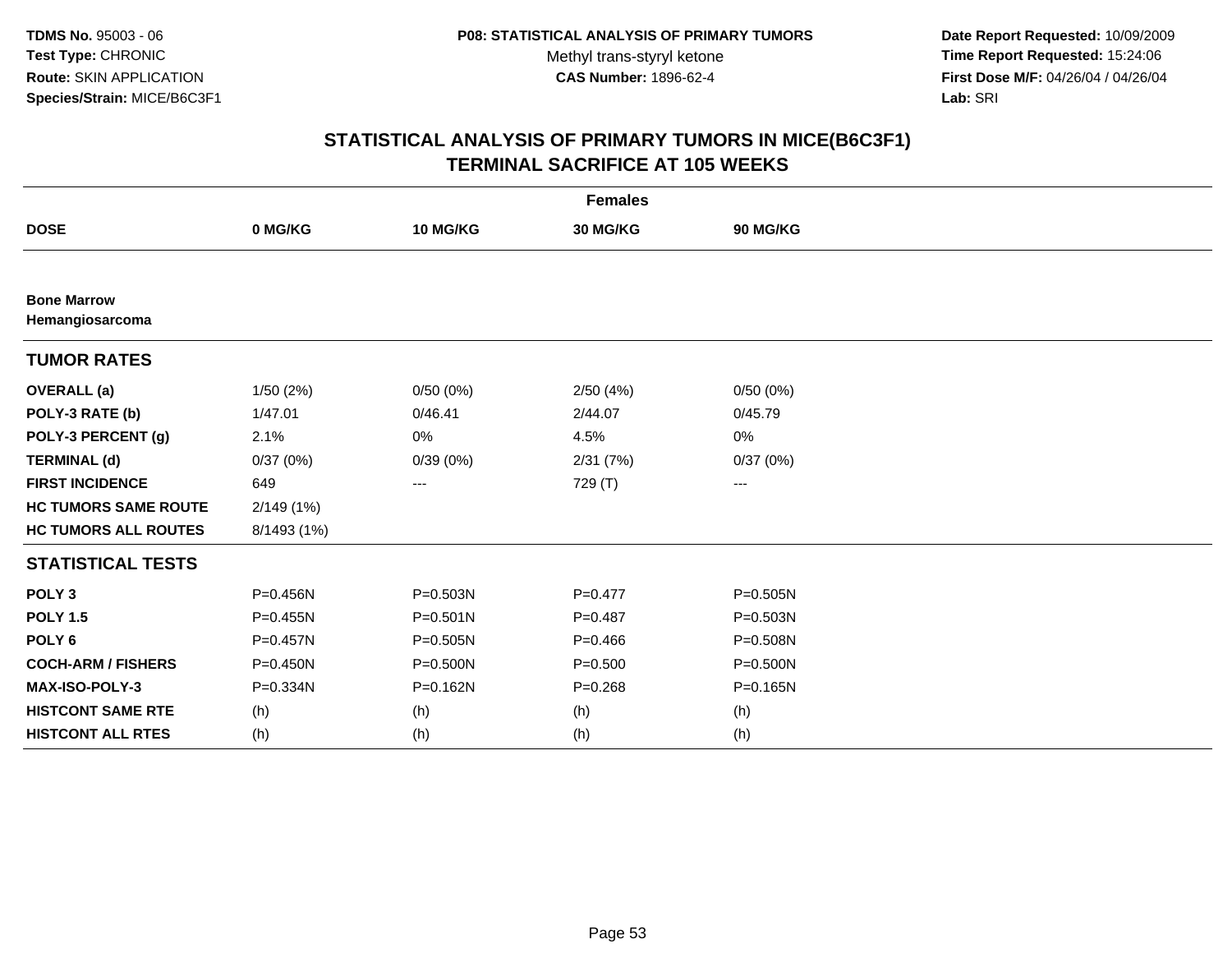**TDMS No.** 95003 - 06
**Test Type:** CHRONIC
**Route:** SKIN APPLICATION
**Species/Strain:** MICE/B6C3F1

**P08: STATISTICAL ANALYSIS OF PRIMARY TUMORS**
Methyl trans-styryl ketone
**CAS Number:** 1896-62-4

**Date Report Requested:** 10/09/2009
**Time Report Requested:** 15:24:06
**First Dose M/F:** 04/26/04 / 04/26/04
**Lab:** SRI

# STATISTICAL ANALYSIS OF PRIMARY TUMORS IN MICE(B6C3F1)
## TERMINAL SACRIFICE AT 105 WEEKS

| | Females | | | |
|---|---|---|---|---|
| **DOSE** | **0 MG/KG** | **10 MG/KG** | **30 MG/KG** | **90 MG/KG** |
| **Bone Marrow** | | | | |
| **Hemangiosarcoma** | | | | |
| **TUMOR RATES** | | | | |
| **OVERALL (a)** | 1/50 (2%) | 0/50 (0%) | 2/50 (4%) | 0/50 (0%) |
| **POLY-3 RATE (b)** | 1/47.01 | 0/46.41 | 2/44.07 | 0/45.79 |
| **POLY-3 PERCENT (g)** | 2.1% | 0% | 4.5% | 0% |
| **TERMINAL (d)** | 0/37 (0%) | 0/39 (0%) | 2/31 (7%) | 0/37 (0%) |
| **FIRST INCIDENCE** | 649 | --- | 729 (T) | --- |
| **HC TUMORS SAME ROUTE** | 2/149 (1%) | | | |
| **HC TUMORS ALL ROUTES** | 8/1493 (1%) | | | |
| **STATISTICAL TESTS** | | | | |
| **POLY 3** | P=0.456N | P=0.503N | P=0.477 | P=0.505N |
| **POLY 1.5** | P=0.455N | P=0.501N | P=0.487 | P=0.503N |
| **POLY 6** | P=0.457N | P=0.505N | P=0.466 | P=0.508N |
| **COCH-ARM / FISHERS** | P=0.450N | P=0.500N | P=0.500 | P=0.500N |
| **MAX-ISO-POLY-3** | P=0.334N | P=0.162N | P=0.268 | P=0.165N |
| **HISTCONT SAME RTE** | (h) | (h) | (h) | (h) |
| **HISTCONT ALL RTES** | (h) | (h) | (h) | (h) |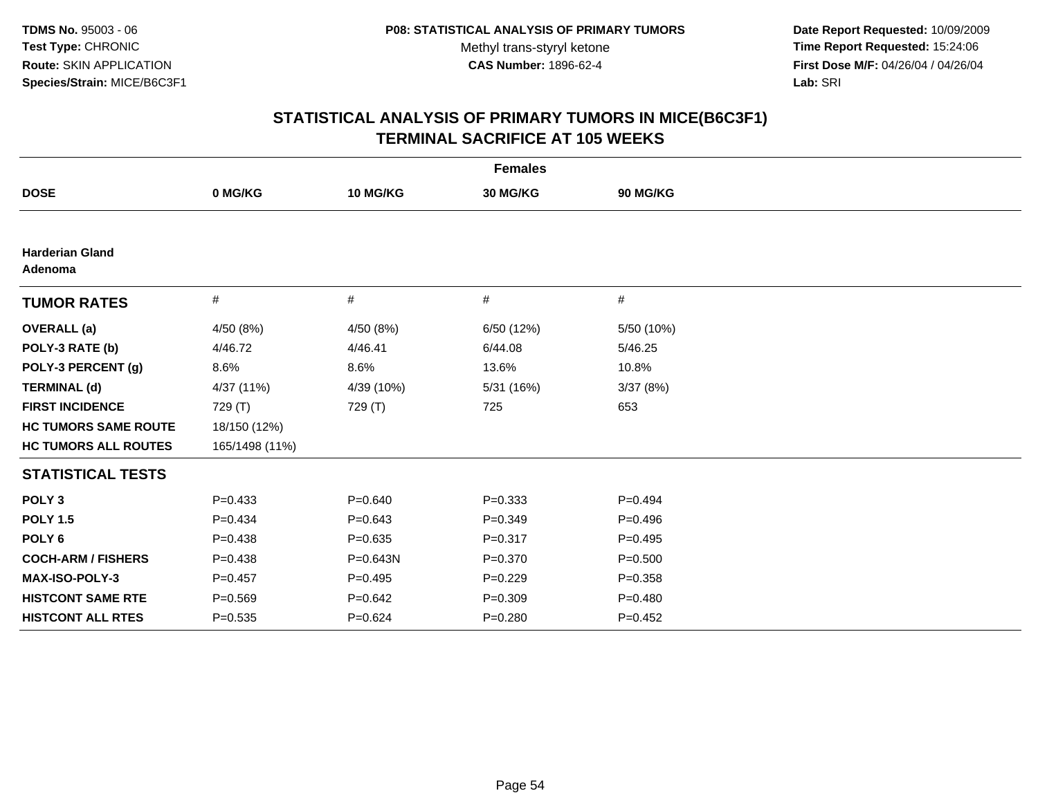TDMS No. 95003 - 06
Test Type: CHRONIC
Route: SKIN APPLICATION
Species/Strain: MICE/B6C3F1

P08: STATISTICAL ANALYSIS OF PRIMARY TUMORS
Methyl trans-styryl ketone
CAS Number: 1896-62-4

Date Report Requested: 10/09/2009
Time Report Requested: 15:24:06
First Dose M/F: 04/26/04 / 04/26/04
Lab: SRI

## STATISTICAL ANALYSIS OF PRIMARY TUMORS IN MICE(B6C3F1)
## TERMINAL SACRIFICE AT 105 WEEKS

**Females**

| DOSE | 0 MG/KG | 10 MG/KG | 30 MG/KG | 90 MG/KG |
|---|---|---|---|---|
| **Harderian Gland Adenoma** | | | | |
| **TUMOR RATES** | # | # | # | # |
| **OVERALL (a)** | 4/50 (8%) | 4/50 (8%) | 6/50 (12%) | 5/50 (10%) |
| **POLY-3 RATE (b)** | 4/46.72 | 4/46.41 | 6/44.08 | 5/46.25 |
| **POLY-3 PERCENT (g)** | 8.6% | 8.6% | 13.6% | 10.8% |
| **TERMINAL (d)** | 4/37 (11%) | 4/39 (10%) | 5/31 (16%) | 3/37 (8%) |
| **FIRST INCIDENCE** | 729 (T) | 729 (T) | 725 | 653 |
| **HC TUMORS SAME ROUTE** | 18/150 (12%) | | | |
| **HC TUMORS ALL ROUTES** | 165/1498 (11%) | | | |
| **STATISTICAL TESTS** | | | | |
| **POLY 3** | P=0.433 | P=0.640 | P=0.333 | P=0.494 |
| **POLY 1.5** | P=0.434 | P=0.643 | P=0.349 | P=0.496 |
| **POLY 6** | P=0.438 | P=0.635 | P=0.317 | P=0.495 |
| **COCH-ARM / FISHERS** | P=0.438 | P=0.643N | P=0.370 | P=0.500 |
| **MAX-ISO-POLY-3** | P=0.457 | P=0.495 | P=0.229 | P=0.358 |
| **HISTCONT SAME RTE** | P=0.569 | P=0.642 | P=0.309 | P=0.480 |
| **HISTCONT ALL RTES** | P=0.535 | P=0.624 | P=0.280 | P=0.452 |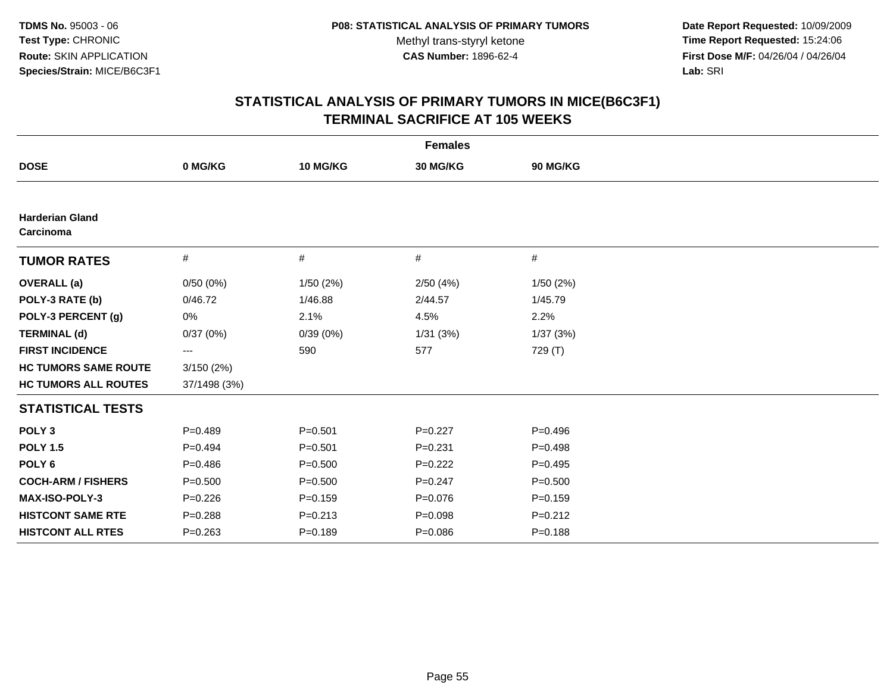TDMS No. 95003 - 06
Test Type: CHRONIC
Route: SKIN APPLICATION
Species/Strain: MICE/B6C3F1

P08: STATISTICAL ANALYSIS OF PRIMARY TUMORS
Methyl trans-styryl ketone
CAS Number: 1896-62-4

Date Report Requested: 10/09/2009
Time Report Requested: 15:24:06
First Dose M/F: 04/26/04 / 04/26/04
Lab: SRI

## STATISTICAL ANALYSIS OF PRIMARY TUMORS IN MICE(B6C3F1)
## TERMINAL SACRIFICE AT 105 WEEKS

| Females | | | | |
|---|---|---|---|---|
| **DOSE** | **0 MG/KG** | **10 MG/KG** | **30 MG/KG** | **90 MG/KG** |
| **Harderian Gland** | | | | |
| **Carcinoma** | | | | |
| **TUMOR RATES** | # | # | # | # |
| **OVERALL (a)** | 0/50 (0%) | 1/50 (2%) | 2/50 (4%) | 1/50 (2%) |
| **POLY-3 RATE (b)** | 0/46.72 | 1/46.88 | 2/44.57 | 1/45.79 |
| **POLY-3 PERCENT (g)** | 0% | 2.1% | 4.5% | 2.2% |
| **TERMINAL (d)** | 0/37 (0%) | 0/39 (0%) | 1/31 (3%) | 1/37 (3%) |
| **FIRST INCIDENCE** | --- | 590 | 577 | 729 (T) |
| **HC TUMORS SAME ROUTE** | 3/150 (2%) | | | |
| **HC TUMORS ALL ROUTES** | 37/1498 (3%) | | | |
| **STATISTICAL TESTS** | | | | |
| **POLY 3** | P=0.489 | P=0.501 | P=0.227 | P=0.496 |
| **POLY 1.5** | P=0.494 | P=0.501 | P=0.231 | P=0.498 |
| **POLY 6** | P=0.486 | P=0.500 | P=0.222 | P=0.495 |
| **COCH-ARM / FISHERS** | P=0.500 | P=0.500 | P=0.247 | P=0.500 |
| **MAX-ISO-POLY-3** | P=0.226 | P=0.159 | P=0.076 | P=0.159 |
| **HISTCONT SAME RTE** | P=0.288 | P=0.213 | P=0.098 | P=0.212 |
| **HISTCONT ALL RTES** | P=0.263 | P=0.189 | P=0.086 | P=0.188 |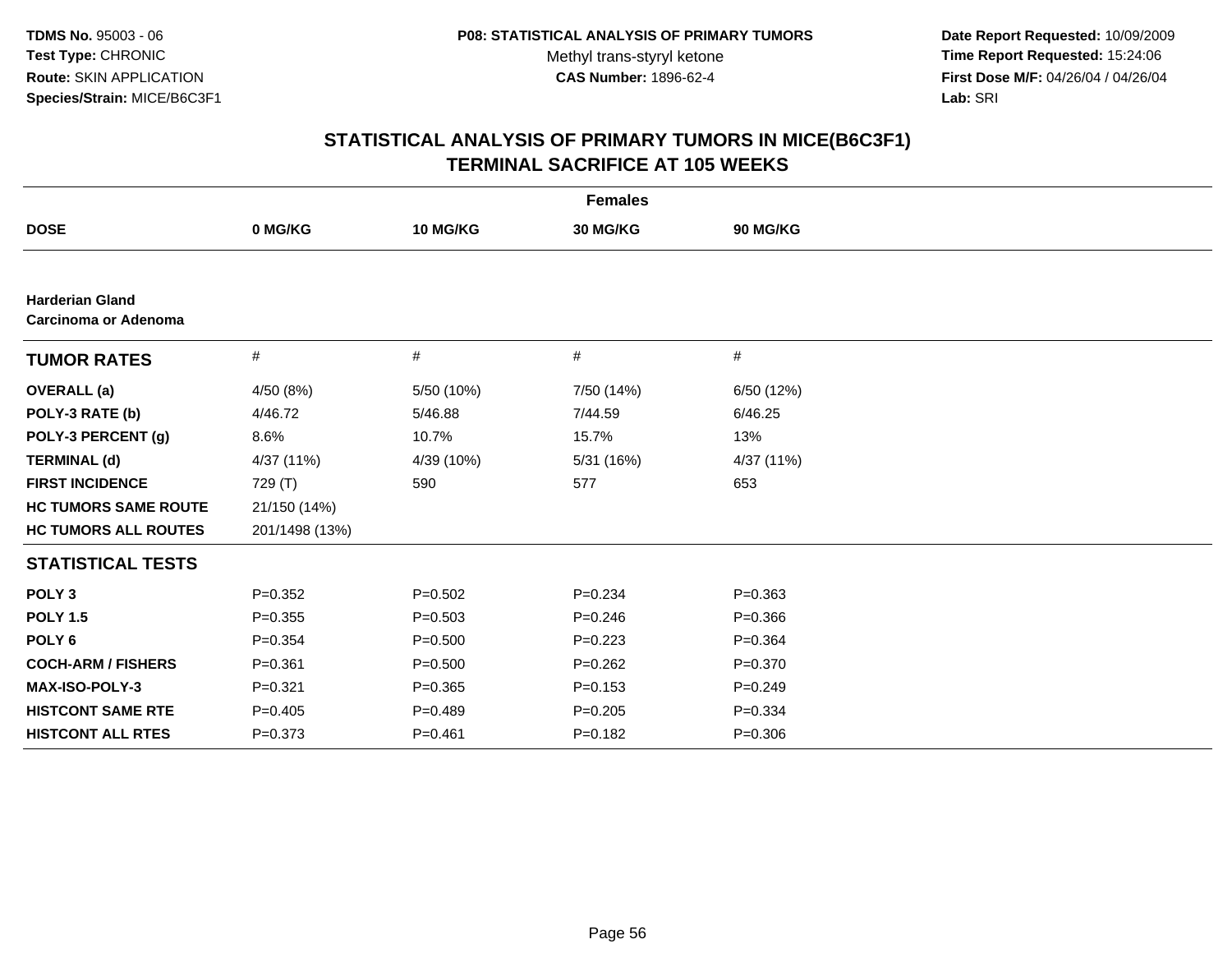TDMS No. 95003 - 06
Test Type: CHRONIC
Route: SKIN APPLICATION
Species/Strain: MICE/B6C3F1

P08: STATISTICAL ANALYSIS OF PRIMARY TUMORS
Methyl trans-styryl ketone
CAS Number: 1896-62-4

Date Report Requested: 10/09/2009
Time Report Requested: 15:24:06
First Dose M/F: 04/26/04 / 04/26/04
Lab: SRI

## STATISTICAL ANALYSIS OF PRIMARY TUMORS IN MICE(B6C3F1)
## TERMINAL SACRIFICE AT 105 WEEKS

| Females | | | | |
|---|---|---|---|---|
| **DOSE** | **0 MG/KG** | **10 MG/KG** | **30 MG/KG** | **90 MG/KG** |
| **Harderian Gland** **Carcinoma or Adenoma** | | | | |
| **TUMOR RATES** | # | # | # | # |
| **OVERALL (a)** | 4/50 (8%) | 5/50 (10%) | 7/50 (14%) | 6/50 (12%) |
| **POLY-3 RATE (b)** | 4/46.72 | 5/46.88 | 7/44.59 | 6/46.25 |
| **POLY-3 PERCENT (g)** | 8.6% | 10.7% | 15.7% | 13% |
| **TERMINAL (d)** | 4/37 (11%) | 4/39 (10%) | 5/31 (16%) | 4/37 (11%) |
| **FIRST INCIDENCE** | 729 (T) | 590 | 577 | 653 |
| **HC TUMORS SAME ROUTE** | 21/150 (14%) | | | |
| **HC TUMORS ALL ROUTES** | 201/1498 (13%) | | | |
| **STATISTICAL TESTS** | | | | |
| **POLY 3** | P=0.352 | P=0.502 | P=0.234 | P=0.363 |
| **POLY 1.5** | P=0.355 | P=0.503 | P=0.246 | P=0.366 |
| **POLY 6** | P=0.354 | P=0.500 | P=0.223 | P=0.364 |
| **COCH-ARM / FISHERS** | P=0.361 | P=0.500 | P=0.262 | P=0.370 |
| **MAX-ISO-POLY-3** | P=0.321 | P=0.365 | P=0.153 | P=0.249 |
| **HISTCONT SAME RTE** | P=0.405 | P=0.489 | P=0.205 | P=0.334 |
| **HISTCONT ALL RTES** | P=0.373 | P=0.461 | P=0.182 | P=0.306 |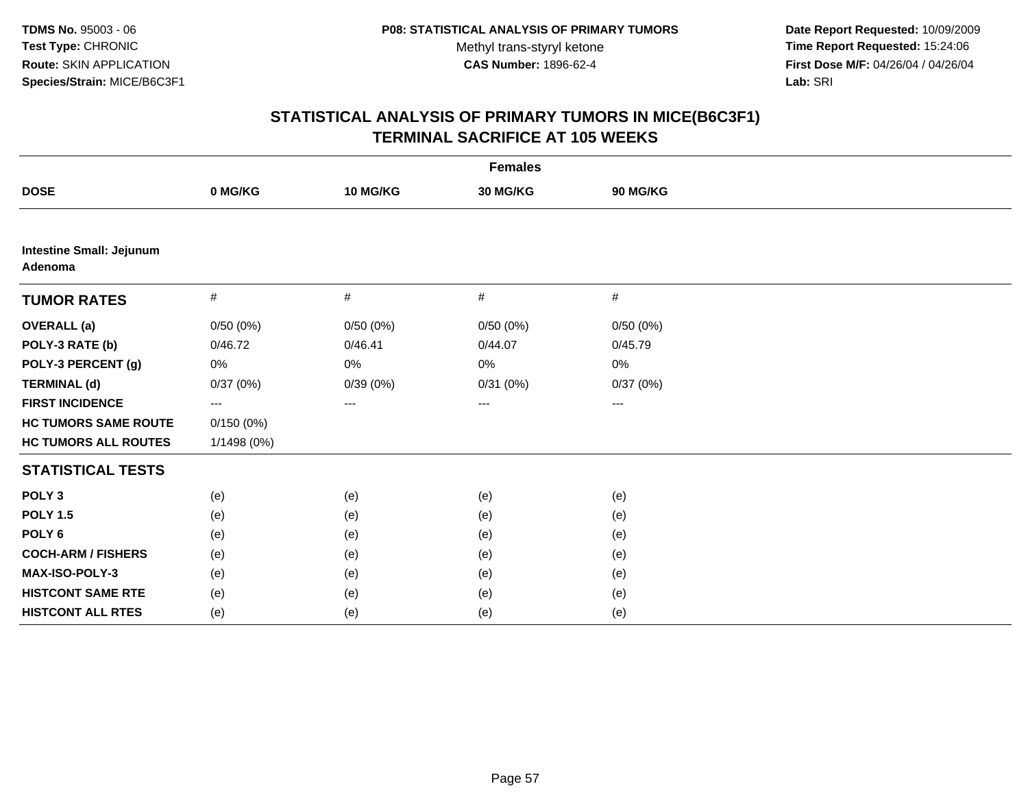TDMS No. 95003 - 06
Test Type: CHRONIC
Route: SKIN APPLICATION
Species/Strain: MICE/B6C3F1

P08: STATISTICAL ANALYSIS OF PRIMARY TUMORS
Methyl trans-styryl ketone
CAS Number: 1896-62-4

Date Report Requested: 10/09/2009
Time Report Requested: 15:24:06
First Dose M/F: 04/26/04 / 04/26/04
Lab: SRI

## STATISTICAL ANALYSIS OF PRIMARY TUMORS IN MICE(B6C3F1)
## TERMINAL SACRIFICE AT 105 WEEKS

| | Females | | | |
|---|---|---|---|---|
| **DOSE** | **0 MG/KG** | **10 MG/KG** | **30 MG/KG** | **90 MG/KG** |
| **Intestine Small: Jejunum Adenoma** | | | | |
| **TUMOR RATES** | # | # | # | # |
| **OVERALL (a)** | 0/50 (0%) | 0/50 (0%) | 0/50 (0%) | 0/50 (0%) |
| **POLY-3 RATE (b)** | 0/46.72 | 0/46.41 | 0/44.07 | 0/45.79 |
| **POLY-3 PERCENT (g)** | 0% | 0% | 0% | 0% |
| **TERMINAL (d)** | 0/37 (0%) | 0/39 (0%) | 0/31 (0%) | 0/37 (0%) |
| **FIRST INCIDENCE** | --- | --- | --- | --- |
| **HC TUMORS SAME ROUTE** | 0/150 (0%) | | | |
| **HC TUMORS ALL ROUTES** | 1/1498 (0%) | | | |
| **STATISTICAL TESTS** | | | | |
| **POLY 3** | (e) | (e) | (e) | (e) |
| **POLY 1.5** | (e) | (e) | (e) | (e) |
| **POLY 6** | (e) | (e) | (e) | (e) |
| **COCH-ARM / FISHERS** | (e) | (e) | (e) | (e) |
| **MAX-ISO-POLY-3** | (e) | (e) | (e) | (e) |
| **HISTCONT SAME RTE** | (e) | (e) | (e) | (e) |
| **HISTCONT ALL RTES** | (e) | (e) | (e) | (e) |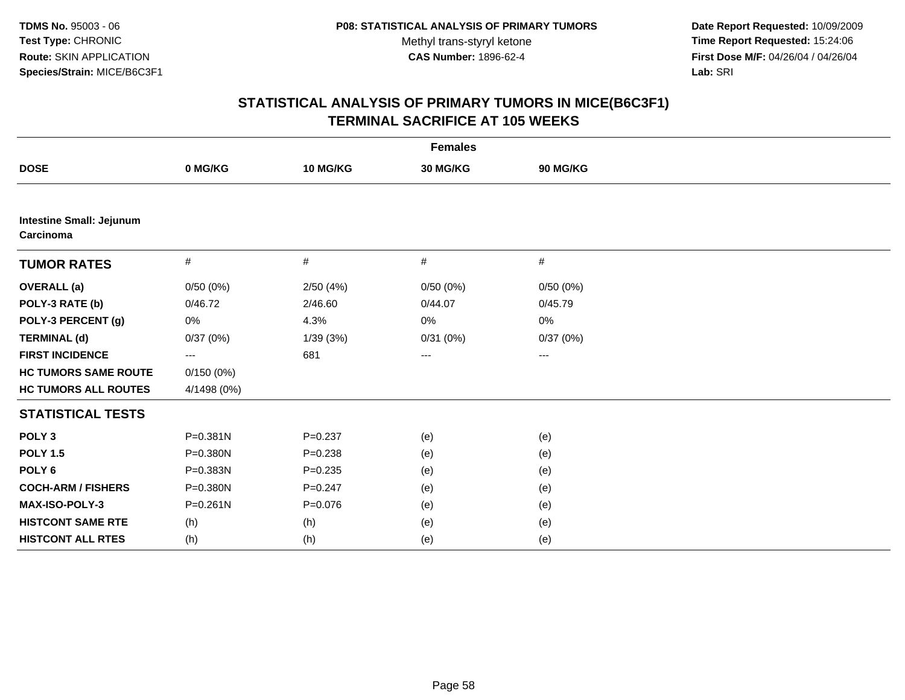**TDMS No.** 95003 - 06
**Test Type:** CHRONIC
**Route:** SKIN APPLICATION
**Species/Strain:** MICE/B6C3F1

**P08: STATISTICAL ANALYSIS OF PRIMARY TUMORS**
Methyl trans-styryl ketone
**CAS Number:** 1896-62-4

**Date Report Requested:** 10/09/2009
**Time Report Requested:** 15:24:06
**First Dose M/F:** 04/26/04 / 04/26/04
**Lab:** SRI

# STATISTICAL ANALYSIS OF PRIMARY TUMORS IN MICE(B6C3F1) TERMINAL SACRIFICE AT 105 WEEKS

| Females | | | | |
|---|---|---|---|---|
| **DOSE** | **0 MG/KG** | **10 MG/KG** | **30 MG/KG** | **90 MG/KG** |
| **Intestine Small: Jejunum Carcinoma** | | | | |
| **TUMOR RATES** | # | # | # | # |
| **OVERALL (a)** | 0/50 (0%) | 2/50 (4%) | 0/50 (0%) | 0/50 (0%) |
| **POLY-3 RATE (b)** | 0/46.72 | 2/46.60 | 0/44.07 | 0/45.79 |
| **POLY-3 PERCENT (g)** | 0% | 4.3% | 0% | 0% |
| **TERMINAL (d)** | 0/37 (0%) | 1/39 (3%) | 0/31 (0%) | 0/37 (0%) |
| **FIRST INCIDENCE** | --- | 681 | --- | --- |
| **HC TUMORS SAME ROUTE** | 0/150 (0%) | | | |
| **HC TUMORS ALL ROUTES** | 4/1498 (0%) | | | |
| **STATISTICAL TESTS** | | | | |
| **POLY 3** | P=0.381N | P=0.237 | (e) | (e) |
| **POLY 1.5** | P=0.380N | P=0.238 | (e) | (e) |
| **POLY 6** | P=0.383N | P=0.235 | (e) | (e) |
| **COCH-ARM / FISHERS** | P=0.380N | P=0.247 | (e) | (e) |
| **MAX-ISO-POLY-3** | P=0.261N | P=0.076 | (e) | (e) |
| **HISTCONT SAME RTE** | (h) | (h) | (e) | (e) |
| **HISTCONT ALL RTES** | (h) | (h) | (e) | (e) |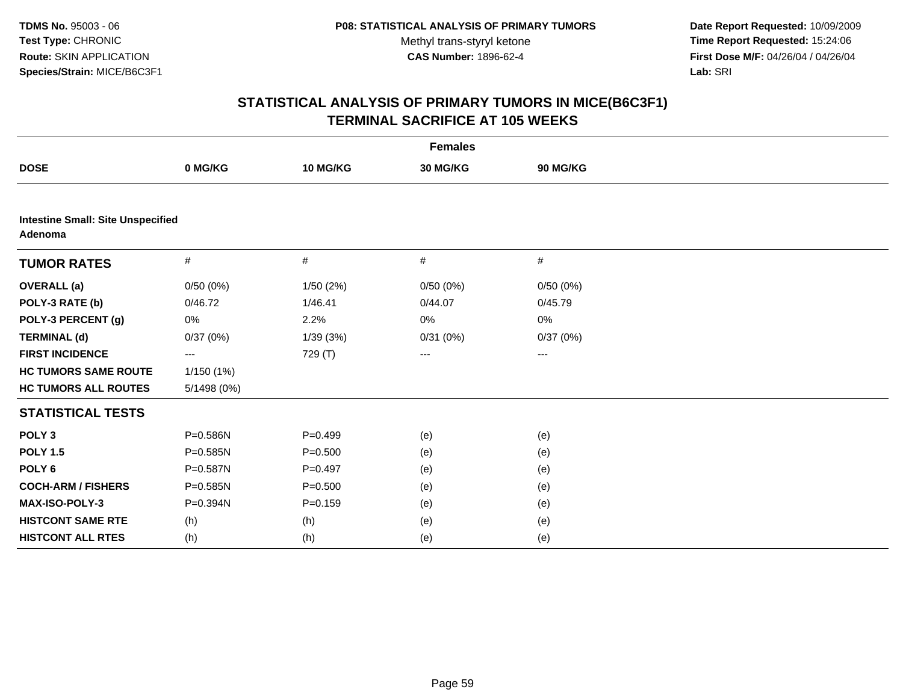**TDMS No.** 95003 - 06
**Test Type:** CHRONIC
**Route:** SKIN APPLICATION
**Species/Strain:** MICE/B6C3F1

**P08: STATISTICAL ANALYSIS OF PRIMARY TUMORS**
Methyl trans-styryl ketone
**CAS Number:** 1896-62-4

**Date Report Requested:** 10/09/2009
**Time Report Requested:** 15:24:06
**First Dose M/F:** 04/26/04 / 04/26/04
**Lab:** SRI

## STATISTICAL ANALYSIS OF PRIMARY TUMORS IN MICE(B6C3F1) TERMINAL SACRIFICE AT 105 WEEKS

| | Females | | | |
|---|---|---|---|---|
| **DOSE** | **0 MG/KG** | **10 MG/KG** | **30 MG/KG** | **90 MG/KG** |
| **Intestine Small: Site Unspecified Adenoma** | | | | |
| **TUMOR RATES** | # | # | # | # |
| **OVERALL (a)** | 0/50 (0%) | 1/50 (2%) | 0/50 (0%) | 0/50 (0%) |
| **POLY-3 RATE (b)** | 0/46.72 | 1/46.41 | 0/44.07 | 0/45.79 |
| **POLY-3 PERCENT (g)** | 0% | 2.2% | 0% | 0% |
| **TERMINAL (d)** | 0/37 (0%) | 1/39 (3%) | 0/31 (0%) | 0/37 (0%) |
| **FIRST INCIDENCE** | --- | 729 (T) | --- | --- |
| **HC TUMORS SAME ROUTE** | 1/150 (1%) | | | |
| **HC TUMORS ALL ROUTES** | 5/1498 (0%) | | | |
| **STATISTICAL TESTS** | | | | |
| **POLY 3** | P=0.586N | P=0.499 | (e) | (e) |
| **POLY 1.5** | P=0.585N | P=0.500 | (e) | (e) |
| **POLY 6** | P=0.587N | P=0.497 | (e) | (e) |
| **COCH-ARM / FISHERS** | P=0.585N | P=0.500 | (e) | (e) |
| **MAX-ISO-POLY-3** | P=0.394N | P=0.159 | (e) | (e) |
| **HISTCONT SAME RTE** | (h) | (h) | (e) | (e) |
| **HISTCONT ALL RTES** | (h) | (h) | (e) | (e) |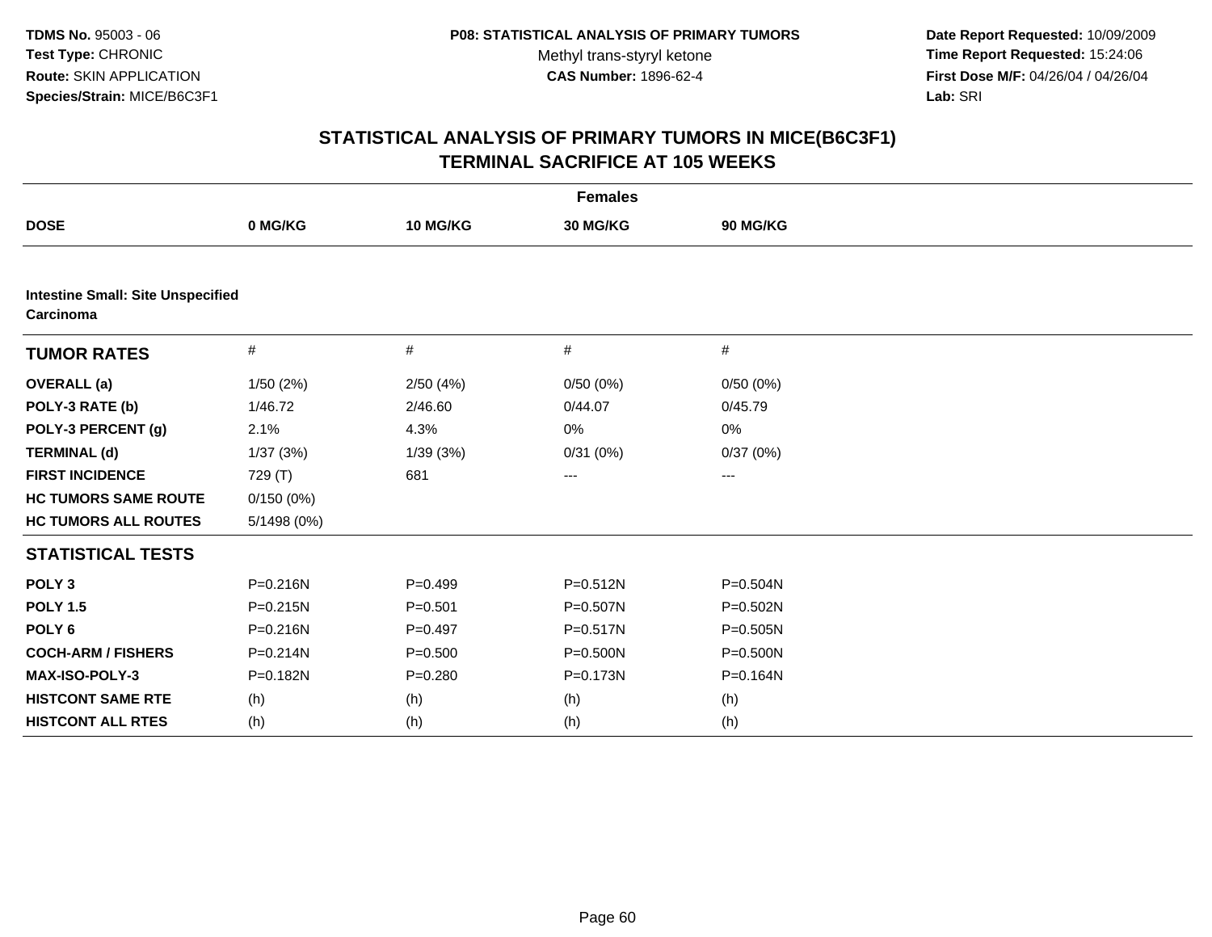TDMS No. 95003 - 06
Test Type: CHRONIC
Route: SKIN APPLICATION
Species/Strain: MICE/B6C3F1

P08: STATISTICAL ANALYSIS OF PRIMARY TUMORS
Methyl trans-styryl ketone
CAS Number: 1896-62-4

Date Report Requested: 10/09/2009
Time Report Requested: 15:24:06
First Dose M/F: 04/26/04 / 04/26/04
Lab: SRI

## STATISTICAL ANALYSIS OF PRIMARY TUMORS IN MICE(B6C3F1)
## TERMINAL SACRIFICE AT 105 WEEKS

| | Females | | | |
|---|---|---|---|---|
| **DOSE** | **0 MG/KG** | **10 MG/KG** | **30 MG/KG** | **90 MG/KG** |
| **Intestine Small: Site Unspecified Carcinoma** | | | | |
| **TUMOR RATES** | # | # | # | # |
| **OVERALL (a)** | 1/50 (2%) | 2/50 (4%) | 0/50 (0%) | 0/50 (0%) |
| **POLY-3 RATE (b)** | 1/46.72 | 2/46.60 | 0/44.07 | 0/45.79 |
| **POLY-3 PERCENT (g)** | 2.1% | 4.3% | 0% | 0% |
| **TERMINAL (d)** | 1/37 (3%) | 1/39 (3%) | 0/31 (0%) | 0/37 (0%) |
| **FIRST INCIDENCE** | 729 (T) | 681 | --- | --- |
| **HC TUMORS SAME ROUTE** | 0/150 (0%) | | | |
| **HC TUMORS ALL ROUTES** | 5/1498 (0%) | | | |
| **STATISTICAL TESTS** | | | | |
| **POLY 3** | P=0.216N | P=0.499 | P=0.512N | P=0.504N |
| **POLY 1.5** | P=0.215N | P=0.501 | P=0.507N | P=0.502N |
| **POLY 6** | P=0.216N | P=0.497 | P=0.517N | P=0.505N |
| **COCH-ARM / FISHERS** | P=0.214N | P=0.500 | P=0.500N | P=0.500N |
| **MAX-ISO-POLY-3** | P=0.182N | P=0.280 | P=0.173N | P=0.164N |
| **HISTCONT SAME RTE** | (h) | (h) | (h) | (h) |
| **HISTCONT ALL RTES** | (h) | (h) | (h) | (h) |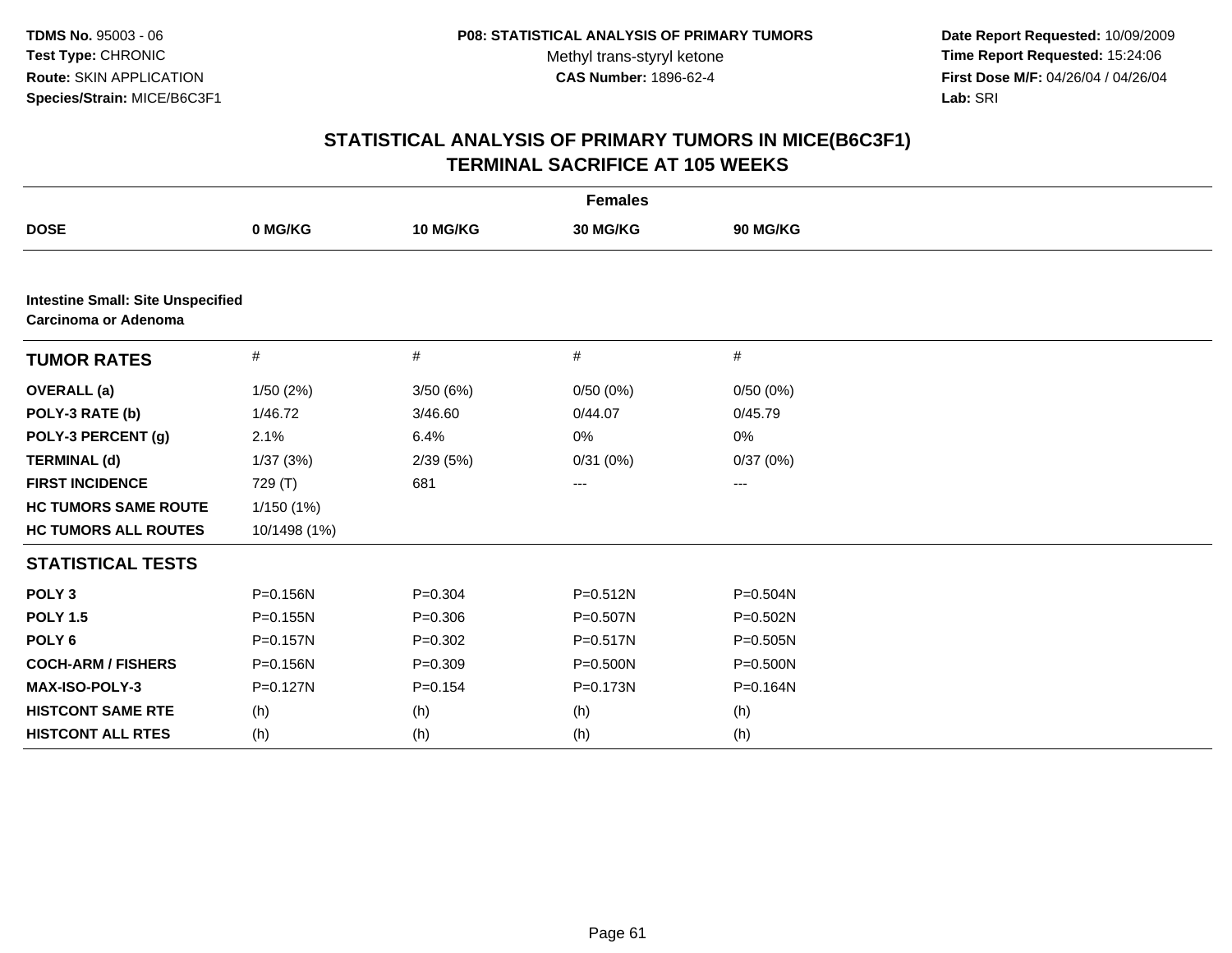**TDMS No.** 95003 - 06
**Test Type:** CHRONIC
**Route:** SKIN APPLICATION
**Species/Strain:** MICE/B6C3F1

**P08: STATISTICAL ANALYSIS OF PRIMARY TUMORS**
Methyl trans-styryl ketone
**CAS Number:** 1896-62-4

**Date Report Requested:** 10/09/2009
**Time Report Requested:** 15:24:06
**First Dose M/F:** 04/26/04 / 04/26/04
**Lab:** SRI

## STATISTICAL ANALYSIS OF PRIMARY TUMORS IN MICE(B6C3F1)
## TERMINAL SACRIFICE AT 105 WEEKS

| | Females | | | |
|---|---|---|---|---|
| **DOSE** | **0 MG/KG** | **10 MG/KG** | **30 MG/KG** | **90 MG/KG** |
| **Intestine Small: Site Unspecified** | | | | |
| **Carcinoma or Adenoma** | | | | |
| **TUMOR RATES** | # | # | # | # |
| **OVERALL (a)** | 1/50 (2%) | 3/50 (6%) | 0/50 (0%) | 0/50 (0%) |
| **POLY-3 RATE (b)** | 1/46.72 | 3/46.60 | 0/44.07 | 0/45.79 |
| **POLY-3 PERCENT (g)** | 2.1% | 6.4% | 0% | 0% |
| **TERMINAL (d)** | 1/37 (3%) | 2/39 (5%) | 0/31 (0%) | 0/37 (0%) |
| **FIRST INCIDENCE** | 729 (T) | 681 | --- | --- |
| **HC TUMORS SAME ROUTE** | 1/150 (1%) | | | |
| **HC TUMORS ALL ROUTES** | 10/1498 (1%) | | | |
| **STATISTICAL TESTS** | | | | |
| **POLY 3** | P=0.156N | P=0.304 | P=0.512N | P=0.504N |
| **POLY 1.5** | P=0.155N | P=0.306 | P=0.507N | P=0.502N |
| **POLY 6** | P=0.157N | P=0.302 | P=0.517N | P=0.505N |
| **COCH-ARM / FISHERS** | P=0.156N | P=0.309 | P=0.500N | P=0.500N |
| **MAX-ISO-POLY-3** | P=0.127N | P=0.154 | P=0.173N | P=0.164N |
| **HISTCONT SAME RTE** | (h) | (h) | (h) | (h) |
| **HISTCONT ALL RTES** | (h) | (h) | (h) | (h) |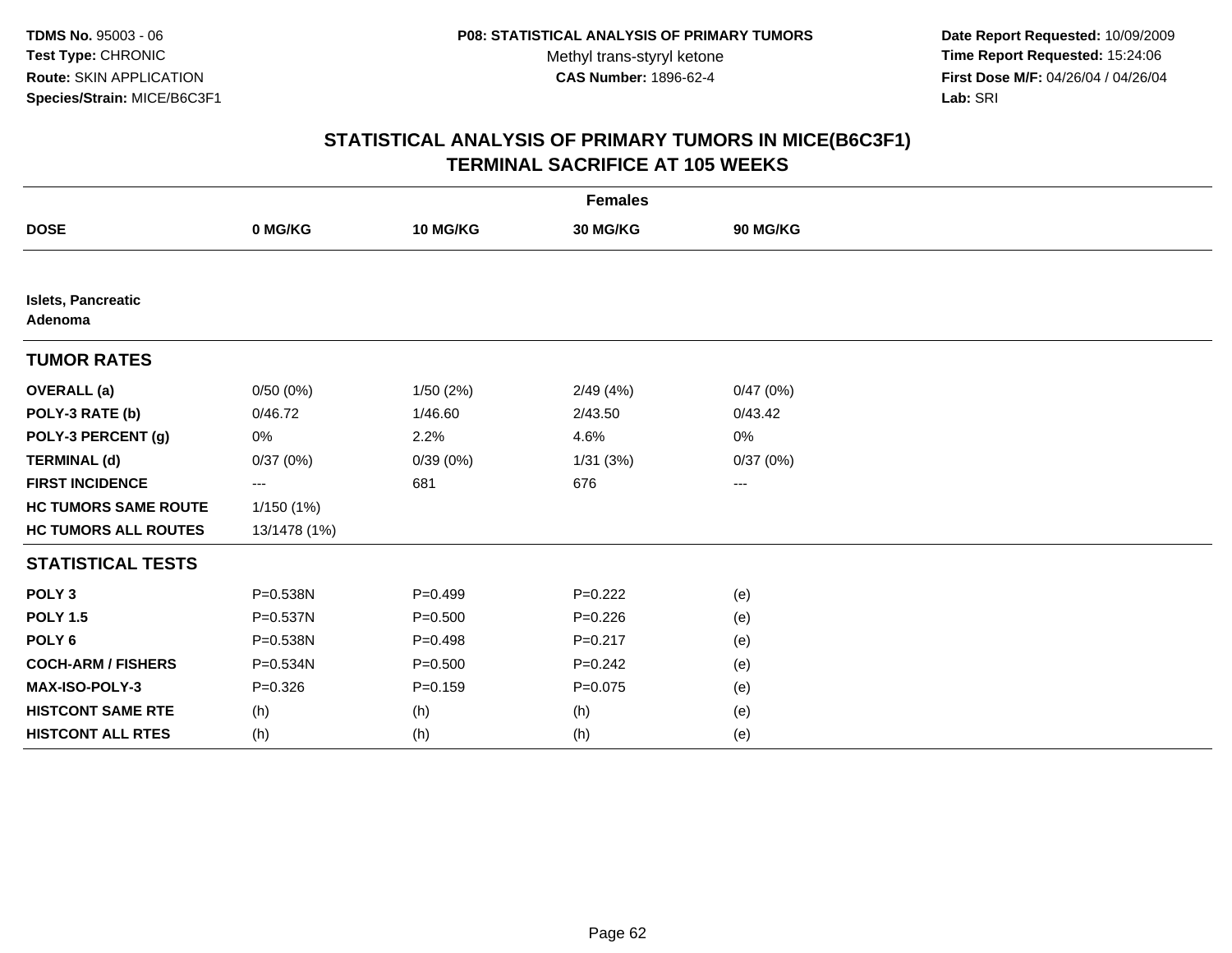**TDMS No.** 95003 - 06
**Test Type:** CHRONIC
**Route:** SKIN APPLICATION
**Species/Strain:** MICE/B6C3F1

**P08: STATISTICAL ANALYSIS OF PRIMARY TUMORS**
Methyl trans-styryl ketone
**CAS Number:** 1896-62-4

**Date Report Requested:** 10/09/2009
**Time Report Requested:** 15:24:06
**First Dose M/F:** 04/26/04 / 04/26/04
**Lab:** SRI

## STATISTICAL ANALYSIS OF PRIMARY TUMORS IN MICE(B6C3F1) TERMINAL SACRIFICE AT 105 WEEKS

| | Females | | | |
|---|---|---|---|---|
| **DOSE** | **0 MG/KG** | **10 MG/KG** | **30 MG/KG** | **90 MG/KG** |
| **Islets, Pancreatic** | | | | |
| **Adenoma** | | | | |
| **TUMOR RATES** | | | | |
| **OVERALL (a)** | 0/50 (0%) | 1/50 (2%) | 2/49 (4%) | 0/47 (0%) |
| **POLY-3 RATE (b)** | 0/46.72 | 1/46.60 | 2/43.50 | 0/43.42 |
| **POLY-3 PERCENT (g)** | 0% | 2.2% | 4.6% | 0% |
| **TERMINAL (d)** | 0/37 (0%) | 0/39 (0%) | 1/31 (3%) | 0/37 (0%) |
| **FIRST INCIDENCE** | --- | 681 | 676 | --- |
| **HC TUMORS SAME ROUTE** | 1/150 (1%) | | | |
| **HC TUMORS ALL ROUTES** | 13/1478 (1%) | | | |
| **STATISTICAL TESTS** | | | | |
| **POLY 3** | P=0.538N | P=0.499 | P=0.222 | (e) |
| **POLY 1.5** | P=0.537N | P=0.500 | P=0.226 | (e) |
| **POLY 6** | P=0.538N | P=0.498 | P=0.217 | (e) |
| **COCH-ARM / FISHERS** | P=0.534N | P=0.500 | P=0.242 | (e) |
| **MAX-ISO-POLY-3** | P=0.326 | P=0.159 | P=0.075 | (e) |
| **HISTCONT SAME RTE** | (h) | (h) | (h) | (e) |
| **HISTCONT ALL RTES** | (h) | (h) | (h) | (e) |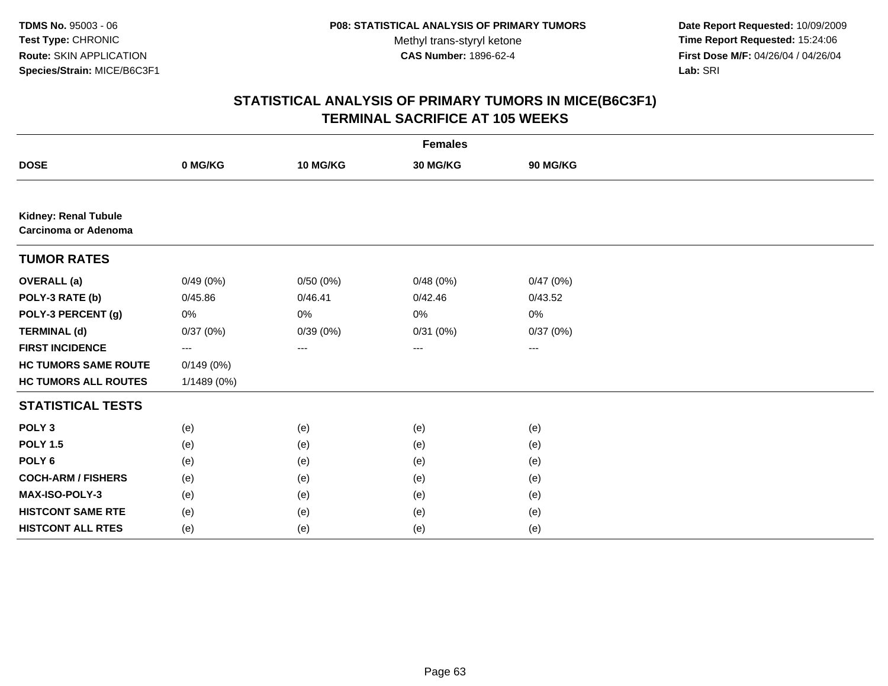TDMS No. 95003 - 06
Test Type: CHRONIC
Route: SKIN APPLICATION
Species/Strain: MICE/B6C3F1

P08: STATISTICAL ANALYSIS OF PRIMARY TUMORS
Methyl trans-styryl ketone
CAS Number: 1896-62-4

Date Report Requested: 10/09/2009
Time Report Requested: 15:24:06
First Dose M/F: 04/26/04 / 04/26/04
Lab: SRI

## STATISTICAL ANALYSIS OF PRIMARY TUMORS IN MICE(B6C3F1)
## TERMINAL SACRIFICE AT 105 WEEKS

| | Females | | | |
|---|---|---|---|---|
| **DOSE** | **0 MG/KG** | **10 MG/KG** | **30 MG/KG** | **90 MG/KG** |
| **Kidney: Renal Tubule Carcinoma or Adenoma** | | | | |
| **TUMOR RATES** | | | | |
| **OVERALL (a)** | 0/49 (0%) | 0/50 (0%) | 0/48 (0%) | 0/47 (0%) |
| **POLY-3 RATE (b)** | 0/45.86 | 0/46.41 | 0/42.46 | 0/43.52 |
| **POLY-3 PERCENT (g)** | 0% | 0% | 0% | 0% |
| **TERMINAL (d)** | 0/37 (0%) | 0/39 (0%) | 0/31 (0%) | 0/37 (0%) |
| **FIRST INCIDENCE** | --- | --- | --- | --- |
| **HC TUMORS SAME ROUTE** | 0/149 (0%) | | | |
| **HC TUMORS ALL ROUTES** | 1/1489 (0%) | | | |
| **STATISTICAL TESTS** | | | | |
| **POLY 3** | (e) | (e) | (e) | (e) |
| **POLY 1.5** | (e) | (e) | (e) | (e) |
| **POLY 6** | (e) | (e) | (e) | (e) |
| **COCH-ARM / FISHERS** | (e) | (e) | (e) | (e) |
| **MAX-ISO-POLY-3** | (e) | (e) | (e) | (e) |
| **HISTCONT SAME RTE** | (e) | (e) | (e) | (e) |
| **HISTCONT ALL RTES** | (e) | (e) | (e) | (e) |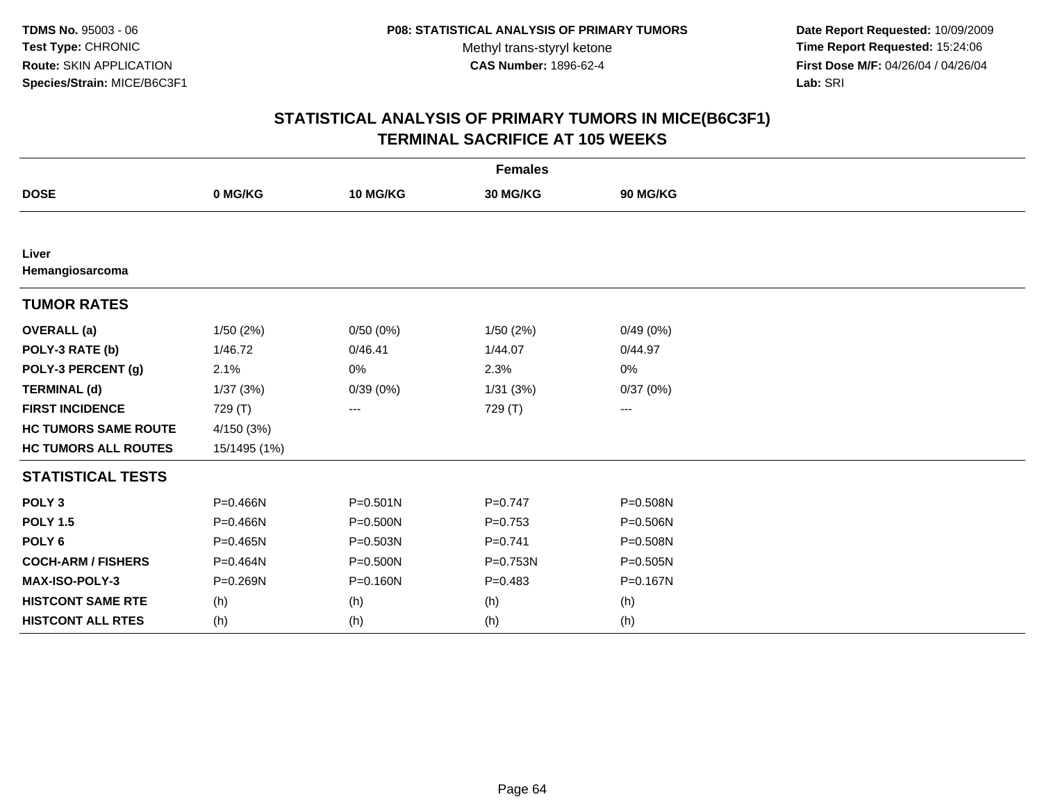TDMS No. 95003 - 06
Test Type: CHRONIC
Route: SKIN APPLICATION
Species/Strain: MICE/B6C3F1

P08: STATISTICAL ANALYSIS OF PRIMARY TUMORS
Methyl trans-styryl ketone
CAS Number: 1896-62-4

Date Report Requested: 10/09/2009
Time Report Requested: 15:24:06
First Dose M/F: 04/26/04 / 04/26/04
Lab: SRI

# STATISTICAL ANALYSIS OF PRIMARY TUMORS IN MICE(B6C3F1) TERMINAL SACRIFICE AT 105 WEEKS

| | Females | | | |
|---|---|---|---|---|
| **DOSE** | **0 MG/KG** | **10 MG/KG** | **30 MG/KG** | **90 MG/KG** |
| **Liver** | | | | |
| **Hemangiosarcoma** | | | | |
| **TUMOR RATES** | | | | |
| **OVERALL (a)** | 1/50 (2%) | 0/50 (0%) | 1/50 (2%) | 0/49 (0%) |
| **POLY-3 RATE (b)** | 1/46.72 | 0/46.41 | 1/44.07 | 0/44.97 |
| **POLY-3 PERCENT (g)** | 2.1% | 0% | 2.3% | 0% |
| **TERMINAL (d)** | 1/37 (3%) | 0/39 (0%) | 1/31 (3%) | 0/37 (0%) |
| **FIRST INCIDENCE** | 729 (T) | --- | 729 (T) | --- |
| **HC TUMORS SAME ROUTE** | 4/150 (3%) | | | |
| **HC TUMORS ALL ROUTES** | 15/1495 (1%) | | | |
| **STATISTICAL TESTS** | | | | |
| **POLY 3** | P=0.466N | P=0.501N | P=0.747 | P=0.508N |
| **POLY 1.5** | P=0.466N | P=0.500N | P=0.753 | P=0.506N |
| **POLY 6** | P=0.465N | P=0.503N | P=0.741 | P=0.508N |
| **COCH-ARM / FISHERS** | P=0.464N | P=0.500N | P=0.753N | P=0.505N |
| **MAX-ISO-POLY-3** | P=0.269N | P=0.160N | P=0.483 | P=0.167N |
| **HISTCONT SAME RTE** | (h) | (h) | (h) | (h) |
| **HISTCONT ALL RTES** | (h) | (h) | (h) | (h) |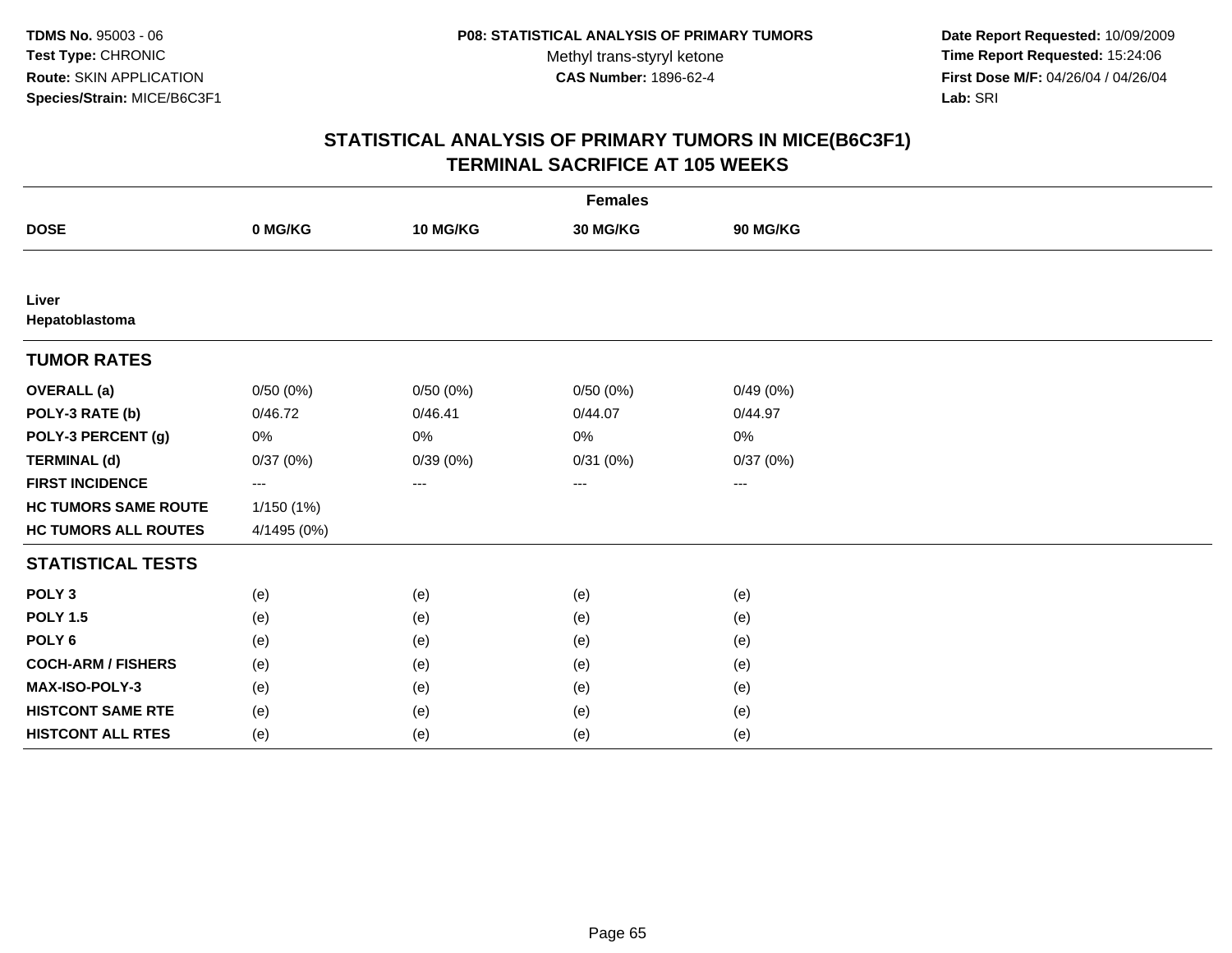# STATISTICAL ANALYSIS OF PRIMARY TUMORS IN MICE(B6C3F1)
## TERMINAL SACRIFICE AT 105 WEEKS

| | Females | | | |
|---|---|---|---|---|
| **DOSE** | **0 MG/KG** | **10 MG/KG** | **30 MG/KG** | **90 MG/KG** |
| **Liver** | | | | |
| **Hepatoblastoma** | | | | |
| **TUMOR RATES** | | | | |
| **OVERALL (a)** | 0/50 (0%) | 0/50 (0%) | 0/50 (0%) | 0/49 (0%) |
| **POLY-3 RATE (b)** | 0/46.72 | 0/46.41 | 0/44.07 | 0/44.97 |
| **POLY-3 PERCENT (g)** | 0% | 0% | 0% | 0% |
| **TERMINAL (d)** | 0/37 (0%) | 0/39 (0%) | 0/31 (0%) | 0/37 (0%) |
| **FIRST INCIDENCE** | --- | --- | --- | --- |
| **HC TUMORS SAME ROUTE** | 1/150 (1%) | | | |
| **HC TUMORS ALL ROUTES** | 4/1495 (0%) | | | |
| **STATISTICAL TESTS** | | | | |
| **POLY 3** | (e) | (e) | (e) | (e) |
| **POLY 1.5** | (e) | (e) | (e) | (e) |
| **POLY 6** | (e) | (e) | (e) | (e) |
| **COCH-ARM / FISHERS** | (e) | (e) | (e) | (e) |
| **MAX-ISO-POLY-3** | (e) | (e) | (e) | (e) |
| **HISTCONT SAME RTE** | (e) | (e) | (e) | (e) |
| **HISTCONT ALL RTES** | (e) | (e) | (e) | (e) |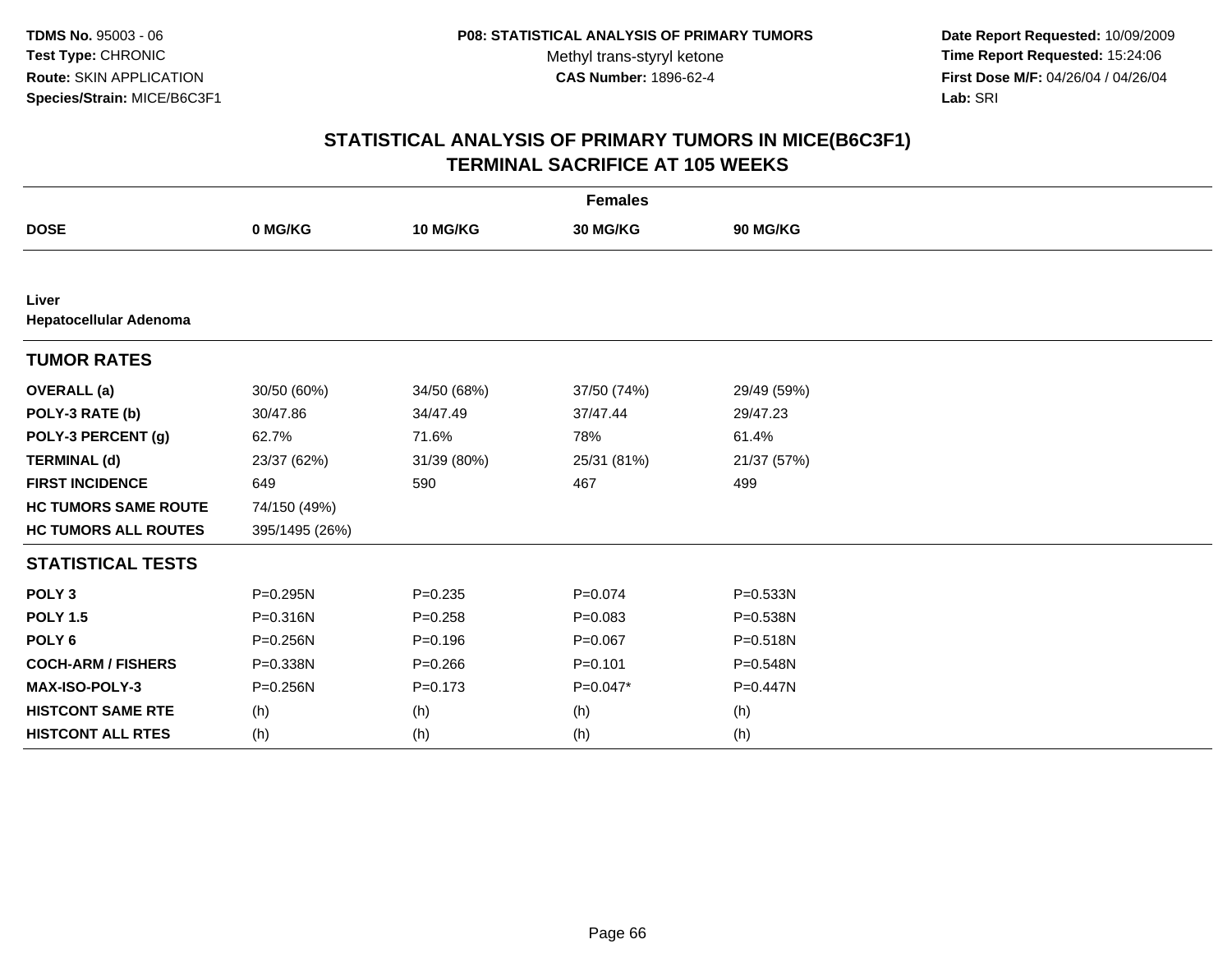TDMS No. 95003 - 06
Test Type: CHRONIC
Route: SKIN APPLICATION
Species/Strain: MICE/B6C3F1

P08: STATISTICAL ANALYSIS OF PRIMARY TUMORS
Methyl trans-styryl ketone
CAS Number: 1896-62-4

Date Report Requested: 10/09/2009
Time Report Requested: 15:24:06
First Dose M/F: 04/26/04 / 04/26/04
Lab: SRI

## STATISTICAL ANALYSIS OF PRIMARY TUMORS IN MICE(B6C3F1)
## TERMINAL SACRIFICE AT 105 WEEKS

| | Females | | | |
|---|---|---|---|---|
| **DOSE** | **0 MG/KG** | **10 MG/KG** | **30 MG/KG** | **90 MG/KG** |
| **Liver** | | | | |
| **Hepatocellular Adenoma** | | | | |
| **TUMOR RATES** | | | | |
| **OVERALL (a)** | 30/50 (60%) | 34/50 (68%) | 37/50 (74%) | 29/49 (59%) |
| **POLY-3 RATE (b)** | 30/47.86 | 34/47.49 | 37/47.44 | 29/47.23 |
| **POLY-3 PERCENT (g)** | 62.7% | 71.6% | 78% | 61.4% |
| **TERMINAL (d)** | 23/37 (62%) | 31/39 (80%) | 25/31 (81%) | 21/37 (57%) |
| **FIRST INCIDENCE** | 649 | 590 | 467 | 499 |
| **HC TUMORS SAME ROUTE** | 74/150 (49%) | | | |
| **HC TUMORS ALL ROUTES** | 395/1495 (26%) | | | |
| **STATISTICAL TESTS** | | | | |
| **POLY 3** | P=0.295N | P=0.235 | P=0.074 | P=0.533N |
| **POLY 1.5** | P=0.316N | P=0.258 | P=0.083 | P=0.538N |
| **POLY 6** | P=0.256N | P=0.196 | P=0.067 | P=0.518N |
| **COCH-ARM / FISHERS** | P=0.338N | P=0.266 | P=0.101 | P=0.548N |
| **MAX-ISO-POLY-3** | P=0.256N | P=0.173 | P=0.047* | P=0.447N |
| **HISTCONT SAME RTE** | (h) | (h) | (h) | (h) |
| **HISTCONT ALL RTES** | (h) | (h) | (h) | (h) |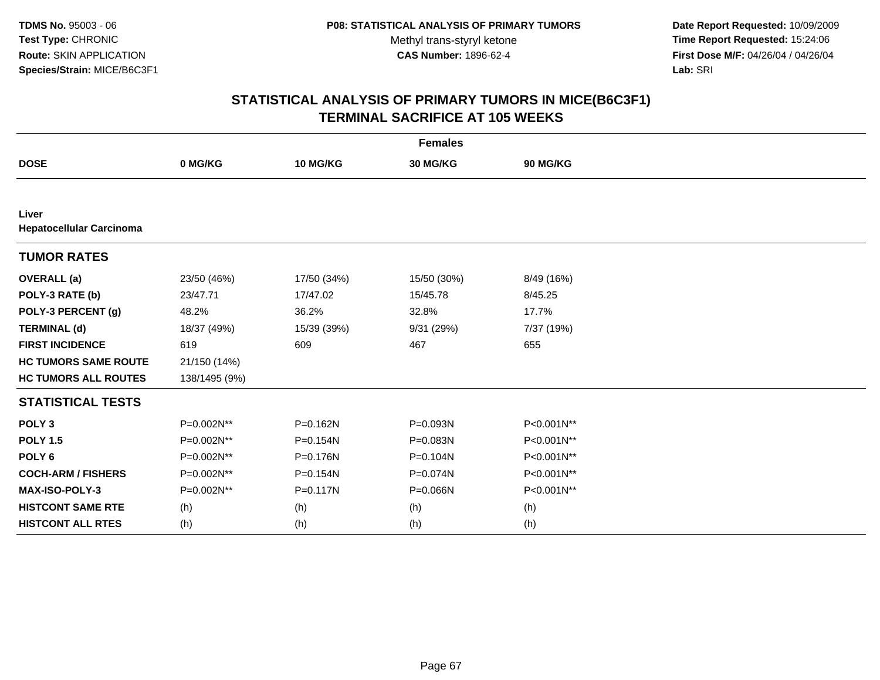TDMS No. 95003 - 06
Test Type: CHRONIC
Route: SKIN APPLICATION
Species/Strain: MICE/B6C3F1

P08: STATISTICAL ANALYSIS OF PRIMARY TUMORS
Methyl trans-styryl ketone
CAS Number: 1896-62-4

Date Report Requested: 10/09/2009
Time Report Requested: 15:24:06
First Dose M/F: 04/26/04 / 04/26/04
Lab: SRI

## STATISTICAL ANALYSIS OF PRIMARY TUMORS IN MICE(B6C3F1) TERMINAL SACRIFICE AT 105 WEEKS

| | Females | | | |
|---|---|---|---|---|
| **DOSE** | **0 MG/KG** | **10 MG/KG** | **30 MG/KG** | **90 MG/KG** |
| **Liver** | | | | |
| **Hepatocellular Carcinoma** | | | | |
| **TUMOR RATES** | | | | |
| **OVERALL (a)** | 23/50 (46%) | 17/50 (34%) | 15/50 (30%) | 8/49 (16%) |
| **POLY-3 RATE (b)** | 23/47.71 | 17/47.02 | 15/45.78 | 8/45.25 |
| **POLY-3 PERCENT (g)** | 48.2% | 36.2% | 32.8% | 17.7% |
| **TERMINAL (d)** | 18/37 (49%) | 15/39 (39%) | 9/31 (29%) | 7/37 (19%) |
| **FIRST INCIDENCE** | 619 | 609 | 467 | 655 |
| **HC TUMORS SAME ROUTE** | 21/150 (14%) | | | |
| **HC TUMORS ALL ROUTES** | 138/1495 (9%) | | | |
| **STATISTICAL TESTS** | | | | |
| **POLY 3** | P=0.002N** | P=0.162N | P=0.093N | P<0.001N** |
| **POLY 1.5** | P=0.002N** | P=0.154N | P=0.083N | P<0.001N** |
| **POLY 6** | P=0.002N** | P=0.176N | P=0.104N | P<0.001N** |
| **COCH-ARM / FISHERS** | P=0.002N** | P=0.154N | P=0.074N | P<0.001N** |
| **MAX-ISO-POLY-3** | P=0.002N** | P=0.117N | P=0.066N | P<0.001N** |
| **HISTCONT SAME RTE** | (h) | (h) | (h) | (h) |
| **HISTCONT ALL RTES** | (h) | (h) | (h) | (h) |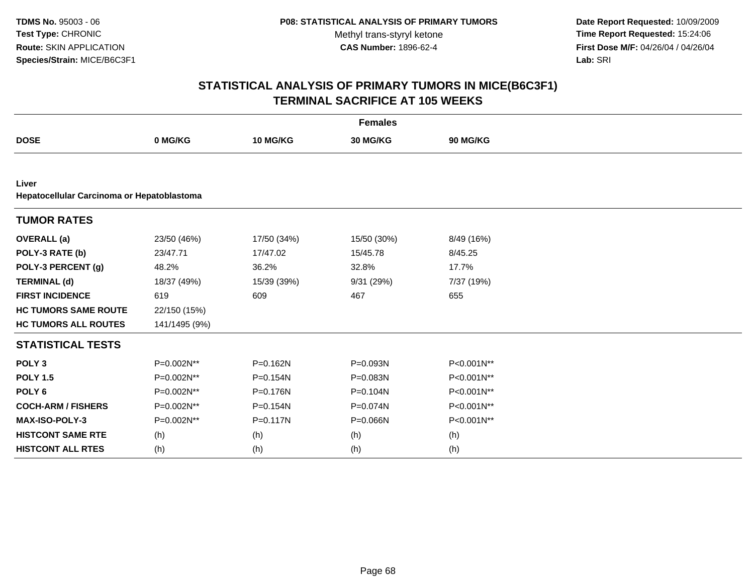TDMS No. 95003 - 06
Test Type: CHRONIC
Route: SKIN APPLICATION
Species/Strain: MICE/B6C3F1

P08: STATISTICAL ANALYSIS OF PRIMARY TUMORS
Methyl trans-styryl ketone
CAS Number: 1896-62-4

Date Report Requested: 10/09/2009
Time Report Requested: 15:24:06
First Dose M/F: 04/26/04 / 04/26/04
Lab: SRI

# STATISTICAL ANALYSIS OF PRIMARY TUMORS IN MICE(B6C3F1)
# TERMINAL SACRIFICE AT 105 WEEKS

**Females**

| DOSE | 0 MG/KG | 10 MG/KG | 30 MG/KG | 90 MG/KG |
|---|---|---|---|---|
| **Liver** | | | | |
| **Hepatocellular Carcinoma or Hepatoblastoma** | | | | |
| **TUMOR RATES** | | | | |
| **OVERALL (a)** | 23/50 (46%) | 17/50 (34%) | 15/50 (30%) | 8/49 (16%) |
| **POLY-3 RATE (b)** | 23/47.71 | 17/47.02 | 15/45.78 | 8/45.25 |
| **POLY-3 PERCENT (g)** | 48.2% | 36.2% | 32.8% | 17.7% |
| **TERMINAL (d)** | 18/37 (49%) | 15/39 (39%) | 9/31 (29%) | 7/37 (19%) |
| **FIRST INCIDENCE** | 619 | 609 | 467 | 655 |
| **HC TUMORS SAME ROUTE** | 22/150 (15%) | | | |
| **HC TUMORS ALL ROUTES** | 141/1495 (9%) | | | |
| **STATISTICAL TESTS** | | | | |
| **POLY 3** | P=0.002N** | P=0.162N | P=0.093N | P<0.001N** |
| **POLY 1.5** | P=0.002N** | P=0.154N | P=0.083N | P<0.001N** |
| **POLY 6** | P=0.002N** | P=0.176N | P=0.104N | P<0.001N** |
| **COCH-ARM / FISHERS** | P=0.002N** | P=0.154N | P=0.074N | P<0.001N** |
| **MAX-ISO-POLY-3** | P=0.002N** | P=0.117N | P=0.066N | P<0.001N** |
| **HISTCONT SAME RTE** | (h) | (h) | (h) | (h) |
| **HISTCONT ALL RTES** | (h) | (h) | (h) | (h) |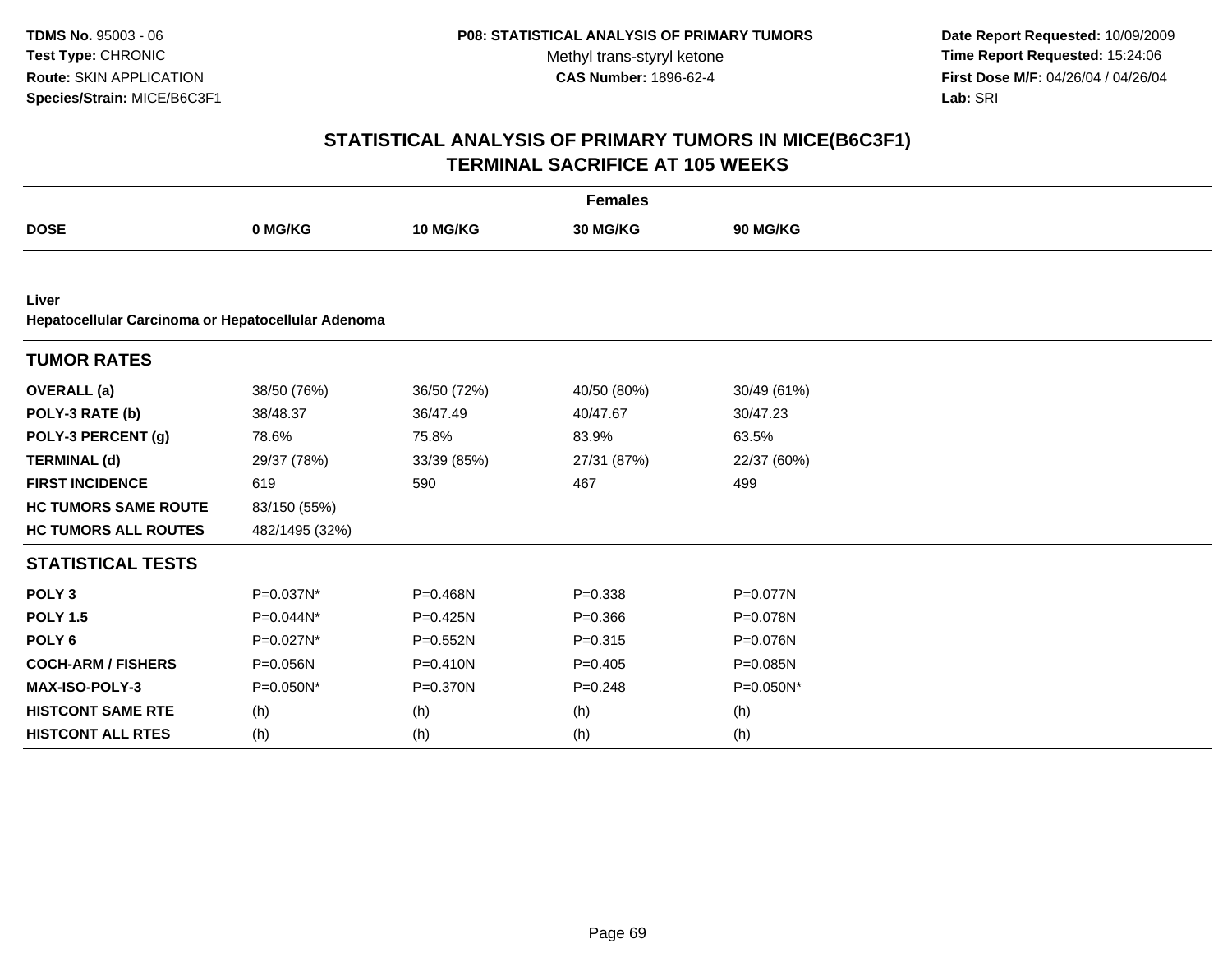TDMS No. 95003 - 06
Test Type: CHRONIC
Route: SKIN APPLICATION
Species/Strain: MICE/B6C3F1

P08: STATISTICAL ANALYSIS OF PRIMARY TUMORS
Methyl trans-styryl ketone
CAS Number: 1896-62-4

Date Report Requested: 10/09/2009
Time Report Requested: 15:24:06
First Dose M/F: 04/26/04 / 04/26/04
Lab: SRI

## STATISTICAL ANALYSIS OF PRIMARY TUMORS IN MICE(B6C3F1)
## TERMINAL SACRIFICE AT 105 WEEKS

**Females**

| DOSE | 0 MG/KG | 10 MG/KG | 30 MG/KG | 90 MG/KG |
|---|---|---|---|---|
| **Liver** | | | | |
| **Hepatocellular Carcinoma or Hepatocellular Adenoma** | | | | |
| **TUMOR RATES** | | | | |
| **OVERALL (a)** | 38/50 (76%) | 36/50 (72%) | 40/50 (80%) | 30/49 (61%) |
| **POLY-3 RATE (b)** | 38/48.37 | 36/47.49 | 40/47.67 | 30/47.23 |
| **POLY-3 PERCENT (g)** | 78.6% | 75.8% | 83.9% | 63.5% |
| **TERMINAL (d)** | 29/37 (78%) | 33/39 (85%) | 27/31 (87%) | 22/37 (60%) |
| **FIRST INCIDENCE** | 619 | 590 | 467 | 499 |
| **HC TUMORS SAME ROUTE** | 83/150 (55%) | | | |
| **HC TUMORS ALL ROUTES** | 482/1495 (32%) | | | |
| **STATISTICAL TESTS** | | | | |
| **POLY 3** | P=0.037N* | P=0.468N | P=0.338 | P=0.077N |
| **POLY 1.5** | P=0.044N* | P=0.425N | P=0.366 | P=0.078N |
| **POLY 6** | P=0.027N* | P=0.552N | P=0.315 | P=0.076N |
| **COCH-ARM / FISHERS** | P=0.056N | P=0.410N | P=0.405 | P=0.085N |
| **MAX-ISO-POLY-3** | P=0.050N* | P=0.370N | P=0.248 | P=0.050N* |
| **HISTCONT SAME RTE** | (h) | (h) | (h) | (h) |
| **HISTCONT ALL RTES** | (h) | (h) | (h) | (h) |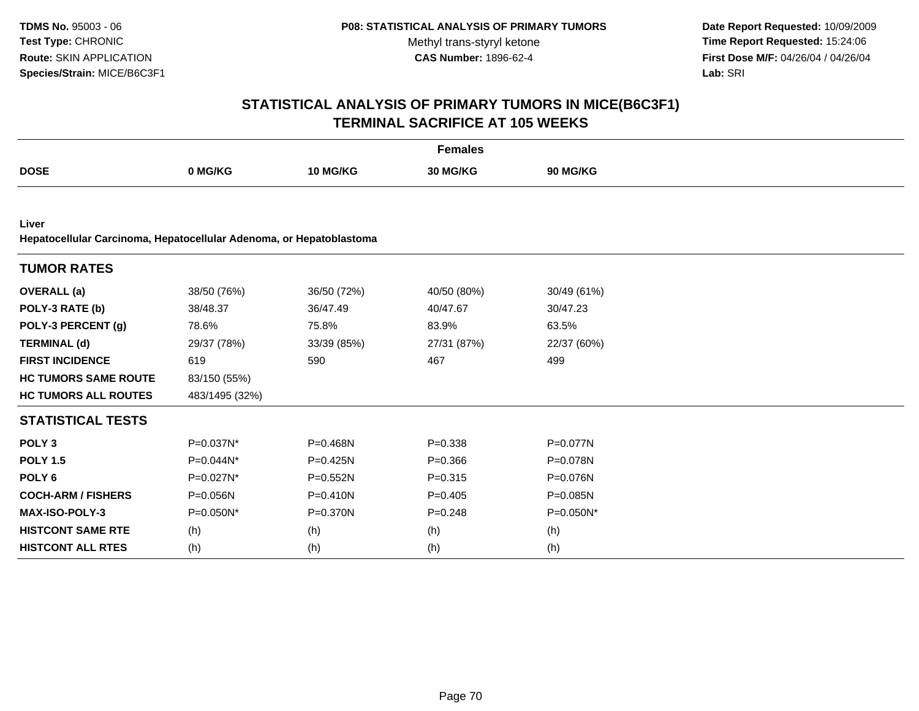TDMS No. 95003 - 06
Test Type: CHRONIC
Route: SKIN APPLICATION
Species/Strain: MICE/B6C3F1

**P08: STATISTICAL ANALYSIS OF PRIMARY TUMORS**
Methyl trans-styryl ketone
**CAS Number:** 1896-62-4

**Date Report Requested:** 10/09/2009
**Time Report Requested:** 15:24:06
**First Dose M/F:** 04/26/04 / 04/26/04
**Lab:** SRI

# STATISTICAL ANALYSIS OF PRIMARY TUMORS IN MICE(B6C3F1) TERMINAL SACRIFICE AT 105 WEEKS

## Females

| DOSE | 0 MG/KG | 10 MG/KG | 30 MG/KG | 90 MG/KG |
|---|---|---|---|---|

**Liver**
**Hepatocellular Carcinoma, Hepatocellular Adenoma, or Hepatoblastoma**

| TUMOR RATES | | | | |
|---|---|---|---|---|
| **OVERALL (a)** | 38/50 (76%) | 36/50 (72%) | 40/50 (80%) | 30/49 (61%) |
| **POLY-3 RATE (b)** | 38/48.37 | 36/47.49 | 40/47.67 | 30/47.23 |
| **POLY-3 PERCENT (g)** | 78.6% | 75.8% | 83.9% | 63.5% |
| **TERMINAL (d)** | 29/37 (78%) | 33/39 (85%) | 27/31 (87%) | 22/37 (60%) |
| **FIRST INCIDENCE** | 619 | 590 | 467 | 499 |
| **HC TUMORS SAME ROUTE** | 83/150 (55%) | | | |
| **HC TUMORS ALL ROUTES** | 483/1495 (32%) | | | |

| STATISTICAL TESTS | | | | |
|---|---|---|---|---|
| **POLY 3** | P=0.037N* | P=0.468N | P=0.338 | P=0.077N |
| **POLY 1.5** | P=0.044N* | P=0.425N | P=0.366 | P=0.078N |
| **POLY 6** | P=0.027N* | P=0.552N | P=0.315 | P=0.076N |
| **COCH-ARM / FISHERS** | P=0.056N | P=0.410N | P=0.405 | P=0.085N |
| **MAX-ISO-POLY-3** | P=0.050N* | P=0.370N | P=0.248 | P=0.050N* |
| **HISTCONT SAME RTE** | (h) | (h) | (h) | (h) |
| **HISTCONT ALL RTES** | (h) | (h) | (h) | (h) |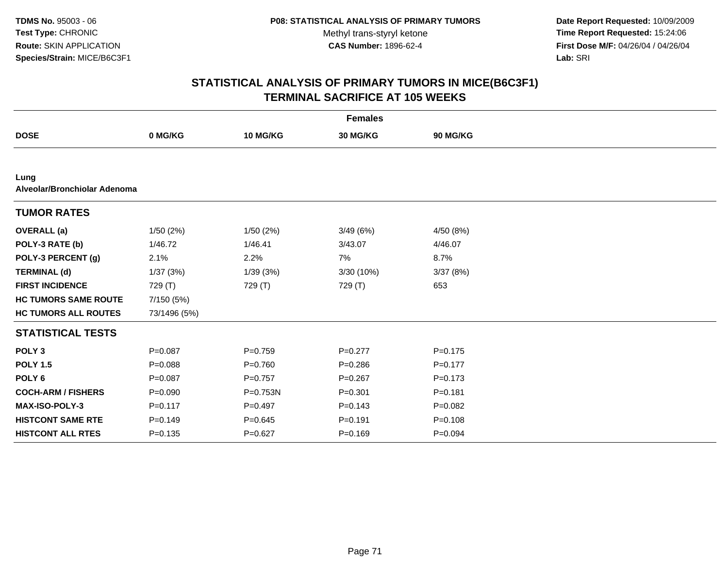# STATISTICAL ANALYSIS OF PRIMARY TUMORS IN MICE(B6C3F1)
## TERMINAL SACRIFICE AT 105 WEEKS

| | Females | | | |
|---|---|---|---|---|
| **DOSE** | **0 MG/KG** | **10 MG/KG** | **30 MG/KG** | **90 MG/KG** |
| **Lung** | | | | |
| **Alveolar/Bronchiolar Adenoma** | | | | |
| **TUMOR RATES** | | | | |
| **OVERALL (a)** | 1/50 (2%) | 1/50 (2%) | 3/49 (6%) | 4/50 (8%) |
| **POLY-3 RATE (b)** | 1/46.72 | 1/46.41 | 3/43.07 | 4/46.07 |
| **POLY-3 PERCENT (g)** | 2.1% | 2.2% | 7% | 8.7% |
| **TERMINAL (d)** | 1/37 (3%) | 1/39 (3%) | 3/30 (10%) | 3/37 (8%) |
| **FIRST INCIDENCE** | 729 (T) | 729 (T) | 729 (T) | 653 |
| **HC TUMORS SAME ROUTE** | 7/150 (5%) | | | |
| **HC TUMORS ALL ROUTES** | 73/1496 (5%) | | | |
| **STATISTICAL TESTS** | | | | |
| **POLY 3** | P=0.087 | P=0.759 | P=0.277 | P=0.175 |
| **POLY 1.5** | P=0.088 | P=0.760 | P=0.286 | P=0.177 |
| **POLY 6** | P=0.087 | P=0.757 | P=0.267 | P=0.173 |
| **COCH-ARM / FISHERS** | P=0.090 | P=0.753N | P=0.301 | P=0.181 |
| **MAX-ISO-POLY-3** | P=0.117 | P=0.497 | P=0.143 | P=0.082 |
| **HISTCONT SAME RTE** | P=0.149 | P=0.645 | P=0.191 | P=0.108 |
| **HISTCONT ALL RTES** | P=0.135 | P=0.627 | P=0.169 | P=0.094 |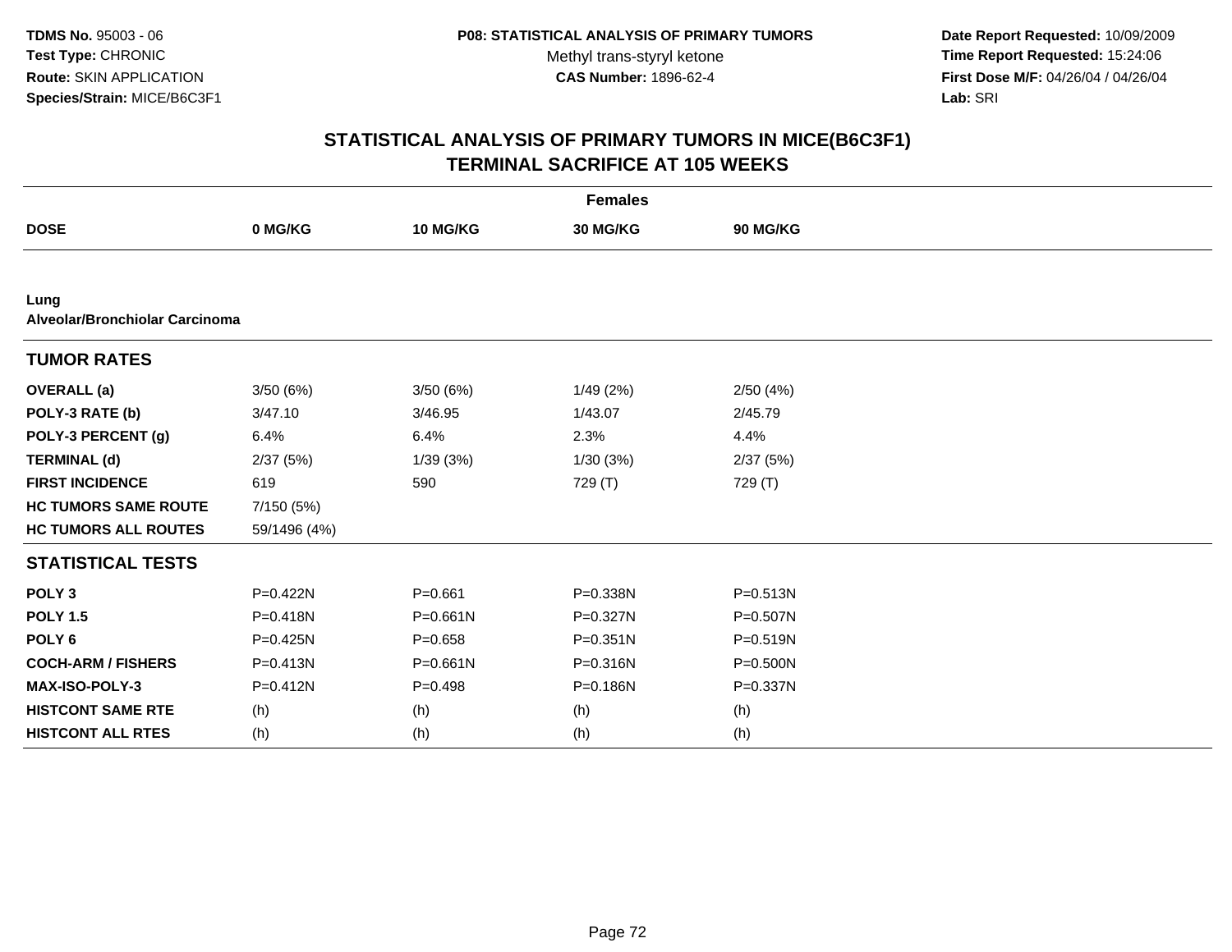TDMS No. 95003 - 06
Test Type: CHRONIC
Route: SKIN APPLICATION
Species/Strain: MICE/B6C3F1

P08: STATISTICAL ANALYSIS OF PRIMARY TUMORS
Methyl trans-styryl ketone
CAS Number: 1896-62-4

Date Report Requested: 10/09/2009
Time Report Requested: 15:24:06
First Dose M/F: 04/26/04 / 04/26/04
Lab: SRI

## STATISTICAL ANALYSIS OF PRIMARY TUMORS IN MICE(B6C3F1)
## TERMINAL SACRIFICE AT 105 WEEKS

| Females | | | | |
|---|---|---|---|---|
| **DOSE** | **0 MG/KG** | **10 MG/KG** | **30 MG/KG** | **90 MG/KG** |
| **Lung** | | | | |
| **Alveolar/Bronchiolar Carcinoma** | | | | |
| **TUMOR RATES** | | | | |
| **OVERALL (a)** | 3/50 (6%) | 3/50 (6%) | 1/49 (2%) | 2/50 (4%) |
| **POLY-3 RATE (b)** | 3/47.10 | 3/46.95 | 1/43.07 | 2/45.79 |
| **POLY-3 PERCENT (g)** | 6.4% | 6.4% | 2.3% | 4.4% |
| **TERMINAL (d)** | 2/37 (5%) | 1/39 (3%) | 1/30 (3%) | 2/37 (5%) |
| **FIRST INCIDENCE** | 619 | 590 | 729 (T) | 729 (T) |
| **HC TUMORS SAME ROUTE** | 7/150 (5%) | | | |
| **HC TUMORS ALL ROUTES** | 59/1496 (4%) | | | |
| **STATISTICAL TESTS** | | | | |
| **POLY 3** | P=0.422N | P=0.661 | P=0.338N | P=0.513N |
| **POLY 1.5** | P=0.418N | P=0.661N | P=0.327N | P=0.507N |
| **POLY 6** | P=0.425N | P=0.658 | P=0.351N | P=0.519N |
| **COCH-ARM / FISHERS** | P=0.413N | P=0.661N | P=0.316N | P=0.500N |
| **MAX-ISO-POLY-3** | P=0.412N | P=0.498 | P=0.186N | P=0.337N |
| **HISTCONT SAME RTE** | (h) | (h) | (h) | (h) |
| **HISTCONT ALL RTES** | (h) | (h) | (h) | (h) |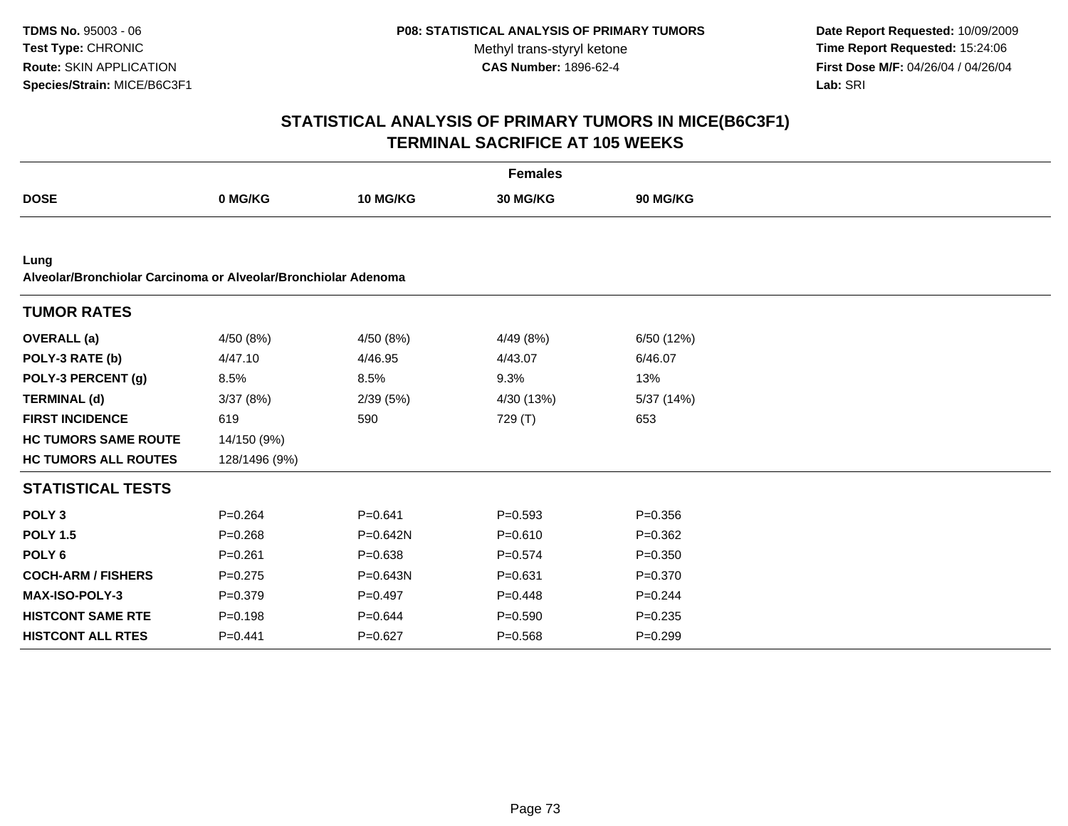TDMS No. 95003 - 06
Test Type: CHRONIC
Route: SKIN APPLICATION
Species/Strain: MICE/B6C3F1

P08: STATISTICAL ANALYSIS OF PRIMARY TUMORS
Methyl trans-styryl ketone
CAS Number: 1896-62-4

Date Report Requested: 10/09/2009
Time Report Requested: 15:24:06
First Dose M/F: 04/26/04 / 04/26/04
Lab: SRI

# STATISTICAL ANALYSIS OF PRIMARY TUMORS IN MICE(B6C3F1)
# TERMINAL SACRIFICE AT 105 WEEKS

**Females**

| DOSE | 0 MG/KG | 10 MG/KG | 30 MG/KG | 90 MG/KG |
|---|---|---|---|---|

**Lung**
**Alveolar/Bronchiolar Carcinoma or Alveolar/Bronchiolar Adenoma**

## TUMOR RATES

| | 0 MG/KG | 10 MG/KG | 30 MG/KG | 90 MG/KG |
|---|---|---|---|---|
| **OVERALL (a)** | 4/50 (8%) | 4/50 (8%) | 4/49 (8%) | 6/50 (12%) |
| **POLY-3 RATE (b)** | 4/47.10 | 4/46.95 | 4/43.07 | 6/46.07 |
| **POLY-3 PERCENT (g)** | 8.5% | 8.5% | 9.3% | 13% |
| **TERMINAL (d)** | 3/37 (8%) | 2/39 (5%) | 4/30 (13%) | 5/37 (14%) |
| **FIRST INCIDENCE** | 619 | 590 | 729 (T) | 653 |
| **HC TUMORS SAME ROUTE** | 14/150 (9%) | | | |
| **HC TUMORS ALL ROUTES** | 128/1496 (9%) | | | |

## STATISTICAL TESTS

| | 0 MG/KG | 10 MG/KG | 30 MG/KG | 90 MG/KG |
|---|---|---|---|---|
| **POLY 3** | P=0.264 | P=0.641 | P=0.593 | P=0.356 |
| **POLY 1.5** | P=0.268 | P=0.642N | P=0.610 | P=0.362 |
| **POLY 6** | P=0.261 | P=0.638 | P=0.574 | P=0.350 |
| **COCH-ARM / FISHERS** | P=0.275 | P=0.643N | P=0.631 | P=0.370 |
| **MAX-ISO-POLY-3** | P=0.379 | P=0.497 | P=0.448 | P=0.244 |
| **HISTCONT SAME RTE** | P=0.198 | P=0.644 | P=0.590 | P=0.235 |
| **HISTCONT ALL RTES** | P=0.441 | P=0.627 | P=0.568 | P=0.299 |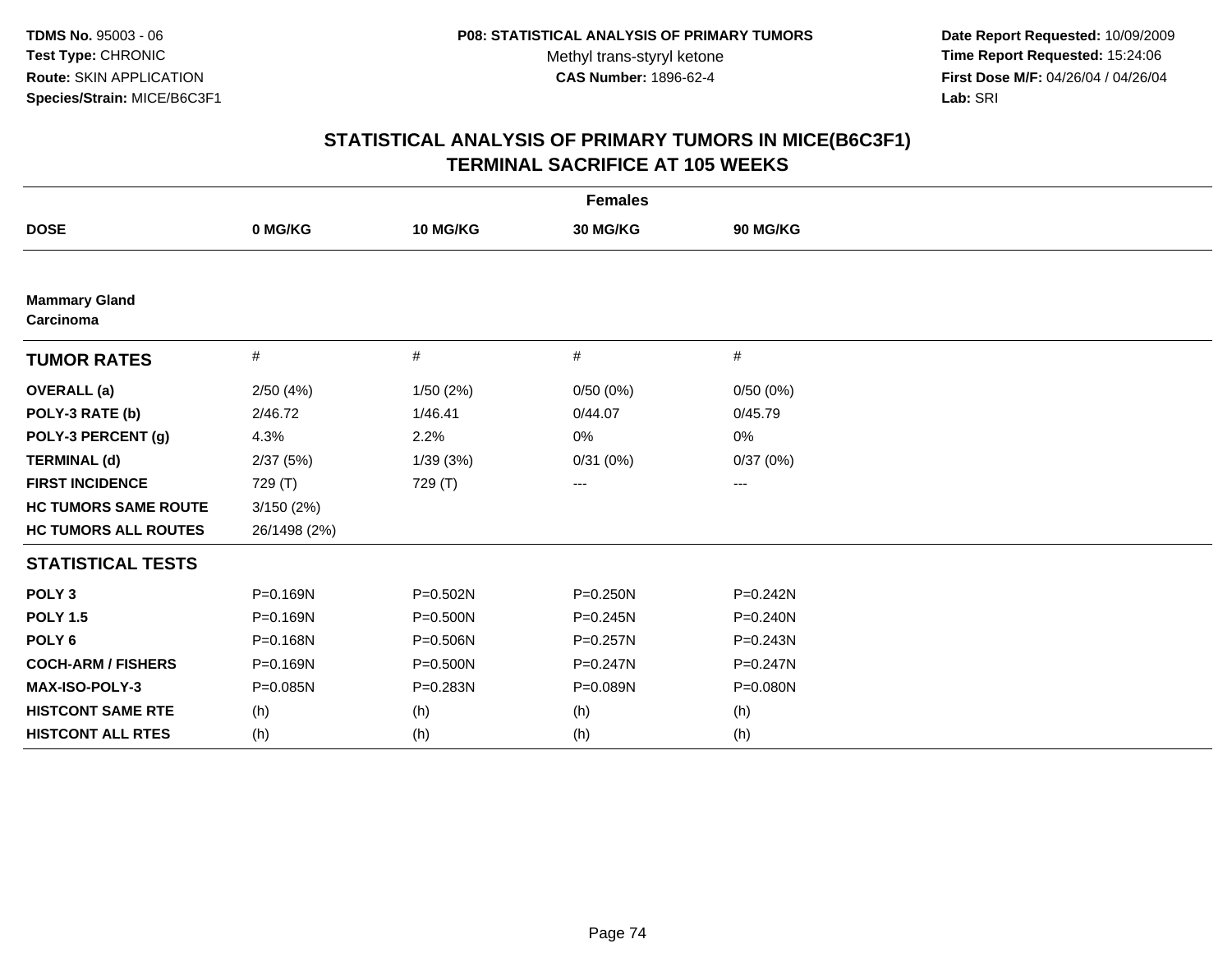**TDMS No.** 95003 - 06
**Test Type:** CHRONIC
**Route:** SKIN APPLICATION
**Species/Strain:** MICE/B6C3F1

**P08: STATISTICAL ANALYSIS OF PRIMARY TUMORS**
Methyl trans-styryl ketone
**CAS Number:** 1896-62-4

**Date Report Requested:** 10/09/2009
**Time Report Requested:** 15:24:06
**First Dose M/F:** 04/26/04 / 04/26/04
**Lab:** SRI

## STATISTICAL ANALYSIS OF PRIMARY TUMORS IN MICE(B6C3F1)
## TERMINAL SACRIFICE AT 105 WEEKS

| Females | | | | |
|---|---|---|---|---|
| **DOSE** | **0 MG/KG** | **10 MG/KG** | **30 MG/KG** | **90 MG/KG** |
| **Mammary Gland Carcinoma** | | | | |
| **TUMOR RATES** | # | # | # | # |
| **OVERALL (a)** | 2/50 (4%) | 1/50 (2%) | 0/50 (0%) | 0/50 (0%) |
| **POLY-3 RATE (b)** | 2/46.72 | 1/46.41 | 0/44.07 | 0/45.79 |
| **POLY-3 PERCENT (g)** | 4.3% | 2.2% | 0% | 0% |
| **TERMINAL (d)** | 2/37 (5%) | 1/39 (3%) | 0/31 (0%) | 0/37 (0%) |
| **FIRST INCIDENCE** | 729 (T) | 729 (T) | --- | --- |
| **HC TUMORS SAME ROUTE** | 3/150 (2%) | | | |
| **HC TUMORS ALL ROUTES** | 26/1498 (2%) | | | |
| **STATISTICAL TESTS** | | | | |
| **POLY 3** | P=0.169N | P=0.502N | P=0.250N | P=0.242N |
| **POLY 1.5** | P=0.169N | P=0.500N | P=0.245N | P=0.240N |
| **POLY 6** | P=0.168N | P=0.506N | P=0.257N | P=0.243N |
| **COCH-ARM / FISHERS** | P=0.169N | P=0.500N | P=0.247N | P=0.247N |
| **MAX-ISO-POLY-3** | P=0.085N | P=0.283N | P=0.089N | P=0.080N |
| **HISTCONT SAME RTE** | (h) | (h) | (h) | (h) |
| **HISTCONT ALL RTES** | (h) | (h) | (h) | (h) |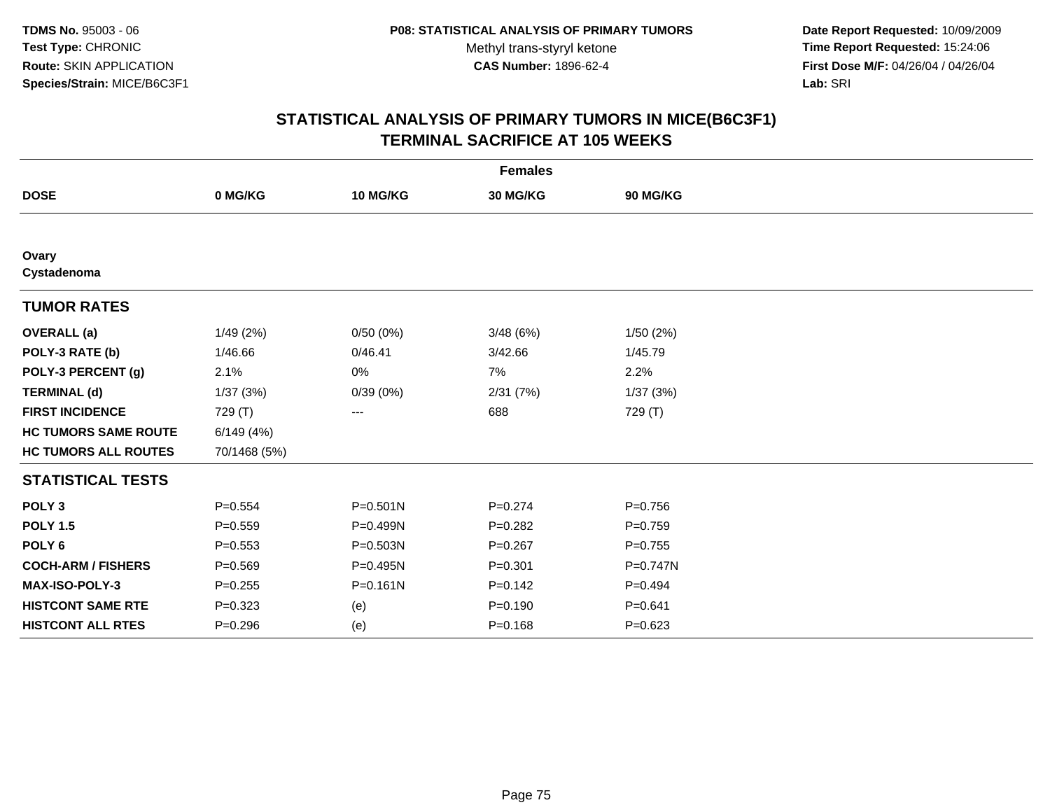**TDMS No.** 95003 - 06
**Test Type:** CHRONIC
**Route:** SKIN APPLICATION
**Species/Strain:** MICE/B6C3F1

**P08: STATISTICAL ANALYSIS OF PRIMARY TUMORS**
Methyl trans-styryl ketone
**CAS Number:** 1896-62-4

**Date Report Requested:** 10/09/2009
**Time Report Requested:** 15:24:06
**First Dose M/F:** 04/26/04 / 04/26/04
**Lab:** SRI

## STATISTICAL ANALYSIS OF PRIMARY TUMORS IN MICE(B6C3F1)
## TERMINAL SACRIFICE AT 105 WEEKS

| | **Females** | | | |
|---|---|---|---|---|
| **DOSE** | **0 MG/KG** | **10 MG/KG** | **30 MG/KG** | **90 MG/KG** |
| **Ovary** | | | | |
| **Cystadenoma** | | | | |
| **TUMOR RATES** | | | | |
| **OVERALL (a)** | 1/49 (2%) | 0/50 (0%) | 3/48 (6%) | 1/50 (2%) |
| **POLY-3 RATE (b)** | 1/46.66 | 0/46.41 | 3/42.66 | 1/45.79 |
| **POLY-3 PERCENT (g)** | 2.1% | 0% | 7% | 2.2% |
| **TERMINAL (d)** | 1/37 (3%) | 0/39 (0%) | 2/31 (7%) | 1/37 (3%) |
| **FIRST INCIDENCE** | 729 (T) | --- | 688 | 729 (T) |
| **HC TUMORS SAME ROUTE** | 6/149 (4%) | | | |
| **HC TUMORS ALL ROUTES** | 70/1468 (5%) | | | |
| **STATISTICAL TESTS** | | | | |
| **POLY 3** | P=0.554 | P=0.501N | P=0.274 | P=0.756 |
| **POLY 1.5** | P=0.559 | P=0.499N | P=0.282 | P=0.759 |
| **POLY 6** | P=0.553 | P=0.503N | P=0.267 | P=0.755 |
| **COCH-ARM / FISHERS** | P=0.569 | P=0.495N | P=0.301 | P=0.747N |
| **MAX-ISO-POLY-3** | P=0.255 | P=0.161N | P=0.142 | P=0.494 |
| **HISTCONT SAME RTE** | P=0.323 | (e) | P=0.190 | P=0.641 |
| **HISTCONT ALL RTES** | P=0.296 | (e) | P=0.168 | P=0.623 |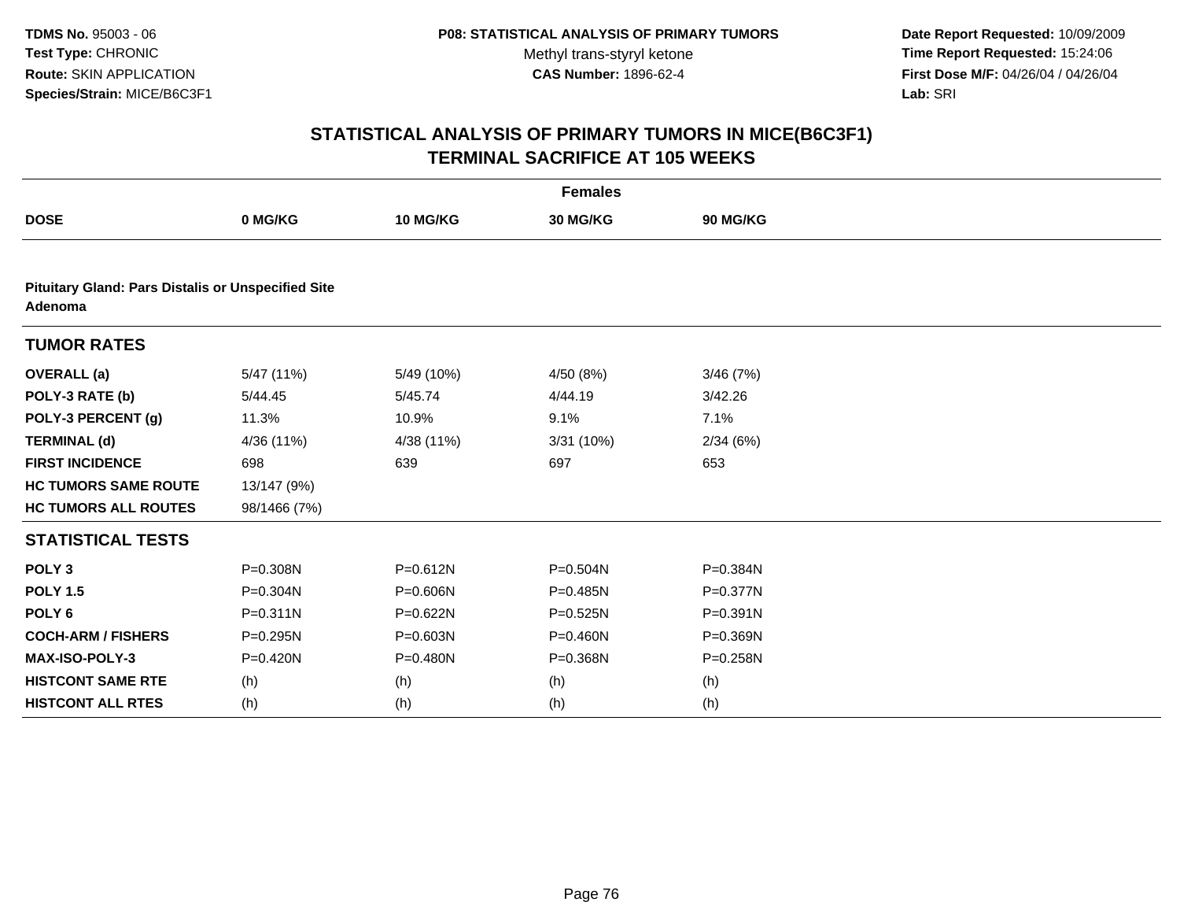# STATISTICAL ANALYSIS OF PRIMARY TUMORS IN MICE(B6C3F1)
## TERMINAL SACRIFICE AT 105 WEEKS

| | Females | | | |
|---|---|---|---|---|
| **DOSE** | **0 MG/KG** | **10 MG/KG** | **30 MG/KG** | **90 MG/KG** |
| **Pituitary Gland: Pars Distalis or Unspecified Site Adenoma** | | | | |
| **TUMOR RATES** | | | | |
| **OVERALL (a)** | 5/47 (11%) | 5/49 (10%) | 4/50 (8%) | 3/46 (7%) |
| **POLY-3 RATE (b)** | 5/44.45 | 5/45.74 | 4/44.19 | 3/42.26 |
| **POLY-3 PERCENT (g)** | 11.3% | 10.9% | 9.1% | 7.1% |
| **TERMINAL (d)** | 4/36 (11%) | 4/38 (11%) | 3/31 (10%) | 2/34 (6%) |
| **FIRST INCIDENCE** | 698 | 639 | 697 | 653 |
| **HC TUMORS SAME ROUTE** | 13/147 (9%) | | | |
| **HC TUMORS ALL ROUTES** | 98/1466 (7%) | | | |
| **STATISTICAL TESTS** | | | | |
| **POLY 3** | P=0.308N | P=0.612N | P=0.504N | P=0.384N |
| **POLY 1.5** | P=0.304N | P=0.606N | P=0.485N | P=0.377N |
| **POLY 6** | P=0.311N | P=0.622N | P=0.525N | P=0.391N |
| **COCH-ARM / FISHERS** | P=0.295N | P=0.603N | P=0.460N | P=0.369N |
| **MAX-ISO-POLY-3** | P=0.420N | P=0.480N | P=0.368N | P=0.258N |
| **HISTCONT SAME RTE** | (h) | (h) | (h) | (h) |
| **HISTCONT ALL RTES** | (h) | (h) | (h) | (h) |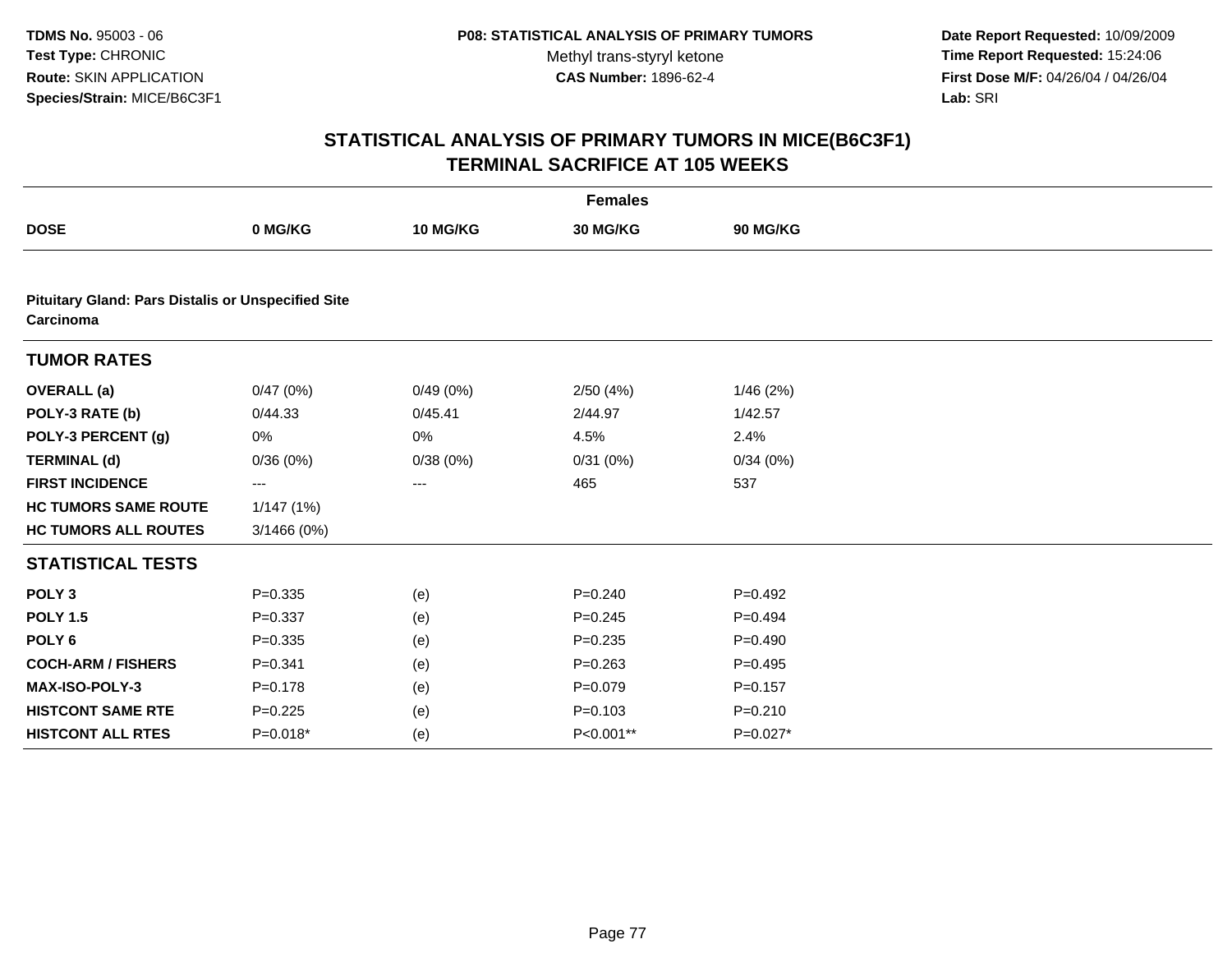TDMS No. 95003 - 06
Test Type: CHRONIC
Route: SKIN APPLICATION
Species/Strain: MICE/B6C3F1

P08: STATISTICAL ANALYSIS OF PRIMARY TUMORS
Methyl trans-styryl ketone
CAS Number: 1896-62-4

Date Report Requested: 10/09/2009
Time Report Requested: 15:24:06
First Dose M/F: 04/26/04 / 04/26/04
Lab: SRI

# STATISTICAL ANALYSIS OF PRIMARY TUMORS IN MICE(B6C3F1) TERMINAL SACRIFICE AT 105 WEEKS

| Females | | | | |
|---|---|---|---|---|
| **DOSE** | **0 MG/KG** | **10 MG/KG** | **30 MG/KG** | **90 MG/KG** |
| **Pituitary Gland: Pars Distalis or Unspecified Site Carcinoma** | | | | |
| **TUMOR RATES** | | | | |
| **OVERALL (a)** | 0/47 (0%) | 0/49 (0%) | 2/50 (4%) | 1/46 (2%) |
| **POLY-3 RATE (b)** | 0/44.33 | 0/45.41 | 2/44.97 | 1/42.57 |
| **POLY-3 PERCENT (g)** | 0% | 0% | 4.5% | 2.4% |
| **TERMINAL (d)** | 0/36 (0%) | 0/38 (0%) | 0/31 (0%) | 0/34 (0%) |
| **FIRST INCIDENCE** | --- | --- | 465 | 537 |
| **HC TUMORS SAME ROUTE** | 1/147 (1%) | | | |
| **HC TUMORS ALL ROUTES** | 3/1466 (0%) | | | |
| **STATISTICAL TESTS** | | | | |
| **POLY 3** | P=0.335 | (e) | P=0.240 | P=0.492 |
| **POLY 1.5** | P=0.337 | (e) | P=0.245 | P=0.494 |
| **POLY 6** | P=0.335 | (e) | P=0.235 | P=0.490 |
| **COCH-ARM / FISHERS** | P=0.341 | (e) | P=0.263 | P=0.495 |
| **MAX-ISO-POLY-3** | P=0.178 | (e) | P=0.079 | P=0.157 |
| **HISTCONT SAME RTE** | P=0.225 | (e) | P=0.103 | P=0.210 |
| **HISTCONT ALL RTES** | P=0.018* | (e) | P<0.001** | P=0.027* |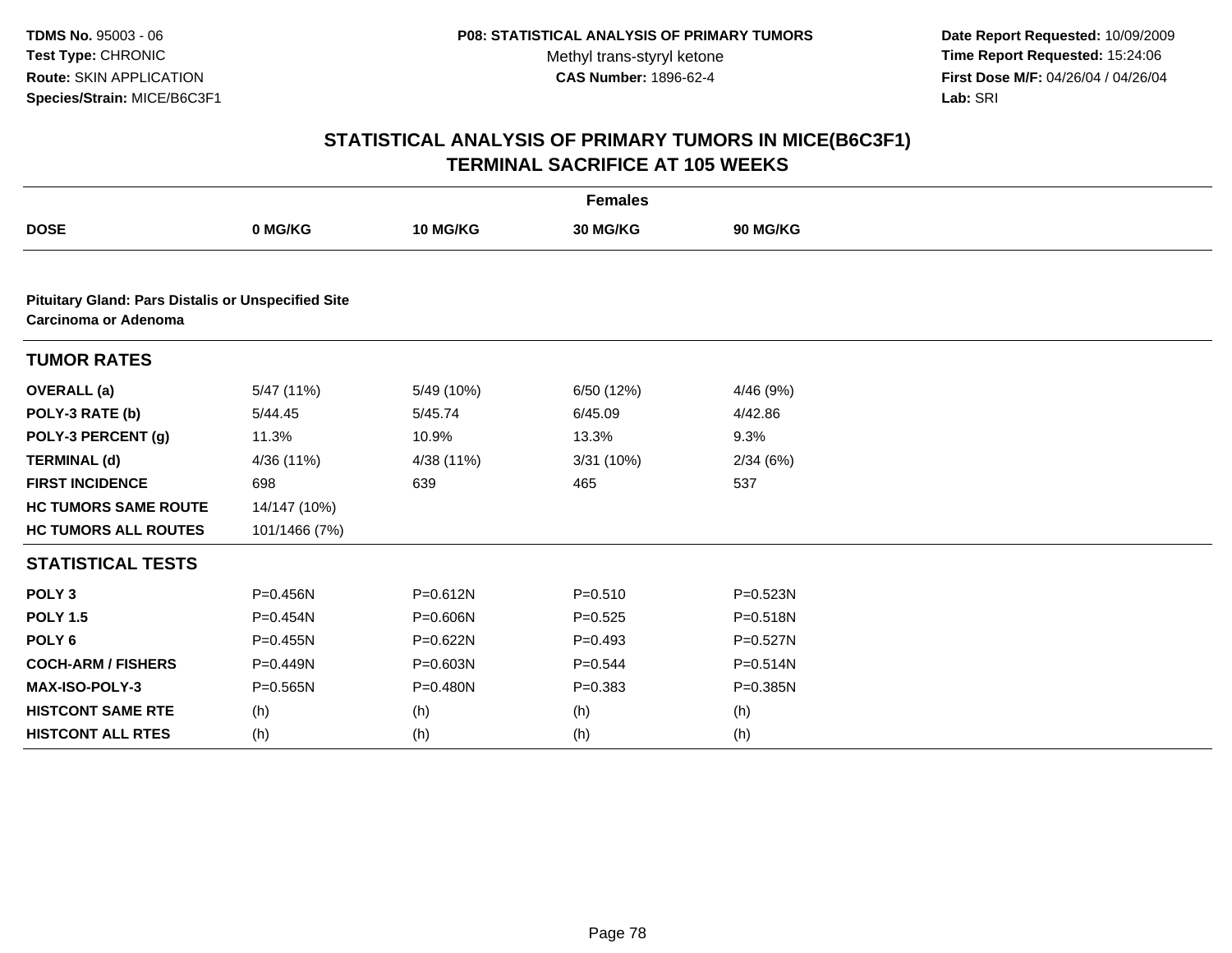TDMS No. 95003 - 06
Test Type: CHRONIC
Route: SKIN APPLICATION
Species/Strain: MICE/B6C3F1

P08: STATISTICAL ANALYSIS OF PRIMARY TUMORS
Methyl trans-styryl ketone
CAS Number: 1896-62-4

Date Report Requested: 10/09/2009
Time Report Requested: 15:24:06
First Dose M/F: 04/26/04 / 04/26/04
Lab: SRI

# STATISTICAL ANALYSIS OF PRIMARY TUMORS IN MICE(B6C3F1) TERMINAL SACRIFICE AT 105 WEEKS

| | Females | | | |
|---|---|---|---|---|
| **DOSE** | **0 MG/KG** | **10 MG/KG** | **30 MG/KG** | **90 MG/KG** |
| **Pituitary Gland: Pars Distalis or Unspecified Site Carcinoma or Adenoma** | | | | |
| **TUMOR RATES** | | | | |
| **OVERALL (a)** | 5/47 (11%) | 5/49 (10%) | 6/50 (12%) | 4/46 (9%) |
| **POLY-3 RATE (b)** | 5/44.45 | 5/45.74 | 6/45.09 | 4/42.86 |
| **POLY-3 PERCENT (g)** | 11.3% | 10.9% | 13.3% | 9.3% |
| **TERMINAL (d)** | 4/36 (11%) | 4/38 (11%) | 3/31 (10%) | 2/34 (6%) |
| **FIRST INCIDENCE** | 698 | 639 | 465 | 537 |
| **HC TUMORS SAME ROUTE** | 14/147 (10%) | | | |
| **HC TUMORS ALL ROUTES** | 101/1466 (7%) | | | |
| **STATISTICAL TESTS** | | | | |
| **POLY 3** | P=0.456N | P=0.612N | P=0.510 | P=0.523N |
| **POLY 1.5** | P=0.454N | P=0.606N | P=0.525 | P=0.518N |
| **POLY 6** | P=0.455N | P=0.622N | P=0.493 | P=0.527N |
| **COCH-ARM / FISHERS** | P=0.449N | P=0.603N | P=0.544 | P=0.514N |
| **MAX-ISO-POLY-3** | P=0.565N | P=0.480N | P=0.383 | P=0.385N |
| **HISTCONT SAME RTE** | (h) | (h) | (h) | (h) |
| **HISTCONT ALL RTES** | (h) | (h) | (h) | (h) |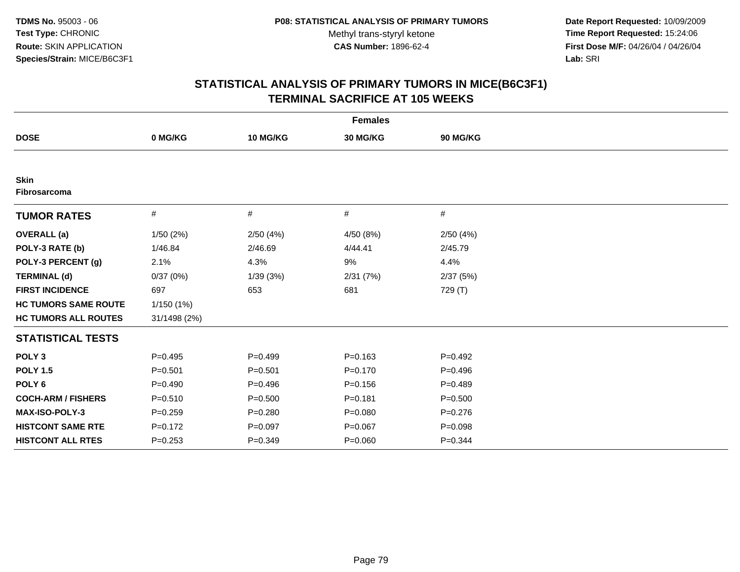**TDMS No.** 95003 - 06
**Test Type:** CHRONIC
**Route:** SKIN APPLICATION
**Species/Strain:** MICE/B6C3F1

**P08: STATISTICAL ANALYSIS OF PRIMARY TUMORS**
Methyl trans-styryl ketone
**CAS Number:** 1896-62-4

**Date Report Requested:** 10/09/2009
**Time Report Requested:** 15:24:06
**First Dose M/F:** 04/26/04 / 04/26/04
**Lab:** SRI

## STATISTICAL ANALYSIS OF PRIMARY TUMORS IN MICE(B6C3F1) TERMINAL SACRIFICE AT 105 WEEKS

**Females**

| DOSE | 0 MG/KG | 10 MG/KG | 30 MG/KG | 90 MG/KG |
|---|---|---|---|---|
| **Skin** | | | | |
| **Fibrosarcoma** | | | | |
| **TUMOR RATES** | # | # | # | # |
| **OVERALL (a)** | 1/50 (2%) | 2/50 (4%) | 4/50 (8%) | 2/50 (4%) |
| **POLY-3 RATE (b)** | 1/46.84 | 2/46.69 | 4/44.41 | 2/45.79 |
| **POLY-3 PERCENT (g)** | 2.1% | 4.3% | 9% | 4.4% |
| **TERMINAL (d)** | 0/37 (0%) | 1/39 (3%) | 2/31 (7%) | 2/37 (5%) |
| **FIRST INCIDENCE** | 697 | 653 | 681 | 729 (T) |
| **HC TUMORS SAME ROUTE** | 1/150 (1%) | | | |
| **HC TUMORS ALL ROUTES** | 31/1498 (2%) | | | |
| **STATISTICAL TESTS** | | | | |
| **POLY 3** | P=0.495 | P=0.499 | P=0.163 | P=0.492 |
| **POLY 1.5** | P=0.501 | P=0.501 | P=0.170 | P=0.496 |
| **POLY 6** | P=0.490 | P=0.496 | P=0.156 | P=0.489 |
| **COCH-ARM / FISHERS** | P=0.510 | P=0.500 | P=0.181 | P=0.500 |
| **MAX-ISO-POLY-3** | P=0.259 | P=0.280 | P=0.080 | P=0.276 |
| **HISTCONT SAME RTE** | P=0.172 | P=0.097 | P=0.067 | P=0.098 |
| **HISTCONT ALL RTES** | P=0.253 | P=0.349 | P=0.060 | P=0.344 |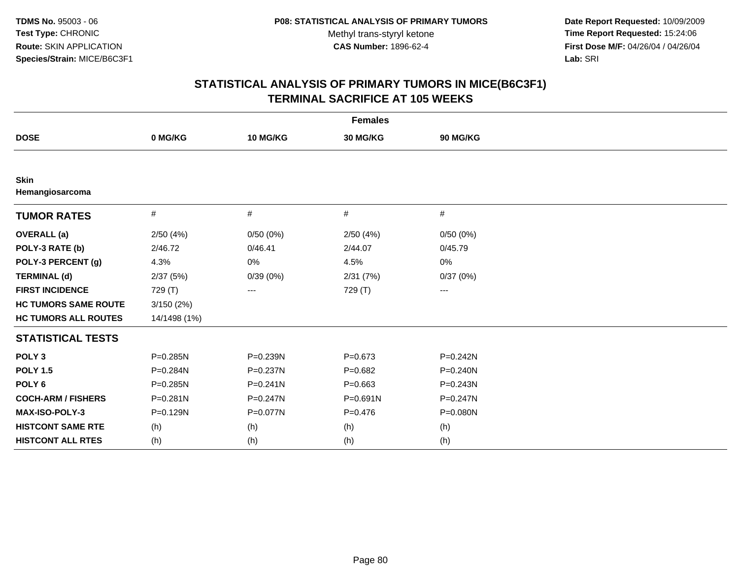**TDMS No.** 95003 - 06
**Test Type:** CHRONIC
**Route:** SKIN APPLICATION
**Species/Strain:** MICE/B6C3F1

**P08: STATISTICAL ANALYSIS OF PRIMARY TUMORS**
Methyl trans-styryl ketone
**CAS Number:** 1896-62-4

**Date Report Requested:** 10/09/2009
**Time Report Requested:** 15:24:06
**First Dose M/F:** 04/26/04 / 04/26/04
**Lab:** SRI

## STATISTICAL ANALYSIS OF PRIMARY TUMORS IN MICE(B6C3F1)
## TERMINAL SACRIFICE AT 105 WEEKS

| | Females | | | |
|---|---|---|---|---|
| **DOSE** | **0 MG/KG** | **10 MG/KG** | **30 MG/KG** | **90 MG/KG** |
| **Skin** | | | | |
| **Hemangiosarcoma** | | | | |
| **TUMOR RATES** | # | # | # | # |
| **OVERALL (a)** | 2/50 (4%) | 0/50 (0%) | 2/50 (4%) | 0/50 (0%) |
| **POLY-3 RATE (b)** | 2/46.72 | 0/46.41 | 2/44.07 | 0/45.79 |
| **POLY-3 PERCENT (g)** | 4.3% | 0% | 4.5% | 0% |
| **TERMINAL (d)** | 2/37 (5%) | 0/39 (0%) | 2/31 (7%) | 0/37 (0%) |
| **FIRST INCIDENCE** | 729 (T) | --- | 729 (T) | --- |
| **HC TUMORS SAME ROUTE** | 3/150 (2%) | | | |
| **HC TUMORS ALL ROUTES** | 14/1498 (1%) | | | |
| **STATISTICAL TESTS** | | | | |
| **POLY 3** | P=0.285N | P=0.239N | P=0.673 | P=0.242N |
| **POLY 1.5** | P=0.284N | P=0.237N | P=0.682 | P=0.240N |
| **POLY 6** | P=0.285N | P=0.241N | P=0.663 | P=0.243N |
| **COCH-ARM / FISHERS** | P=0.281N | P=0.247N | P=0.691N | P=0.247N |
| **MAX-ISO-POLY-3** | P=0.129N | P=0.077N | P=0.476 | P=0.080N |
| **HISTCONT SAME RTE** | (h) | (h) | (h) | (h) |
| **HISTCONT ALL RTES** | (h) | (h) | (h) | (h) |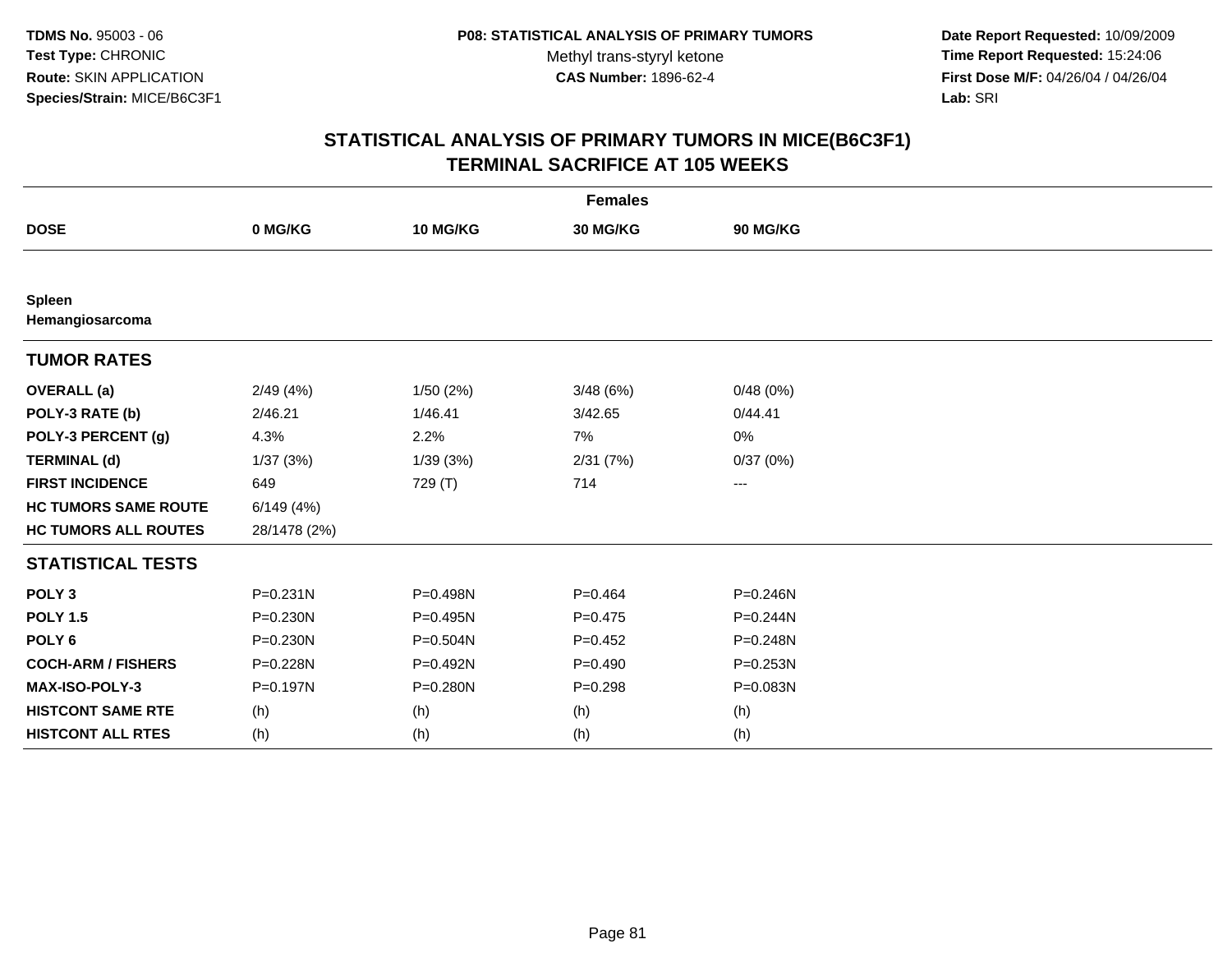**TDMS No.** 95003 - 06
**Test Type:** CHRONIC
**Route:** SKIN APPLICATION
**Species/Strain:** MICE/B6C3F1

**P08: STATISTICAL ANALYSIS OF PRIMARY TUMORS**
Methyl trans-styryl ketone
**CAS Number:** 1896-62-4

**Date Report Requested:** 10/09/2009
**Time Report Requested:** 15:24:06
**First Dose M/F:** 04/26/04 / 04/26/04
**Lab:** SRI

# STATISTICAL ANALYSIS OF PRIMARY TUMORS IN MICE(B6C3F1)
# TERMINAL SACRIFICE AT 105 WEEKS

| | Females | | | |
|---|---|---|---|---|
| **DOSE** | **0 MG/KG** | **10 MG/KG** | **30 MG/KG** | **90 MG/KG** |
| **Spleen** | | | | |
| **Hemangiosarcoma** | | | | |
| **TUMOR RATES** | | | | |
| **OVERALL (a)** | 2/49 (4%) | 1/50 (2%) | 3/48 (6%) | 0/48 (0%) |
| **POLY-3 RATE (b)** | 2/46.21 | 1/46.41 | 3/42.65 | 0/44.41 |
| **POLY-3 PERCENT (g)** | 4.3% | 2.2% | 7% | 0% |
| **TERMINAL (d)** | 1/37 (3%) | 1/39 (3%) | 2/31 (7%) | 0/37 (0%) |
| **FIRST INCIDENCE** | 649 | 729 (T) | 714 | --- |
| **HC TUMORS SAME ROUTE** | 6/149 (4%) | | | |
| **HC TUMORS ALL ROUTES** | 28/1478 (2%) | | | |
| **STATISTICAL TESTS** | | | | |
| **POLY 3** | P=0.231N | P=0.498N | P=0.464 | P=0.246N |
| **POLY 1.5** | P=0.230N | P=0.495N | P=0.475 | P=0.244N |
| **POLY 6** | P=0.230N | P=0.504N | P=0.452 | P=0.248N |
| **COCH-ARM / FISHERS** | P=0.228N | P=0.492N | P=0.490 | P=0.253N |
| **MAX-ISO-POLY-3** | P=0.197N | P=0.280N | P=0.298 | P=0.083N |
| **HISTCONT SAME RTE** | (h) | (h) | (h) | (h) |
| **HISTCONT ALL RTES** | (h) | (h) | (h) | (h) |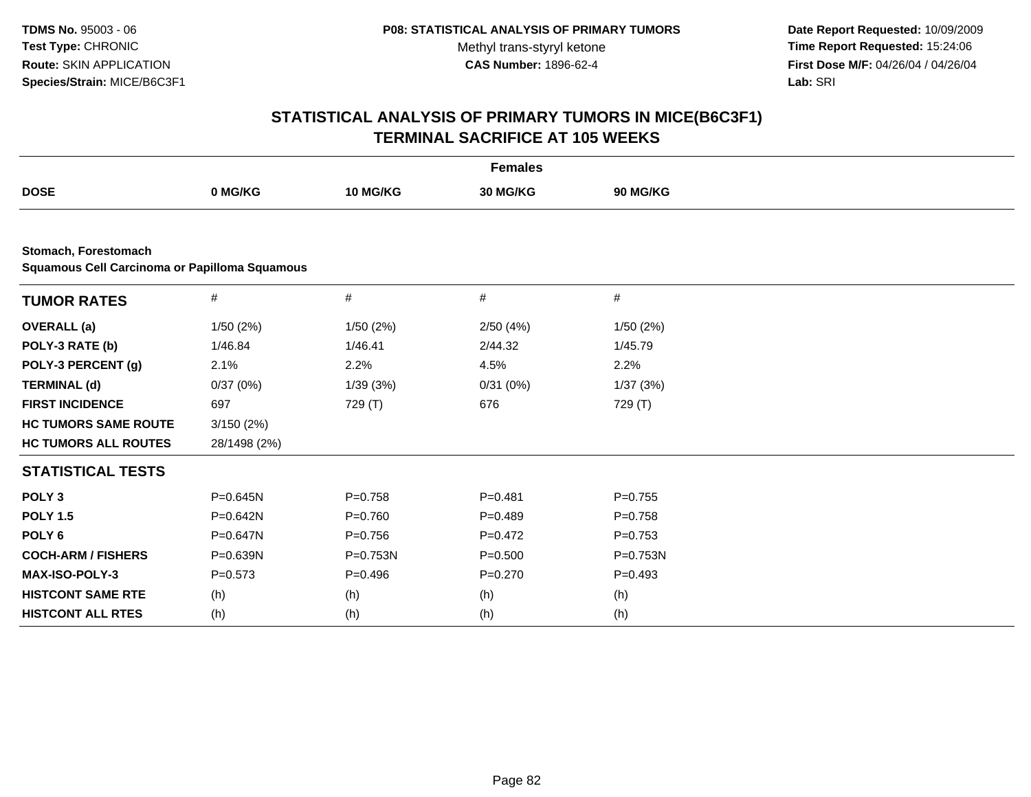**TDMS No.** 95003 - 06
**Test Type:** CHRONIC
**Route:** SKIN APPLICATION
**Species/Strain:** MICE/B6C3F1

**P08: STATISTICAL ANALYSIS OF PRIMARY TUMORS**
Methyl trans-styryl ketone
**CAS Number:** 1896-62-4

**Date Report Requested:** 10/09/2009
**Time Report Requested:** 15:24:06
**First Dose M/F:** 04/26/04 / 04/26/04
**Lab:** SRI

## STATISTICAL ANALYSIS OF PRIMARY TUMORS IN MICE(B6C3F1)
## TERMINAL SACRIFICE AT 105 WEEKS

**Females**

| DOSE | 0 MG/KG | 10 MG/KG | 30 MG/KG | 90 MG/KG |
|---|---|---|---|---|

**Stomach, Forestomach**
**Squamous Cell Carcinoma or Papilloma Squamous**

| TUMOR RATES | # | # | # | # |
|---|---|---|---|---|
| **OVERALL (a)** | 1/50 (2%) | 1/50 (2%) | 2/50 (4%) | 1/50 (2%) |
| **POLY-3 RATE (b)** | 1/46.84 | 1/46.41 | 2/44.32 | 1/45.79 |
| **POLY-3 PERCENT (g)** | 2.1% | 2.2% | 4.5% | 2.2% |
| **TERMINAL (d)** | 0/37 (0%) | 1/39 (3%) | 0/31 (0%) | 1/37 (3%) |
| **FIRST INCIDENCE** | 697 | 729 (T) | 676 | 729 (T) |
| **HC TUMORS SAME ROUTE** | 3/150 (2%) | | | |
| **HC TUMORS ALL ROUTES** | 28/1498 (2%) | | | |
| **STATISTICAL TESTS** | | | | |
| **POLY 3** | P=0.645N | P=0.758 | P=0.481 | P=0.755 |
| **POLY 1.5** | P=0.642N | P=0.760 | P=0.489 | P=0.758 |
| **POLY 6** | P=0.647N | P=0.756 | P=0.472 | P=0.753 |
| **COCH-ARM / FISHERS** | P=0.639N | P=0.753N | P=0.500 | P=0.753N |
| **MAX-ISO-POLY-3** | P=0.573 | P=0.496 | P=0.270 | P=0.493 |
| **HISTCONT SAME RTE** | (h) | (h) | (h) | (h) |
| **HISTCONT ALL RTES** | (h) | (h) | (h) | (h) |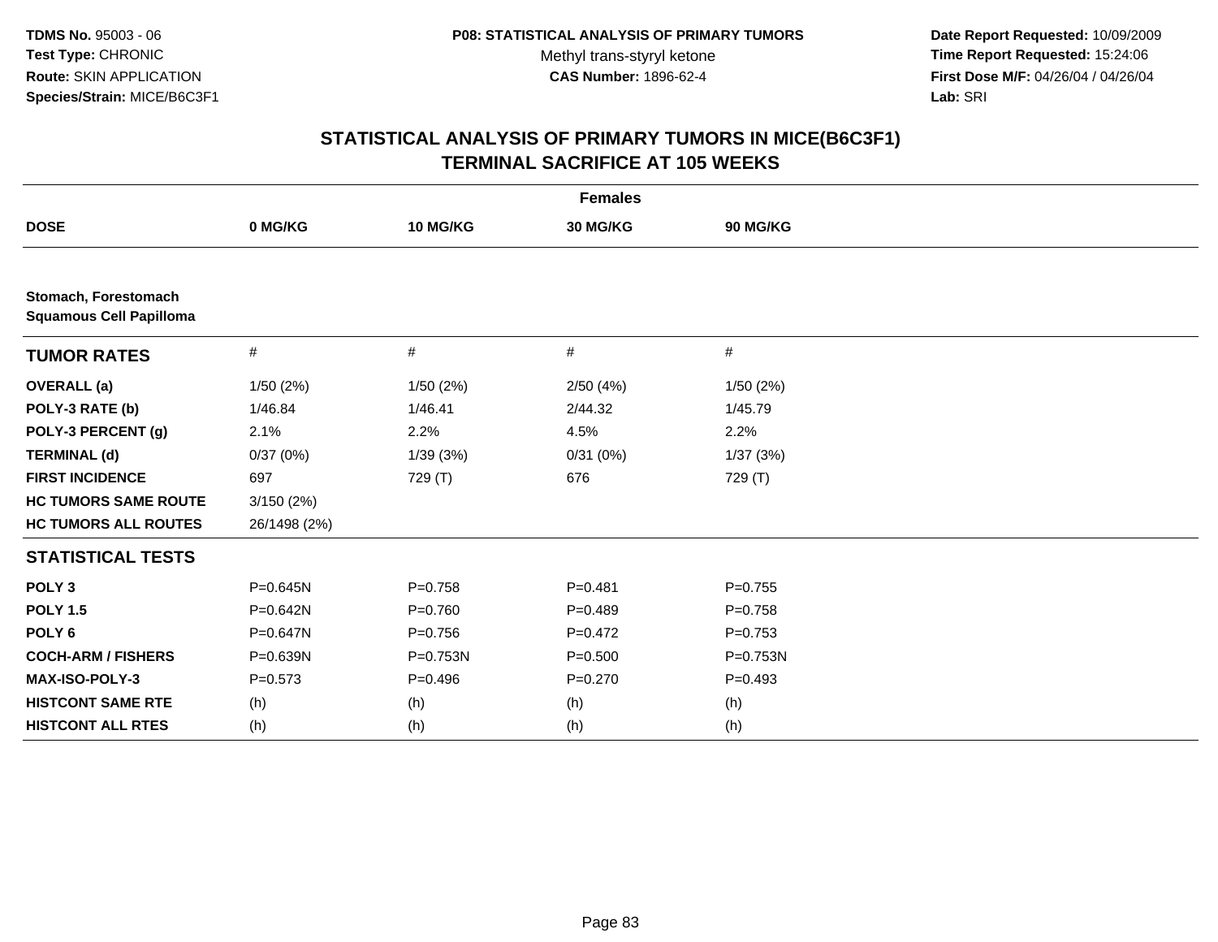**TDMS No.** 95003 - 06
**Test Type:** CHRONIC
**Route:** SKIN APPLICATION
**Species/Strain:** MICE/B6C3F1

**P08: STATISTICAL ANALYSIS OF PRIMARY TUMORS**
Methyl trans-styryl ketone
**CAS Number:** 1896-62-4

**Date Report Requested:** 10/09/2009
**Time Report Requested:** 15:24:06
**First Dose M/F:** 04/26/04 / 04/26/04
**Lab:** SRI

## STATISTICAL ANALYSIS OF PRIMARY TUMORS IN MICE(B6C3F1)
## TERMINAL SACRIFICE AT 105 WEEKS

| | Females | | | |
|---|---|---|---|---|
| **DOSE** | **0 MG/KG** | **10 MG/KG** | **30 MG/KG** | **90 MG/KG** |
| **Stomach, Forestomach** | | | | |
| **Squamous Cell Papilloma** | | | | |
| **TUMOR RATES** | # | # | # | # |
| **OVERALL (a)** | 1/50 (2%) | 1/50 (2%) | 2/50 (4%) | 1/50 (2%) |
| **POLY-3 RATE (b)** | 1/46.84 | 1/46.41 | 2/44.32 | 1/45.79 |
| **POLY-3 PERCENT (g)** | 2.1% | 2.2% | 4.5% | 2.2% |
| **TERMINAL (d)** | 0/37 (0%) | 1/39 (3%) | 0/31 (0%) | 1/37 (3%) |
| **FIRST INCIDENCE** | 697 | 729 (T) | 676 | 729 (T) |
| **HC TUMORS SAME ROUTE** | 3/150 (2%) | | | |
| **HC TUMORS ALL ROUTES** | 26/1498 (2%) | | | |
| **STATISTICAL TESTS** | | | | |
| **POLY 3** | P=0.645N | P=0.758 | P=0.481 | P=0.755 |
| **POLY 1.5** | P=0.642N | P=0.760 | P=0.489 | P=0.758 |
| **POLY 6** | P=0.647N | P=0.756 | P=0.472 | P=0.753 |
| **COCH-ARM / FISHERS** | P=0.639N | P=0.753N | P=0.500 | P=0.753N |
| **MAX-ISO-POLY-3** | P=0.573 | P=0.496 | P=0.270 | P=0.493 |
| **HISTCONT SAME RTE** | (h) | (h) | (h) | (h) |
| **HISTCONT ALL RTES** | (h) | (h) | (h) | (h) |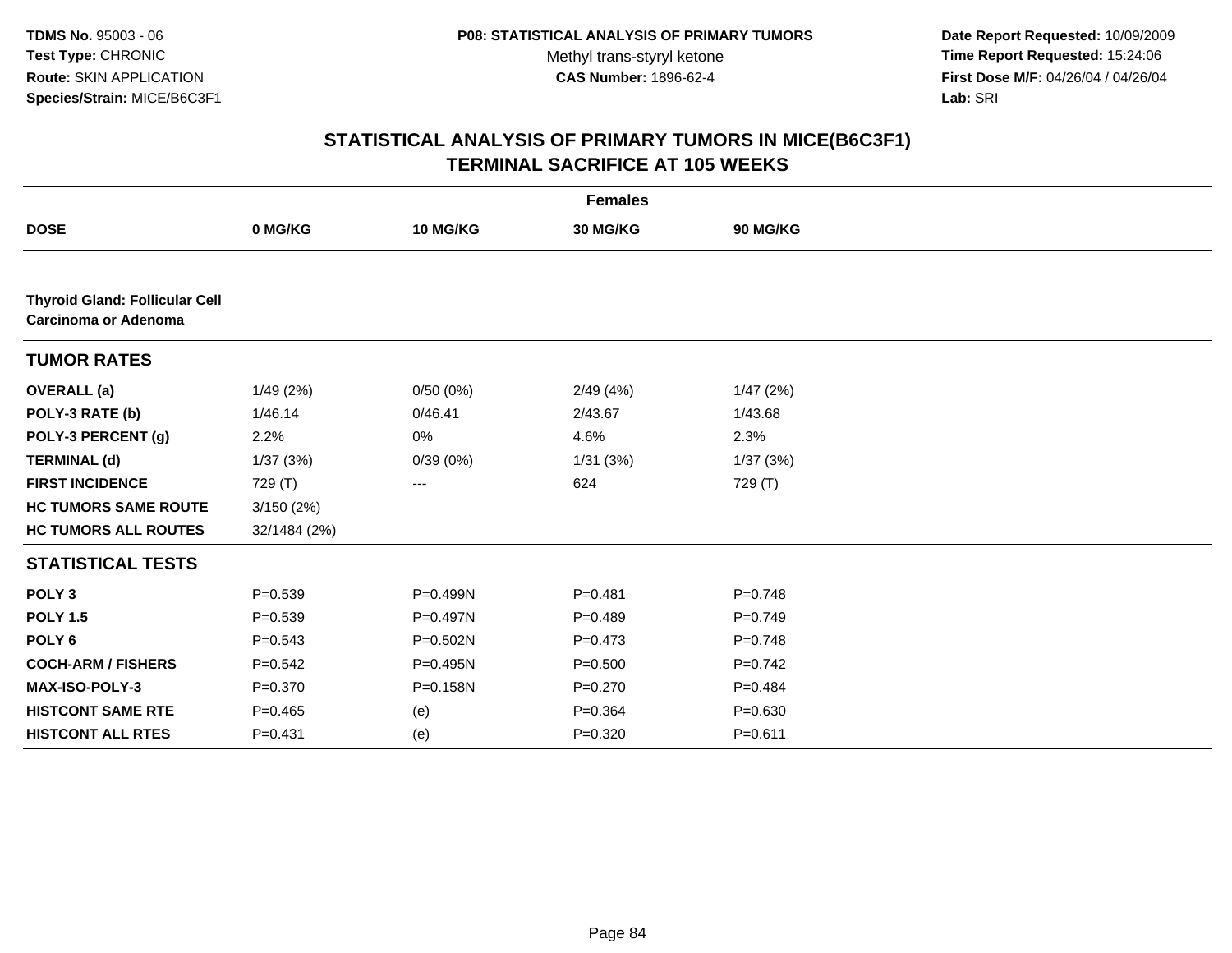**TDMS No.** 95003 - 06
**Test Type:** CHRONIC
**Route:** SKIN APPLICATION
**Species/Strain:** MICE/B6C3F1

**P08: STATISTICAL ANALYSIS OF PRIMARY TUMORS**
Methyl trans-styryl ketone
**CAS Number:** 1896-62-4

**Date Report Requested:** 10/09/2009
**Time Report Requested:** 15:24:06
**First Dose M/F:** 04/26/04 / 04/26/04
**Lab:** SRI

## STATISTICAL ANALYSIS OF PRIMARY TUMORS IN MICE(B6C3F1)
## TERMINAL SACRIFICE AT 105 WEEKS

| | Females | | | |
|---|---|---|---|---|
| **DOSE** | **0 MG/KG** | **10 MG/KG** | **30 MG/KG** | **90 MG/KG** |
| **Thyroid Gland: Follicular Cell Carcinoma or Adenoma** | | | | |
| **TUMOR RATES** | | | | |
| **OVERALL (a)** | 1/49 (2%) | 0/50 (0%) | 2/49 (4%) | 1/47 (2%) |
| **POLY-3 RATE (b)** | 1/46.14 | 0/46.41 | 2/43.67 | 1/43.68 |
| **POLY-3 PERCENT (g)** | 2.2% | 0% | 4.6% | 2.3% |
| **TERMINAL (d)** | 1/37 (3%) | 0/39 (0%) | 1/31 (3%) | 1/37 (3%) |
| **FIRST INCIDENCE** | 729 (T) | --- | 624 | 729 (T) |
| **HC TUMORS SAME ROUTE** | 3/150 (2%) | | | |
| **HC TUMORS ALL ROUTES** | 32/1484 (2%) | | | |
| **STATISTICAL TESTS** | | | | |
| **POLY 3** | P=0.539 | P=0.499N | P=0.481 | P=0.748 |
| **POLY 1.5** | P=0.539 | P=0.497N | P=0.489 | P=0.749 |
| **POLY 6** | P=0.543 | P=0.502N | P=0.473 | P=0.748 |
| **COCH-ARM / FISHERS** | P=0.542 | P=0.495N | P=0.500 | P=0.742 |
| **MAX-ISO-POLY-3** | P=0.370 | P=0.158N | P=0.270 | P=0.484 |
| **HISTCONT SAME RTE** | P=0.465 | (e) | P=0.364 | P=0.630 |
| **HISTCONT ALL RTES** | P=0.431 | (e) | P=0.320 | P=0.611 |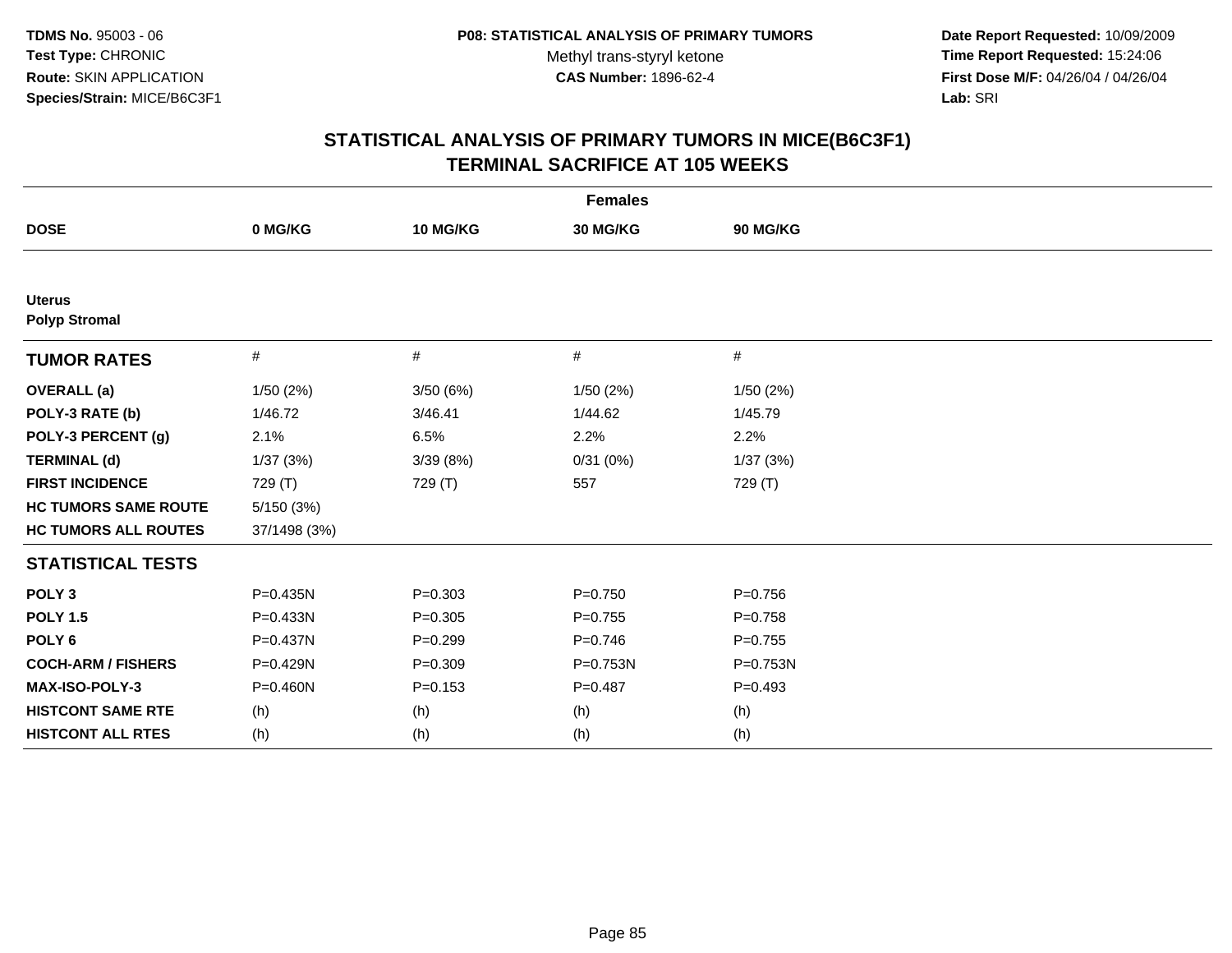TDMS No. 95003 - 06
Test Type: CHRONIC
Route: SKIN APPLICATION
Species/Strain: MICE/B6C3F1

P08: STATISTICAL ANALYSIS OF PRIMARY TUMORS
Methyl trans-styryl ketone
CAS Number: 1896-62-4

Date Report Requested: 10/09/2009
Time Report Requested: 15:24:06
First Dose M/F: 04/26/04 / 04/26/04
Lab: SRI

## STATISTICAL ANALYSIS OF PRIMARY TUMORS IN MICE(B6C3F1)
## TERMINAL SACRIFICE AT 105 WEEKS

| Females | | | | |
|---|---|---|---|---|
| **DOSE** | **0 MG/KG** | **10 MG/KG** | **30 MG/KG** | **90 MG/KG** |
| **Uterus** | | | | |
| **Polyp Stromal** | | | | |
| **TUMOR RATES** | # | # | # | # |
| **OVERALL (a)** | 1/50 (2%) | 3/50 (6%) | 1/50 (2%) | 1/50 (2%) |
| **POLY-3 RATE (b)** | 1/46.72 | 3/46.41 | 1/44.62 | 1/45.79 |
| **POLY-3 PERCENT (g)** | 2.1% | 6.5% | 2.2% | 2.2% |
| **TERMINAL (d)** | 1/37 (3%) | 3/39 (8%) | 0/31 (0%) | 1/37 (3%) |
| **FIRST INCIDENCE** | 729 (T) | 729 (T) | 557 | 729 (T) |
| **HC TUMORS SAME ROUTE** | 5/150 (3%) | | | |
| **HC TUMORS ALL ROUTES** | 37/1498 (3%) | | | |
| **STATISTICAL TESTS** | | | | |
| **POLY 3** | P=0.435N | P=0.303 | P=0.750 | P=0.756 |
| **POLY 1.5** | P=0.433N | P=0.305 | P=0.755 | P=0.758 |
| **POLY 6** | P=0.437N | P=0.299 | P=0.746 | P=0.755 |
| **COCH-ARM / FISHERS** | P=0.429N | P=0.309 | P=0.753N | P=0.753N |
| **MAX-ISO-POLY-3** | P=0.460N | P=0.153 | P=0.487 | P=0.493 |
| **HISTCONT SAME RTE** | (h) | (h) | (h) | (h) |
| **HISTCONT ALL RTES** | (h) | (h) | (h) | (h) |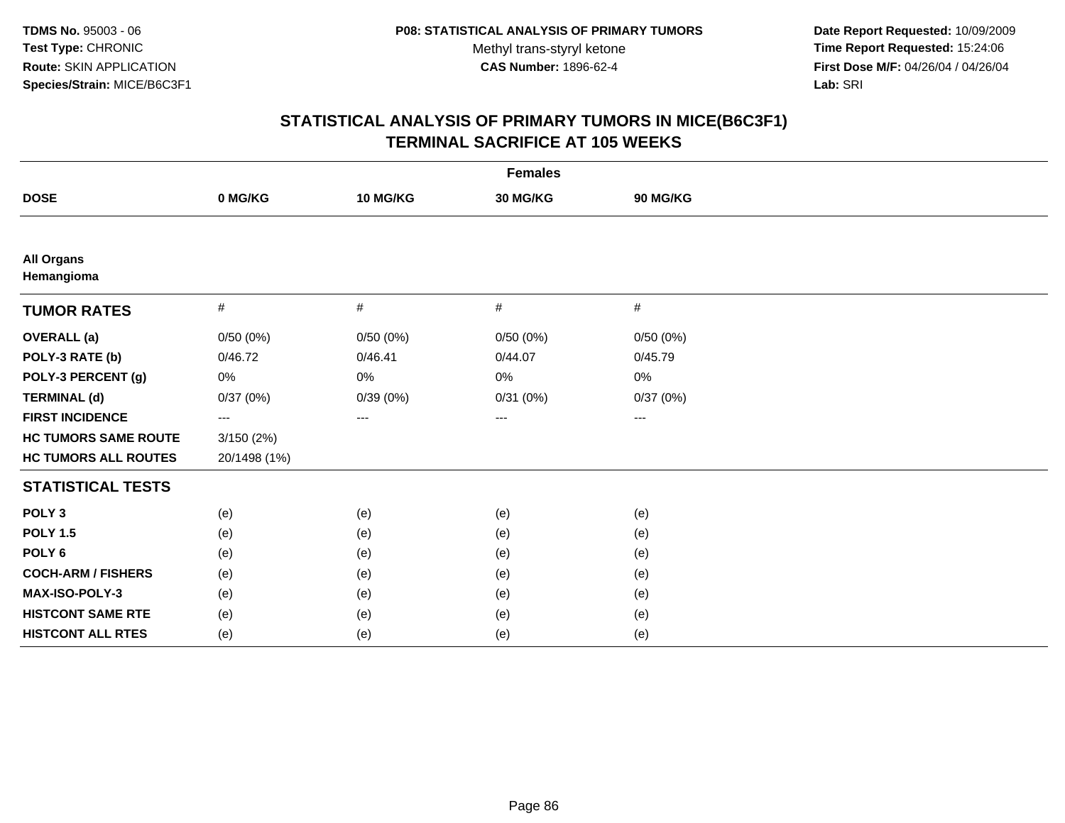**TDMS No.** 95003 - 06
**Test Type:** CHRONIC
**Route:** SKIN APPLICATION
**Species/Strain:** MICE/B6C3F1

**P08: STATISTICAL ANALYSIS OF PRIMARY TUMORS**
Methyl trans-styryl ketone
**CAS Number:** 1896-62-4

**Date Report Requested:** 10/09/2009
**Time Report Requested:** 15:24:06
**First Dose M/F:** 04/26/04 / 04/26/04
**Lab:** SRI

## STATISTICAL ANALYSIS OF PRIMARY TUMORS IN MICE(B6C3F1)
## TERMINAL SACRIFICE AT 105 WEEKS

| | Females | | | |
|---|---|---|---|---|
| **DOSE** | **0 MG/KG** | **10 MG/KG** | **30 MG/KG** | **90 MG/KG** |
| **All Organs** | | | | |
| **Hemangioma** | | | | |
| **TUMOR RATES** | # | # | # | # |
| **OVERALL (a)** | 0/50 (0%) | 0/50 (0%) | 0/50 (0%) | 0/50 (0%) |
| **POLY-3 RATE (b)** | 0/46.72 | 0/46.41 | 0/44.07 | 0/45.79 |
| **POLY-3 PERCENT (g)** | 0% | 0% | 0% | 0% |
| **TERMINAL (d)** | 0/37 (0%) | 0/39 (0%) | 0/31 (0%) | 0/37 (0%) |
| **FIRST INCIDENCE** | --- | --- | --- | --- |
| **HC TUMORS SAME ROUTE** | 3/150 (2%) | | | |
| **HC TUMORS ALL ROUTES** | 20/1498 (1%) | | | |
| **STATISTICAL TESTS** | | | | |
| **POLY 3** | (e) | (e) | (e) | (e) |
| **POLY 1.5** | (e) | (e) | (e) | (e) |
| **POLY 6** | (e) | (e) | (e) | (e) |
| **COCH-ARM / FISHERS** | (e) | (e) | (e) | (e) |
| **MAX-ISO-POLY-3** | (e) | (e) | (e) | (e) |
| **HISTCONT SAME RTE** | (e) | (e) | (e) | (e) |
| **HISTCONT ALL RTES** | (e) | (e) | (e) | (e) |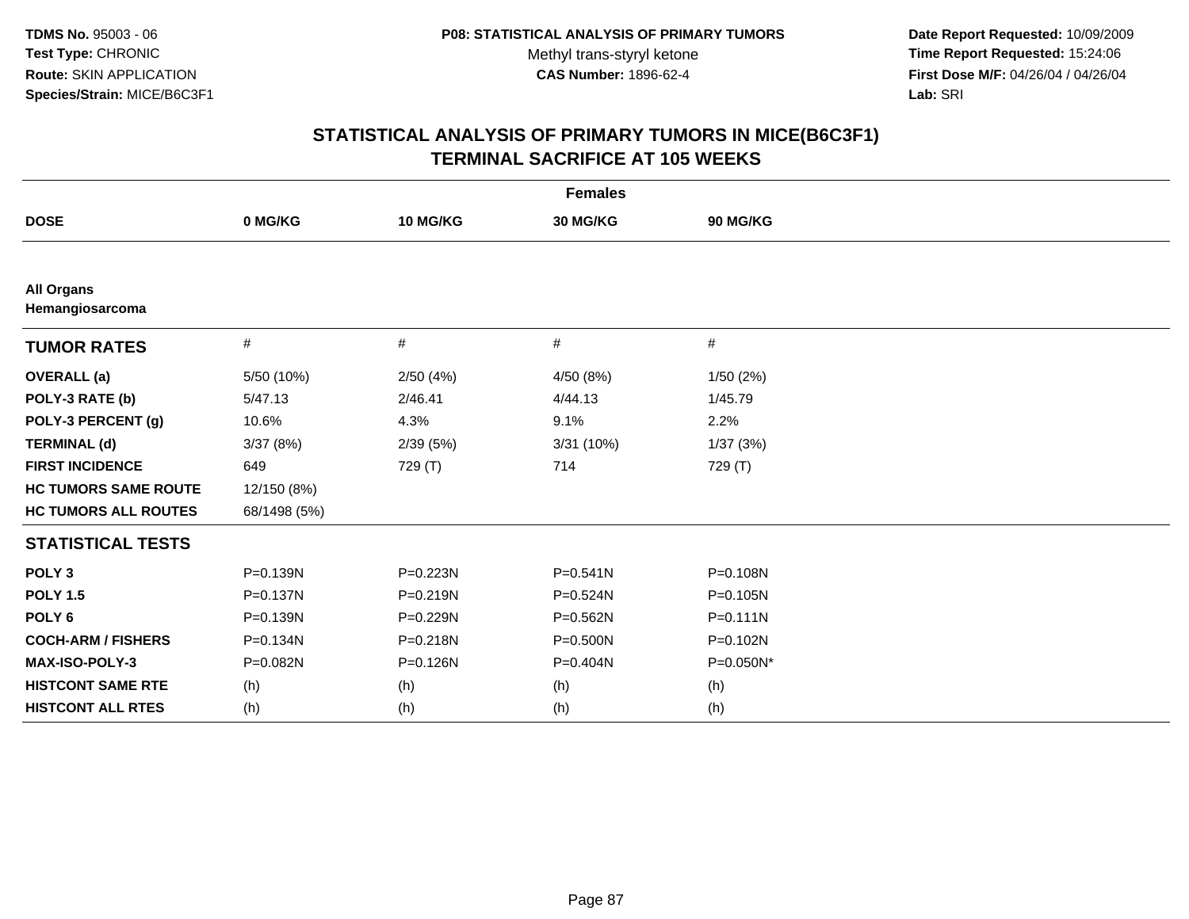**TDMS No.** 95003 - 06
**Test Type:** CHRONIC
**Route:** SKIN APPLICATION
**Species/Strain:** MICE/B6C3F1

**P08: STATISTICAL ANALYSIS OF PRIMARY TUMORS**
Methyl trans-styryl ketone
**CAS Number:** 1896-62-4

**Date Report Requested:** 10/09/2009
**Time Report Requested:** 15:24:06
**First Dose M/F:** 04/26/04 / 04/26/04
**Lab:** SRI

## STATISTICAL ANALYSIS OF PRIMARY TUMORS IN MICE(B6C3F1)
## TERMINAL SACRIFICE AT 105 WEEKS

| | Females | | | |
|---|---|---|---|---|
| **DOSE** | **0 MG/KG** | **10 MG/KG** | **30 MG/KG** | **90 MG/KG** |
| **All Organs** | | | | |
| **Hemangiosarcoma** | | | | |
| **TUMOR RATES** | # | # | # | # |
| **OVERALL (a)** | 5/50 (10%) | 2/50 (4%) | 4/50 (8%) | 1/50 (2%) |
| **POLY-3 RATE (b)** | 5/47.13 | 2/46.41 | 4/44.13 | 1/45.79 |
| **POLY-3 PERCENT (g)** | 10.6% | 4.3% | 9.1% | 2.2% |
| **TERMINAL (d)** | 3/37 (8%) | 2/39 (5%) | 3/31 (10%) | 1/37 (3%) |
| **FIRST INCIDENCE** | 649 | 729 (T) | 714 | 729 (T) |
| **HC TUMORS SAME ROUTE** | 12/150 (8%) | | | |
| **HC TUMORS ALL ROUTES** | 68/1498 (5%) | | | |
| **STATISTICAL TESTS** | | | | |
| **POLY 3** | P=0.139N | P=0.223N | P=0.541N | P=0.108N |
| **POLY 1.5** | P=0.137N | P=0.219N | P=0.524N | P=0.105N |
| **POLY 6** | P=0.139N | P=0.229N | P=0.562N | P=0.111N |
| **COCH-ARM / FISHERS** | P=0.134N | P=0.218N | P=0.500N | P=0.102N |
| **MAX-ISO-POLY-3** | P=0.082N | P=0.126N | P=0.404N | P=0.050N* |
| **HISTCONT SAME RTE** | (h) | (h) | (h) | (h) |
| **HISTCONT ALL RTES** | (h) | (h) | (h) | (h) |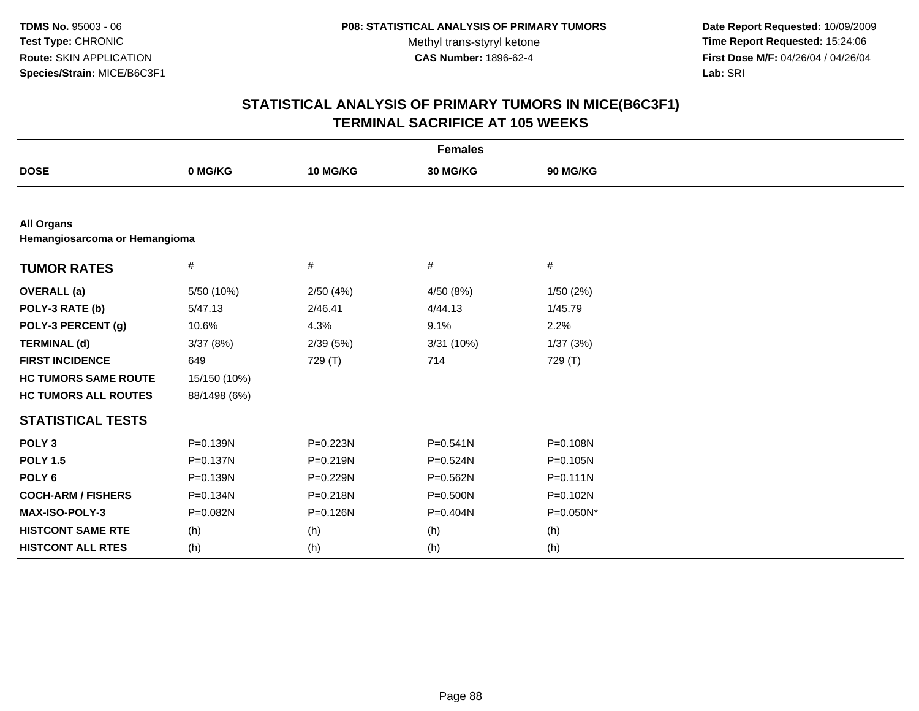**TDMS No.** 95003 - 06
**Test Type:** CHRONIC
**Route:** SKIN APPLICATION
**Species/Strain:** MICE/B6C3F1

**P08: STATISTICAL ANALYSIS OF PRIMARY TUMORS**
Methyl trans-styryl ketone
**CAS Number:** 1896-62-4

**Date Report Requested:** 10/09/2009
**Time Report Requested:** 15:24:06
**First Dose M/F:** 04/26/04 / 04/26/04
**Lab:** SRI

## STATISTICAL ANALYSIS OF PRIMARY TUMORS IN MICE(B6C3F1) TERMINAL SACRIFICE AT 105 WEEKS

**Females**

| DOSE | 0 MG/KG | 10 MG/KG | 30 MG/KG | 90 MG/KG |
|---|---|---|---|---|

**All Organs**
**Hemangiosarcoma or Hemangioma**

| TUMOR RATES | # | # | # | # |
|---|---|---|---|---|
| **OVERALL (a)** | 5/50 (10%) | 2/50 (4%) | 4/50 (8%) | 1/50 (2%) |
| **POLY-3 RATE (b)** | 5/47.13 | 2/46.41 | 4/44.13 | 1/45.79 |
| **POLY-3 PERCENT (g)** | 10.6% | 4.3% | 9.1% | 2.2% |
| **TERMINAL (d)** | 3/37 (8%) | 2/39 (5%) | 3/31 (10%) | 1/37 (3%) |
| **FIRST INCIDENCE** | 649 | 729 (T) | 714 | 729 (T) |
| **HC TUMORS SAME ROUTE** | 15/150 (10%) | | | |
| **HC TUMORS ALL ROUTES** | 88/1498 (6%) | | | |
| **STATISTICAL TESTS** | | | | |
| **POLY 3** | P=0.139N | P=0.223N | P=0.541N | P=0.108N |
| **POLY 1.5** | P=0.137N | P=0.219N | P=0.524N | P=0.105N |
| **POLY 6** | P=0.139N | P=0.229N | P=0.562N | P=0.111N |
| **COCH-ARM / FISHERS** | P=0.134N | P=0.218N | P=0.500N | P=0.102N |
| **MAX-ISO-POLY-3** | P=0.082N | P=0.126N | P=0.404N | P=0.050N* |
| **HISTCONT SAME RTE** | (h) | (h) | (h) | (h) |
| **HISTCONT ALL RTES** | (h) | (h) | (h) | (h) |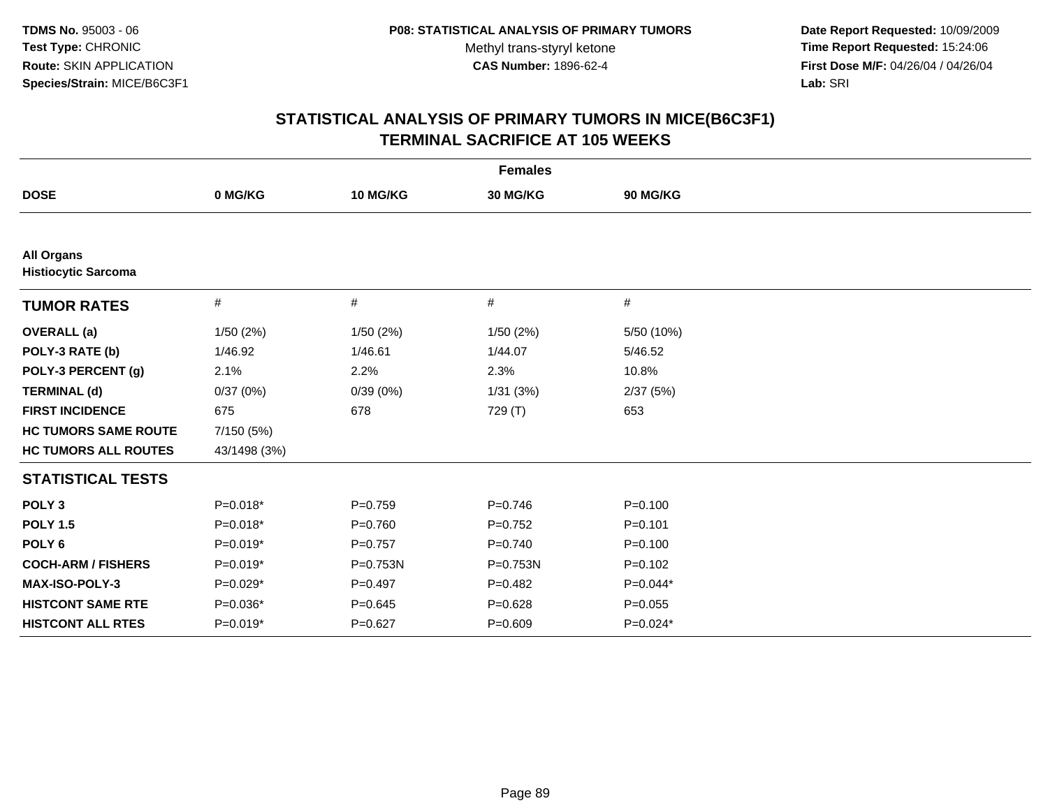TDMS No. 95003 - 06
Test Type: CHRONIC
Route: SKIN APPLICATION
Species/Strain: MICE/B6C3F1

P08: STATISTICAL ANALYSIS OF PRIMARY TUMORS
Methyl trans-styryl ketone
CAS Number: 1896-62-4

Date Report Requested: 10/09/2009
Time Report Requested: 15:24:06
First Dose M/F: 04/26/04 / 04/26/04
Lab: SRI

# STATISTICAL ANALYSIS OF PRIMARY TUMORS IN MICE(B6C3F1)
## TERMINAL SACRIFICE AT 105 WEEKS

| | Females | | | |
|---|---|---|---|---|
| **DOSE** | **0 MG/KG** | **10 MG/KG** | **30 MG/KG** | **90 MG/KG** |
| **All Organs** | | | | |
| **Histiocytic Sarcoma** | | | | |
| **TUMOR RATES** | # | # | # | # |
| **OVERALL (a)** | 1/50 (2%) | 1/50 (2%) | 1/50 (2%) | 5/50 (10%) |
| **POLY-3 RATE (b)** | 1/46.92 | 1/46.61 | 1/44.07 | 5/46.52 |
| **POLY-3 PERCENT (g)** | 2.1% | 2.2% | 2.3% | 10.8% |
| **TERMINAL (d)** | 0/37 (0%) | 0/39 (0%) | 1/31 (3%) | 2/37 (5%) |
| **FIRST INCIDENCE** | 675 | 678 | 729 (T) | 653 |
| **HC TUMORS SAME ROUTE** | 7/150 (5%) | | | |
| **HC TUMORS ALL ROUTES** | 43/1498 (3%) | | | |
| **STATISTICAL TESTS** | | | | |
| **POLY 3** | P=0.018* | P=0.759 | P=0.746 | P=0.100 |
| **POLY 1.5** | P=0.018* | P=0.760 | P=0.752 | P=0.101 |
| **POLY 6** | P=0.019* | P=0.757 | P=0.740 | P=0.100 |
| **COCH-ARM / FISHERS** | P=0.019* | P=0.753N | P=0.753N | P=0.102 |
| **MAX-ISO-POLY-3** | P=0.029* | P=0.497 | P=0.482 | P=0.044* |
| **HISTCONT SAME RTE** | P=0.036* | P=0.645 | P=0.628 | P=0.055 |
| **HISTCONT ALL RTES** | P=0.019* | P=0.627 | P=0.609 | P=0.024* |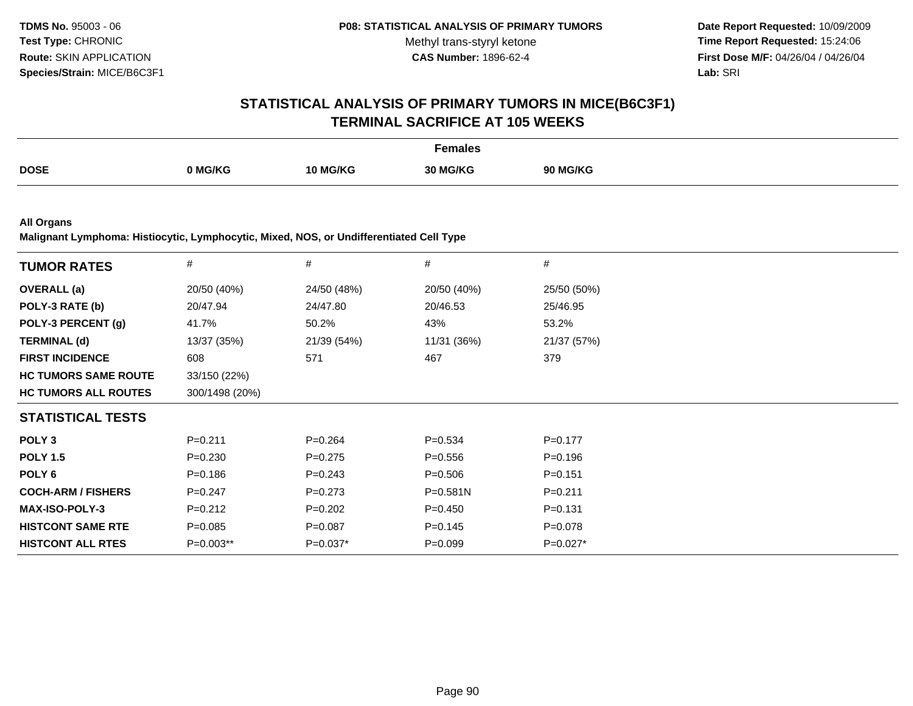**TDMS No.** 95003 - 06
**Test Type:** CHRONIC
**Route:** SKIN APPLICATION
**Species/Strain:** MICE/B6C3F1

**P08: STATISTICAL ANALYSIS OF PRIMARY TUMORS**
Methyl trans-styryl ketone
**CAS Number:** 1896-62-4

**Date Report Requested:** 10/09/2009
**Time Report Requested:** 15:24:06
**First Dose M/F:** 04/26/04 / 04/26/04
**Lab:** SRI

# STATISTICAL ANALYSIS OF PRIMARY TUMORS IN MICE(B6C3F1) TERMINAL SACRIFICE AT 105 WEEKS

**Females**

| DOSE | 0 MG/KG | 10 MG/KG | 30 MG/KG | 90 MG/KG |
|---|---|---|---|---|

**All Organs**
**Malignant Lymphoma: Histiocytic, Lymphocytic, Mixed, NOS, or Undifferentiated Cell Type**

| TUMOR RATES | # | # | # | # |
|---|---|---|---|---|
| **OVERALL (a)** | 20/50 (40%) | 24/50 (48%) | 20/50 (40%) | 25/50 (50%) |
| **POLY-3 RATE (b)** | 20/47.94 | 24/47.80 | 20/46.53 | 25/46.95 |
| **POLY-3 PERCENT (g)** | 41.7% | 50.2% | 43% | 53.2% |
| **TERMINAL (d)** | 13/37 (35%) | 21/39 (54%) | 11/31 (36%) | 21/37 (57%) |
| **FIRST INCIDENCE** | 608 | 571 | 467 | 379 |
| **HC TUMORS SAME ROUTE** | 33/150 (22%) | | | |
| **HC TUMORS ALL ROUTES** | 300/1498 (20%) | | | |
| **STATISTICAL TESTS** | | | | |
| **POLY 3** | P=0.211 | P=0.264 | P=0.534 | P=0.177 |
| **POLY 1.5** | P=0.230 | P=0.275 | P=0.556 | P=0.196 |
| **POLY 6** | P=0.186 | P=0.243 | P=0.506 | P=0.151 |
| **COCH-ARM / FISHERS** | P=0.247 | P=0.273 | P=0.581N | P=0.211 |
| **MAX-ISO-POLY-3** | P=0.212 | P=0.202 | P=0.450 | P=0.131 |
| **HISTCONT SAME RTE** | P=0.085 | P=0.087 | P=0.145 | P=0.078 |
| **HISTCONT ALL RTES** | P=0.003** | P=0.037* | P=0.099 | P=0.027* |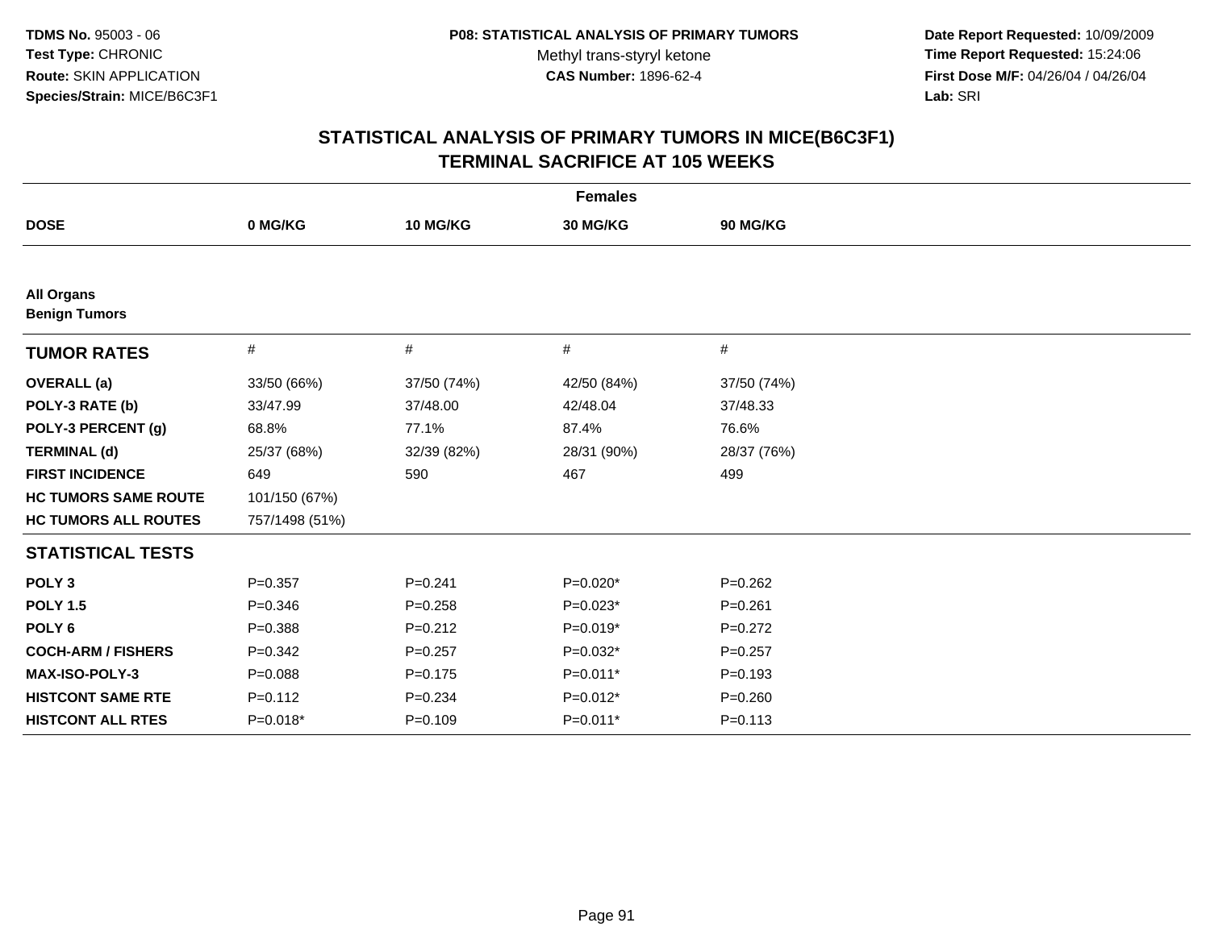TDMS No. 95003 - 06
Test Type: CHRONIC
Route: SKIN APPLICATION
Species/Strain: MICE/B6C3F1

P08: STATISTICAL ANALYSIS OF PRIMARY TUMORS
Methyl trans-styryl ketone
CAS Number: 1896-62-4

Date Report Requested: 10/09/2009
Time Report Requested: 15:24:06
First Dose M/F: 04/26/04 / 04/26/04
Lab: SRI

# STATISTICAL ANALYSIS OF PRIMARY TUMORS IN MICE(B6C3F1)
## TERMINAL SACRIFICE AT 105 WEEKS

| | Females | | | |
|---|---|---|---|---|
| **DOSE** | **0 MG/KG** | **10 MG/KG** | **30 MG/KG** | **90 MG/KG** |
| **All Organs** | | | | |
| **Benign Tumors** | | | | |
| **TUMOR RATES** | # | # | # | # |
| **OVERALL (a)** | 33/50 (66%) | 37/50 (74%) | 42/50 (84%) | 37/50 (74%) |
| **POLY-3 RATE (b)** | 33/47.99 | 37/48.00 | 42/48.04 | 37/48.33 |
| **POLY-3 PERCENT (g)** | 68.8% | 77.1% | 87.4% | 76.6% |
| **TERMINAL (d)** | 25/37 (68%) | 32/39 (82%) | 28/31 (90%) | 28/37 (76%) |
| **FIRST INCIDENCE** | 649 | 590 | 467 | 499 |
| **HC TUMORS SAME ROUTE** | 101/150 (67%) | | | |
| **HC TUMORS ALL ROUTES** | 757/1498 (51%) | | | |
| **STATISTICAL TESTS** | | | | |
| **POLY 3** | P=0.357 | P=0.241 | P=0.020* | P=0.262 |
| **POLY 1.5** | P=0.346 | P=0.258 | P=0.023* | P=0.261 |
| **POLY 6** | P=0.388 | P=0.212 | P=0.019* | P=0.272 |
| **COCH-ARM / FISHERS** | P=0.342 | P=0.257 | P=0.032* | P=0.257 |
| **MAX-ISO-POLY-3** | P=0.088 | P=0.175 | P=0.011* | P=0.193 |
| **HISTCONT SAME RTE** | P=0.112 | P=0.234 | P=0.012* | P=0.260 |
| **HISTCONT ALL RTES** | P=0.018* | P=0.109 | P=0.011* | P=0.113 |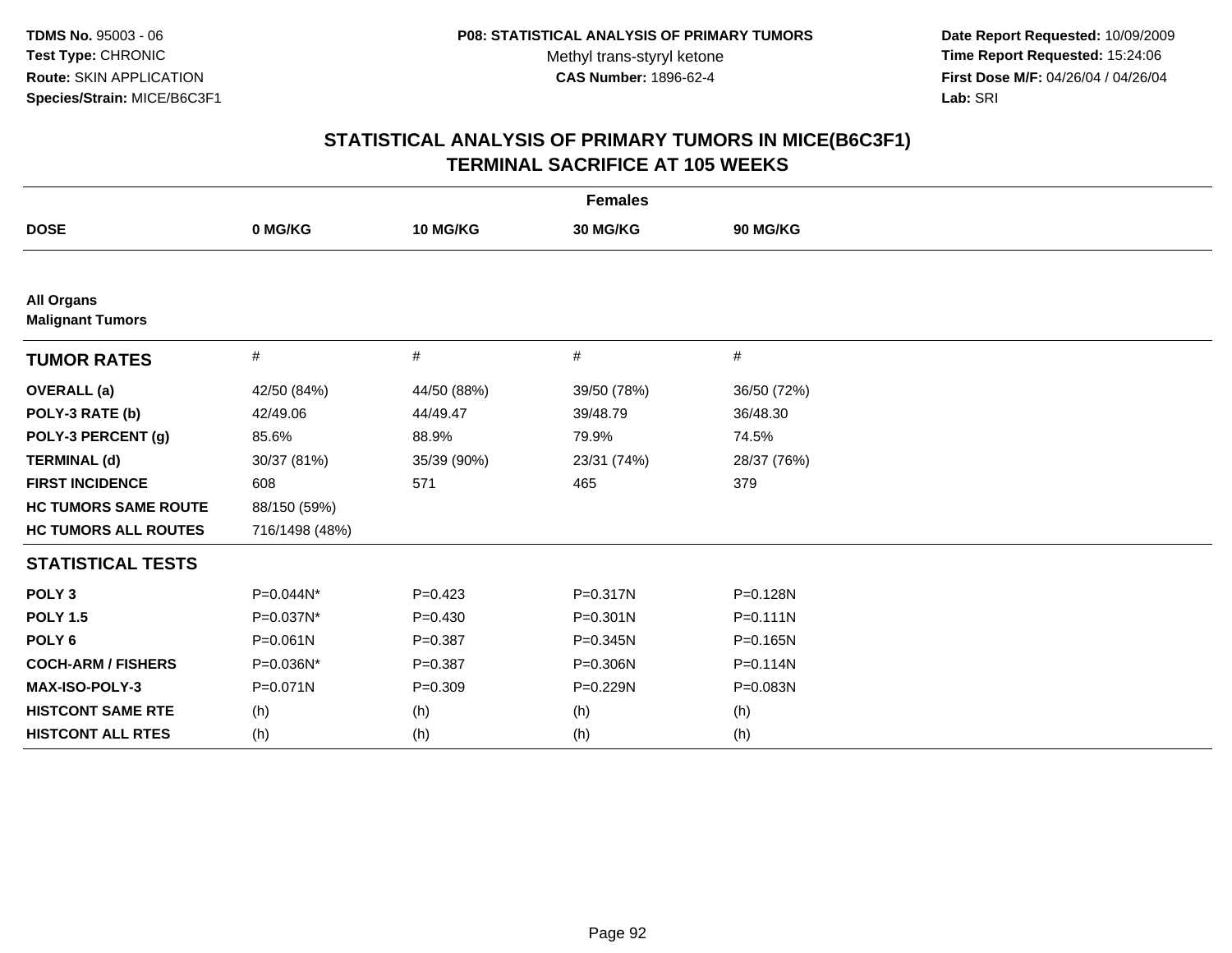TDMS No. 95003 - 06
Test Type: CHRONIC
Route: SKIN APPLICATION
Species/Strain: MICE/B6C3F1

P08: STATISTICAL ANALYSIS OF PRIMARY TUMORS
Methyl trans-styryl ketone
CAS Number: 1896-62-4

Date Report Requested: 10/09/2009
Time Report Requested: 15:24:06
First Dose M/F: 04/26/04 / 04/26/04
Lab: SRI

## STATISTICAL ANALYSIS OF PRIMARY TUMORS IN MICE(B6C3F1)
## TERMINAL SACRIFICE AT 105 WEEKS

| | Females | | | |
|---|---|---|---|---|
| **DOSE** | **0 MG/KG** | **10 MG/KG** | **30 MG/KG** | **90 MG/KG** |
| **All Organs** | | | | |
| **Malignant Tumors** | | | | |
| **TUMOR RATES** | # | # | # | # |
| **OVERALL (a)** | 42/50 (84%) | 44/50 (88%) | 39/50 (78%) | 36/50 (72%) |
| **POLY-3 RATE (b)** | 42/49.06 | 44/49.47 | 39/48.79 | 36/48.30 |
| **POLY-3 PERCENT (g)** | 85.6% | 88.9% | 79.9% | 74.5% |
| **TERMINAL (d)** | 30/37 (81%) | 35/39 (90%) | 23/31 (74%) | 28/37 (76%) |
| **FIRST INCIDENCE** | 608 | 571 | 465 | 379 |
| **HC TUMORS SAME ROUTE** | 88/150 (59%) | | | |
| **HC TUMORS ALL ROUTES** | 716/1498 (48%) | | | |
| **STATISTICAL TESTS** | | | | |
| **POLY 3** | P=0.044N* | P=0.423 | P=0.317N | P=0.128N |
| **POLY 1.5** | P=0.037N* | P=0.430 | P=0.301N | P=0.111N |
| **POLY 6** | P=0.061N | P=0.387 | P=0.345N | P=0.165N |
| **COCH-ARM / FISHERS** | P=0.036N* | P=0.387 | P=0.306N | P=0.114N |
| **MAX-ISO-POLY-3** | P=0.071N | P=0.309 | P=0.229N | P=0.083N |
| **HISTCONT SAME RTE** | (h) | (h) | (h) | (h) |
| **HISTCONT ALL RTES** | (h) | (h) | (h) | (h) |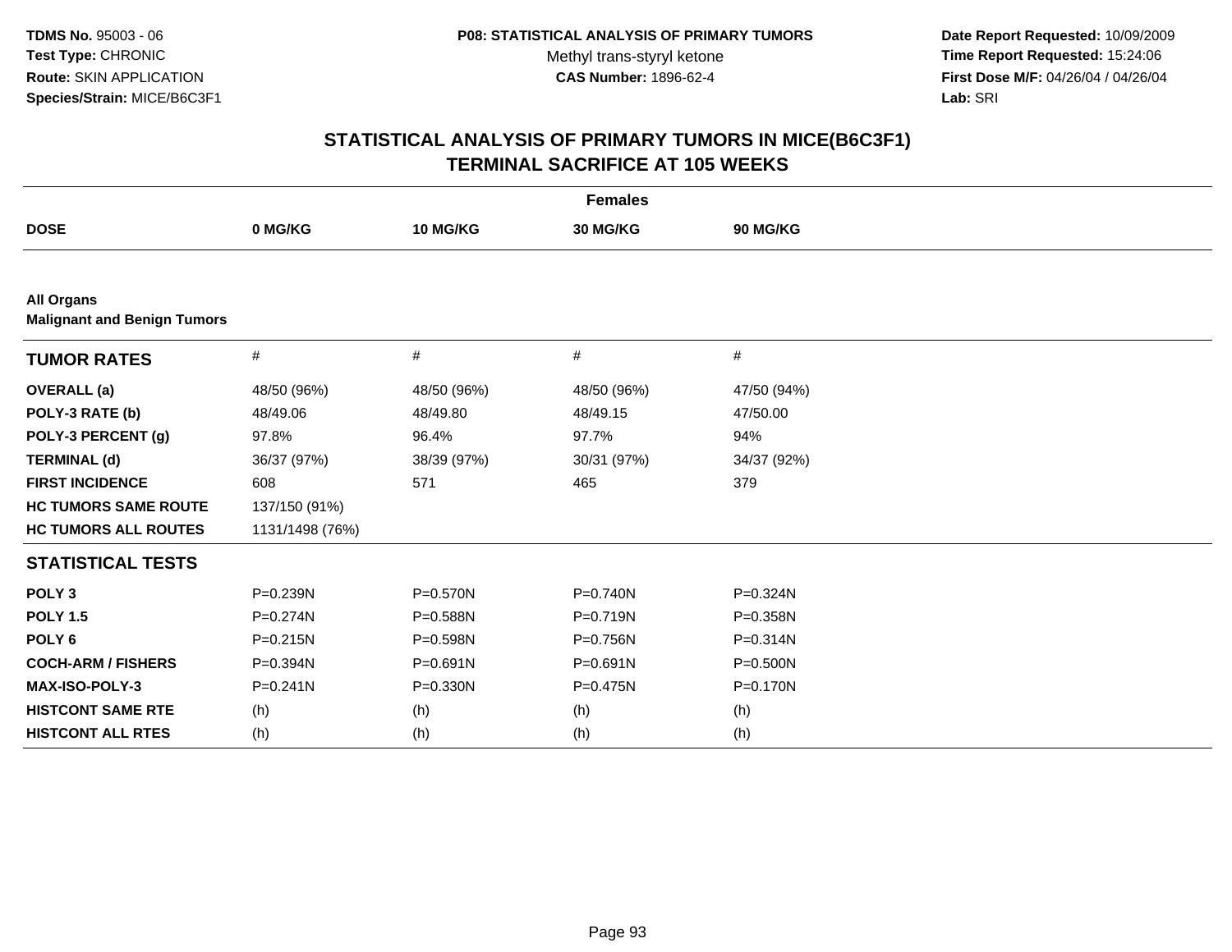TDMS No. 95003 - 06
Test Type: CHRONIC
Route: SKIN APPLICATION
Species/Strain: MICE/B6C3F1

P08: STATISTICAL ANALYSIS OF PRIMARY TUMORS
Methyl trans-styryl ketone
CAS Number: 1896-62-4

Date Report Requested: 10/09/2009
Time Report Requested: 15:24:06
First Dose M/F: 04/26/04 / 04/26/04
Lab: SRI

# STATISTICAL ANALYSIS OF PRIMARY TUMORS IN MICE(B6C3F1)
# TERMINAL SACRIFICE AT 105 WEEKS

| | Females | | | |
|---|---|---|---|---|
| **DOSE** | **0 MG/KG** | **10 MG/KG** | **30 MG/KG** | **90 MG/KG** |
| **All Organs** | | | | |
| **Malignant and Benign Tumors** | | | | |
| **TUMOR RATES** | # | # | # | # |
| **OVERALL (a)** | 48/50 (96%) | 48/50 (96%) | 48/50 (96%) | 47/50 (94%) |
| **POLY-3 RATE (b)** | 48/49.06 | 48/49.80 | 48/49.15 | 47/50.00 |
| **POLY-3 PERCENT (g)** | 97.8% | 96.4% | 97.7% | 94% |
| **TERMINAL (d)** | 36/37 (97%) | 38/39 (97%) | 30/31 (97%) | 34/37 (92%) |
| **FIRST INCIDENCE** | 608 | 571 | 465 | 379 |
| **HC TUMORS SAME ROUTE** | 137/150 (91%) | | | |
| **HC TUMORS ALL ROUTES** | 1131/1498 (76%) | | | |
| **STATISTICAL TESTS** | | | | |
| **POLY 3** | P=0.239N | P=0.570N | P=0.740N | P=0.324N |
| **POLY 1.5** | P=0.274N | P=0.588N | P=0.719N | P=0.358N |
| **POLY 6** | P=0.215N | P=0.598N | P=0.756N | P=0.314N |
| **COCH-ARM / FISHERS** | P=0.394N | P=0.691N | P=0.691N | P=0.500N |
| **MAX-ISO-POLY-3** | P=0.241N | P=0.330N | P=0.475N | P=0.170N |
| **HISTCONT SAME RTE** | (h) | (h) | (h) | (h) |
| **HISTCONT ALL RTES** | (h) | (h) | (h) | (h) |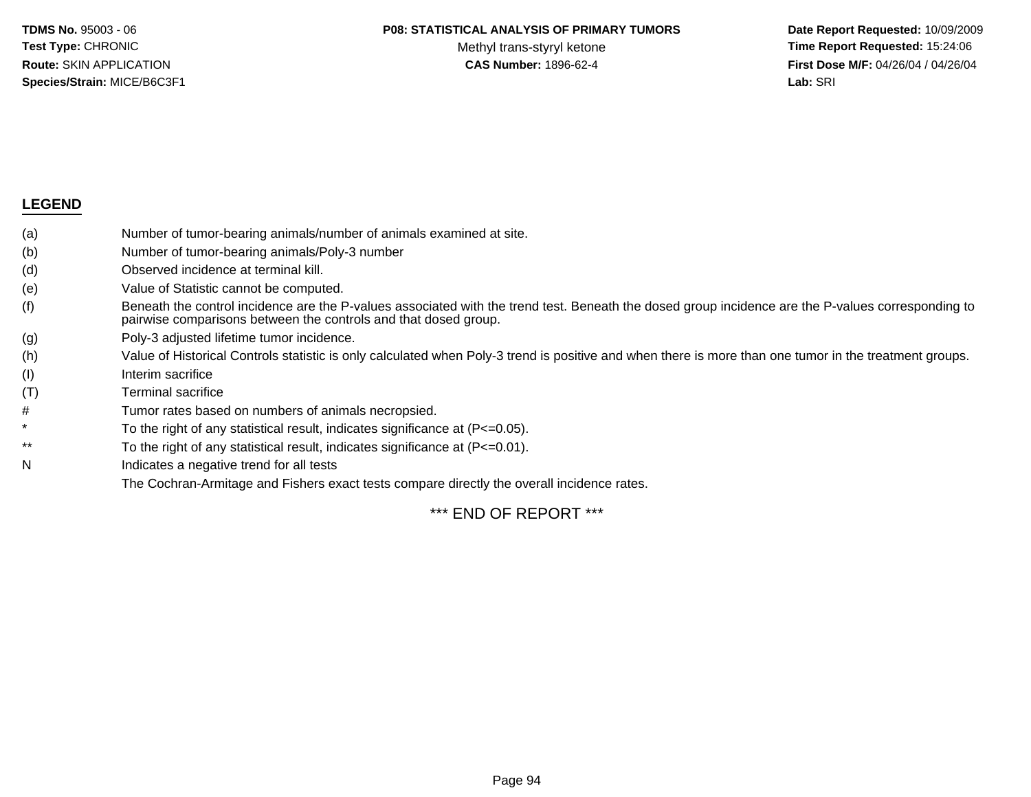**TDMS No.** 95003 - 06
**Test Type:** CHRONIC
**Route:** SKIN APPLICATION
**Species/Strain:** MICE/B6C3F1

**P08: STATISTICAL ANALYSIS OF PRIMARY TUMORS**
Methyl trans-styryl ketone
**CAS Number:** 1896-62-4

**Date Report Requested:** 10/09/2009
**Time Report Requested:** 15:24:06
**First Dose M/F:** 04/26/04 / 04/26/04
**Lab:** SRI

## LEGEND

| | |
|---|---|
| (a) | Number of tumor-bearing animals/number of animals examined at site. |
| (b) | Number of tumor-bearing animals/Poly-3 number |
| (d) | Observed incidence at terminal kill. |
| (e) | Value of Statistic cannot be computed. |
| (f) | Beneath the control incidence are the P-values associated with the trend test. Beneath the dosed group incidence are the P-values corresponding to pairwise comparisons between the controls and that dosed group. |
| (g) | Poly-3 adjusted lifetime tumor incidence. |
| (h) | Value of Historical Controls statistic is only calculated when Poly-3 trend is positive and when there is more than one tumor in the treatment groups. |
| (I) | Interim sacrifice |
| (T) | Terminal sacrifice |
| # | Tumor rates based on numbers of animals necropsied. |
| * | To the right of any statistical result, indicates significance at (P<=0.05). |
| ** | To the right of any statistical result, indicates significance at (P<=0.01). |
| N | Indicates a negative trend for all tests |
| | The Cochran-Armitage and Fishers exact tests compare directly the overall incidence rates. |

*** END OF REPORT ***